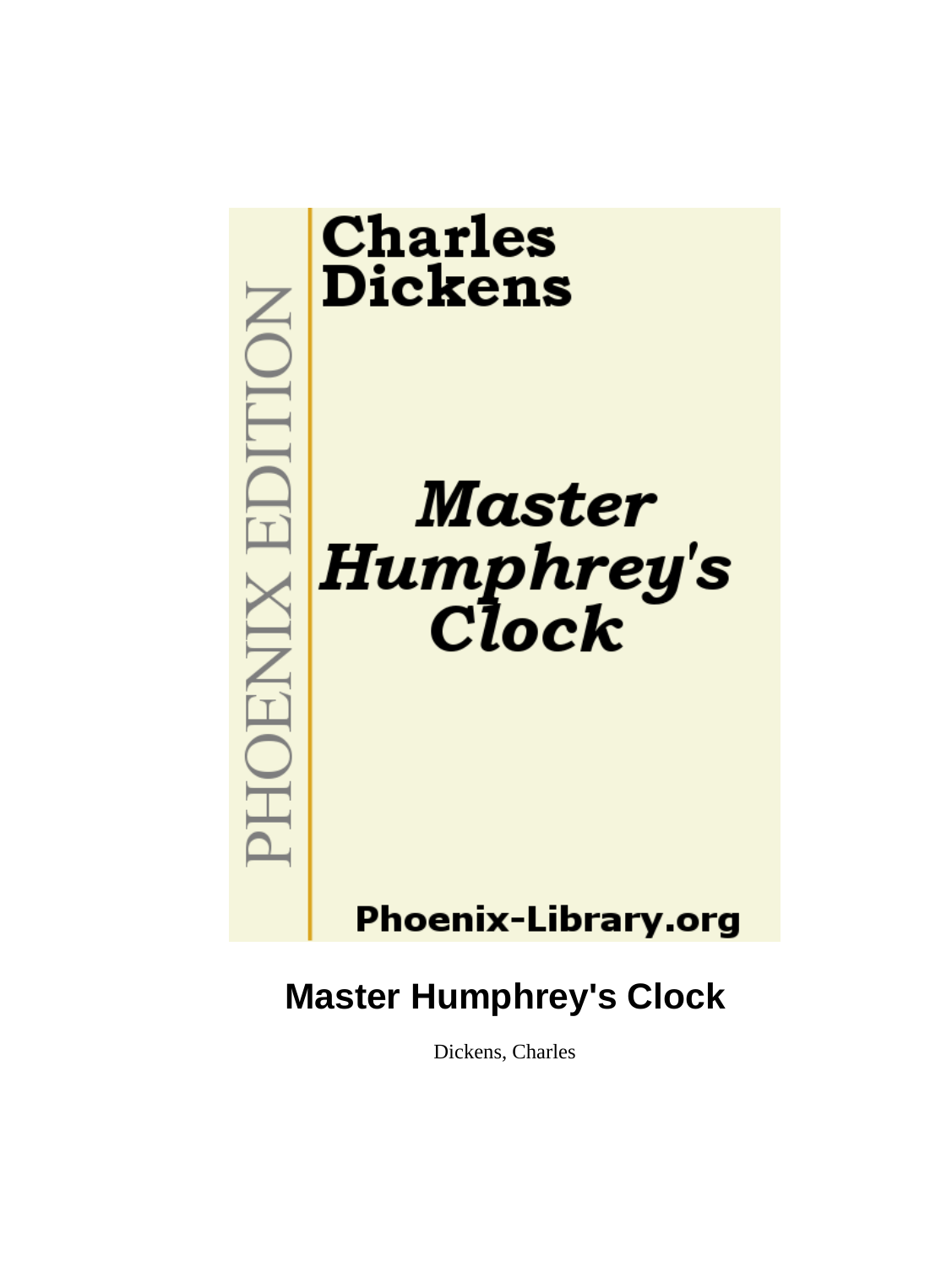Charles Dickens

*Master Humphrey's Clock*

PHOENIX EDITION

Phoenix-Library.org

# Master Humphrey's Clock

Dickens, Charles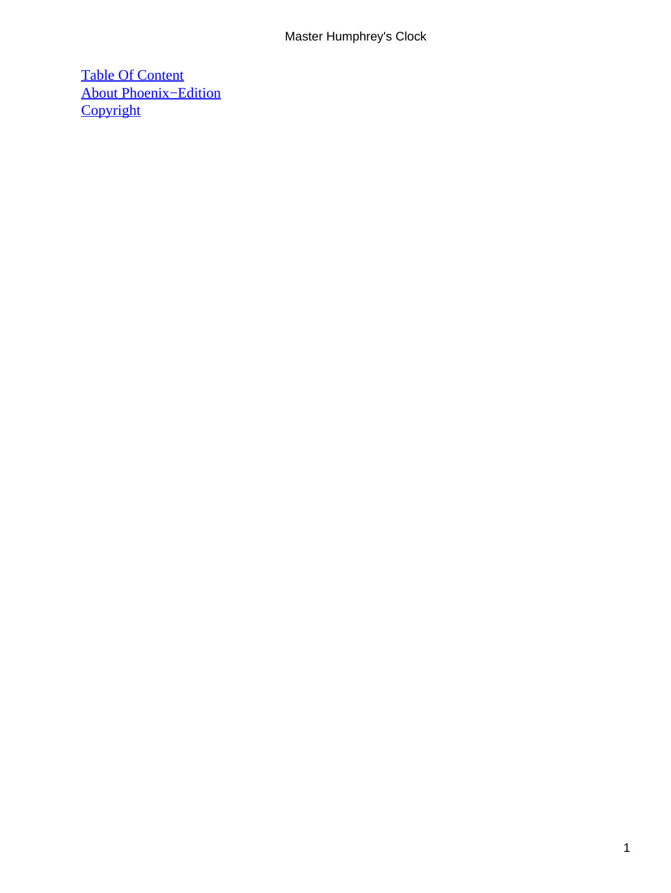[Table Of Content](#)
[About Phoenix−Edition](#)
[Copyright](#)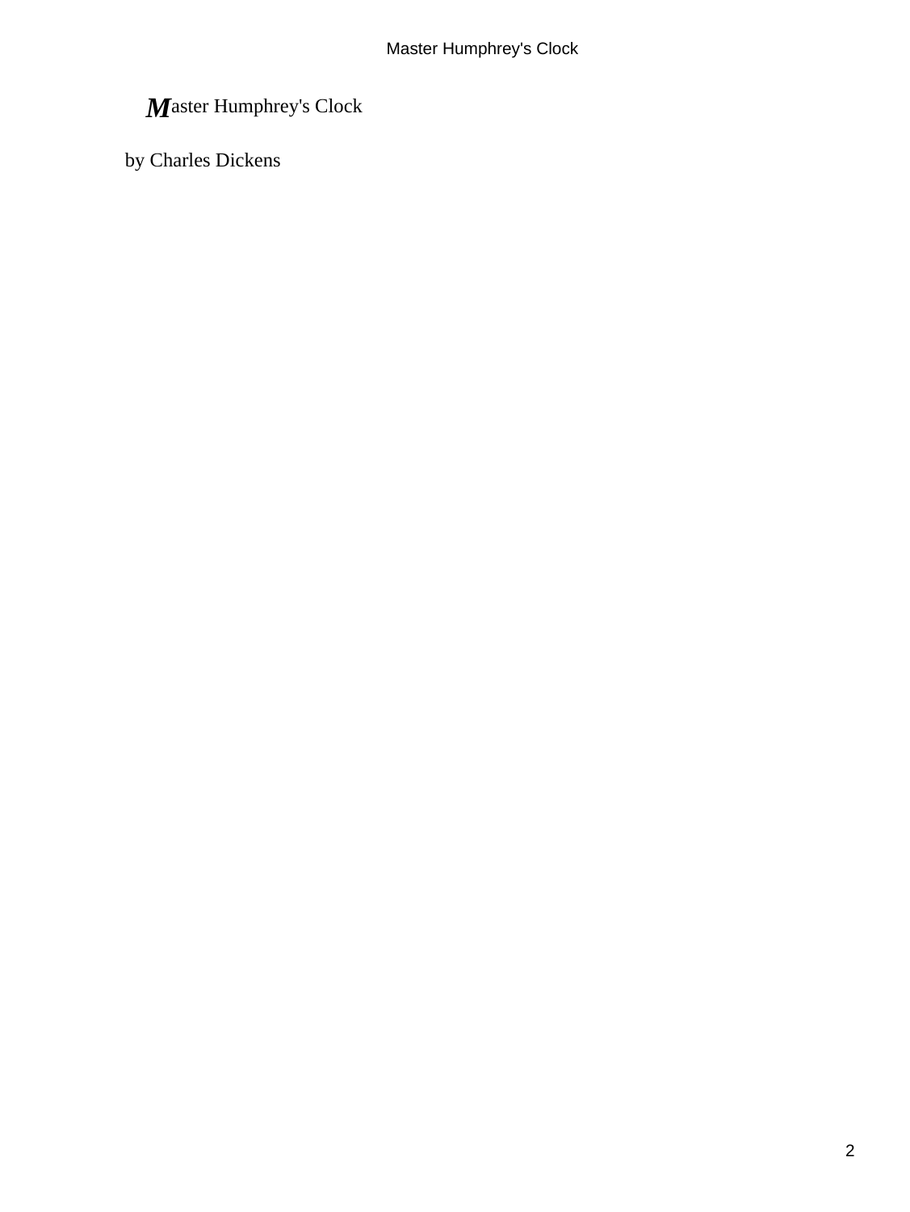Master Humphrey's Clock

by Charles Dickens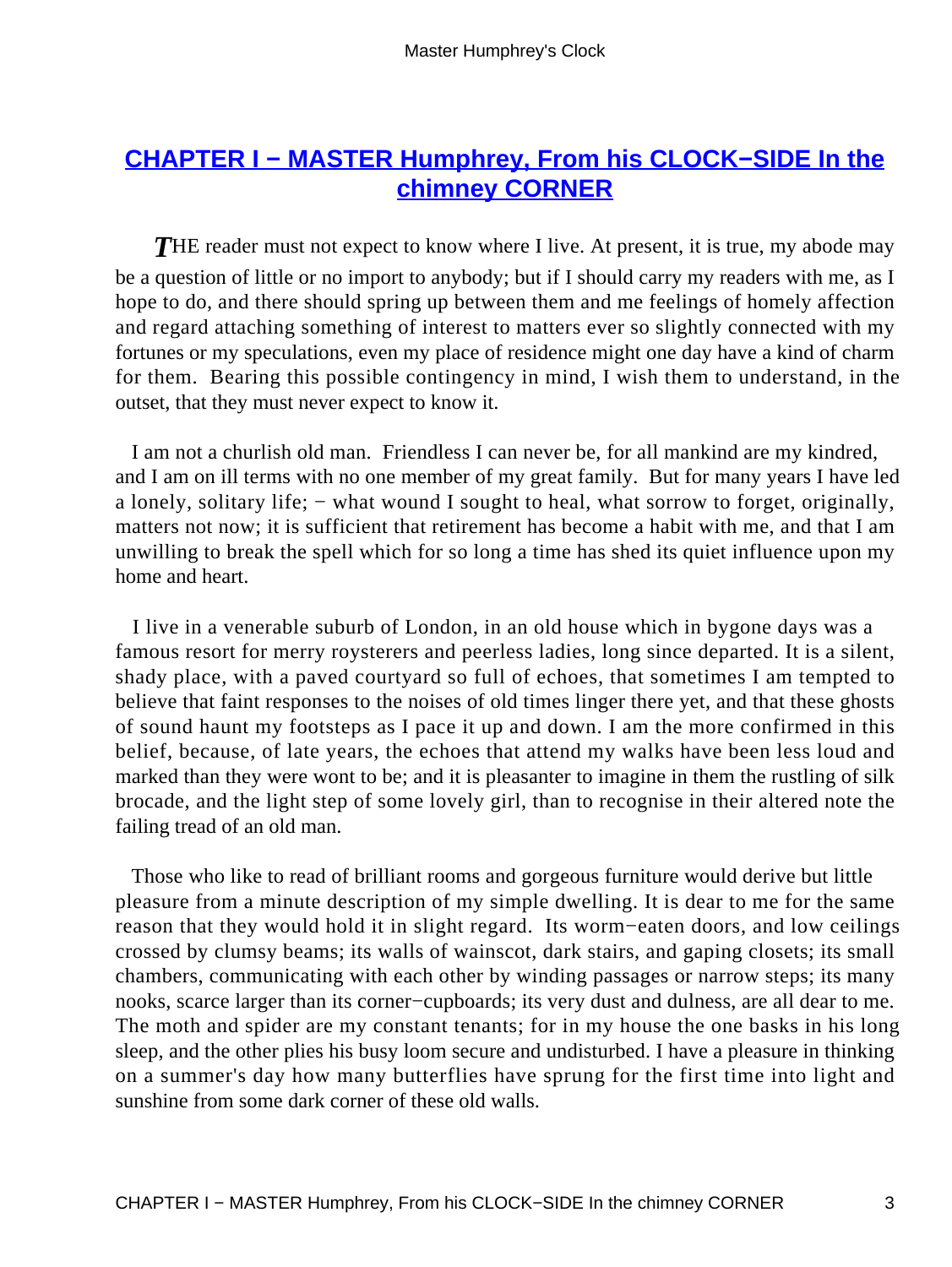## CHAPTER I − MASTER Humphrey, From his CLOCK−SIDE In the chimney CORNER

*T*HE reader must not expect to know where I live. At present, it is true, my abode may be a question of little or no import to anybody; but if I should carry my readers with me, as I hope to do, and there should spring up between them and me feelings of homely affection and regard attaching something of interest to matters ever so slightly connected with my fortunes or my speculations, even my place of residence might one day have a kind of charm for them. Bearing this possible contingency in mind, I wish them to understand, in the outset, that they must never expect to know it.

I am not a churlish old man. Friendless I can never be, for all mankind are my kindred, and I am on ill terms with no one member of my great family. But for many years I have led a lonely, solitary life; − what wound I sought to heal, what sorrow to forget, originally, matters not now; it is sufficient that retirement has become a habit with me, and that I am unwilling to break the spell which for so long a time has shed its quiet influence upon my home and heart.

I live in a venerable suburb of London, in an old house which in bygone days was a famous resort for merry roysterers and peerless ladies, long since departed. It is a silent, shady place, with a paved courtyard so full of echoes, that sometimes I am tempted to believe that faint responses to the noises of old times linger there yet, and that these ghosts of sound haunt my footsteps as I pace it up and down. I am the more confirmed in this belief, because, of late years, the echoes that attend my walks have been less loud and marked than they were wont to be; and it is pleasanter to imagine in them the rustling of silk brocade, and the light step of some lovely girl, than to recognise in their altered note the failing tread of an old man.

Those who like to read of brilliant rooms and gorgeous furniture would derive but little pleasure from a minute description of my simple dwelling. It is dear to me for the same reason that they would hold it in slight regard. Its worm−eaten doors, and low ceilings crossed by clumsy beams; its walls of wainscot, dark stairs, and gaping closets; its small chambers, communicating with each other by winding passages or narrow steps; its many nooks, scarce larger than its corner−cupboards; its very dust and dulness, are all dear to me. The moth and spider are my constant tenants; for in my house the one basks in his long sleep, and the other plies his busy loom secure and undisturbed. I have a pleasure in thinking on a summer's day how many butterflies have sprung for the first time into light and sunshine from some dark corner of these old walls.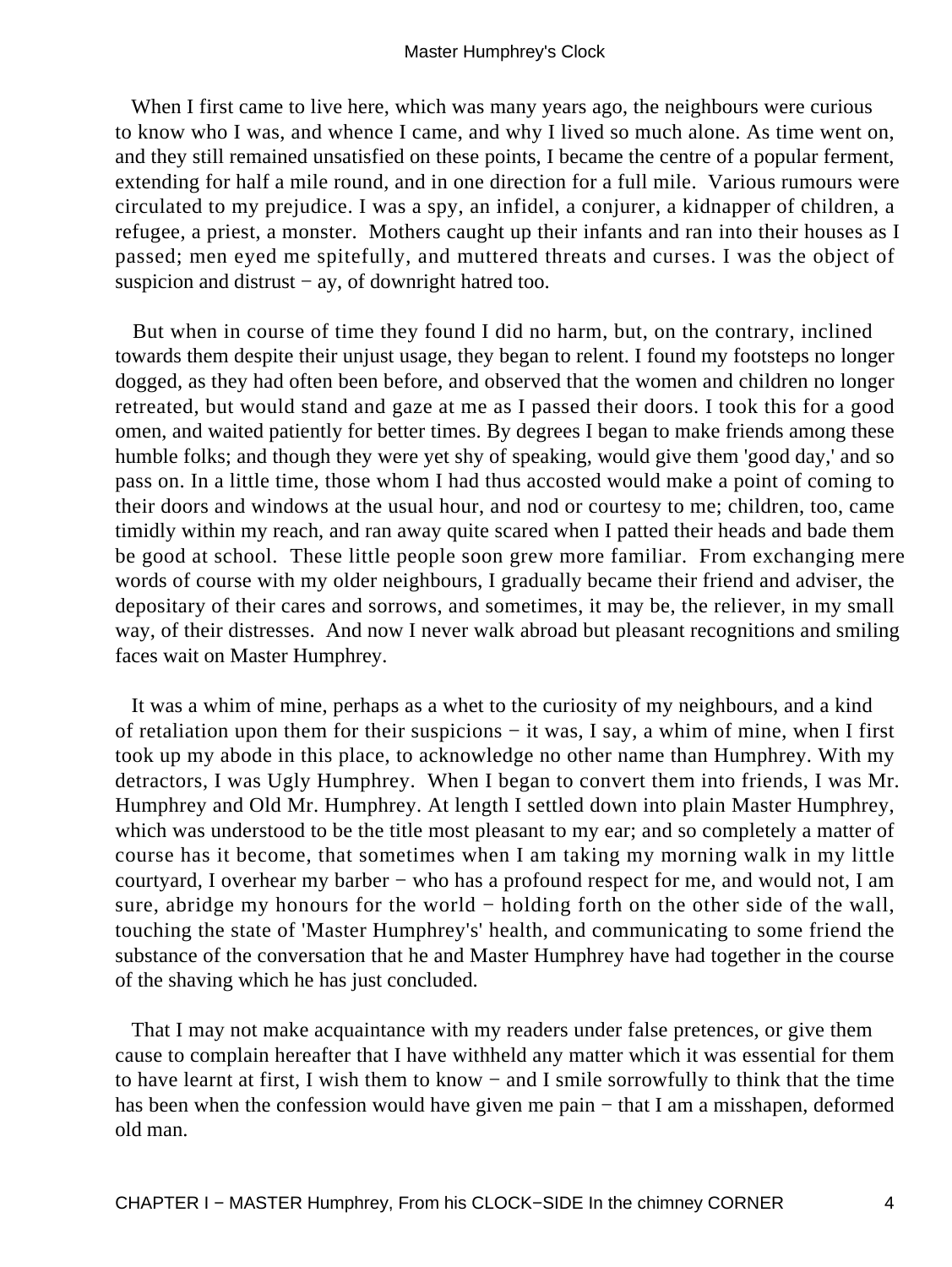When I first came to live here, which was many years ago, the neighbours were curious to know who I was, and whence I came, and why I lived so much alone. As time went on, and they still remained unsatisfied on these points, I became the centre of a popular ferment, extending for half a mile round, and in one direction for a full mile. Various rumours were circulated to my prejudice. I was a spy, an infidel, a conjurer, a kidnapper of children, a refugee, a priest, a monster. Mothers caught up their infants and ran into their houses as I passed; men eyed me spitefully, and muttered threats and curses. I was the object of suspicion and distrust − ay, of downright hatred too.

But when in course of time they found I did no harm, but, on the contrary, inclined towards them despite their unjust usage, they began to relent. I found my footsteps no longer dogged, as they had often been before, and observed that the women and children no longer retreated, but would stand and gaze at me as I passed their doors. I took this for a good omen, and waited patiently for better times. By degrees I began to make friends among these humble folks; and though they were yet shy of speaking, would give them 'good day,' and so pass on. In a little time, those whom I had thus accosted would make a point of coming to their doors and windows at the usual hour, and nod or courtesy to me; children, too, came timidly within my reach, and ran away quite scared when I patted their heads and bade them be good at school. These little people soon grew more familiar. From exchanging mere words of course with my older neighbours, I gradually became their friend and adviser, the depositary of their cares and sorrows, and sometimes, it may be, the reliever, in my small way, of their distresses. And now I never walk abroad but pleasant recognitions and smiling faces wait on Master Humphrey.

It was a whim of mine, perhaps as a whet to the curiosity of my neighbours, and a kind of retaliation upon them for their suspicions − it was, I say, a whim of mine, when I first took up my abode in this place, to acknowledge no other name than Humphrey. With my detractors, I was Ugly Humphrey. When I began to convert them into friends, I was Mr. Humphrey and Old Mr. Humphrey. At length I settled down into plain Master Humphrey, which was understood to be the title most pleasant to my ear; and so completely a matter of course has it become, that sometimes when I am taking my morning walk in my little courtyard, I overhear my barber − who has a profound respect for me, and would not, I am sure, abridge my honours for the world − holding forth on the other side of the wall, touching the state of 'Master Humphrey's' health, and communicating to some friend the substance of the conversation that he and Master Humphrey have had together in the course of the shaving which he has just concluded.

That I may not make acquaintance with my readers under false pretences, or give them cause to complain hereafter that I have withheld any matter which it was essential for them to have learnt at first, I wish them to know − and I smile sorrowfully to think that the time has been when the confession would have given me pain − that I am a misshapen, deformed old man.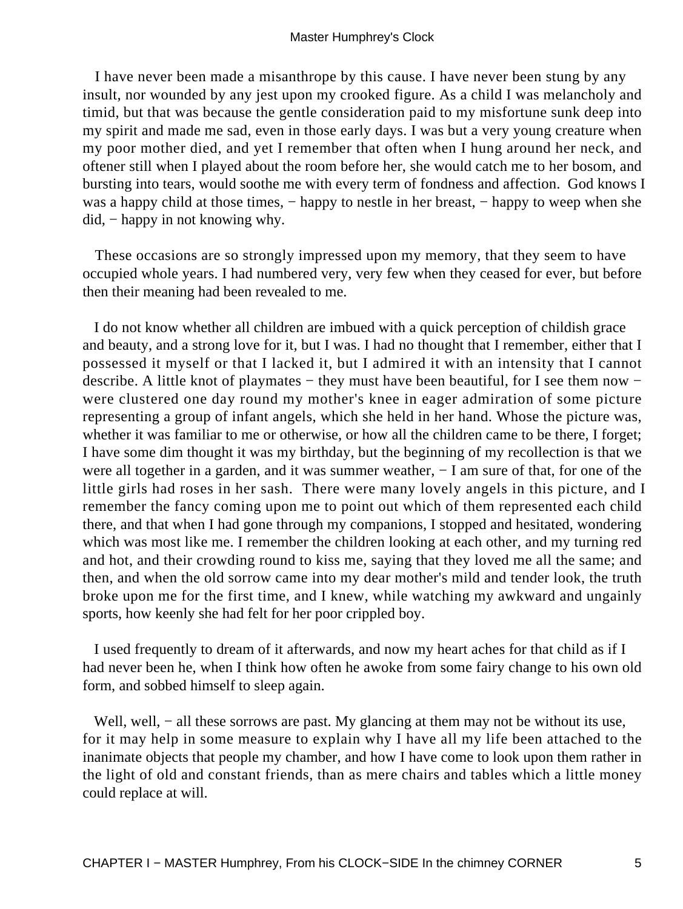I have never been made a misanthrope by this cause. I have never been stung by any insult, nor wounded by any jest upon my crooked figure. As a child I was melancholy and timid, but that was because the gentle consideration paid to my misfortune sunk deep into my spirit and made me sad, even in those early days. I was but a very young creature when my poor mother died, and yet I remember that often when I hung around her neck, and oftener still when I played about the room before her, she would catch me to her bosom, and bursting into tears, would soothe me with every term of fondness and affection. God knows I was a happy child at those times, − happy to nestle in her breast, − happy to weep when she did, − happy in not knowing why.

These occasions are so strongly impressed upon my memory, that they seem to have occupied whole years. I had numbered very, very few when they ceased for ever, but before then their meaning had been revealed to me.

I do not know whether all children are imbued with a quick perception of childish grace and beauty, and a strong love for it, but I was. I had no thought that I remember, either that I possessed it myself or that I lacked it, but I admired it with an intensity that I cannot describe. A little knot of playmates − they must have been beautiful, for I see them now − were clustered one day round my mother's knee in eager admiration of some picture representing a group of infant angels, which she held in her hand. Whose the picture was, whether it was familiar to me or otherwise, or how all the children came to be there, I forget; I have some dim thought it was my birthday, but the beginning of my recollection is that we were all together in a garden, and it was summer weather, − I am sure of that, for one of the little girls had roses in her sash. There were many lovely angels in this picture, and I remember the fancy coming upon me to point out which of them represented each child there, and that when I had gone through my companions, I stopped and hesitated, wondering which was most like me. I remember the children looking at each other, and my turning red and hot, and their crowding round to kiss me, saying that they loved me all the same; and then, and when the old sorrow came into my dear mother's mild and tender look, the truth broke upon me for the first time, and I knew, while watching my awkward and ungainly sports, how keenly she had felt for her poor crippled boy.

I used frequently to dream of it afterwards, and now my heart aches for that child as if I had never been he, when I think how often he awoke from some fairy change to his own old form, and sobbed himself to sleep again.

Well, well, − all these sorrows are past. My glancing at them may not be without its use, for it may help in some measure to explain why I have all my life been attached to the inanimate objects that people my chamber, and how I have come to look upon them rather in the light of old and constant friends, than as mere chairs and tables which a little money could replace at will.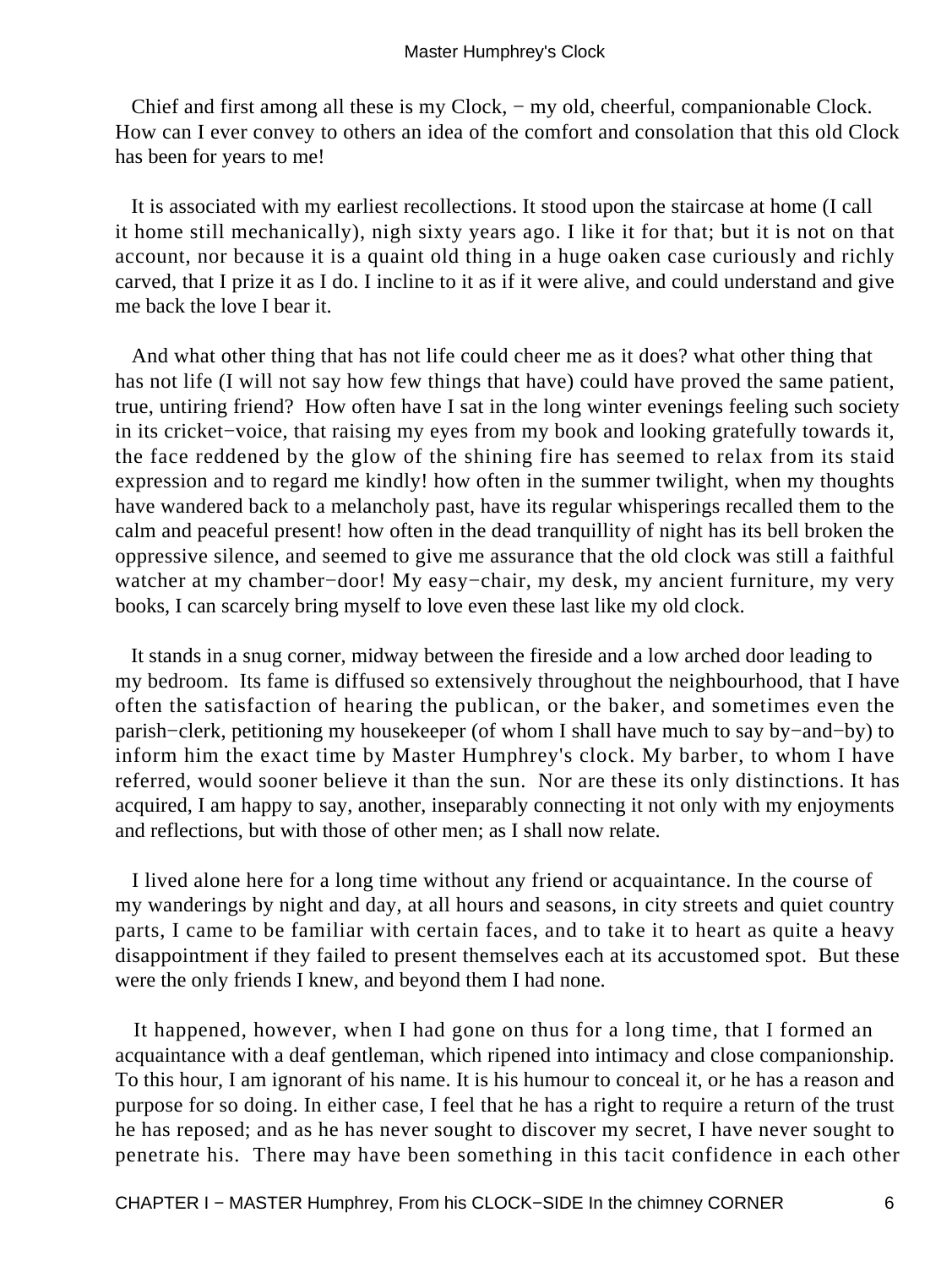Chief and first among all these is my Clock, − my old, cheerful, companionable Clock. How can I ever convey to others an idea of the comfort and consolation that this old Clock has been for years to me!

It is associated with my earliest recollections. It stood upon the staircase at home (I call it home still mechanically), nigh sixty years ago. I like it for that; but it is not on that account, nor because it is a quaint old thing in a huge oaken case curiously and richly carved, that I prize it as I do. I incline to it as if it were alive, and could understand and give me back the love I bear it.

And what other thing that has not life could cheer me as it does? what other thing that has not life (I will not say how few things that have) could have proved the same patient, true, untiring friend? How often have I sat in the long winter evenings feeling such society in its cricket−voice, that raising my eyes from my book and looking gratefully towards it, the face reddened by the glow of the shining fire has seemed to relax from its staid expression and to regard me kindly! how often in the summer twilight, when my thoughts have wandered back to a melancholy past, have its regular whisperings recalled them to the calm and peaceful present! how often in the dead tranquillity of night has its bell broken the oppressive silence, and seemed to give me assurance that the old clock was still a faithful watcher at my chamber−door! My easy−chair, my desk, my ancient furniture, my very books, I can scarcely bring myself to love even these last like my old clock.

It stands in a snug corner, midway between the fireside and a low arched door leading to my bedroom. Its fame is diffused so extensively throughout the neighbourhood, that I have often the satisfaction of hearing the publican, or the baker, and sometimes even the parish−clerk, petitioning my housekeeper (of whom I shall have much to say by−and−by) to inform him the exact time by Master Humphrey's clock. My barber, to whom I have referred, would sooner believe it than the sun. Nor are these its only distinctions. It has acquired, I am happy to say, another, inseparably connecting it not only with my enjoyments and reflections, but with those of other men; as I shall now relate.

I lived alone here for a long time without any friend or acquaintance. In the course of my wanderings by night and day, at all hours and seasons, in city streets and quiet country parts, I came to be familiar with certain faces, and to take it to heart as quite a heavy disappointment if they failed to present themselves each at its accustomed spot. But these were the only friends I knew, and beyond them I had none.

It happened, however, when I had gone on thus for a long time, that I formed an acquaintance with a deaf gentleman, which ripened into intimacy and close companionship. To this hour, I am ignorant of his name. It is his humour to conceal it, or he has a reason and purpose for so doing. In either case, I feel that he has a right to require a return of the trust he has reposed; and as he has never sought to discover my secret, I have never sought to penetrate his. There may have been something in this tacit confidence in each other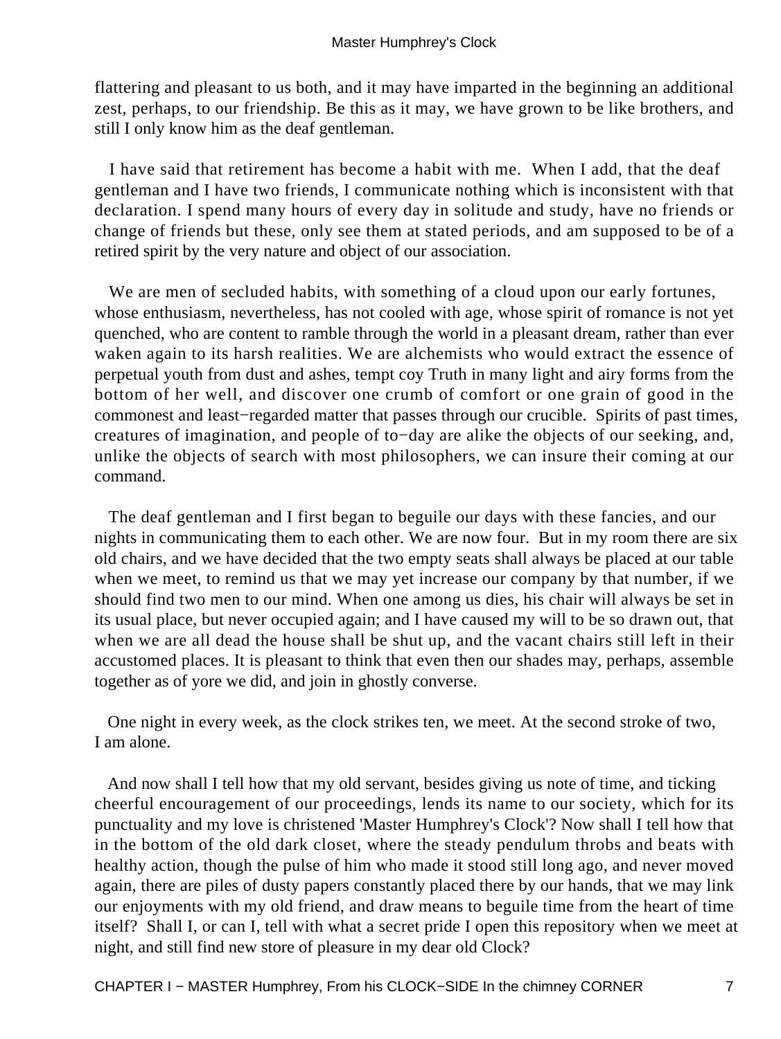flattering and pleasant to us both, and it may have imparted in the beginning an additional zest, perhaps, to our friendship. Be this as it may, we have grown to be like brothers, and still I only know him as the deaf gentleman.

I have said that retirement has become a habit with me. When I add, that the deaf gentleman and I have two friends, I communicate nothing which is inconsistent with that declaration. I spend many hours of every day in solitude and study, have no friends or change of friends but these, only see them at stated periods, and am supposed to be of a retired spirit by the very nature and object of our association.

We are men of secluded habits, with something of a cloud upon our early fortunes, whose enthusiasm, nevertheless, has not cooled with age, whose spirit of romance is not yet quenched, who are content to ramble through the world in a pleasant dream, rather than ever waken again to its harsh realities. We are alchemists who would extract the essence of perpetual youth from dust and ashes, tempt coy Truth in many light and airy forms from the bottom of her well, and discover one crumb of comfort or one grain of good in the commonest and least−regarded matter that passes through our crucible. Spirits of past times, creatures of imagination, and people of to−day are alike the objects of our seeking, and, unlike the objects of search with most philosophers, we can insure their coming at our command.

The deaf gentleman and I first began to beguile our days with these fancies, and our nights in communicating them to each other. We are now four. But in my room there are six old chairs, and we have decided that the two empty seats shall always be placed at our table when we meet, to remind us that we may yet increase our company by that number, if we should find two men to our mind. When one among us dies, his chair will always be set in its usual place, but never occupied again; and I have caused my will to be so drawn out, that when we are all dead the house shall be shut up, and the vacant chairs still left in their accustomed places. It is pleasant to think that even then our shades may, perhaps, assemble together as of yore we did, and join in ghostly converse.

One night in every week, as the clock strikes ten, we meet. At the second stroke of two, I am alone.

And now shall I tell how that my old servant, besides giving us note of time, and ticking cheerful encouragement of our proceedings, lends its name to our society, which for its punctuality and my love is christened 'Master Humphrey's Clock'? Now shall I tell how that in the bottom of the old dark closet, where the steady pendulum throbs and beats with healthy action, though the pulse of him who made it stood still long ago, and never moved again, there are piles of dusty papers constantly placed there by our hands, that we may link our enjoyments with my old friend, and draw means to beguile time from the heart of time itself? Shall I, or can I, tell with what a secret pride I open this repository when we meet at night, and still find new store of pleasure in my dear old Clock?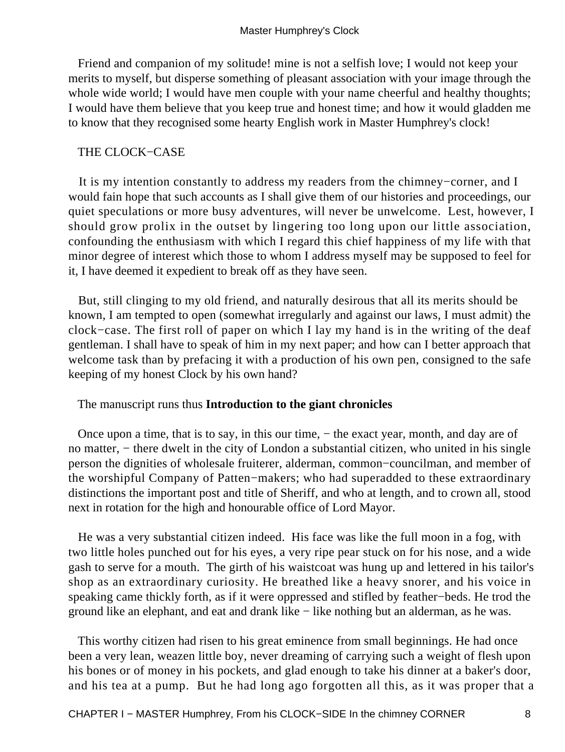Friend and companion of my solitude! mine is not a selfish love; I would not keep your merits to myself, but disperse something of pleasant association with your image through the whole wide world; I would have men couple with your name cheerful and healthy thoughts; I would have them believe that you keep true and honest time; and how it would gladden me to know that they recognised some hearty English work in Master Humphrey's clock!

## THE CLOCK−CASE

It is my intention constantly to address my readers from the chimney−corner, and I would fain hope that such accounts as I shall give them of our histories and proceedings, our quiet speculations or more busy adventures, will never be unwelcome. Lest, however, I should grow prolix in the outset by lingering too long upon our little association, confounding the enthusiasm with which I regard this chief happiness of my life with that minor degree of interest which those to whom I address myself may be supposed to feel for it, I have deemed it expedient to break off as they have seen.

But, still clinging to my old friend, and naturally desirous that all its merits should be known, I am tempted to open (somewhat irregularly and against our laws, I must admit) the clock−case. The first roll of paper on which I lay my hand is in the writing of the deaf gentleman. I shall have to speak of him in my next paper; and how can I better approach that welcome task than by prefacing it with a production of his own pen, consigned to the safe keeping of my honest Clock by his own hand?

The manuscript runs thus **Introduction to the giant chronicles**

Once upon a time, that is to say, in this our time, − the exact year, month, and day are of no matter, − there dwelt in the city of London a substantial citizen, who united in his single person the dignities of wholesale fruiterer, alderman, common−councilman, and member of the worshipful Company of Patten−makers; who had superadded to these extraordinary distinctions the important post and title of Sheriff, and who at length, and to crown all, stood next in rotation for the high and honourable office of Lord Mayor.

He was a very substantial citizen indeed. His face was like the full moon in a fog, with two little holes punched out for his eyes, a very ripe pear stuck on for his nose, and a wide gash to serve for a mouth. The girth of his waistcoat was hung up and lettered in his tailor's shop as an extraordinary curiosity. He breathed like a heavy snorer, and his voice in speaking came thickly forth, as if it were oppressed and stifled by feather−beds. He trod the ground like an elephant, and eat and drank like − like nothing but an alderman, as he was.

This worthy citizen had risen to his great eminence from small beginnings. He had once been a very lean, weazen little boy, never dreaming of carrying such a weight of flesh upon his bones or of money in his pockets, and glad enough to take his dinner at a baker's door, and his tea at a pump. But he had long ago forgotten all this, as it was proper that a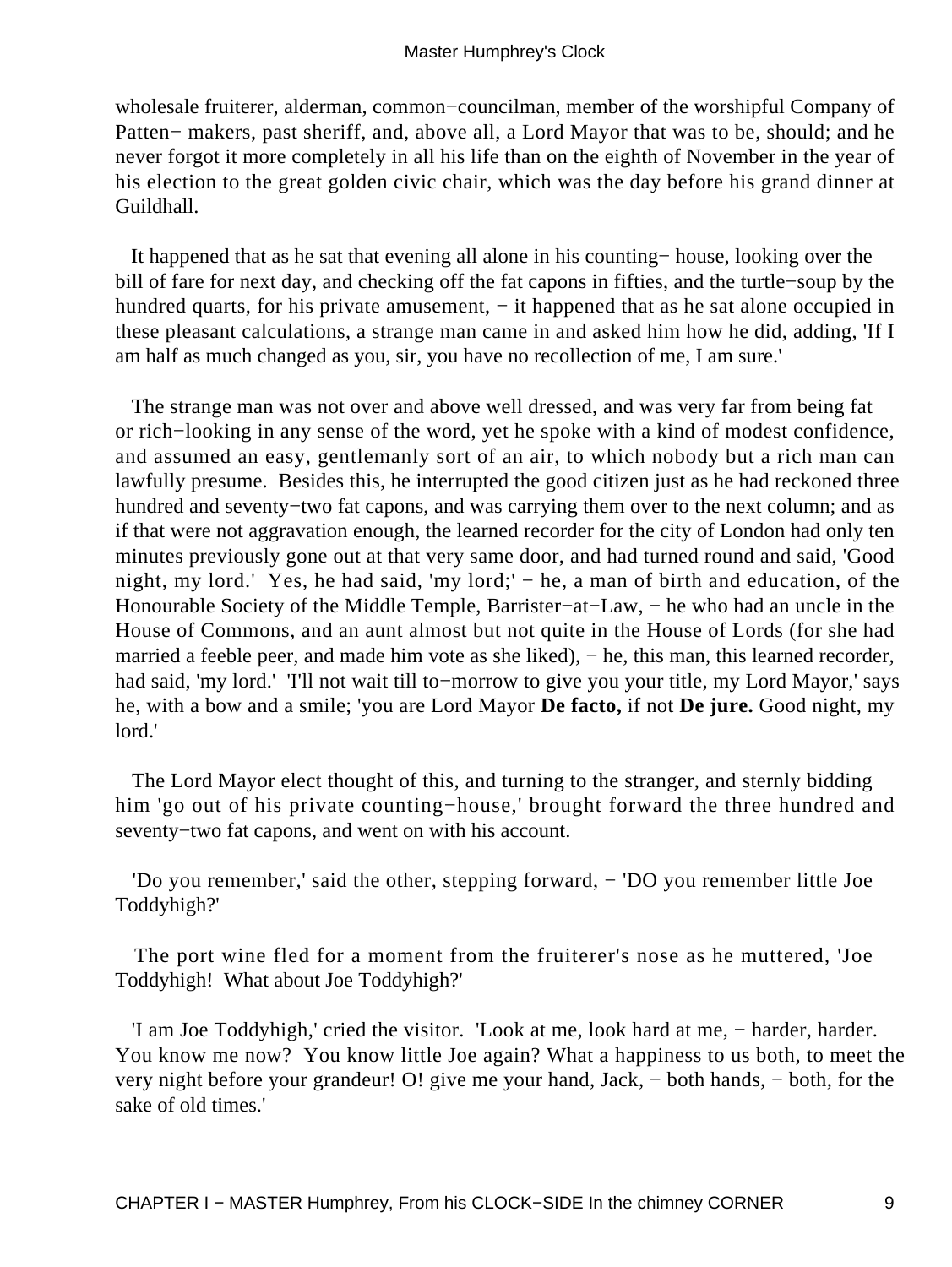wholesale fruiterer, alderman, common−councilman, member of the worshipful Company of Patten− makers, past sheriff, and, above all, a Lord Mayor that was to be, should; and he never forgot it more completely in all his life than on the eighth of November in the year of his election to the great golden civic chair, which was the day before his grand dinner at Guildhall.

It happened that as he sat that evening all alone in his counting− house, looking over the bill of fare for next day, and checking off the fat capons in fifties, and the turtle−soup by the hundred quarts, for his private amusement, − it happened that as he sat alone occupied in these pleasant calculations, a strange man came in and asked him how he did, adding, 'If I am half as much changed as you, sir, you have no recollection of me, I am sure.'

The strange man was not over and above well dressed, and was very far from being fat or rich−looking in any sense of the word, yet he spoke with a kind of modest confidence, and assumed an easy, gentlemanly sort of an air, to which nobody but a rich man can lawfully presume. Besides this, he interrupted the good citizen just as he had reckoned three hundred and seventy−two fat capons, and was carrying them over to the next column; and as if that were not aggravation enough, the learned recorder for the city of London had only ten minutes previously gone out at that very same door, and had turned round and said, 'Good night, my lord.' Yes, he had said, 'my lord;' − he, a man of birth and education, of the Honourable Society of the Middle Temple, Barrister−at−Law, − he who had an uncle in the House of Commons, and an aunt almost but not quite in the House of Lords (for she had married a feeble peer, and made him vote as she liked), − he, this man, this learned recorder, had said, 'my lord.' 'I'll not wait till to−morrow to give you your title, my Lord Mayor,' says he, with a bow and a smile; 'you are Lord Mayor **De facto,** if not **De jure.** Good night, my lord.'

The Lord Mayor elect thought of this, and turning to the stranger, and sternly bidding him 'go out of his private counting−house,' brought forward the three hundred and seventy−two fat capons, and went on with his account.

'Do you remember,' said the other, stepping forward, − 'DO you remember little Joe Toddyhigh?'

The port wine fled for a moment from the fruiterer's nose as he muttered, 'Joe Toddyhigh! What about Joe Toddyhigh?'

'I am Joe Toddyhigh,' cried the visitor. 'Look at me, look hard at me, − harder, harder. You know me now? You know little Joe again? What a happiness to us both, to meet the very night before your grandeur! O! give me your hand, Jack, − both hands, − both, for the sake of old times.'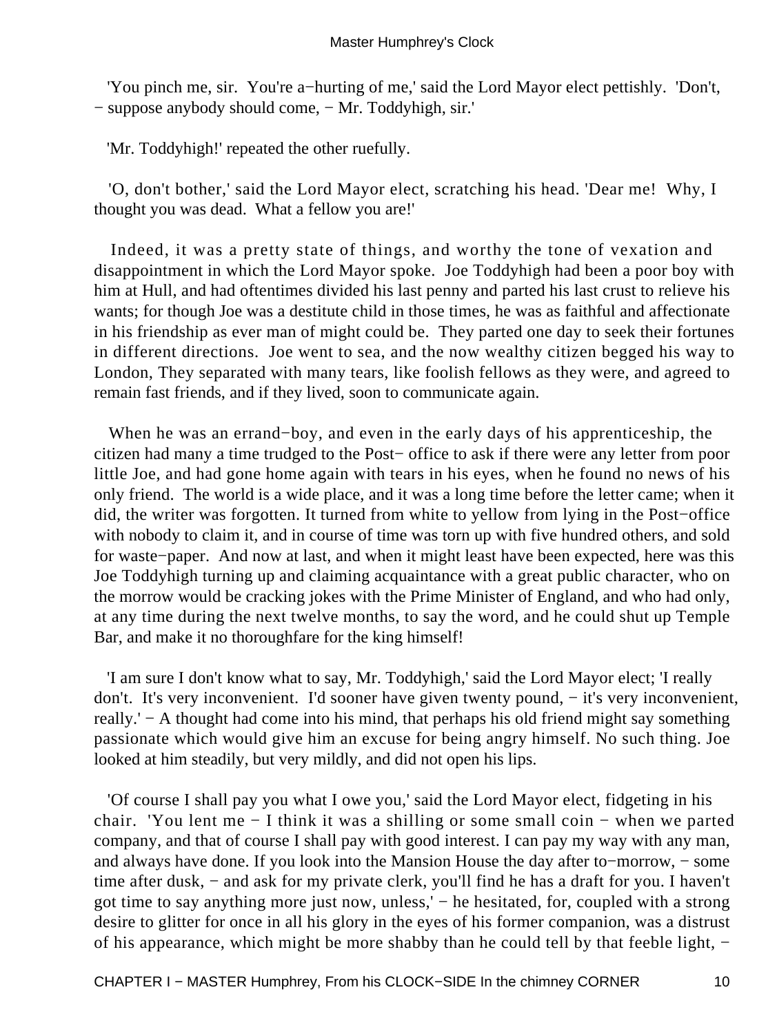'You pinch me, sir. You're a−hurting of me,' said the Lord Mayor elect pettishly. 'Don't, − suppose anybody should come, − Mr. Toddyhigh, sir.'

'Mr. Toddyhigh!' repeated the other ruefully.

'O, don't bother,' said the Lord Mayor elect, scratching his head. 'Dear me! Why, I thought you was dead. What a fellow you are!'

Indeed, it was a pretty state of things, and worthy the tone of vexation and disappointment in which the Lord Mayor spoke. Joe Toddyhigh had been a poor boy with him at Hull, and had oftentimes divided his last penny and parted his last crust to relieve his wants; for though Joe was a destitute child in those times, he was as faithful and affectionate in his friendship as ever man of might could be. They parted one day to seek their fortunes in different directions. Joe went to sea, and the now wealthy citizen begged his way to London, They separated with many tears, like foolish fellows as they were, and agreed to remain fast friends, and if they lived, soon to communicate again.

When he was an errand−boy, and even in the early days of his apprenticeship, the citizen had many a time trudged to the Post− office to ask if there were any letter from poor little Joe, and had gone home again with tears in his eyes, when he found no news of his only friend. The world is a wide place, and it was a long time before the letter came; when it did, the writer was forgotten. It turned from white to yellow from lying in the Post−office with nobody to claim it, and in course of time was torn up with five hundred others, and sold for waste−paper. And now at last, and when it might least have been expected, here was this Joe Toddyhigh turning up and claiming acquaintance with a great public character, who on the morrow would be cracking jokes with the Prime Minister of England, and who had only, at any time during the next twelve months, to say the word, and he could shut up Temple Bar, and make it no thoroughfare for the king himself!

'I am sure I don't know what to say, Mr. Toddyhigh,' said the Lord Mayor elect; 'I really don't. It's very inconvenient. I'd sooner have given twenty pound, − it's very inconvenient, really.' − A thought had come into his mind, that perhaps his old friend might say something passionate which would give him an excuse for being angry himself. No such thing. Joe looked at him steadily, but very mildly, and did not open his lips.

'Of course I shall pay you what I owe you,' said the Lord Mayor elect, fidgeting in his chair. 'You lent me − I think it was a shilling or some small coin − when we parted company, and that of course I shall pay with good interest. I can pay my way with any man, and always have done. If you look into the Mansion House the day after to−morrow, − some time after dusk, − and ask for my private clerk, you'll find he has a draft for you. I haven't got time to say anything more just now, unless,' − he hesitated, for, coupled with a strong desire to glitter for once in all his glory in the eyes of his former companion, was a distrust of his appearance, which might be more shabby than he could tell by that feeble light, −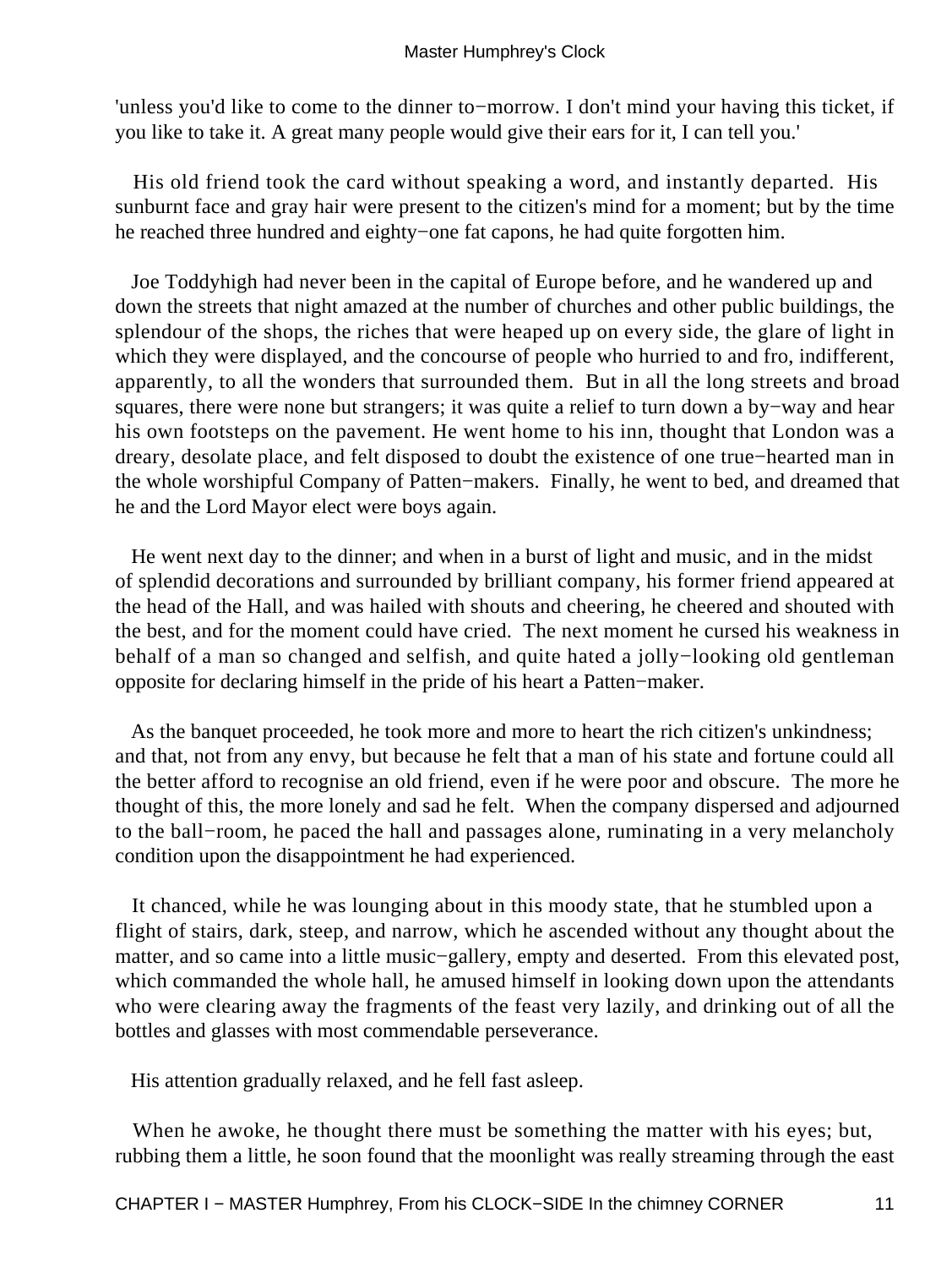'unless you'd like to come to the dinner to−morrow. I don't mind your having this ticket, if you like to take it. A great many people would give their ears for it, I can tell you.'

His old friend took the card without speaking a word, and instantly departed. His sunburnt face and gray hair were present to the citizen's mind for a moment; but by the time he reached three hundred and eighty−one fat capons, he had quite forgotten him.

Joe Toddyhigh had never been in the capital of Europe before, and he wandered up and down the streets that night amazed at the number of churches and other public buildings, the splendour of the shops, the riches that were heaped up on every side, the glare of light in which they were displayed, and the concourse of people who hurried to and fro, indifferent, apparently, to all the wonders that surrounded them. But in all the long streets and broad squares, there were none but strangers; it was quite a relief to turn down a by−way and hear his own footsteps on the pavement. He went home to his inn, thought that London was a dreary, desolate place, and felt disposed to doubt the existence of one true−hearted man in the whole worshipful Company of Patten−makers. Finally, he went to bed, and dreamed that he and the Lord Mayor elect were boys again.

He went next day to the dinner; and when in a burst of light and music, and in the midst of splendid decorations and surrounded by brilliant company, his former friend appeared at the head of the Hall, and was hailed with shouts and cheering, he cheered and shouted with the best, and for the moment could have cried. The next moment he cursed his weakness in behalf of a man so changed and selfish, and quite hated a jolly−looking old gentleman opposite for declaring himself in the pride of his heart a Patten−maker.

As the banquet proceeded, he took more and more to heart the rich citizen's unkindness; and that, not from any envy, but because he felt that a man of his state and fortune could all the better afford to recognise an old friend, even if he were poor and obscure. The more he thought of this, the more lonely and sad he felt. When the company dispersed and adjourned to the ball−room, he paced the hall and passages alone, ruminating in a very melancholy condition upon the disappointment he had experienced.

It chanced, while he was lounging about in this moody state, that he stumbled upon a flight of stairs, dark, steep, and narrow, which he ascended without any thought about the matter, and so came into a little music−gallery, empty and deserted. From this elevated post, which commanded the whole hall, he amused himself in looking down upon the attendants who were clearing away the fragments of the feast very lazily, and drinking out of all the bottles and glasses with most commendable perseverance.

His attention gradually relaxed, and he fell fast asleep.

When he awoke, he thought there must be something the matter with his eyes; but, rubbing them a little, he soon found that the moonlight was really streaming through the east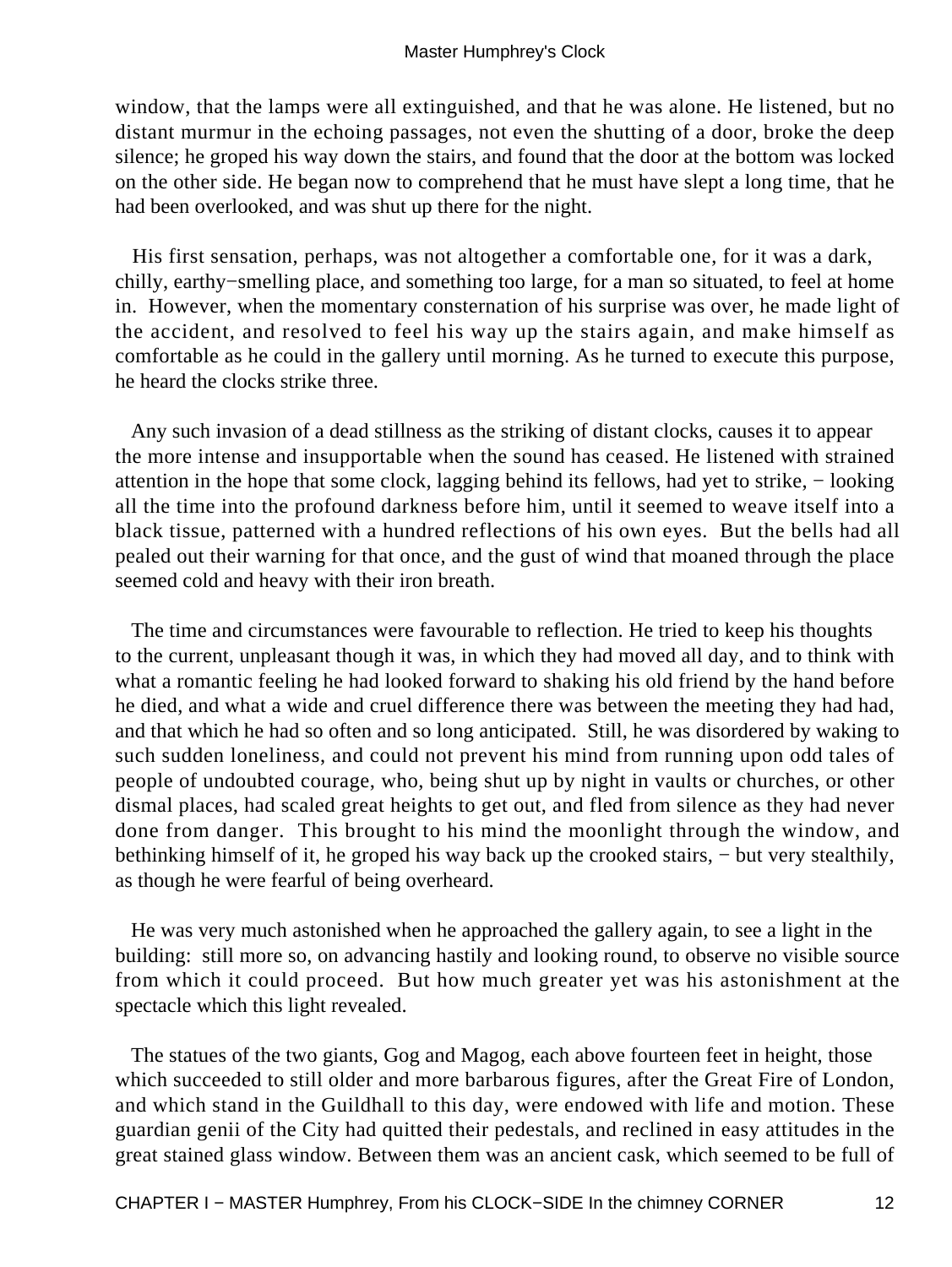window, that the lamps were all extinguished, and that he was alone. He listened, but no distant murmur in the echoing passages, not even the shutting of a door, broke the deep silence; he groped his way down the stairs, and found that the door at the bottom was locked on the other side. He began now to comprehend that he must have slept a long time, that he had been overlooked, and was shut up there for the night.

His first sensation, perhaps, was not altogether a comfortable one, for it was a dark, chilly, earthy−smelling place, and something too large, for a man so situated, to feel at home in. However, when the momentary consternation of his surprise was over, he made light of the accident, and resolved to feel his way up the stairs again, and make himself as comfortable as he could in the gallery until morning. As he turned to execute this purpose, he heard the clocks strike three.

Any such invasion of a dead stillness as the striking of distant clocks, causes it to appear the more intense and insupportable when the sound has ceased. He listened with strained attention in the hope that some clock, lagging behind its fellows, had yet to strike, − looking all the time into the profound darkness before him, until it seemed to weave itself into a black tissue, patterned with a hundred reflections of his own eyes. But the bells had all pealed out their warning for that once, and the gust of wind that moaned through the place seemed cold and heavy with their iron breath.

The time and circumstances were favourable to reflection. He tried to keep his thoughts to the current, unpleasant though it was, in which they had moved all day, and to think with what a romantic feeling he had looked forward to shaking his old friend by the hand before he died, and what a wide and cruel difference there was between the meeting they had had, and that which he had so often and so long anticipated. Still, he was disordered by waking to such sudden loneliness, and could not prevent his mind from running upon odd tales of people of undoubted courage, who, being shut up by night in vaults or churches, or other dismal places, had scaled great heights to get out, and fled from silence as they had never done from danger. This brought to his mind the moonlight through the window, and bethinking himself of it, he groped his way back up the crooked stairs, − but very stealthily, as though he were fearful of being overheard.

He was very much astonished when he approached the gallery again, to see a light in the building: still more so, on advancing hastily and looking round, to observe no visible source from which it could proceed. But how much greater yet was his astonishment at the spectacle which this light revealed.

The statues of the two giants, Gog and Magog, each above fourteen feet in height, those which succeeded to still older and more barbarous figures, after the Great Fire of London, and which stand in the Guildhall to this day, were endowed with life and motion. These guardian genii of the City had quitted their pedestals, and reclined in easy attitudes in the great stained glass window. Between them was an ancient cask, which seemed to be full of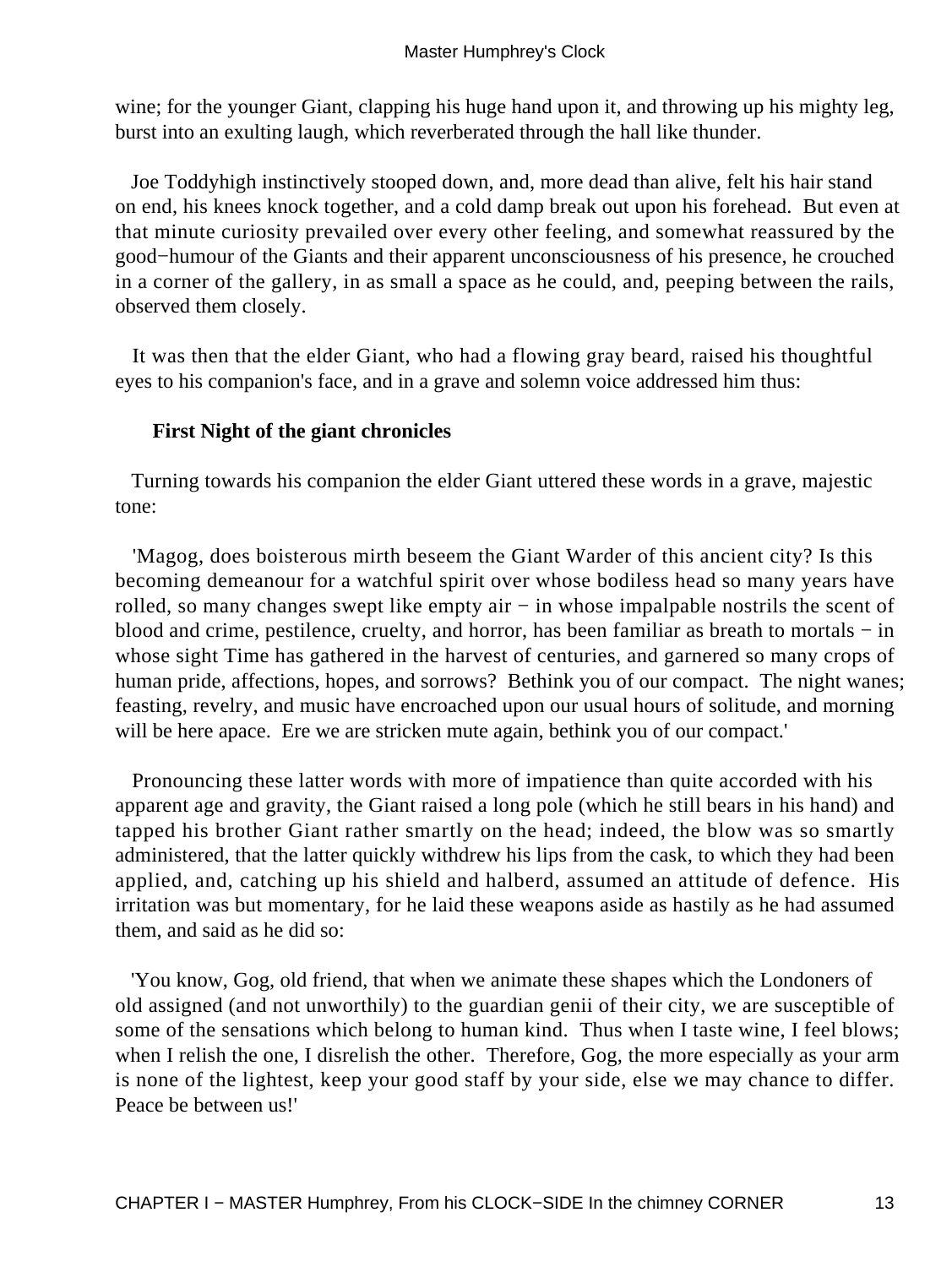wine; for the younger Giant, clapping his huge hand upon it, and throwing up his mighty leg, burst into an exulting laugh, which reverberated through the hall like thunder.

Joe Toddyhigh instinctively stooped down, and, more dead than alive, felt his hair stand on end, his knees knock together, and a cold damp break out upon his forehead. But even at that minute curiosity prevailed over every other feeling, and somewhat reassured by the good−humour of the Giants and their apparent unconsciousness of his presence, he crouched in a corner of the gallery, in as small a space as he could, and, peeping between the rails, observed them closely.

It was then that the elder Giant, who had a flowing gray beard, raised his thoughtful eyes to his companion's face, and in a grave and solemn voice addressed him thus:

### First Night of the giant chronicles

Turning towards his companion the elder Giant uttered these words in a grave, majestic tone:

'Magog, does boisterous mirth beseem the Giant Warder of this ancient city? Is this becoming demeanour for a watchful spirit over whose bodiless head so many years have rolled, so many changes swept like empty air − in whose impalpable nostrils the scent of blood and crime, pestilence, cruelty, and horror, has been familiar as breath to mortals − in whose sight Time has gathered in the harvest of centuries, and garnered so many crops of human pride, affections, hopes, and sorrows? Bethink you of our compact. The night wanes; feasting, revelry, and music have encroached upon our usual hours of solitude, and morning will be here apace. Ere we are stricken mute again, bethink you of our compact.'

Pronouncing these latter words with more of impatience than quite accorded with his apparent age and gravity, the Giant raised a long pole (which he still bears in his hand) and tapped his brother Giant rather smartly on the head; indeed, the blow was so smartly administered, that the latter quickly withdrew his lips from the cask, to which they had been applied, and, catching up his shield and halberd, assumed an attitude of defence. His irritation was but momentary, for he laid these weapons aside as hastily as he had assumed them, and said as he did so:

'You know, Gog, old friend, that when we animate these shapes which the Londoners of old assigned (and not unworthily) to the guardian genii of their city, we are susceptible of some of the sensations which belong to human kind. Thus when I taste wine, I feel blows; when I relish the one, I disrelish the other. Therefore, Gog, the more especially as your arm is none of the lightest, keep your good staff by your side, else we may chance to differ. Peace be between us!'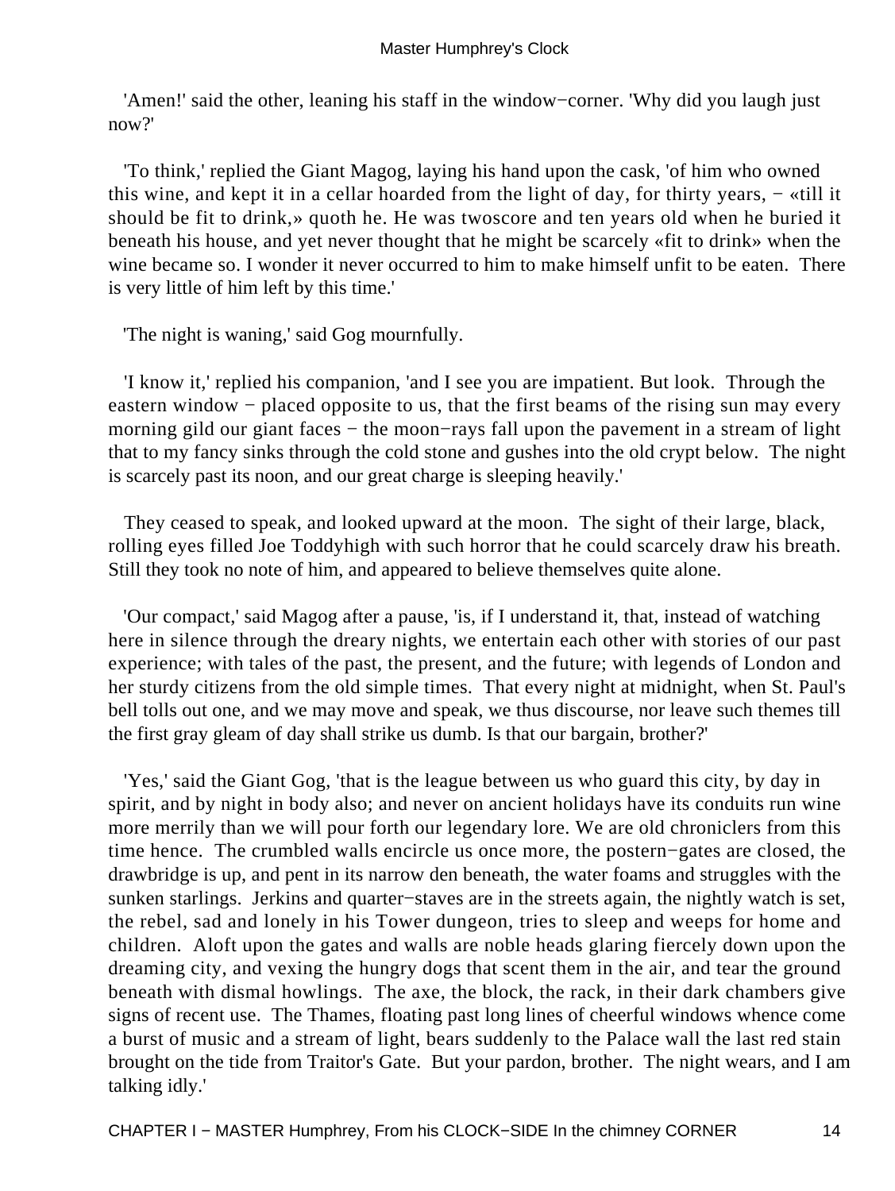'Amen!' said the other, leaning his staff in the window−corner. 'Why did you laugh just now?'

'To think,' replied the Giant Magog, laying his hand upon the cask, 'of him who owned this wine, and kept it in a cellar hoarded from the light of day, for thirty years, − «till it should be fit to drink,» quoth he. He was twoscore and ten years old when he buried it beneath his house, and yet never thought that he might be scarcely «fit to drink» when the wine became so. I wonder it never occurred to him to make himself unfit to be eaten. There is very little of him left by this time.'

'The night is waning,' said Gog mournfully.

'I know it,' replied his companion, 'and I see you are impatient. But look. Through the eastern window − placed opposite to us, that the first beams of the rising sun may every morning gild our giant faces − the moon−rays fall upon the pavement in a stream of light that to my fancy sinks through the cold stone and gushes into the old crypt below. The night is scarcely past its noon, and our great charge is sleeping heavily.'

They ceased to speak, and looked upward at the moon. The sight of their large, black, rolling eyes filled Joe Toddyhigh with such horror that he could scarcely draw his breath. Still they took no note of him, and appeared to believe themselves quite alone.

'Our compact,' said Magog after a pause, 'is, if I understand it, that, instead of watching here in silence through the dreary nights, we entertain each other with stories of our past experience; with tales of the past, the present, and the future; with legends of London and her sturdy citizens from the old simple times. That every night at midnight, when St. Paul's bell tolls out one, and we may move and speak, we thus discourse, nor leave such themes till the first gray gleam of day shall strike us dumb. Is that our bargain, brother?'

'Yes,' said the Giant Gog, 'that is the league between us who guard this city, by day in spirit, and by night in body also; and never on ancient holidays have its conduits run wine more merrily than we will pour forth our legendary lore. We are old chroniclers from this time hence. The crumbled walls encircle us once more, the postern−gates are closed, the drawbridge is up, and pent in its narrow den beneath, the water foams and struggles with the sunken starlings. Jerkins and quarter−staves are in the streets again, the nightly watch is set, the rebel, sad and lonely in his Tower dungeon, tries to sleep and weeps for home and children. Aloft upon the gates and walls are noble heads glaring fiercely down upon the dreaming city, and vexing the hungry dogs that scent them in the air, and tear the ground beneath with dismal howlings. The axe, the block, the rack, in their dark chambers give signs of recent use. The Thames, floating past long lines of cheerful windows whence come a burst of music and a stream of light, bears suddenly to the Palace wall the last red stain brought on the tide from Traitor's Gate. But your pardon, brother. The night wears, and I am talking idly.'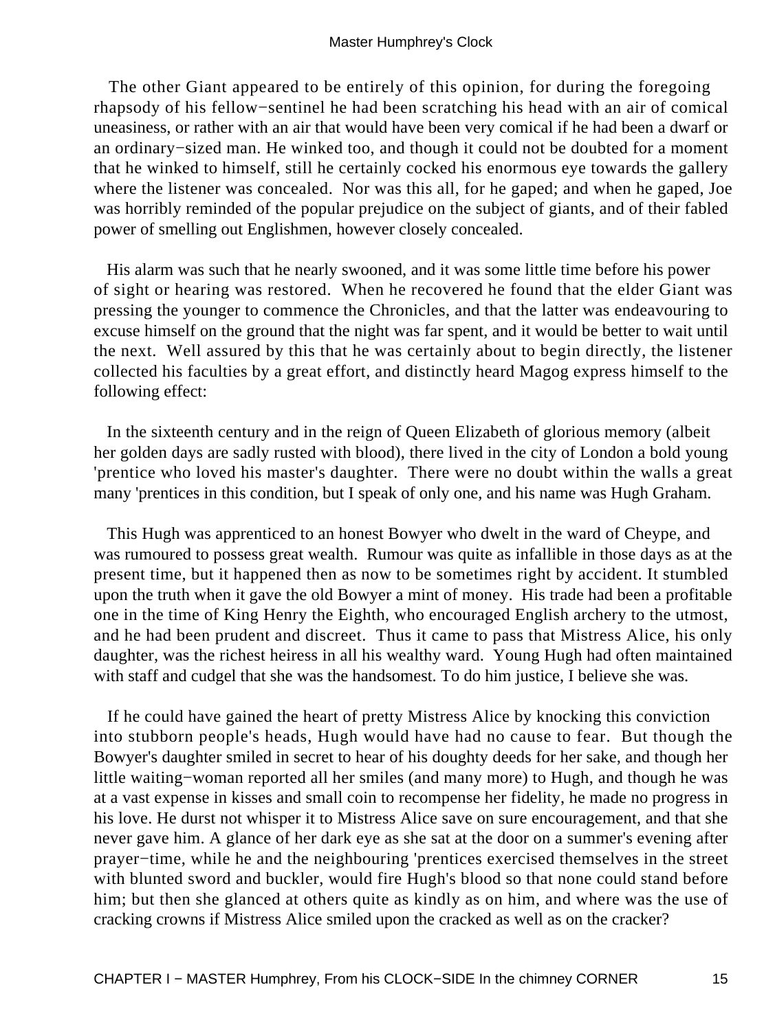The other Giant appeared to be entirely of this opinion, for during the foregoing rhapsody of his fellow−sentinel he had been scratching his head with an air of comical uneasiness, or rather with an air that would have been very comical if he had been a dwarf or an ordinary−sized man. He winked too, and though it could not be doubted for a moment that he winked to himself, still he certainly cocked his enormous eye towards the gallery where the listener was concealed. Nor was this all, for he gaped; and when he gaped, Joe was horribly reminded of the popular prejudice on the subject of giants, and of their fabled power of smelling out Englishmen, however closely concealed.

His alarm was such that he nearly swooned, and it was some little time before his power of sight or hearing was restored. When he recovered he found that the elder Giant was pressing the younger to commence the Chronicles, and that the latter was endeavouring to excuse himself on the ground that the night was far spent, and it would be better to wait until the next. Well assured by this that he was certainly about to begin directly, the listener collected his faculties by a great effort, and distinctly heard Magog express himself to the following effect:

In the sixteenth century and in the reign of Queen Elizabeth of glorious memory (albeit her golden days are sadly rusted with blood), there lived in the city of London a bold young 'prentice who loved his master's daughter. There were no doubt within the walls a great many 'prentices in this condition, but I speak of only one, and his name was Hugh Graham.

This Hugh was apprenticed to an honest Bowyer who dwelt in the ward of Cheype, and was rumoured to possess great wealth. Rumour was quite as infallible in those days as at the present time, but it happened then as now to be sometimes right by accident. It stumbled upon the truth when it gave the old Bowyer a mint of money. His trade had been a profitable one in the time of King Henry the Eighth, who encouraged English archery to the utmost, and he had been prudent and discreet. Thus it came to pass that Mistress Alice, his only daughter, was the richest heiress in all his wealthy ward. Young Hugh had often maintained with staff and cudgel that she was the handsomest. To do him justice, I believe she was.

If he could have gained the heart of pretty Mistress Alice by knocking this conviction into stubborn people's heads, Hugh would have had no cause to fear. But though the Bowyer's daughter smiled in secret to hear of his doughty deeds for her sake, and though her little waiting−woman reported all her smiles (and many more) to Hugh, and though he was at a vast expense in kisses and small coin to recompense her fidelity, he made no progress in his love. He durst not whisper it to Mistress Alice save on sure encouragement, and that she never gave him. A glance of her dark eye as she sat at the door on a summer's evening after prayer−time, while he and the neighbouring 'prentices exercised themselves in the street with blunted sword and buckler, would fire Hugh's blood so that none could stand before him; but then she glanced at others quite as kindly as on him, and where was the use of cracking crowns if Mistress Alice smiled upon the cracked as well as on the cracker?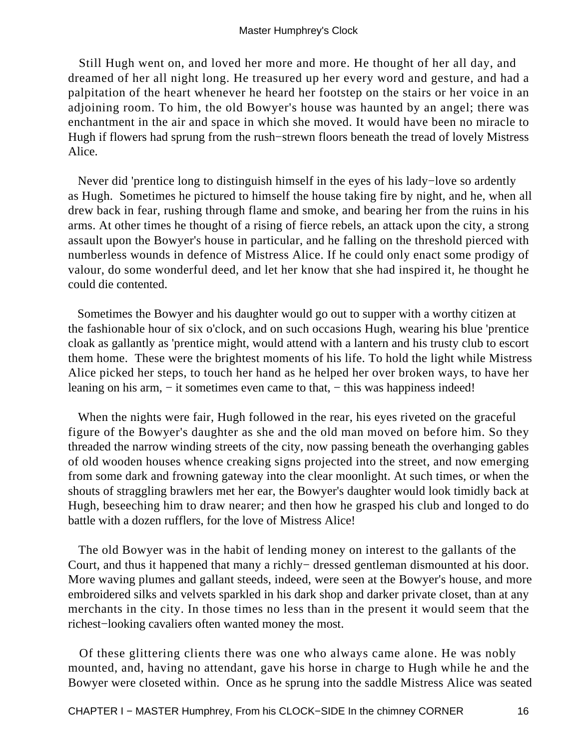Still Hugh went on, and loved her more and more. He thought of her all day, and dreamed of her all night long. He treasured up her every word and gesture, and had a palpitation of the heart whenever he heard her footstep on the stairs or her voice in an adjoining room. To him, the old Bowyer's house was haunted by an angel; there was enchantment in the air and space in which she moved. It would have been no miracle to Hugh if flowers had sprung from the rush−strewn floors beneath the tread of lovely Mistress Alice.

Never did 'prentice long to distinguish himself in the eyes of his lady−love so ardently as Hugh. Sometimes he pictured to himself the house taking fire by night, and he, when all drew back in fear, rushing through flame and smoke, and bearing her from the ruins in his arms. At other times he thought of a rising of fierce rebels, an attack upon the city, a strong assault upon the Bowyer's house in particular, and he falling on the threshold pierced with numberless wounds in defence of Mistress Alice. If he could only enact some prodigy of valour, do some wonderful deed, and let her know that she had inspired it, he thought he could die contented.

Sometimes the Bowyer and his daughter would go out to supper with a worthy citizen at the fashionable hour of six o'clock, and on such occasions Hugh, wearing his blue 'prentice cloak as gallantly as 'prentice might, would attend with a lantern and his trusty club to escort them home. These were the brightest moments of his life. To hold the light while Mistress Alice picked her steps, to touch her hand as he helped her over broken ways, to have her leaning on his arm, − it sometimes even came to that, − this was happiness indeed!

When the nights were fair, Hugh followed in the rear, his eyes riveted on the graceful figure of the Bowyer's daughter as she and the old man moved on before him. So they threaded the narrow winding streets of the city, now passing beneath the overhanging gables of old wooden houses whence creaking signs projected into the street, and now emerging from some dark and frowning gateway into the clear moonlight. At such times, or when the shouts of straggling brawlers met her ear, the Bowyer's daughter would look timidly back at Hugh, beseeching him to draw nearer; and then how he grasped his club and longed to do battle with a dozen rufflers, for the love of Mistress Alice!

The old Bowyer was in the habit of lending money on interest to the gallants of the Court, and thus it happened that many a richly− dressed gentleman dismounted at his door. More waving plumes and gallant steeds, indeed, were seen at the Bowyer's house, and more embroidered silks and velvets sparkled in his dark shop and darker private closet, than at any merchants in the city. In those times no less than in the present it would seem that the richest−looking cavaliers often wanted money the most.

Of these glittering clients there was one who always came alone. He was nobly mounted, and, having no attendant, gave his horse in charge to Hugh while he and the Bowyer were closeted within. Once as he sprung into the saddle Mistress Alice was seated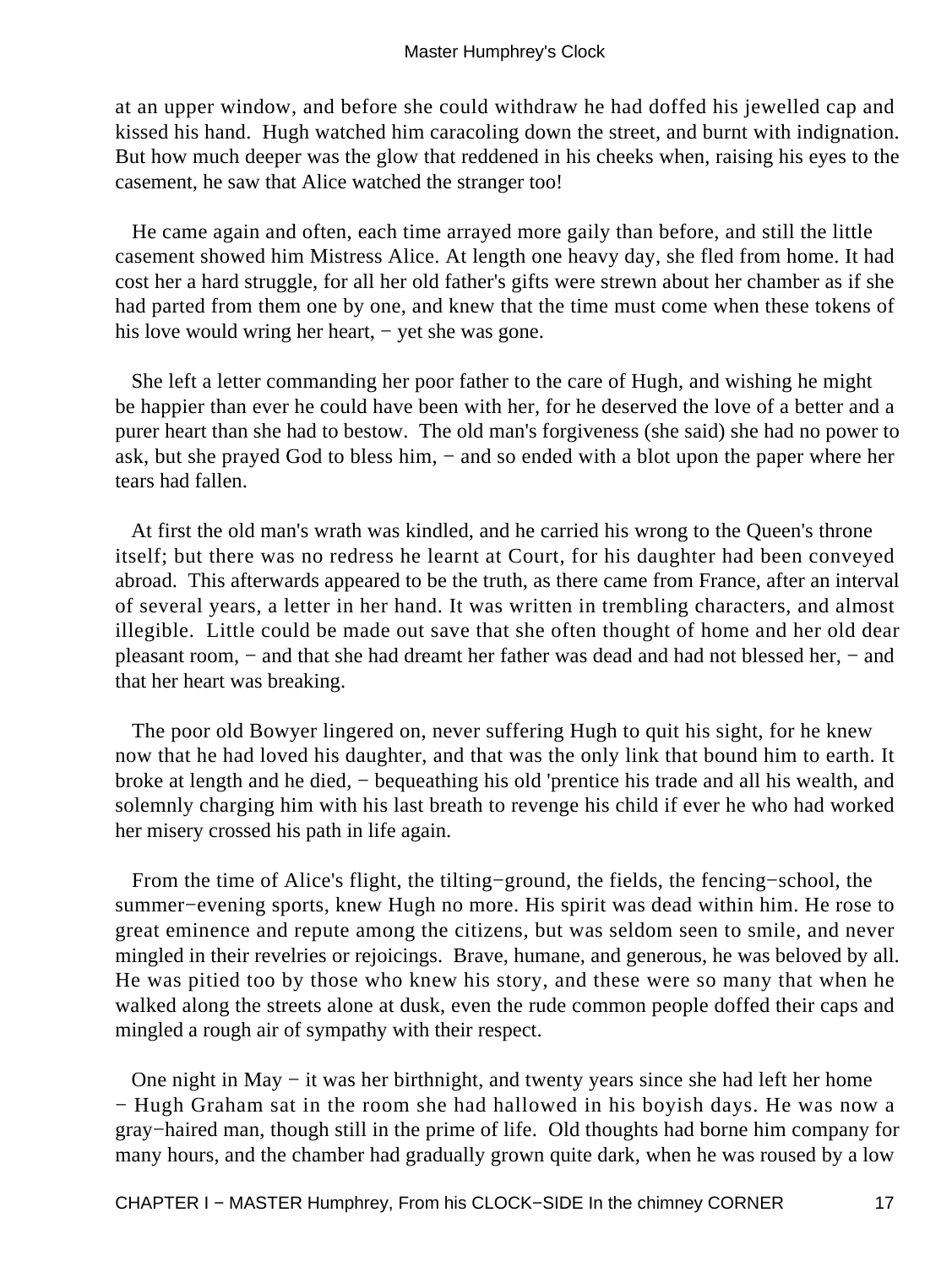at an upper window, and before she could withdraw he had doffed his jewelled cap and kissed his hand. Hugh watched him caracoling down the street, and burnt with indignation. But how much deeper was the glow that reddened in his cheeks when, raising his eyes to the casement, he saw that Alice watched the stranger too!

He came again and often, each time arrayed more gaily than before, and still the little casement showed him Mistress Alice. At length one heavy day, she fled from home. It had cost her a hard struggle, for all her old father's gifts were strewn about her chamber as if she had parted from them one by one, and knew that the time must come when these tokens of his love would wring her heart, − yet she was gone.

She left a letter commanding her poor father to the care of Hugh, and wishing he might be happier than ever he could have been with her, for he deserved the love of a better and a purer heart than she had to bestow. The old man's forgiveness (she said) she had no power to ask, but she prayed God to bless him, − and so ended with a blot upon the paper where her tears had fallen.

At first the old man's wrath was kindled, and he carried his wrong to the Queen's throne itself; but there was no redress he learnt at Court, for his daughter had been conveyed abroad. This afterwards appeared to be the truth, as there came from France, after an interval of several years, a letter in her hand. It was written in trembling characters, and almost illegible. Little could be made out save that she often thought of home and her old dear pleasant room, − and that she had dreamt her father was dead and had not blessed her, − and that her heart was breaking.

The poor old Bowyer lingered on, never suffering Hugh to quit his sight, for he knew now that he had loved his daughter, and that was the only link that bound him to earth. It broke at length and he died, − bequeathing his old 'prentice his trade and all his wealth, and solemnly charging him with his last breath to revenge his child if ever he who had worked her misery crossed his path in life again.

From the time of Alice's flight, the tilting−ground, the fields, the fencing−school, the summer−evening sports, knew Hugh no more. His spirit was dead within him. He rose to great eminence and repute among the citizens, but was seldom seen to smile, and never mingled in their revelries or rejoicings. Brave, humane, and generous, he was beloved by all. He was pitied too by those who knew his story, and these were so many that when he walked along the streets alone at dusk, even the rude common people doffed their caps and mingled a rough air of sympathy with their respect.

One night in May − it was her birthnight, and twenty years since she had left her home − Hugh Graham sat in the room she had hallowed in his boyish days. He was now a gray−haired man, though still in the prime of life. Old thoughts had borne him company for many hours, and the chamber had gradually grown quite dark, when he was roused by a low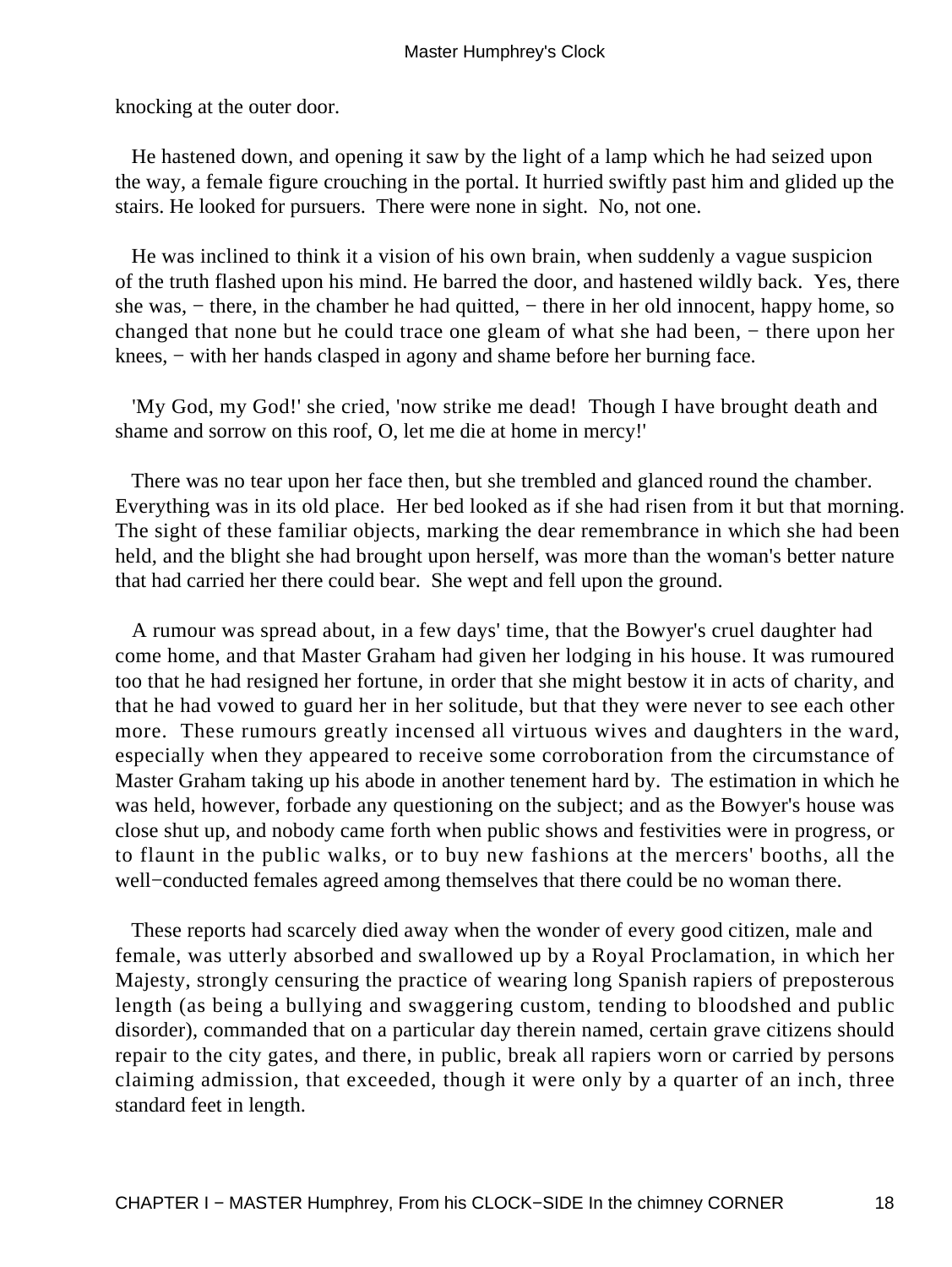knocking at the outer door.

He hastened down, and opening it saw by the light of a lamp which he had seized upon the way, a female figure crouching in the portal. It hurried swiftly past him and glided up the stairs. He looked for pursuers. There were none in sight. No, not one.

He was inclined to think it a vision of his own brain, when suddenly a vague suspicion of the truth flashed upon his mind. He barred the door, and hastened wildly back. Yes, there she was, − there, in the chamber he had quitted, − there in her old innocent, happy home, so changed that none but he could trace one gleam of what she had been, − there upon her knees, − with her hands clasped in agony and shame before her burning face.

'My God, my God!' she cried, 'now strike me dead! Though I have brought death and shame and sorrow on this roof, O, let me die at home in mercy!'

There was no tear upon her face then, but she trembled and glanced round the chamber. Everything was in its old place. Her bed looked as if she had risen from it but that morning. The sight of these familiar objects, marking the dear remembrance in which she had been held, and the blight she had brought upon herself, was more than the woman's better nature that had carried her there could bear. She wept and fell upon the ground.

A rumour was spread about, in a few days' time, that the Bowyer's cruel daughter had come home, and that Master Graham had given her lodging in his house. It was rumoured too that he had resigned her fortune, in order that she might bestow it in acts of charity, and that he had vowed to guard her in her solitude, but that they were never to see each other more. These rumours greatly incensed all virtuous wives and daughters in the ward, especially when they appeared to receive some corroboration from the circumstance of Master Graham taking up his abode in another tenement hard by. The estimation in which he was held, however, forbade any questioning on the subject; and as the Bowyer's house was close shut up, and nobody came forth when public shows and festivities were in progress, or to flaunt in the public walks, or to buy new fashions at the mercers' booths, all the well−conducted females agreed among themselves that there could be no woman there.

These reports had scarcely died away when the wonder of every good citizen, male and female, was utterly absorbed and swallowed up by a Royal Proclamation, in which her Majesty, strongly censuring the practice of wearing long Spanish rapiers of preposterous length (as being a bullying and swaggering custom, tending to bloodshed and public disorder), commanded that on a particular day therein named, certain grave citizens should repair to the city gates, and there, in public, break all rapiers worn or carried by persons claiming admission, that exceeded, though it were only by a quarter of an inch, three standard feet in length.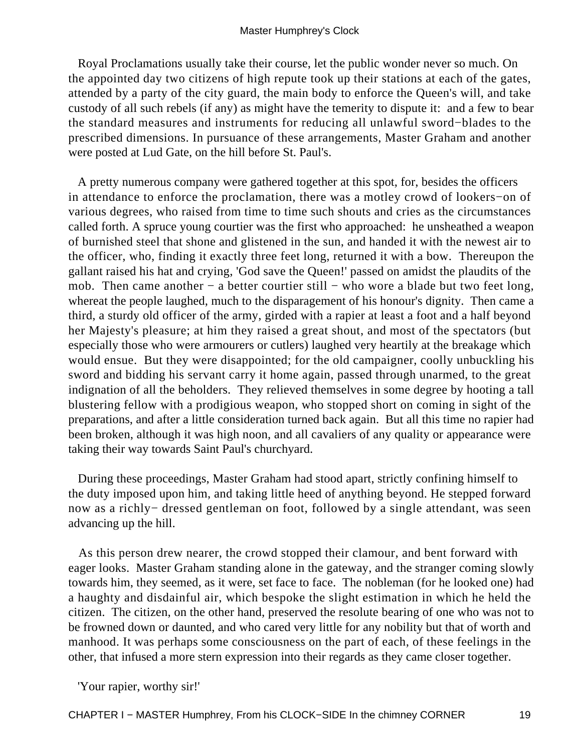Royal Proclamations usually take their course, let the public wonder never so much. On the appointed day two citizens of high repute took up their stations at each of the gates, attended by a party of the city guard, the main body to enforce the Queen's will, and take custody of all such rebels (if any) as might have the temerity to dispute it: and a few to bear the standard measures and instruments for reducing all unlawful sword−blades to the prescribed dimensions. In pursuance of these arrangements, Master Graham and another were posted at Lud Gate, on the hill before St. Paul's.

A pretty numerous company were gathered together at this spot, for, besides the officers in attendance to enforce the proclamation, there was a motley crowd of lookers−on of various degrees, who raised from time to time such shouts and cries as the circumstances called forth. A spruce young courtier was the first who approached: he unsheathed a weapon of burnished steel that shone and glistened in the sun, and handed it with the newest air to the officer, who, finding it exactly three feet long, returned it with a bow. Thereupon the gallant raised his hat and crying, 'God save the Queen!' passed on amidst the plaudits of the mob. Then came another − a better courtier still − who wore a blade but two feet long, whereat the people laughed, much to the disparagement of his honour's dignity. Then came a third, a sturdy old officer of the army, girded with a rapier at least a foot and a half beyond her Majesty's pleasure; at him they raised a great shout, and most of the spectators (but especially those who were armourers or cutlers) laughed very heartily at the breakage which would ensue. But they were disappointed; for the old campaigner, coolly unbuckling his sword and bidding his servant carry it home again, passed through unarmed, to the great indignation of all the beholders. They relieved themselves in some degree by hooting a tall blustering fellow with a prodigious weapon, who stopped short on coming in sight of the preparations, and after a little consideration turned back again. But all this time no rapier had been broken, although it was high noon, and all cavaliers of any quality or appearance were taking their way towards Saint Paul's churchyard.

During these proceedings, Master Graham had stood apart, strictly confining himself to the duty imposed upon him, and taking little heed of anything beyond. He stepped forward now as a richly− dressed gentleman on foot, followed by a single attendant, was seen advancing up the hill.

As this person drew nearer, the crowd stopped their clamour, and bent forward with eager looks. Master Graham standing alone in the gateway, and the stranger coming slowly towards him, they seemed, as it were, set face to face. The nobleman (for he looked one) had a haughty and disdainful air, which bespoke the slight estimation in which he held the citizen. The citizen, on the other hand, preserved the resolute bearing of one who was not to be frowned down or daunted, and who cared very little for any nobility but that of worth and manhood. It was perhaps some consciousness on the part of each, of these feelings in the other, that infused a more stern expression into their regards as they came closer together.

'Your rapier, worthy sir!'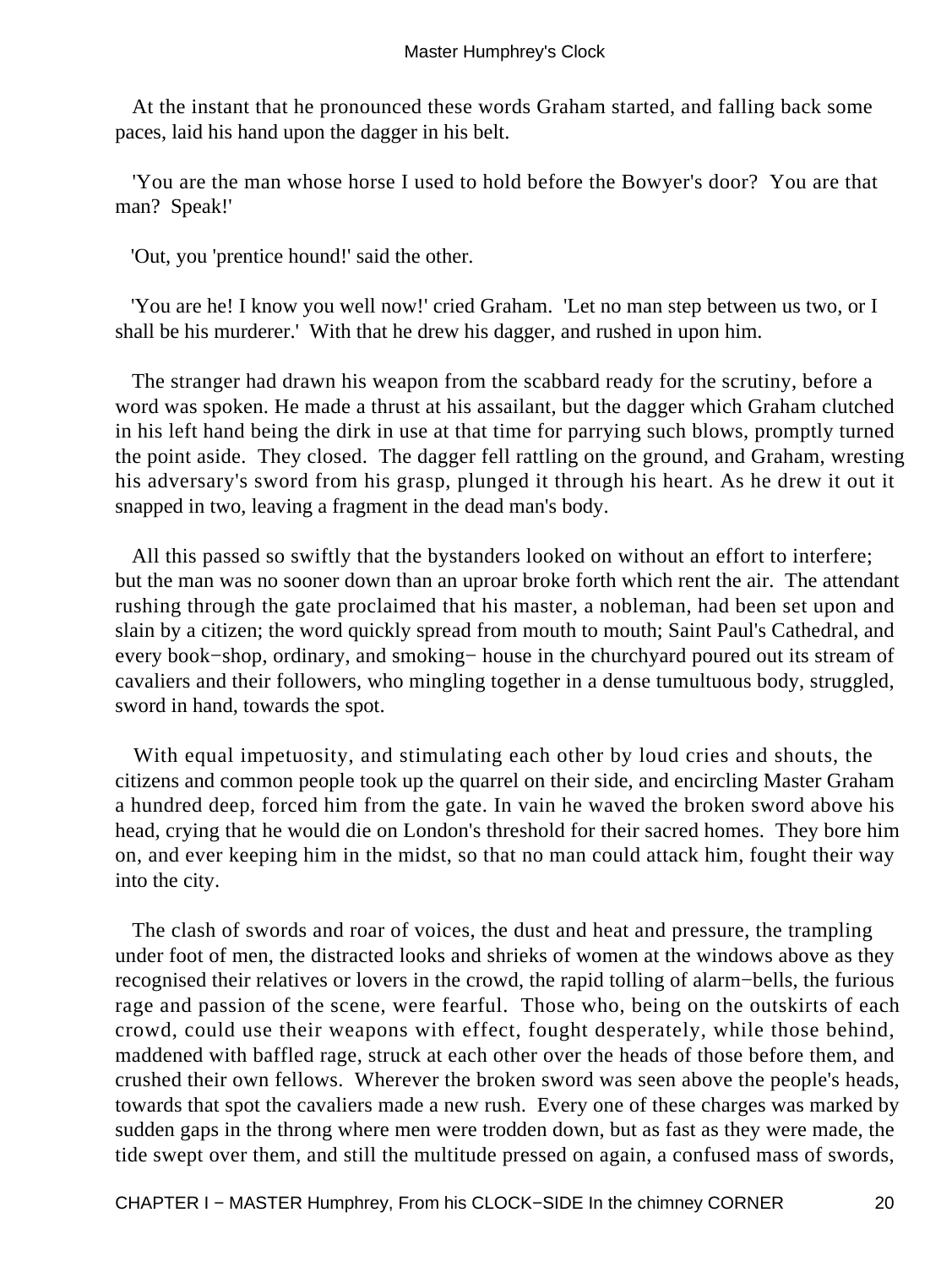At the instant that he pronounced these words Graham started, and falling back some paces, laid his hand upon the dagger in his belt.

'You are the man whose horse I used to hold before the Bowyer's door? You are that man? Speak!'

'Out, you 'prentice hound!' said the other.

'You are he! I know you well now!' cried Graham. 'Let no man step between us two, or I shall be his murderer.' With that he drew his dagger, and rushed in upon him.

The stranger had drawn his weapon from the scabbard ready for the scrutiny, before a word was spoken. He made a thrust at his assailant, but the dagger which Graham clutched in his left hand being the dirk in use at that time for parrying such blows, promptly turned the point aside. They closed. The dagger fell rattling on the ground, and Graham, wresting his adversary's sword from his grasp, plunged it through his heart. As he drew it out it snapped in two, leaving a fragment in the dead man's body.

All this passed so swiftly that the bystanders looked on without an effort to interfere; but the man was no sooner down than an uproar broke forth which rent the air. The attendant rushing through the gate proclaimed that his master, a nobleman, had been set upon and slain by a citizen; the word quickly spread from mouth to mouth; Saint Paul's Cathedral, and every book−shop, ordinary, and smoking− house in the churchyard poured out its stream of cavaliers and their followers, who mingling together in a dense tumultuous body, struggled, sword in hand, towards the spot.

With equal impetuosity, and stimulating each other by loud cries and shouts, the citizens and common people took up the quarrel on their side, and encircling Master Graham a hundred deep, forced him from the gate. In vain he waved the broken sword above his head, crying that he would die on London's threshold for their sacred homes. They bore him on, and ever keeping him in the midst, so that no man could attack him, fought their way into the city.

The clash of swords and roar of voices, the dust and heat and pressure, the trampling under foot of men, the distracted looks and shrieks of women at the windows above as they recognised their relatives or lovers in the crowd, the rapid tolling of alarm−bells, the furious rage and passion of the scene, were fearful. Those who, being on the outskirts of each crowd, could use their weapons with effect, fought desperately, while those behind, maddened with baffled rage, struck at each other over the heads of those before them, and crushed their own fellows. Wherever the broken sword was seen above the people's heads, towards that spot the cavaliers made a new rush. Every one of these charges was marked by sudden gaps in the throng where men were trodden down, but as fast as they were made, the tide swept over them, and still the multitude pressed on again, a confused mass of swords,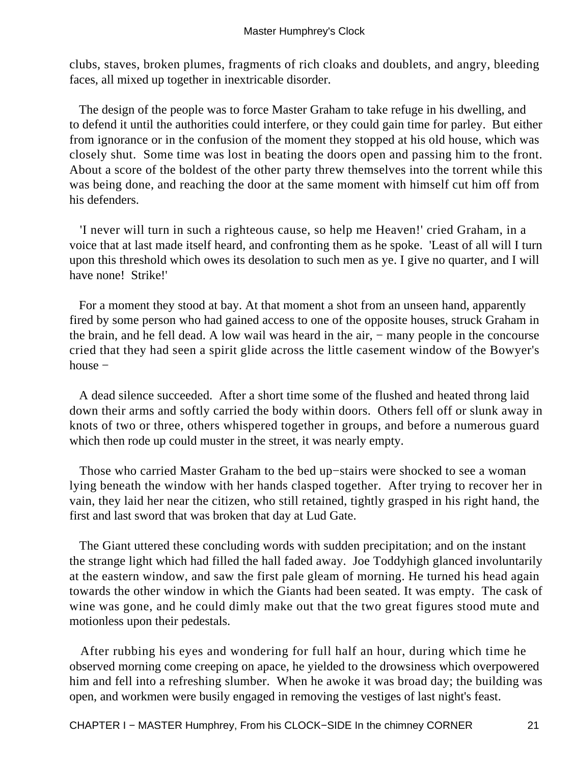clubs, staves, broken plumes, fragments of rich cloaks and doublets, and angry, bleeding faces, all mixed up together in inextricable disorder.

The design of the people was to force Master Graham to take refuge in his dwelling, and to defend it until the authorities could interfere, or they could gain time for parley. But either from ignorance or in the confusion of the moment they stopped at his old house, which was closely shut. Some time was lost in beating the doors open and passing him to the front. About a score of the boldest of the other party threw themselves into the torrent while this was being done, and reaching the door at the same moment with himself cut him off from his defenders.

'I never will turn in such a righteous cause, so help me Heaven!' cried Graham, in a voice that at last made itself heard, and confronting them as he spoke. 'Least of all will I turn upon this threshold which owes its desolation to such men as ye. I give no quarter, and I will have none! Strike!'

For a moment they stood at bay. At that moment a shot from an unseen hand, apparently fired by some person who had gained access to one of the opposite houses, struck Graham in the brain, and he fell dead. A low wail was heard in the air, − many people in the concourse cried that they had seen a spirit glide across the little casement window of the Bowyer's house −

A dead silence succeeded. After a short time some of the flushed and heated throng laid down their arms and softly carried the body within doors. Others fell off or slunk away in knots of two or three, others whispered together in groups, and before a numerous guard which then rode up could muster in the street, it was nearly empty.

Those who carried Master Graham to the bed up−stairs were shocked to see a woman lying beneath the window with her hands clasped together. After trying to recover her in vain, they laid her near the citizen, who still retained, tightly grasped in his right hand, the first and last sword that was broken that day at Lud Gate.

The Giant uttered these concluding words with sudden precipitation; and on the instant the strange light which had filled the hall faded away. Joe Toddyhigh glanced involuntarily at the eastern window, and saw the first pale gleam of morning. He turned his head again towards the other window in which the Giants had been seated. It was empty. The cask of wine was gone, and he could dimly make out that the two great figures stood mute and motionless upon their pedestals.

After rubbing his eyes and wondering for full half an hour, during which time he observed morning come creeping on apace, he yielded to the drowsiness which overpowered him and fell into a refreshing slumber. When he awoke it was broad day; the building was open, and workmen were busily engaged in removing the vestiges of last night's feast.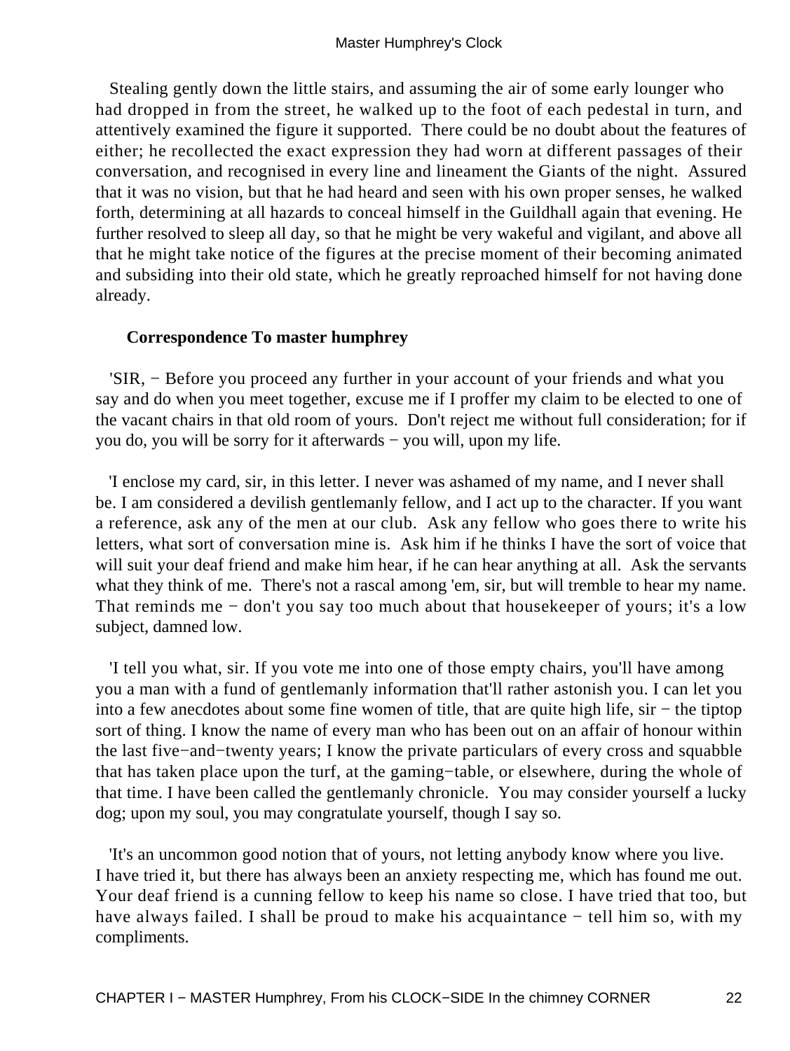Stealing gently down the little stairs, and assuming the air of some early lounger who had dropped in from the street, he walked up to the foot of each pedestal in turn, and attentively examined the figure it supported. There could be no doubt about the features of either; he recollected the exact expression they had worn at different passages of their conversation, and recognised in every line and lineament the Giants of the night. Assured that it was no vision, but that he had heard and seen with his own proper senses, he walked forth, determining at all hazards to conceal himself in the Guildhall again that evening. He further resolved to sleep all day, so that he might be very wakeful and vigilant, and above all that he might take notice of the figures at the precise moment of their becoming animated and subsiding into their old state, which he greatly reproached himself for not having done already.

### Correspondence To master humphrey

'SIR, − Before you proceed any further in your account of your friends and what you say and do when you meet together, excuse me if I proffer my claim to be elected to one of the vacant chairs in that old room of yours. Don't reject me without full consideration; for if you do, you will be sorry for it afterwards − you will, upon my life.

'I enclose my card, sir, in this letter. I never was ashamed of my name, and I never shall be. I am considered a devilish gentlemanly fellow, and I act up to the character. If you want a reference, ask any of the men at our club. Ask any fellow who goes there to write his letters, what sort of conversation mine is. Ask him if he thinks I have the sort of voice that will suit your deaf friend and make him hear, if he can hear anything at all. Ask the servants what they think of me. There's not a rascal among 'em, sir, but will tremble to hear my name. That reminds me − don't you say too much about that housekeeper of yours; it's a low subject, damned low.

'I tell you what, sir. If you vote me into one of those empty chairs, you'll have among you a man with a fund of gentlemanly information that'll rather astonish you. I can let you into a few anecdotes about some fine women of title, that are quite high life, sir − the tiptop sort of thing. I know the name of every man who has been out on an affair of honour within the last five−and−twenty years; I know the private particulars of every cross and squabble that has taken place upon the turf, at the gaming−table, or elsewhere, during the whole of that time. I have been called the gentlemanly chronicle. You may consider yourself a lucky dog; upon my soul, you may congratulate yourself, though I say so.

'It's an uncommon good notion that of yours, not letting anybody know where you live. I have tried it, but there has always been an anxiety respecting me, which has found me out. Your deaf friend is a cunning fellow to keep his name so close. I have tried that too, but have always failed. I shall be proud to make his acquaintance − tell him so, with my compliments.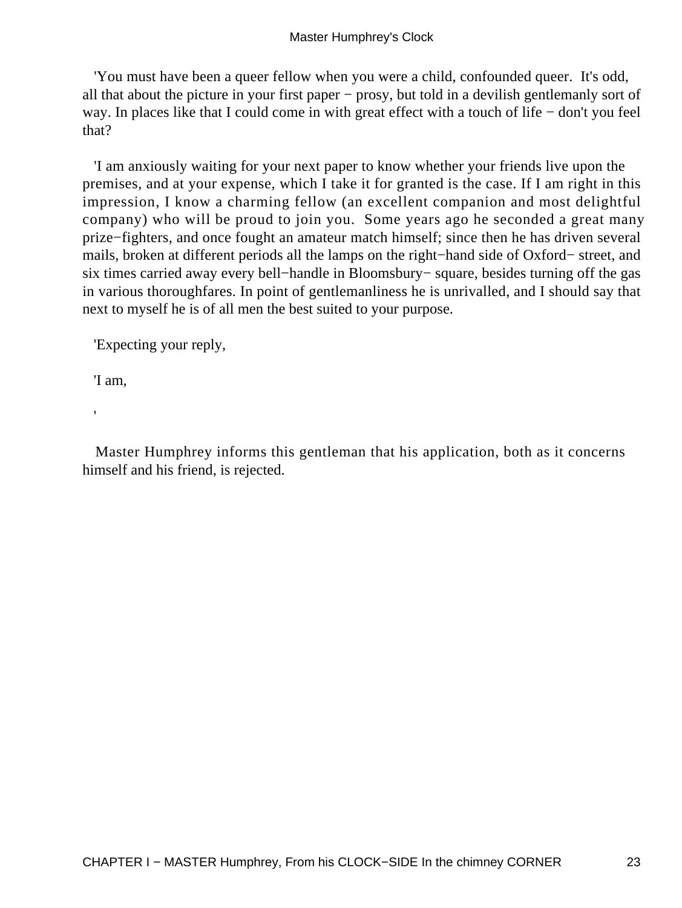'You must have been a queer fellow when you were a child, confounded queer. It's odd, all that about the picture in your first paper − prosy, but told in a devilish gentlemanly sort of way. In places like that I could come in with great effect with a touch of life − don't you feel that?

'I am anxiously waiting for your next paper to know whether your friends live upon the premises, and at your expense, which I take it for granted is the case. If I am right in this impression, I know a charming fellow (an excellent companion and most delightful company) who will be proud to join you. Some years ago he seconded a great many prize−fighters, and once fought an amateur match himself; since then he has driven several mails, broken at different periods all the lamps on the right−hand side of Oxford− street, and six times carried away every bell−handle in Bloomsbury− square, besides turning off the gas in various thoroughfares. In point of gentlemanliness he is unrivalled, and I should say that next to myself he is of all men the best suited to your purpose.

'Expecting your reply,

'I am,

'

Master Humphrey informs this gentleman that his application, both as it concerns himself and his friend, is rejected.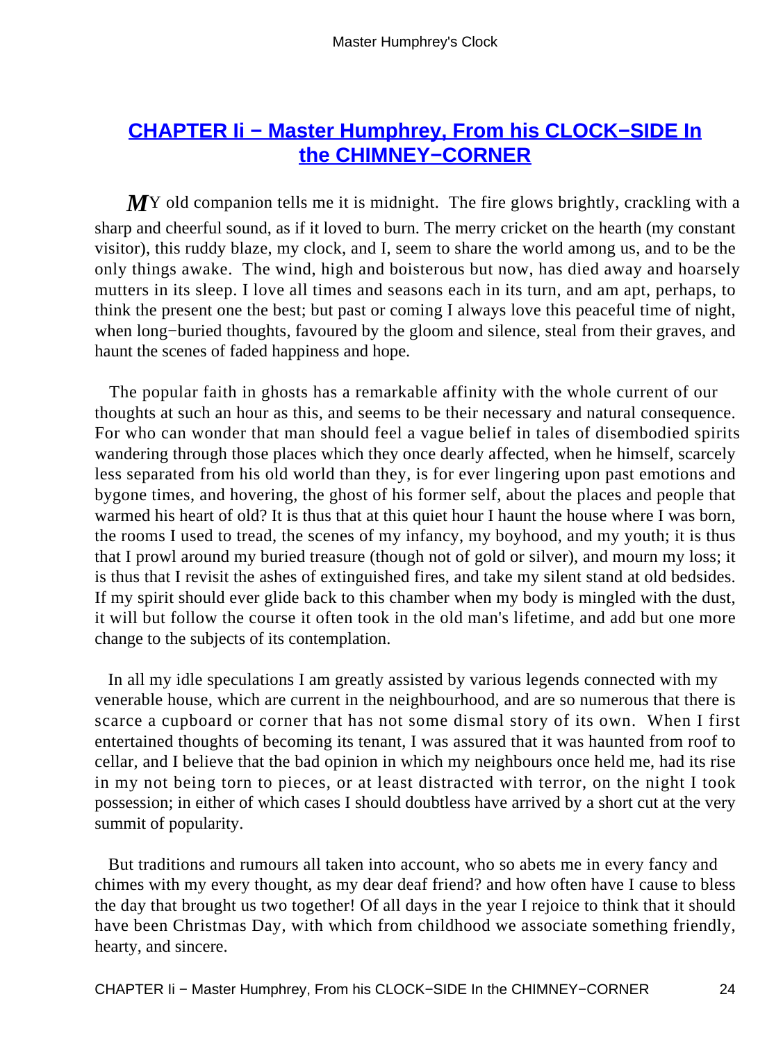## CHAPTER Ii − Master Humphrey, From his CLOCK−SIDE In the CHIMNEY−CORNER

MY old companion tells me it is midnight. The fire glows brightly, crackling with a sharp and cheerful sound, as if it loved to burn. The merry cricket on the hearth (my constant visitor), this ruddy blaze, my clock, and I, seem to share the world among us, and to be the only things awake. The wind, high and boisterous but now, has died away and hoarsely mutters in its sleep. I love all times and seasons each in its turn, and am apt, perhaps, to think the present one the best; but past or coming I always love this peaceful time of night, when long−buried thoughts, favoured by the gloom and silence, steal from their graves, and haunt the scenes of faded happiness and hope.

The popular faith in ghosts has a remarkable affinity with the whole current of our thoughts at such an hour as this, and seems to be their necessary and natural consequence. For who can wonder that man should feel a vague belief in tales of disembodied spirits wandering through those places which they once dearly affected, when he himself, scarcely less separated from his old world than they, is for ever lingering upon past emotions and bygone times, and hovering, the ghost of his former self, about the places and people that warmed his heart of old? It is thus that at this quiet hour I haunt the house where I was born, the rooms I used to tread, the scenes of my infancy, my boyhood, and my youth; it is thus that I prowl around my buried treasure (though not of gold or silver), and mourn my loss; it is thus that I revisit the ashes of extinguished fires, and take my silent stand at old bedsides. If my spirit should ever glide back to this chamber when my body is mingled with the dust, it will but follow the course it often took in the old man's lifetime, and add but one more change to the subjects of its contemplation.

In all my idle speculations I am greatly assisted by various legends connected with my venerable house, which are current in the neighbourhood, and are so numerous that there is scarce a cupboard or corner that has not some dismal story of its own. When I first entertained thoughts of becoming its tenant, I was assured that it was haunted from roof to cellar, and I believe that the bad opinion in which my neighbours once held me, had its rise in my not being torn to pieces, or at least distracted with terror, on the night I took possession; in either of which cases I should doubtless have arrived by a short cut at the very summit of popularity.

But traditions and rumours all taken into account, who so abets me in every fancy and chimes with my every thought, as my dear deaf friend? and how often have I cause to bless the day that brought us two together! Of all days in the year I rejoice to think that it should have been Christmas Day, with which from childhood we associate something friendly, hearty, and sincere.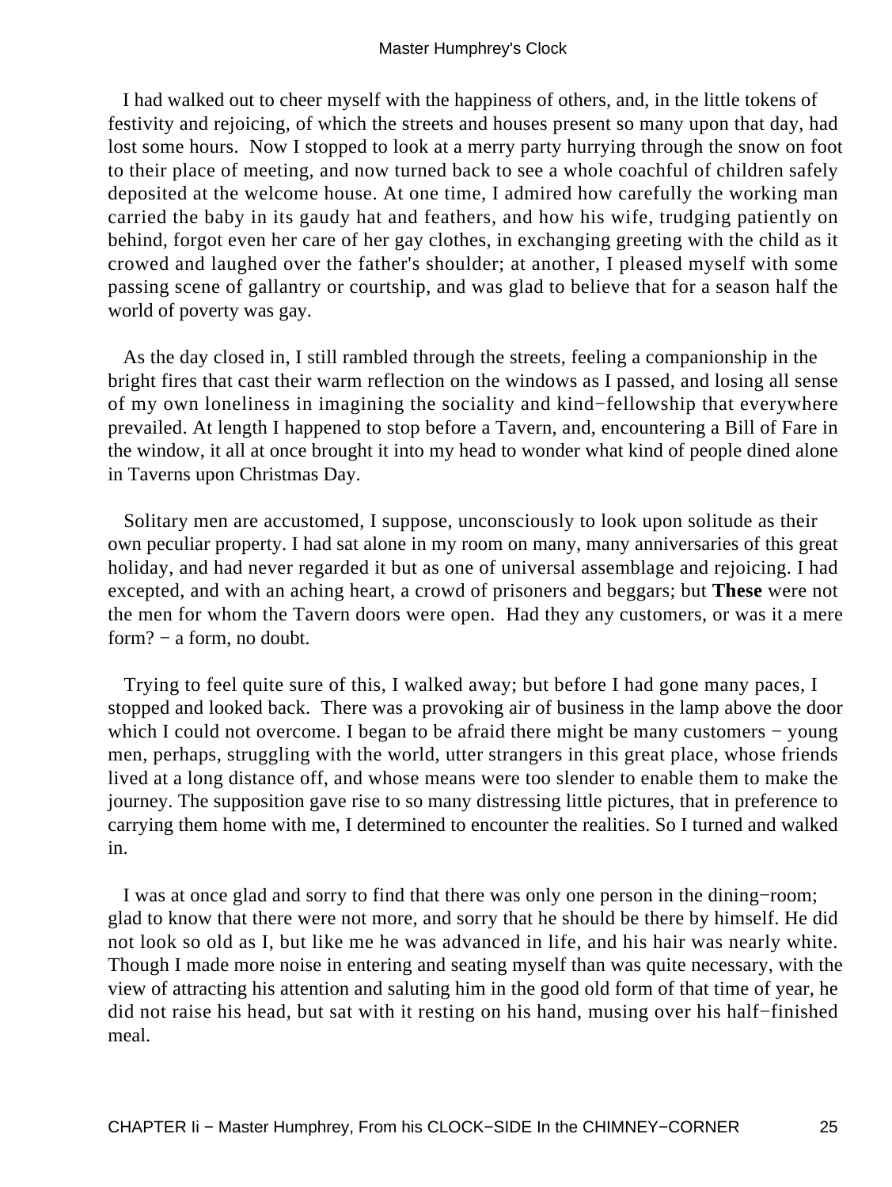I had walked out to cheer myself with the happiness of others, and, in the little tokens of festivity and rejoicing, of which the streets and houses present so many upon that day, had lost some hours. Now I stopped to look at a merry party hurrying through the snow on foot to their place of meeting, and now turned back to see a whole coachful of children safely deposited at the welcome house. At one time, I admired how carefully the working man carried the baby in its gaudy hat and feathers, and how his wife, trudging patiently on behind, forgot even her care of her gay clothes, in exchanging greeting with the child as it crowed and laughed over the father's shoulder; at another, I pleased myself with some passing scene of gallantry or courtship, and was glad to believe that for a season half the world of poverty was gay.

As the day closed in, I still rambled through the streets, feeling a companionship in the bright fires that cast their warm reflection on the windows as I passed, and losing all sense of my own loneliness in imagining the sociality and kind−fellowship that everywhere prevailed. At length I happened to stop before a Tavern, and, encountering a Bill of Fare in the window, it all at once brought it into my head to wonder what kind of people dined alone in Taverns upon Christmas Day.

Solitary men are accustomed, I suppose, unconsciously to look upon solitude as their own peculiar property. I had sat alone in my room on many, many anniversaries of this great holiday, and had never regarded it but as one of universal assemblage and rejoicing. I had excepted, and with an aching heart, a crowd of prisoners and beggars; but **These** were not the men for whom the Tavern doors were open. Had they any customers, or was it a mere form? − a form, no doubt.

Trying to feel quite sure of this, I walked away; but before I had gone many paces, I stopped and looked back. There was a provoking air of business in the lamp above the door which I could not overcome. I began to be afraid there might be many customers − young men, perhaps, struggling with the world, utter strangers in this great place, whose friends lived at a long distance off, and whose means were too slender to enable them to make the journey. The supposition gave rise to so many distressing little pictures, that in preference to carrying them home with me, I determined to encounter the realities. So I turned and walked in.

I was at once glad and sorry to find that there was only one person in the dining−room; glad to know that there were not more, and sorry that he should be there by himself. He did not look so old as I, but like me he was advanced in life, and his hair was nearly white. Though I made more noise in entering and seating myself than was quite necessary, with the view of attracting his attention and saluting him in the good old form of that time of year, he did not raise his head, but sat with it resting on his hand, musing over his half−finished meal.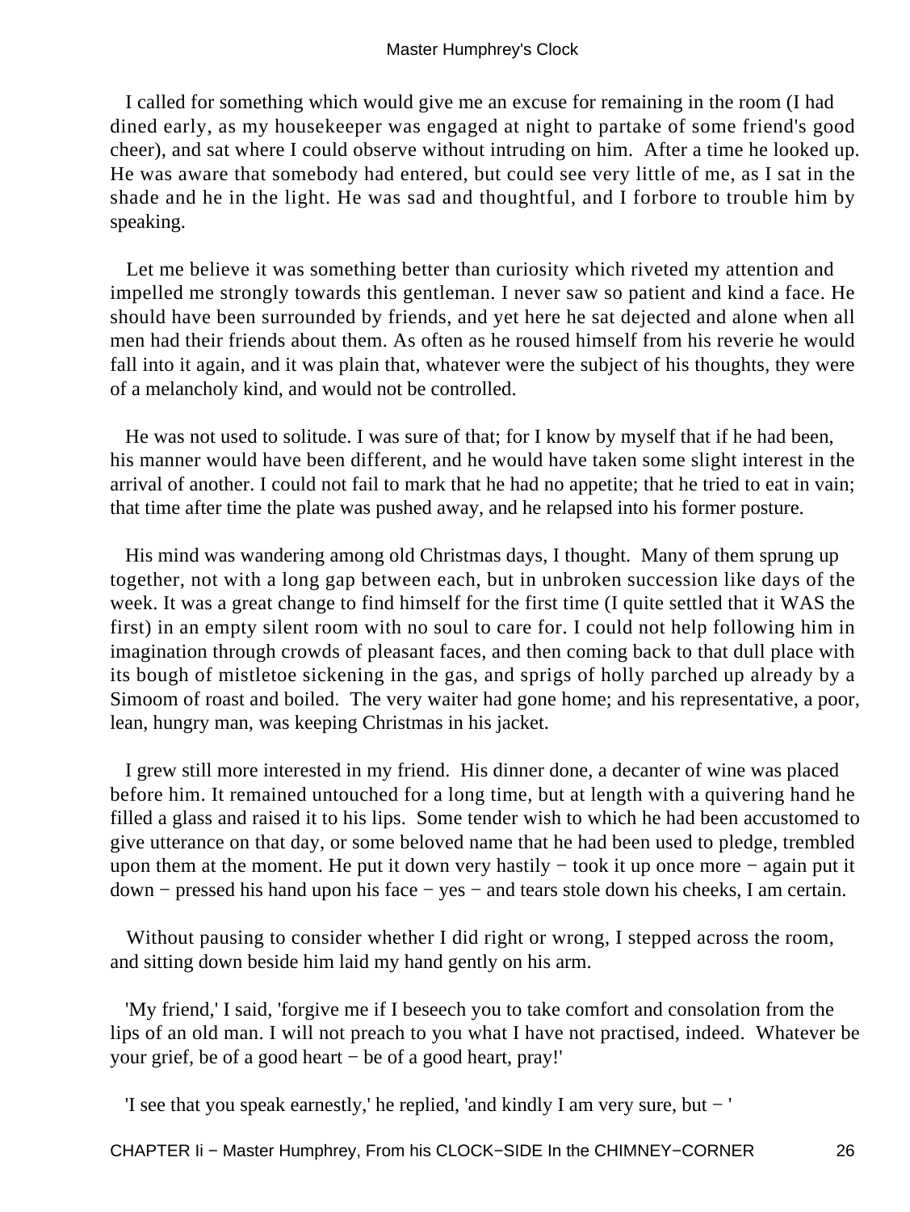I called for something which would give me an excuse for remaining in the room (I had dined early, as my housekeeper was engaged at night to partake of some friend's good cheer), and sat where I could observe without intruding on him. After a time he looked up. He was aware that somebody had entered, but could see very little of me, as I sat in the shade and he in the light. He was sad and thoughtful, and I forbore to trouble him by speaking.

Let me believe it was something better than curiosity which riveted my attention and impelled me strongly towards this gentleman. I never saw so patient and kind a face. He should have been surrounded by friends, and yet here he sat dejected and alone when all men had their friends about them. As often as he roused himself from his reverie he would fall into it again, and it was plain that, whatever were the subject of his thoughts, they were of a melancholy kind, and would not be controlled.

He was not used to solitude. I was sure of that; for I know by myself that if he had been, his manner would have been different, and he would have taken some slight interest in the arrival of another. I could not fail to mark that he had no appetite; that he tried to eat in vain; that time after time the plate was pushed away, and he relapsed into his former posture.

His mind was wandering among old Christmas days, I thought. Many of them sprung up together, not with a long gap between each, but in unbroken succession like days of the week. It was a great change to find himself for the first time (I quite settled that it WAS the first) in an empty silent room with no soul to care for. I could not help following him in imagination through crowds of pleasant faces, and then coming back to that dull place with its bough of mistletoe sickening in the gas, and sprigs of holly parched up already by a Simoom of roast and boiled. The very waiter had gone home; and his representative, a poor, lean, hungry man, was keeping Christmas in his jacket.

I grew still more interested in my friend. His dinner done, a decanter of wine was placed before him. It remained untouched for a long time, but at length with a quivering hand he filled a glass and raised it to his lips. Some tender wish to which he had been accustomed to give utterance on that day, or some beloved name that he had been used to pledge, trembled upon them at the moment. He put it down very hastily − took it up once more − again put it down − pressed his hand upon his face − yes − and tears stole down his cheeks, I am certain.

Without pausing to consider whether I did right or wrong, I stepped across the room, and sitting down beside him laid my hand gently on his arm.

'My friend,' I said, 'forgive me if I beseech you to take comfort and consolation from the lips of an old man. I will not preach to you what I have not practised, indeed. Whatever be your grief, be of a good heart − be of a good heart, pray!'

'I see that you speak earnestly,' he replied, 'and kindly I am very sure, but − '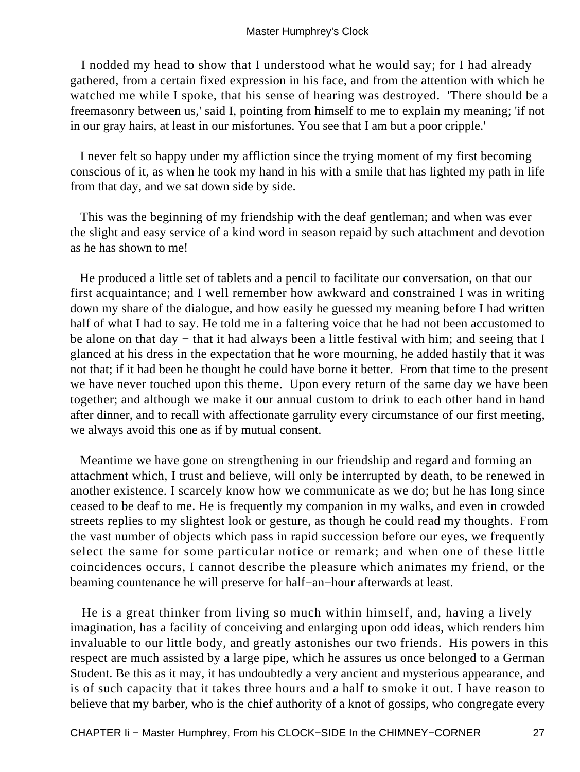I nodded my head to show that I understood what he would say; for I had already gathered, from a certain fixed expression in his face, and from the attention with which he watched me while I spoke, that his sense of hearing was destroyed. 'There should be a freemasonry between us,' said I, pointing from himself to me to explain my meaning; 'if not in our gray hairs, at least in our misfortunes. You see that I am but a poor cripple.'

I never felt so happy under my affliction since the trying moment of my first becoming conscious of it, as when he took my hand in his with a smile that has lighted my path in life from that day, and we sat down side by side.

This was the beginning of my friendship with the deaf gentleman; and when was ever the slight and easy service of a kind word in season repaid by such attachment and devotion as he has shown to me!

He produced a little set of tablets and a pencil to facilitate our conversation, on that our first acquaintance; and I well remember how awkward and constrained I was in writing down my share of the dialogue, and how easily he guessed my meaning before I had written half of what I had to say. He told me in a faltering voice that he had not been accustomed to be alone on that day − that it had always been a little festival with him; and seeing that I glanced at his dress in the expectation that he wore mourning, he added hastily that it was not that; if it had been he thought he could have borne it better. From that time to the present we have never touched upon this theme. Upon every return of the same day we have been together; and although we make it our annual custom to drink to each other hand in hand after dinner, and to recall with affectionate garrulity every circumstance of our first meeting, we always avoid this one as if by mutual consent.

Meantime we have gone on strengthening in our friendship and regard and forming an attachment which, I trust and believe, will only be interrupted by death, to be renewed in another existence. I scarcely know how we communicate as we do; but he has long since ceased to be deaf to me. He is frequently my companion in my walks, and even in crowded streets replies to my slightest look or gesture, as though he could read my thoughts. From the vast number of objects which pass in rapid succession before our eyes, we frequently select the same for some particular notice or remark; and when one of these little coincidences occurs, I cannot describe the pleasure which animates my friend, or the beaming countenance he will preserve for half−an−hour afterwards at least.

He is a great thinker from living so much within himself, and, having a lively imagination, has a facility of conceiving and enlarging upon odd ideas, which renders him invaluable to our little body, and greatly astonishes our two friends. His powers in this respect are much assisted by a large pipe, which he assures us once belonged to a German Student. Be this as it may, it has undoubtedly a very ancient and mysterious appearance, and is of such capacity that it takes three hours and a half to smoke it out. I have reason to believe that my barber, who is the chief authority of a knot of gossips, who congregate every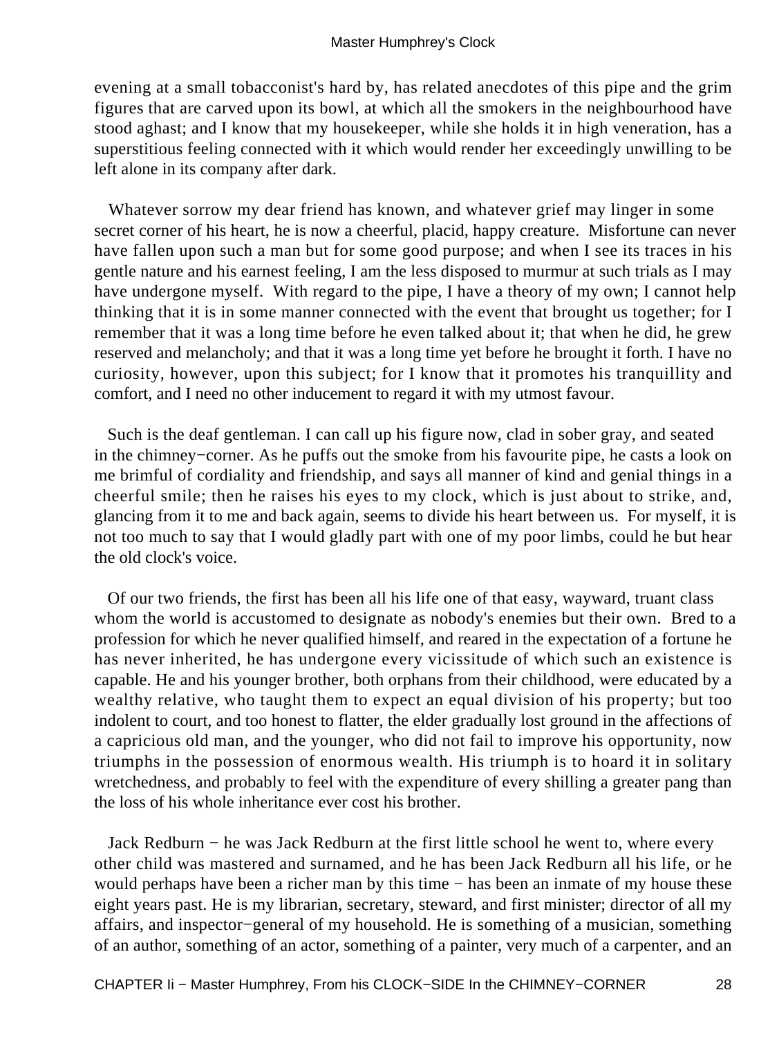evening at a small tobacconist's hard by, has related anecdotes of this pipe and the grim figures that are carved upon its bowl, at which all the smokers in the neighbourhood have stood aghast; and I know that my housekeeper, while she holds it in high veneration, has a superstitious feeling connected with it which would render her exceedingly unwilling to be left alone in its company after dark.

Whatever sorrow my dear friend has known, and whatever grief may linger in some secret corner of his heart, he is now a cheerful, placid, happy creature. Misfortune can never have fallen upon such a man but for some good purpose; and when I see its traces in his gentle nature and his earnest feeling, I am the less disposed to murmur at such trials as I may have undergone myself. With regard to the pipe, I have a theory of my own; I cannot help thinking that it is in some manner connected with the event that brought us together; for I remember that it was a long time before he even talked about it; that when he did, he grew reserved and melancholy; and that it was a long time yet before he brought it forth. I have no curiosity, however, upon this subject; for I know that it promotes his tranquillity and comfort, and I need no other inducement to regard it with my utmost favour.

Such is the deaf gentleman. I can call up his figure now, clad in sober gray, and seated in the chimney−corner. As he puffs out the smoke from his favourite pipe, he casts a look on me brimful of cordiality and friendship, and says all manner of kind and genial things in a cheerful smile; then he raises his eyes to my clock, which is just about to strike, and, glancing from it to me and back again, seems to divide his heart between us. For myself, it is not too much to say that I would gladly part with one of my poor limbs, could he but hear the old clock's voice.

Of our two friends, the first has been all his life one of that easy, wayward, truant class whom the world is accustomed to designate as nobody's enemies but their own. Bred to a profession for which he never qualified himself, and reared in the expectation of a fortune he has never inherited, he has undergone every vicissitude of which such an existence is capable. He and his younger brother, both orphans from their childhood, were educated by a wealthy relative, who taught them to expect an equal division of his property; but too indolent to court, and too honest to flatter, the elder gradually lost ground in the affections of a capricious old man, and the younger, who did not fail to improve his opportunity, now triumphs in the possession of enormous wealth. His triumph is to hoard it in solitary wretchedness, and probably to feel with the expenditure of every shilling a greater pang than the loss of his whole inheritance ever cost his brother.

Jack Redburn − he was Jack Redburn at the first little school he went to, where every other child was mastered and surnamed, and he has been Jack Redburn all his life, or he would perhaps have been a richer man by this time − has been an inmate of my house these eight years past. He is my librarian, secretary, steward, and first minister; director of all my affairs, and inspector−general of my household. He is something of a musician, something of an author, something of an actor, something of a painter, very much of a carpenter, and an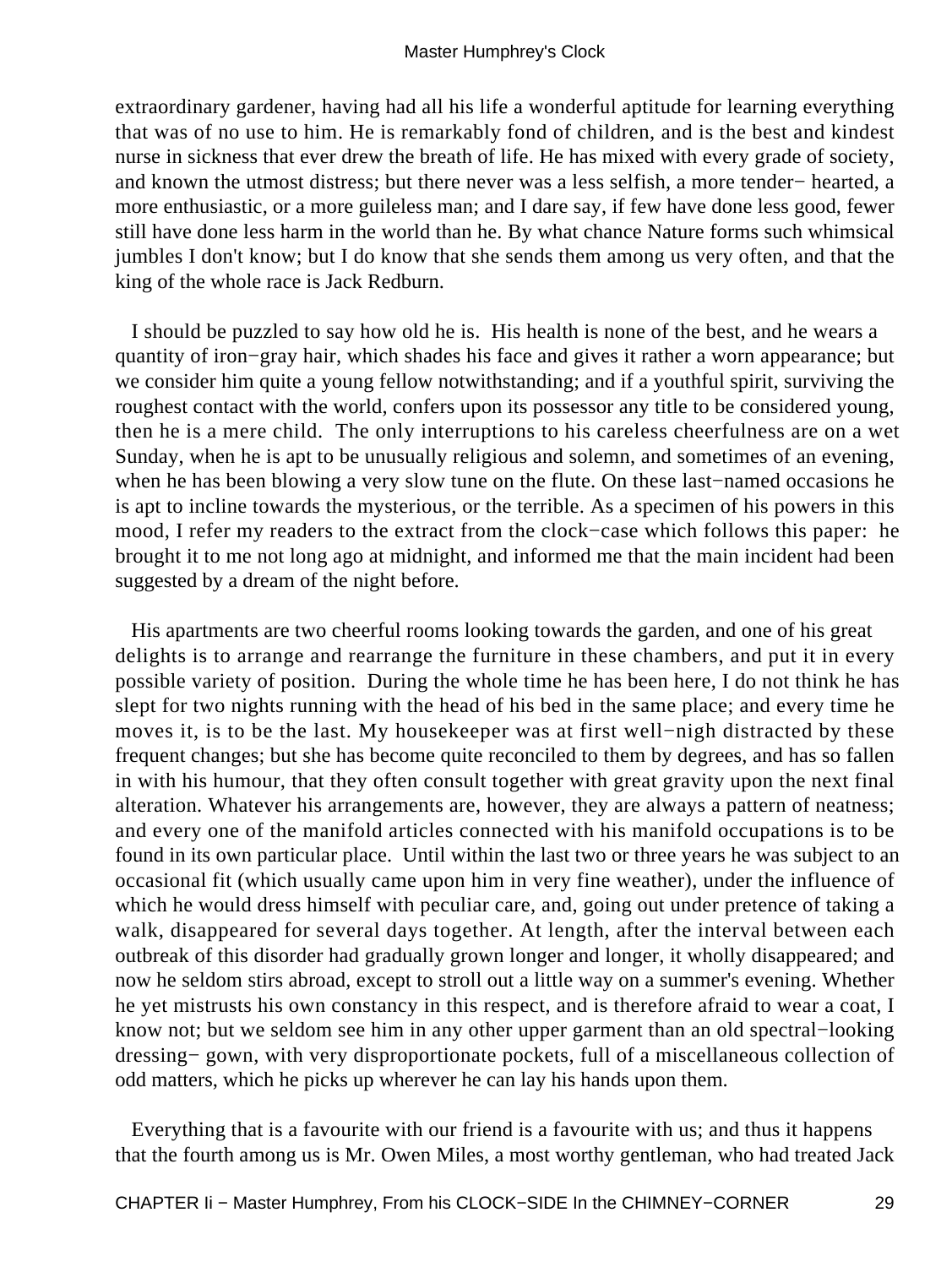extraordinary gardener, having had all his life a wonderful aptitude for learning everything that was of no use to him. He is remarkably fond of children, and is the best and kindest nurse in sickness that ever drew the breath of life. He has mixed with every grade of society, and known the utmost distress; but there never was a less selfish, a more tender− hearted, a more enthusiastic, or a more guileless man; and I dare say, if few have done less good, fewer still have done less harm in the world than he. By what chance Nature forms such whimsical jumbles I don't know; but I do know that she sends them among us very often, and that the king of the whole race is Jack Redburn.

I should be puzzled to say how old he is. His health is none of the best, and he wears a quantity of iron−gray hair, which shades his face and gives it rather a worn appearance; but we consider him quite a young fellow notwithstanding; and if a youthful spirit, surviving the roughest contact with the world, confers upon its possessor any title to be considered young, then he is a mere child. The only interruptions to his careless cheerfulness are on a wet Sunday, when he is apt to be unusually religious and solemn, and sometimes of an evening, when he has been blowing a very slow tune on the flute. On these last−named occasions he is apt to incline towards the mysterious, or the terrible. As a specimen of his powers in this mood, I refer my readers to the extract from the clock−case which follows this paper: he brought it to me not long ago at midnight, and informed me that the main incident had been suggested by a dream of the night before.

His apartments are two cheerful rooms looking towards the garden, and one of his great delights is to arrange and rearrange the furniture in these chambers, and put it in every possible variety of position. During the whole time he has been here, I do not think he has slept for two nights running with the head of his bed in the same place; and every time he moves it, is to be the last. My housekeeper was at first well−nigh distracted by these frequent changes; but she has become quite reconciled to them by degrees, and has so fallen in with his humour, that they often consult together with great gravity upon the next final alteration. Whatever his arrangements are, however, they are always a pattern of neatness; and every one of the manifold articles connected with his manifold occupations is to be found in its own particular place. Until within the last two or three years he was subject to an occasional fit (which usually came upon him in very fine weather), under the influence of which he would dress himself with peculiar care, and, going out under pretence of taking a walk, disappeared for several days together. At length, after the interval between each outbreak of this disorder had gradually grown longer and longer, it wholly disappeared; and now he seldom stirs abroad, except to stroll out a little way on a summer's evening. Whether he yet mistrusts his own constancy in this respect, and is therefore afraid to wear a coat, I know not; but we seldom see him in any other upper garment than an old spectral−looking dressing− gown, with very disproportionate pockets, full of a miscellaneous collection of odd matters, which he picks up wherever he can lay his hands upon them.

Everything that is a favourite with our friend is a favourite with us; and thus it happens that the fourth among us is Mr. Owen Miles, a most worthy gentleman, who had treated Jack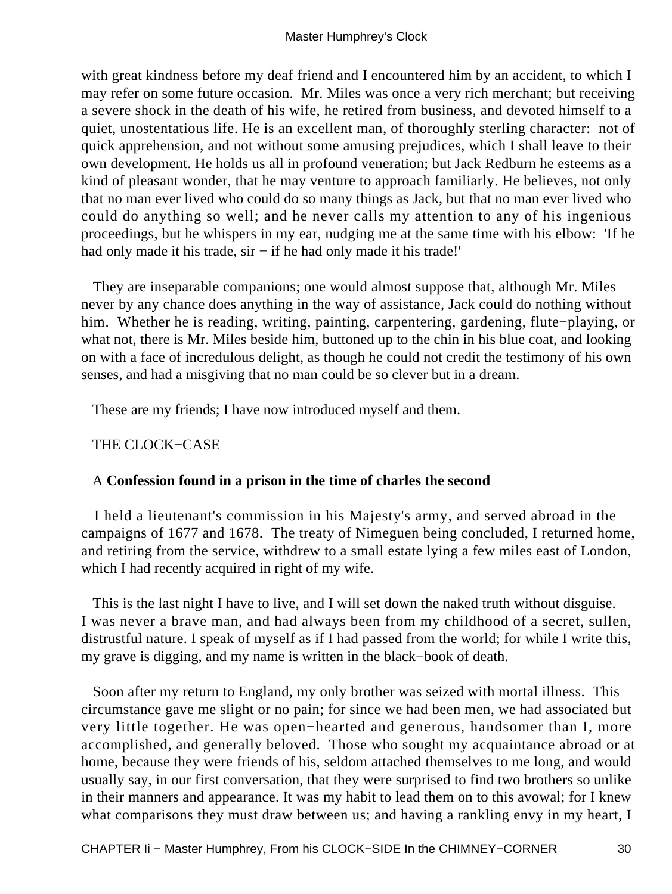with great kindness before my deaf friend and I encountered him by an accident, to which I may refer on some future occasion. Mr. Miles was once a very rich merchant; but receiving a severe shock in the death of his wife, he retired from business, and devoted himself to a quiet, unostentatious life. He is an excellent man, of thoroughly sterling character: not of quick apprehension, and not without some amusing prejudices, which I shall leave to their own development. He holds us all in profound veneration; but Jack Redburn he esteems as a kind of pleasant wonder, that he may venture to approach familiarly. He believes, not only that no man ever lived who could do so many things as Jack, but that no man ever lived who could do anything so well; and he never calls my attention to any of his ingenious proceedings, but he whispers in my ear, nudging me at the same time with his elbow: 'If he had only made it his trade, sir − if he had only made it his trade!'

They are inseparable companions; one would almost suppose that, although Mr. Miles never by any chance does anything in the way of assistance, Jack could do nothing without him. Whether he is reading, writing, painting, carpentering, gardening, flute−playing, or what not, there is Mr. Miles beside him, buttoned up to the chin in his blue coat, and looking on with a face of incredulous delight, as though he could not credit the testimony of his own senses, and had a misgiving that no man could be so clever but in a dream.

These are my friends; I have now introduced myself and them.

THE CLOCK−CASE

A **Confession found in a prison in the time of charles the second**

I held a lieutenant's commission in his Majesty's army, and served abroad in the campaigns of 1677 and 1678. The treaty of Nimeguen being concluded, I returned home, and retiring from the service, withdrew to a small estate lying a few miles east of London, which I had recently acquired in right of my wife.

This is the last night I have to live, and I will set down the naked truth without disguise. I was never a brave man, and had always been from my childhood of a secret, sullen, distrustful nature. I speak of myself as if I had passed from the world; for while I write this, my grave is digging, and my name is written in the black−book of death.

Soon after my return to England, my only brother was seized with mortal illness. This circumstance gave me slight or no pain; for since we had been men, we had associated but very little together. He was open−hearted and generous, handsomer than I, more accomplished, and generally beloved. Those who sought my acquaintance abroad or at home, because they were friends of his, seldom attached themselves to me long, and would usually say, in our first conversation, that they were surprised to find two brothers so unlike in their manners and appearance. It was my habit to lead them on to this avowal; for I knew what comparisons they must draw between us; and having a rankling envy in my heart, I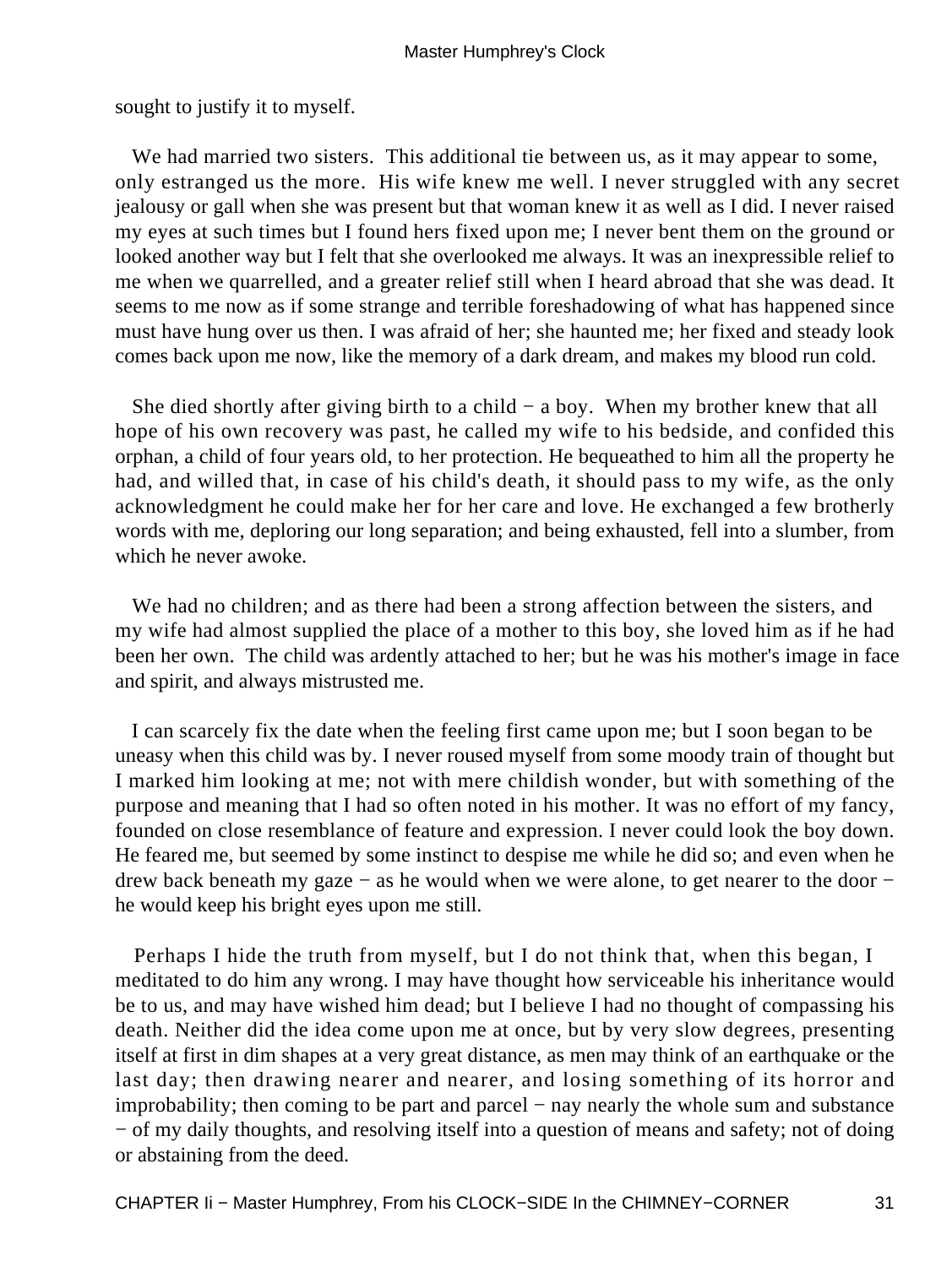sought to justify it to myself.

We had married two sisters. This additional tie between us, as it may appear to some, only estranged us the more. His wife knew me well. I never struggled with any secret jealousy or gall when she was present but that woman knew it as well as I did. I never raised my eyes at such times but I found hers fixed upon me; I never bent them on the ground or looked another way but I felt that she overlooked me always. It was an inexpressible relief to me when we quarrelled, and a greater relief still when I heard abroad that she was dead. It seems to me now as if some strange and terrible foreshadowing of what has happened since must have hung over us then. I was afraid of her; she haunted me; her fixed and steady look comes back upon me now, like the memory of a dark dream, and makes my blood run cold.

She died shortly after giving birth to a child − a boy. When my brother knew that all hope of his own recovery was past, he called my wife to his bedside, and confided this orphan, a child of four years old, to her protection. He bequeathed to him all the property he had, and willed that, in case of his child's death, it should pass to my wife, as the only acknowledgment he could make her for her care and love. He exchanged a few brotherly words with me, deploring our long separation; and being exhausted, fell into a slumber, from which he never awoke.

We had no children; and as there had been a strong affection between the sisters, and my wife had almost supplied the place of a mother to this boy, she loved him as if he had been her own. The child was ardently attached to her; but he was his mother's image in face and spirit, and always mistrusted me.

I can scarcely fix the date when the feeling first came upon me; but I soon began to be uneasy when this child was by. I never roused myself from some moody train of thought but I marked him looking at me; not with mere childish wonder, but with something of the purpose and meaning that I had so often noted in his mother. It was no effort of my fancy, founded on close resemblance of feature and expression. I never could look the boy down. He feared me, but seemed by some instinct to despise me while he did so; and even when he drew back beneath my gaze − as he would when we were alone, to get nearer to the door − he would keep his bright eyes upon me still.

Perhaps I hide the truth from myself, but I do not think that, when this began, I meditated to do him any wrong. I may have thought how serviceable his inheritance would be to us, and may have wished him dead; but I believe I had no thought of compassing his death. Neither did the idea come upon me at once, but by very slow degrees, presenting itself at first in dim shapes at a very great distance, as men may think of an earthquake or the last day; then drawing nearer and nearer, and losing something of its horror and improbability; then coming to be part and parcel − nay nearly the whole sum and substance − of my daily thoughts, and resolving itself into a question of means and safety; not of doing or abstaining from the deed.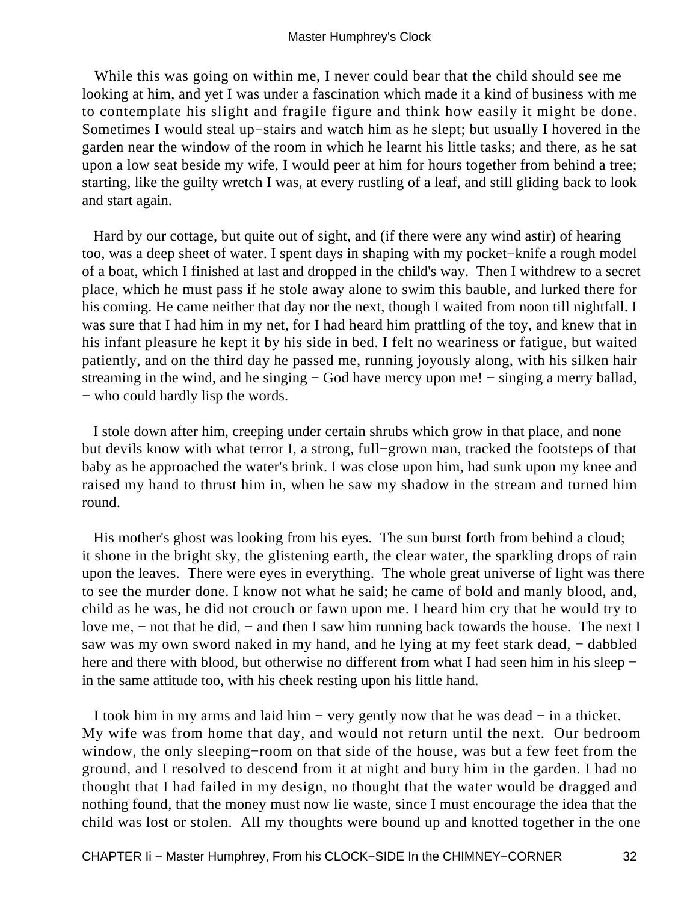While this was going on within me, I never could bear that the child should see me looking at him, and yet I was under a fascination which made it a kind of business with me to contemplate his slight and fragile figure and think how easily it might be done. Sometimes I would steal up−stairs and watch him as he slept; but usually I hovered in the garden near the window of the room in which he learnt his little tasks; and there, as he sat upon a low seat beside my wife, I would peer at him for hours together from behind a tree; starting, like the guilty wretch I was, at every rustling of a leaf, and still gliding back to look and start again.

Hard by our cottage, but quite out of sight, and (if there were any wind astir) of hearing too, was a deep sheet of water. I spent days in shaping with my pocket−knife a rough model of a boat, which I finished at last and dropped in the child's way. Then I withdrew to a secret place, which he must pass if he stole away alone to swim this bauble, and lurked there for his coming. He came neither that day nor the next, though I waited from noon till nightfall. I was sure that I had him in my net, for I had heard him prattling of the toy, and knew that in his infant pleasure he kept it by his side in bed. I felt no weariness or fatigue, but waited patiently, and on the third day he passed me, running joyously along, with his silken hair streaming in the wind, and he singing − God have mercy upon me! − singing a merry ballad, − who could hardly lisp the words.

I stole down after him, creeping under certain shrubs which grow in that place, and none but devils know with what terror I, a strong, full−grown man, tracked the footsteps of that baby as he approached the water's brink. I was close upon him, had sunk upon my knee and raised my hand to thrust him in, when he saw my shadow in the stream and turned him round.

His mother's ghost was looking from his eyes. The sun burst forth from behind a cloud; it shone in the bright sky, the glistening earth, the clear water, the sparkling drops of rain upon the leaves. There were eyes in everything. The whole great universe of light was there to see the murder done. I know not what he said; he came of bold and manly blood, and, child as he was, he did not crouch or fawn upon me. I heard him cry that he would try to love me, − not that he did, − and then I saw him running back towards the house. The next I saw was my own sword naked in my hand, and he lying at my feet stark dead, − dabbled here and there with blood, but otherwise no different from what I had seen him in his sleep − in the same attitude too, with his cheek resting upon his little hand.

I took him in my arms and laid him − very gently now that he was dead − in a thicket. My wife was from home that day, and would not return until the next. Our bedroom window, the only sleeping−room on that side of the house, was but a few feet from the ground, and I resolved to descend from it at night and bury him in the garden. I had no thought that I had failed in my design, no thought that the water would be dragged and nothing found, that the money must now lie waste, since I must encourage the idea that the child was lost or stolen. All my thoughts were bound up and knotted together in the one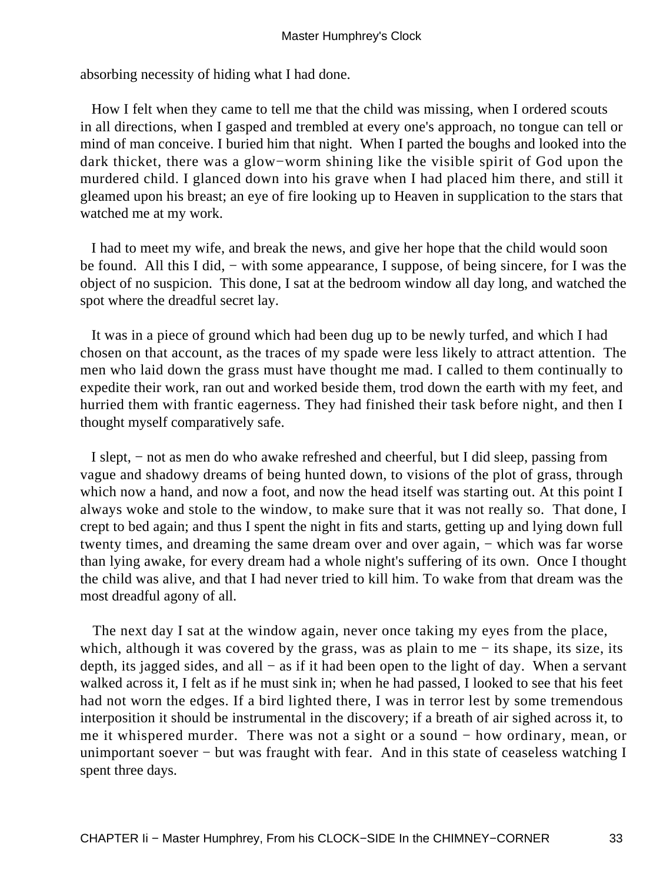absorbing necessity of hiding what I had done.

How I felt when they came to tell me that the child was missing, when I ordered scouts in all directions, when I gasped and trembled at every one's approach, no tongue can tell or mind of man conceive. I buried him that night. When I parted the boughs and looked into the dark thicket, there was a glow−worm shining like the visible spirit of God upon the murdered child. I glanced down into his grave when I had placed him there, and still it gleamed upon his breast; an eye of fire looking up to Heaven in supplication to the stars that watched me at my work.

I had to meet my wife, and break the news, and give her hope that the child would soon be found. All this I did, − with some appearance, I suppose, of being sincere, for I was the object of no suspicion. This done, I sat at the bedroom window all day long, and watched the spot where the dreadful secret lay.

It was in a piece of ground which had been dug up to be newly turfed, and which I had chosen on that account, as the traces of my spade were less likely to attract attention. The men who laid down the grass must have thought me mad. I called to them continually to expedite their work, ran out and worked beside them, trod down the earth with my feet, and hurried them with frantic eagerness. They had finished their task before night, and then I thought myself comparatively safe.

I slept, − not as men do who awake refreshed and cheerful, but I did sleep, passing from vague and shadowy dreams of being hunted down, to visions of the plot of grass, through which now a hand, and now a foot, and now the head itself was starting out. At this point I always woke and stole to the window, to make sure that it was not really so. That done, I crept to bed again; and thus I spent the night in fits and starts, getting up and lying down full twenty times, and dreaming the same dream over and over again, − which was far worse than lying awake, for every dream had a whole night's suffering of its own. Once I thought the child was alive, and that I had never tried to kill him. To wake from that dream was the most dreadful agony of all.

The next day I sat at the window again, never once taking my eyes from the place, which, although it was covered by the grass, was as plain to me − its shape, its size, its depth, its jagged sides, and all − as if it had been open to the light of day. When a servant walked across it, I felt as if he must sink in; when he had passed, I looked to see that his feet had not worn the edges. If a bird lighted there, I was in terror lest by some tremendous interposition it should be instrumental in the discovery; if a breath of air sighed across it, to me it whispered murder. There was not a sight or a sound − how ordinary, mean, or unimportant soever − but was fraught with fear. And in this state of ceaseless watching I spent three days.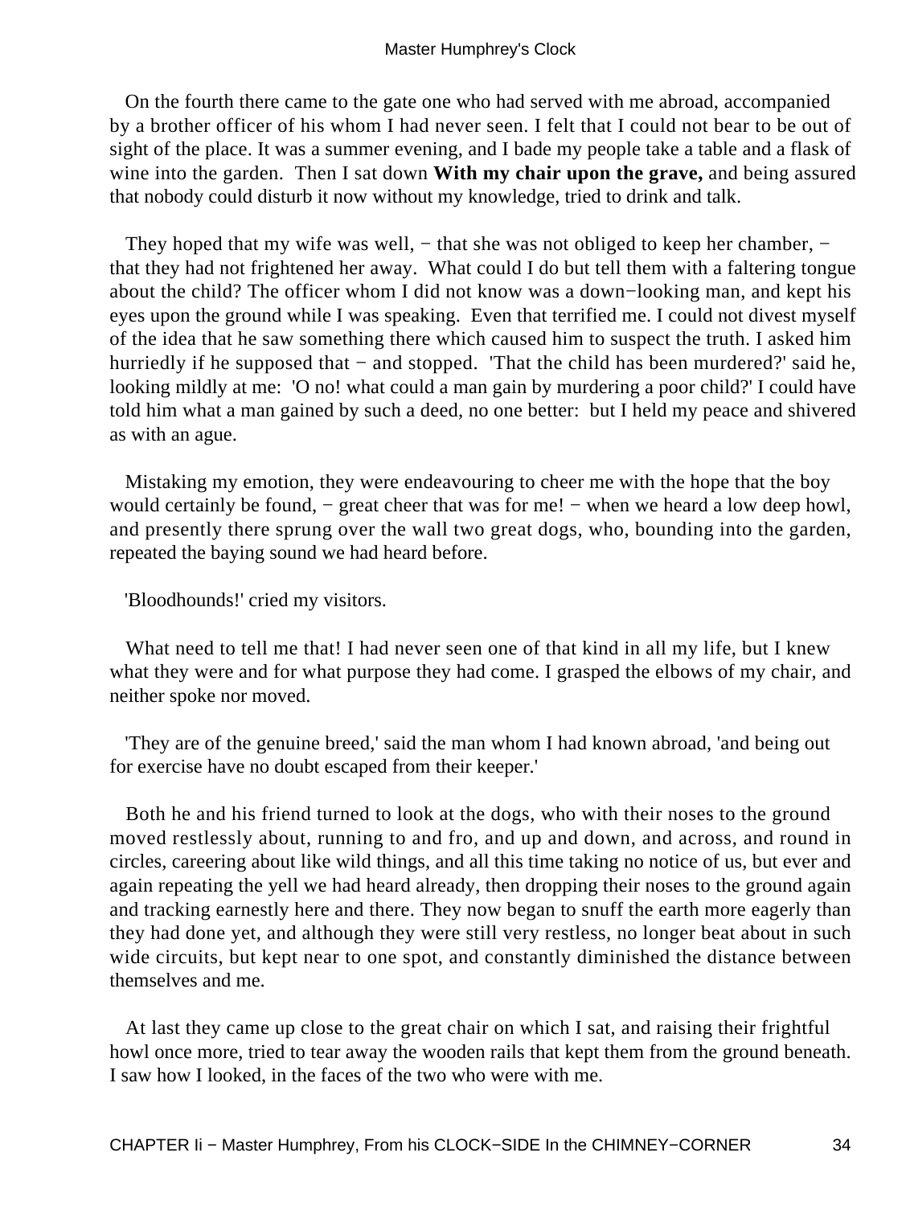On the fourth there came to the gate one who had served with me abroad, accompanied by a brother officer of his whom I had never seen. I felt that I could not bear to be out of sight of the place. It was a summer evening, and I bade my people take a table and a flask of wine into the garden. Then I sat down **With my chair upon the grave,** and being assured that nobody could disturb it now without my knowledge, tried to drink and talk.

They hoped that my wife was well, − that she was not obliged to keep her chamber, − that they had not frightened her away. What could I do but tell them with a faltering tongue about the child? The officer whom I did not know was a down−looking man, and kept his eyes upon the ground while I was speaking. Even that terrified me. I could not divest myself of the idea that he saw something there which caused him to suspect the truth. I asked him hurriedly if he supposed that − and stopped. 'That the child has been murdered?' said he, looking mildly at me: 'O no! what could a man gain by murdering a poor child?' I could have told him what a man gained by such a deed, no one better: but I held my peace and shivered as with an ague.

Mistaking my emotion, they were endeavouring to cheer me with the hope that the boy would certainly be found, − great cheer that was for me! − when we heard a low deep howl, and presently there sprung over the wall two great dogs, who, bounding into the garden, repeated the baying sound we had heard before.

'Bloodhounds!' cried my visitors.

What need to tell me that! I had never seen one of that kind in all my life, but I knew what they were and for what purpose they had come. I grasped the elbows of my chair, and neither spoke nor moved.

'They are of the genuine breed,' said the man whom I had known abroad, 'and being out for exercise have no doubt escaped from their keeper.'

Both he and his friend turned to look at the dogs, who with their noses to the ground moved restlessly about, running to and fro, and up and down, and across, and round in circles, careering about like wild things, and all this time taking no notice of us, but ever and again repeating the yell we had heard already, then dropping their noses to the ground again and tracking earnestly here and there. They now began to snuff the earth more eagerly than they had done yet, and although they were still very restless, no longer beat about in such wide circuits, but kept near to one spot, and constantly diminished the distance between themselves and me.

At last they came up close to the great chair on which I sat, and raising their frightful howl once more, tried to tear away the wooden rails that kept them from the ground beneath. I saw how I looked, in the faces of the two who were with me.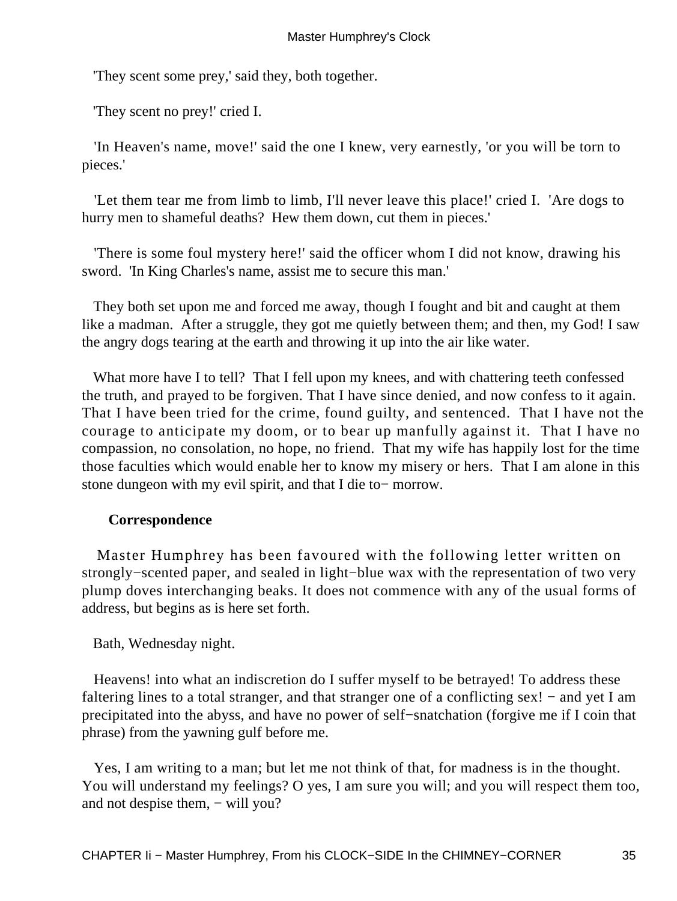'They scent some prey,' said they, both together.

'They scent no prey!' cried I.

'In Heaven's name, move!' said the one I knew, very earnestly, 'or you will be torn to pieces.'

'Let them tear me from limb to limb, I'll never leave this place!' cried I. 'Are dogs to hurry men to shameful deaths? Hew them down, cut them in pieces.'

'There is some foul mystery here!' said the officer whom I did not know, drawing his sword. 'In King Charles's name, assist me to secure this man.'

They both set upon me and forced me away, though I fought and bit and caught at them like a madman. After a struggle, they got me quietly between them; and then, my God! I saw the angry dogs tearing at the earth and throwing it up into the air like water.

What more have I to tell? That I fell upon my knees, and with chattering teeth confessed the truth, and prayed to be forgiven. That I have since denied, and now confess to it again. That I have been tried for the crime, found guilty, and sentenced. That I have not the courage to anticipate my doom, or to bear up manfully against it. That I have no compassion, no consolation, no hope, no friend. That my wife has happily lost for the time those faculties which would enable her to know my misery or hers. That I am alone in this stone dungeon with my evil spirit, and that I die to−morrow.

### Correspondence

Master Humphrey has been favoured with the following letter written on strongly−scented paper, and sealed in light−blue wax with the representation of two very plump doves interchanging beaks. It does not commence with any of the usual forms of address, but begins as is here set forth.

Bath, Wednesday night.

Heavens! into what an indiscretion do I suffer myself to be betrayed! To address these faltering lines to a total stranger, and that stranger one of a conflicting sex! − and yet I am precipitated into the abyss, and have no power of self−snatchation (forgive me if I coin that phrase) from the yawning gulf before me.

Yes, I am writing to a man; but let me not think of that, for madness is in the thought. You will understand my feelings? O yes, I am sure you will; and you will respect them too, and not despise them, − will you?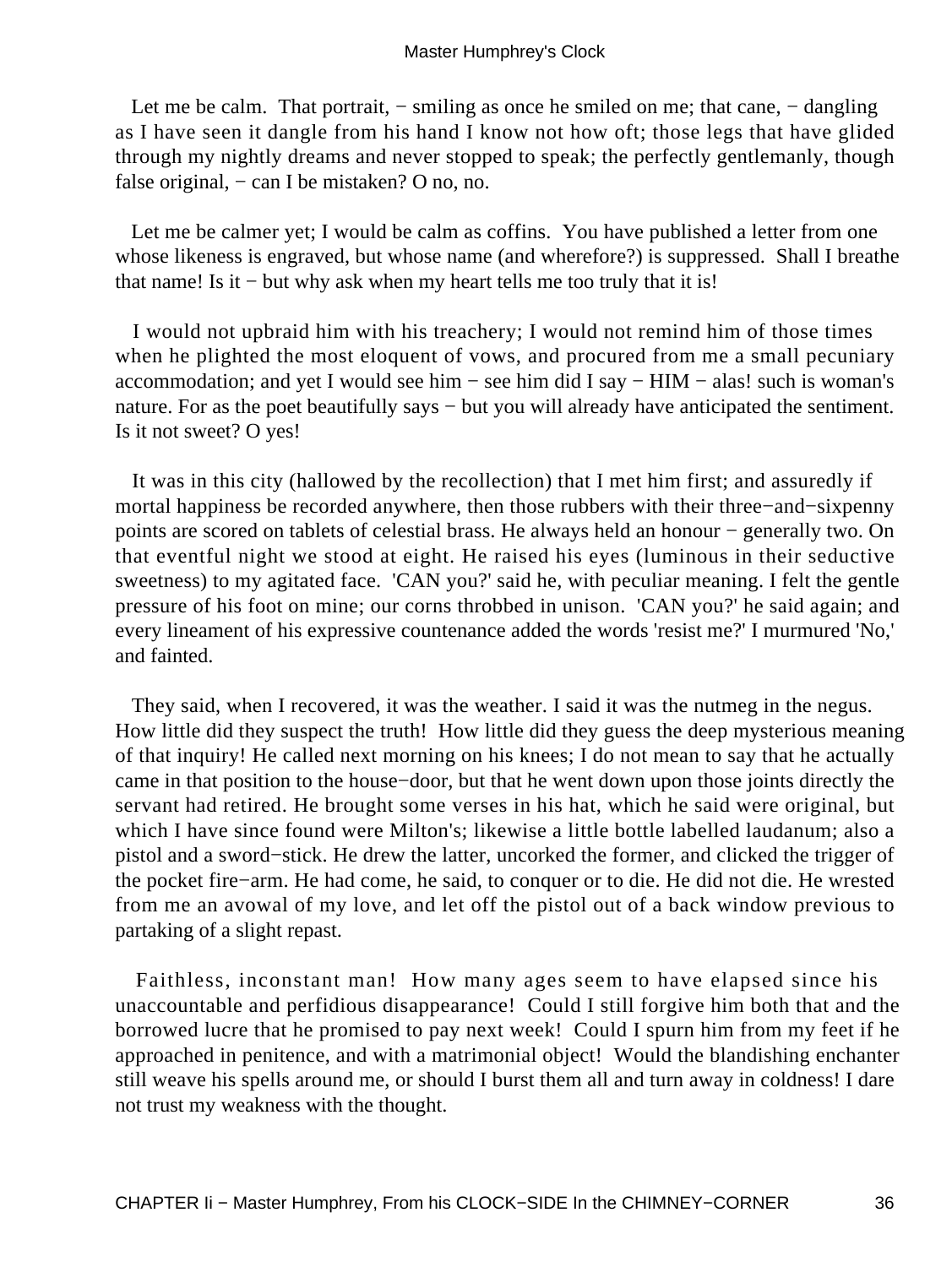Let me be calm. That portrait, − smiling as once he smiled on me; that cane, − dangling as I have seen it dangle from his hand I know not how oft; those legs that have glided through my nightly dreams and never stopped to speak; the perfectly gentlemanly, though false original, − can I be mistaken? O no, no.

Let me be calmer yet; I would be calm as coffins. You have published a letter from one whose likeness is engraved, but whose name (and wherefore?) is suppressed. Shall I breathe that name! Is it − but why ask when my heart tells me too truly that it is!

I would not upbraid him with his treachery; I would not remind him of those times when he plighted the most eloquent of vows, and procured from me a small pecuniary accommodation; and yet I would see him − see him did I say − HIM − alas! such is woman's nature. For as the poet beautifully says − but you will already have anticipated the sentiment. Is it not sweet? O yes!

It was in this city (hallowed by the recollection) that I met him first; and assuredly if mortal happiness be recorded anywhere, then those rubbers with their three−and−sixpenny points are scored on tablets of celestial brass. He always held an honour − generally two. On that eventful night we stood at eight. He raised his eyes (luminous in their seductive sweetness) to my agitated face. 'CAN you?' said he, with peculiar meaning. I felt the gentle pressure of his foot on mine; our corns throbbed in unison. 'CAN you?' he said again; and every lineament of his expressive countenance added the words 'resist me?' I murmured 'No,' and fainted.

They said, when I recovered, it was the weather. I said it was the nutmeg in the negus. How little did they suspect the truth! How little did they guess the deep mysterious meaning of that inquiry! He called next morning on his knees; I do not mean to say that he actually came in that position to the house−door, but that he went down upon those joints directly the servant had retired. He brought some verses in his hat, which he said were original, but which I have since found were Milton's; likewise a little bottle labelled laudanum; also a pistol and a sword−stick. He drew the latter, uncorked the former, and clicked the trigger of the pocket fire−arm. He had come, he said, to conquer or to die. He did not die. He wrested from me an avowal of my love, and let off the pistol out of a back window previous to partaking of a slight repast.

Faithless, inconstant man! How many ages seem to have elapsed since his unaccountable and perfidious disappearance! Could I still forgive him both that and the borrowed lucre that he promised to pay next week! Could I spurn him from my feet if he approached in penitence, and with a matrimonial object! Would the blandishing enchanter still weave his spells around me, or should I burst them all and turn away in coldness! I dare not trust my weakness with the thought.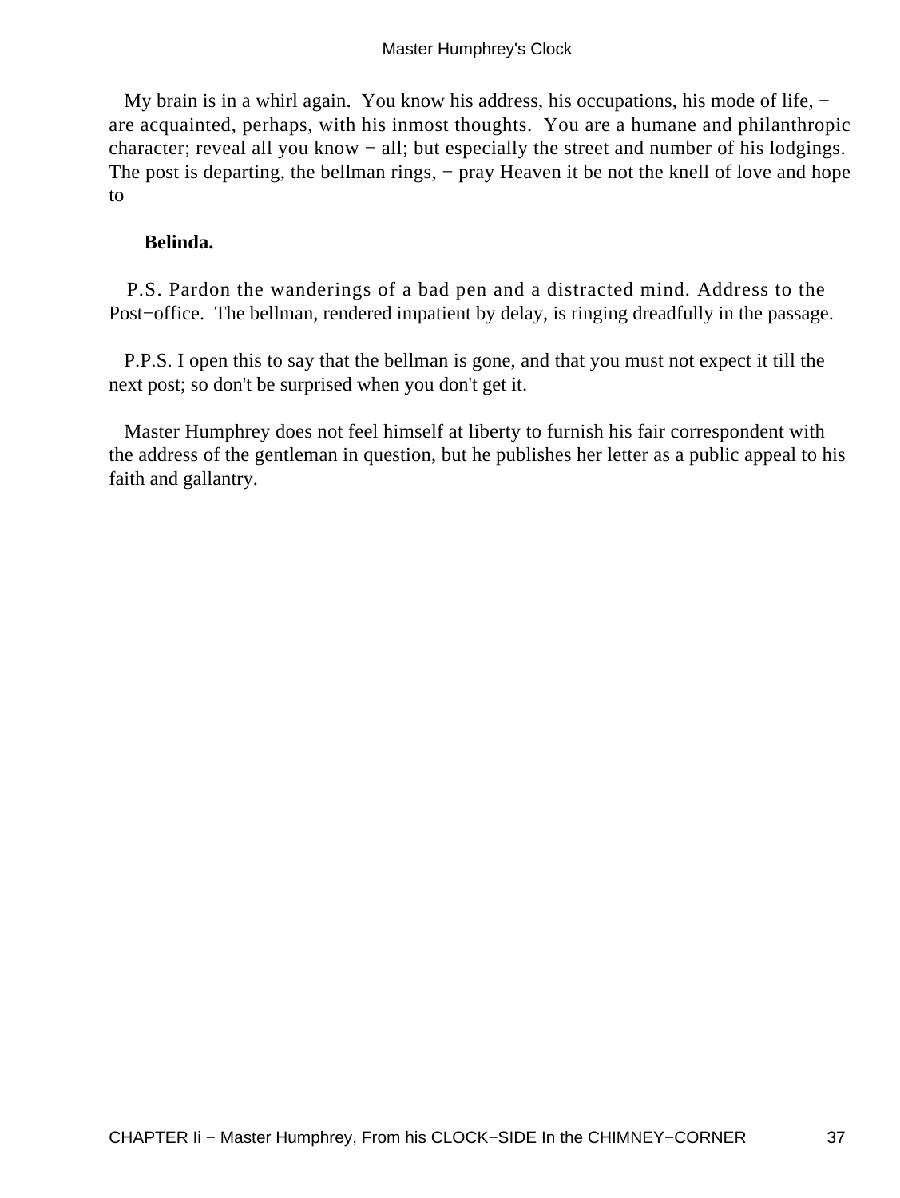My brain is in a whirl again. You know his address, his occupations, his mode of life, − are acquainted, perhaps, with his inmost thoughts. You are a humane and philanthropic character; reveal all you know − all; but especially the street and number of his lodgings. The post is departing, the bellman rings, − pray Heaven it be not the knell of love and hope to

**Belinda.**

P.S. Pardon the wanderings of a bad pen and a distracted mind. Address to the Post−office. The bellman, rendered impatient by delay, is ringing dreadfully in the passage.

P.P.S. I open this to say that the bellman is gone, and that you must not expect it till the next post; so don't be surprised when you don't get it.

Master Humphrey does not feel himself at liberty to furnish his fair correspondent with the address of the gentleman in question, but he publishes her letter as a public appeal to his faith and gallantry.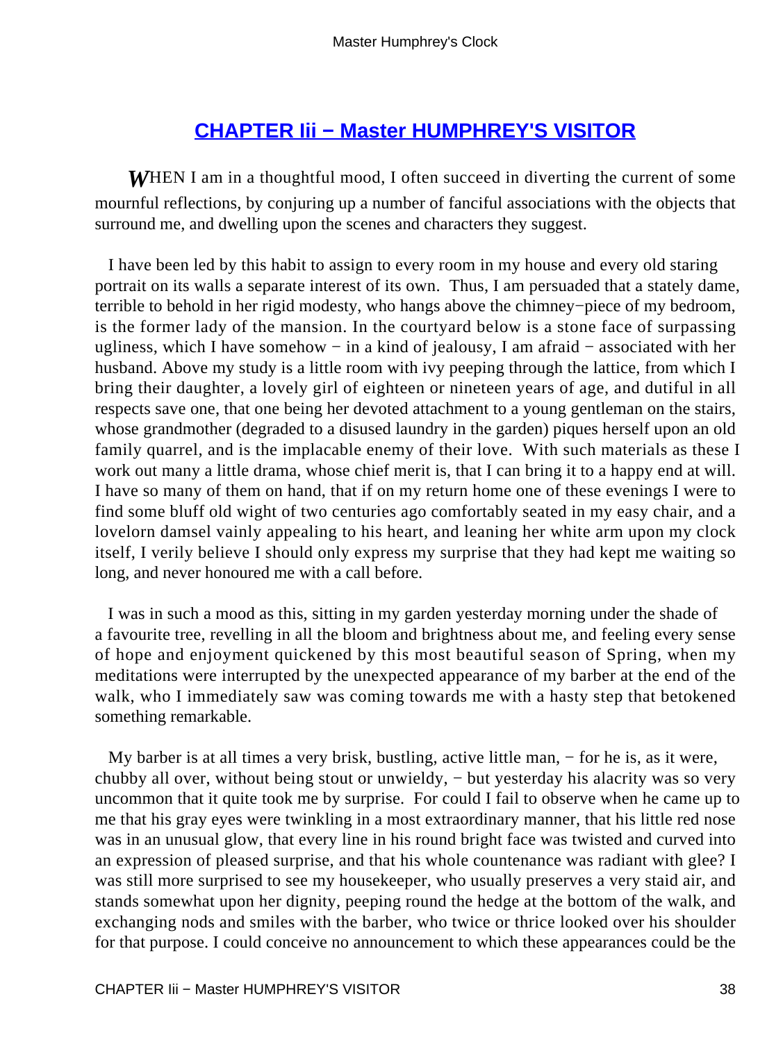## CHAPTER Iii − Master HUMPHREY'S VISITOR

*W*HEN I am in a thoughtful mood, I often succeed in diverting the current of some mournful reflections, by conjuring up a number of fanciful associations with the objects that surround me, and dwelling upon the scenes and characters they suggest.

I have been led by this habit to assign to every room in my house and every old staring portrait on its walls a separate interest of its own. Thus, I am persuaded that a stately dame, terrible to behold in her rigid modesty, who hangs above the chimney−piece of my bedroom, is the former lady of the mansion. In the courtyard below is a stone face of surpassing ugliness, which I have somehow − in a kind of jealousy, I am afraid − associated with her husband. Above my study is a little room with ivy peeping through the lattice, from which I bring their daughter, a lovely girl of eighteen or nineteen years of age, and dutiful in all respects save one, that one being her devoted attachment to a young gentleman on the stairs, whose grandmother (degraded to a disused laundry in the garden) piques herself upon an old family quarrel, and is the implacable enemy of their love. With such materials as these I work out many a little drama, whose chief merit is, that I can bring it to a happy end at will. I have so many of them on hand, that if on my return home one of these evenings I were to find some bluff old wight of two centuries ago comfortably seated in my easy chair, and a lovelorn damsel vainly appealing to his heart, and leaning her white arm upon my clock itself, I verily believe I should only express my surprise that they had kept me waiting so long, and never honoured me with a call before.

I was in such a mood as this, sitting in my garden yesterday morning under the shade of a favourite tree, revelling in all the bloom and brightness about me, and feeling every sense of hope and enjoyment quickened by this most beautiful season of Spring, when my meditations were interrupted by the unexpected appearance of my barber at the end of the walk, who I immediately saw was coming towards me with a hasty step that betokened something remarkable.

My barber is at all times a very brisk, bustling, active little man, − for he is, as it were, chubby all over, without being stout or unwieldy, − but yesterday his alacrity was so very uncommon that it quite took me by surprise. For could I fail to observe when he came up to me that his gray eyes were twinkling in a most extraordinary manner, that his little red nose was in an unusual glow, that every line in his round bright face was twisted and curved into an expression of pleased surprise, and that his whole countenance was radiant with glee? I was still more surprised to see my housekeeper, who usually preserves a very staid air, and stands somewhat upon her dignity, peeping round the hedge at the bottom of the walk, and exchanging nods and smiles with the barber, who twice or thrice looked over his shoulder for that purpose. I could conceive no announcement to which these appearances could be the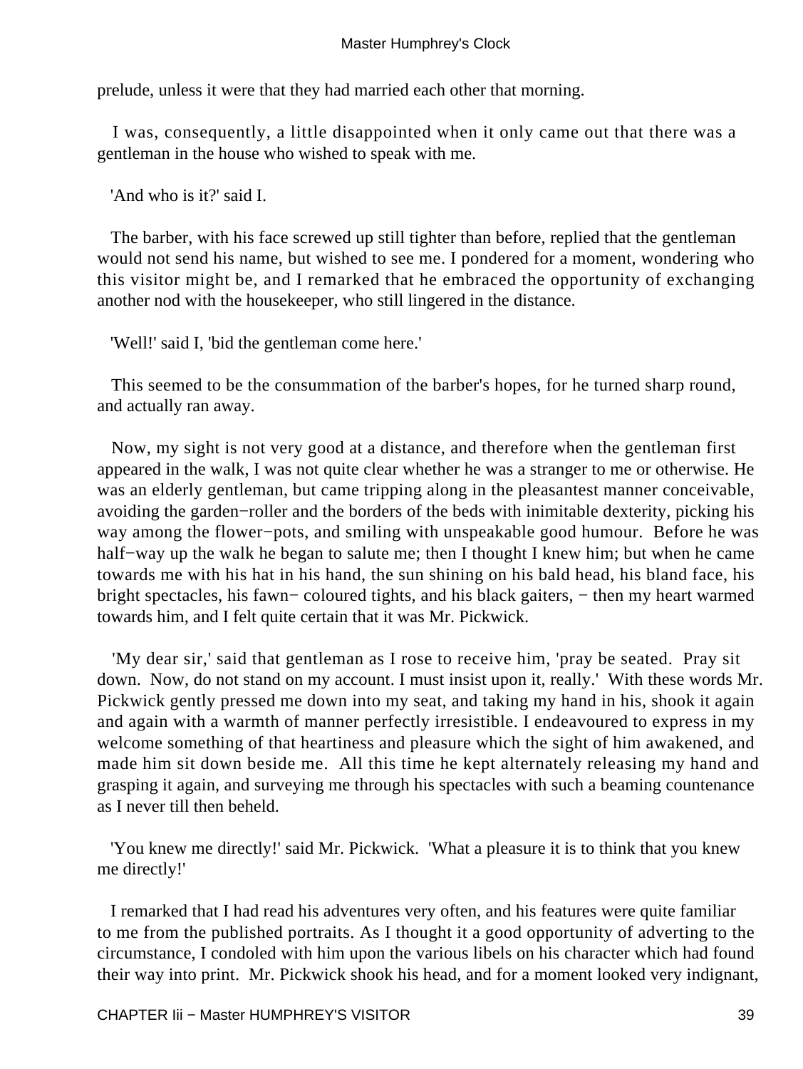prelude, unless it were that they had married each other that morning.

I was, consequently, a little disappointed when it only came out that there was a gentleman in the house who wished to speak with me.

'And who is it?' said I.

The barber, with his face screwed up still tighter than before, replied that the gentleman would not send his name, but wished to see me. I pondered for a moment, wondering who this visitor might be, and I remarked that he embraced the opportunity of exchanging another nod with the housekeeper, who still lingered in the distance.

'Well!' said I, 'bid the gentleman come here.'

This seemed to be the consummation of the barber's hopes, for he turned sharp round, and actually ran away.

Now, my sight is not very good at a distance, and therefore when the gentleman first appeared in the walk, I was not quite clear whether he was a stranger to me or otherwise. He was an elderly gentleman, but came tripping along in the pleasantest manner conceivable, avoiding the garden−roller and the borders of the beds with inimitable dexterity, picking his way among the flower−pots, and smiling with unspeakable good humour. Before he was half−way up the walk he began to salute me; then I thought I knew him; but when he came towards me with his hat in his hand, the sun shining on his bald head, his bland face, his bright spectacles, his fawn− coloured tights, and his black gaiters, − then my heart warmed towards him, and I felt quite certain that it was Mr. Pickwick.

'My dear sir,' said that gentleman as I rose to receive him, 'pray be seated. Pray sit down. Now, do not stand on my account. I must insist upon it, really.' With these words Mr. Pickwick gently pressed me down into my seat, and taking my hand in his, shook it again and again with a warmth of manner perfectly irresistible. I endeavoured to express in my welcome something of that heartiness and pleasure which the sight of him awakened, and made him sit down beside me. All this time he kept alternately releasing my hand and grasping it again, and surveying me through his spectacles with such a beaming countenance as I never till then beheld.

'You knew me directly!' said Mr. Pickwick. 'What a pleasure it is to think that you knew me directly!'

I remarked that I had read his adventures very often, and his features were quite familiar to me from the published portraits. As I thought it a good opportunity of adverting to the circumstance, I condoled with him upon the various libels on his character which had found their way into print. Mr. Pickwick shook his head, and for a moment looked very indignant,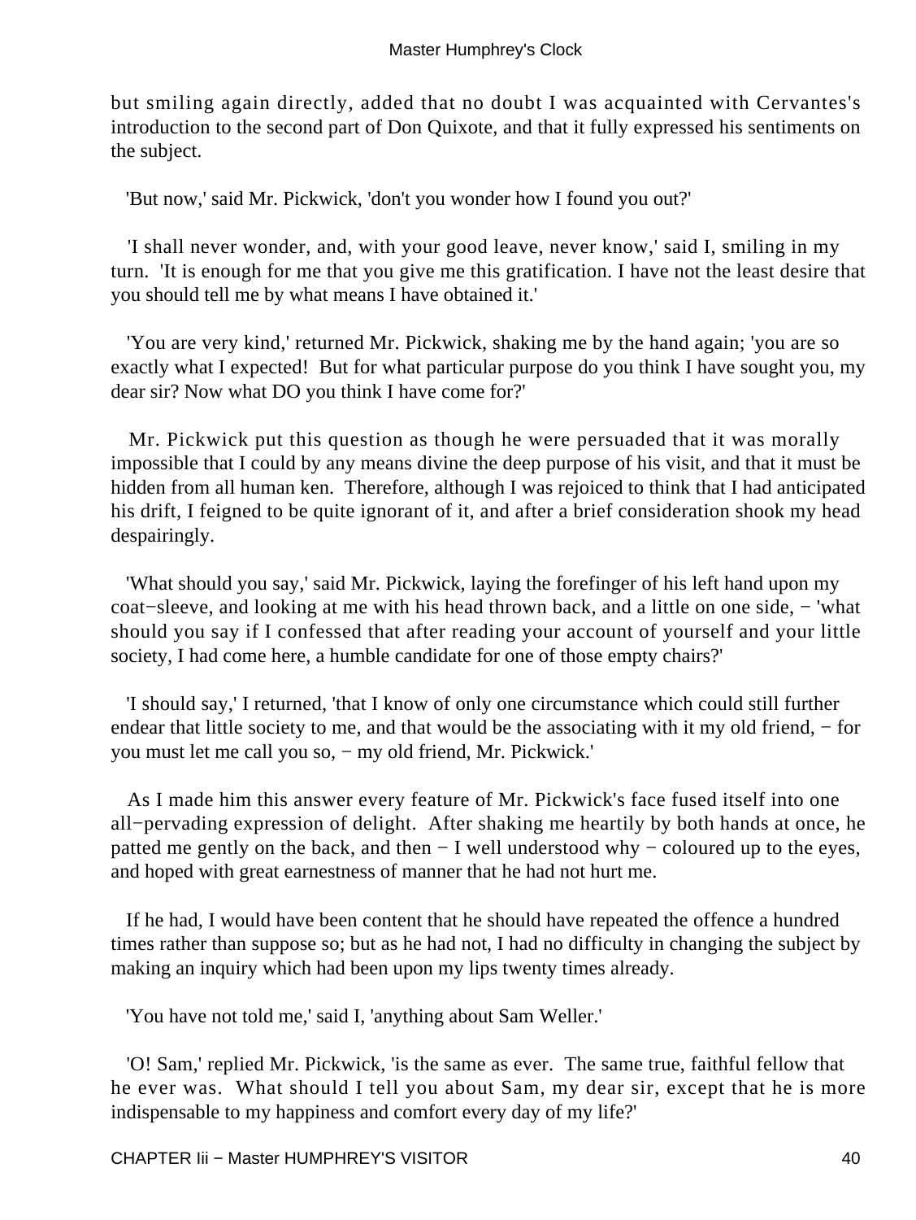but smiling again directly, added that no doubt I was acquainted with Cervantes's introduction to the second part of Don Quixote, and that it fully expressed his sentiments on the subject.

'But now,' said Mr. Pickwick, 'don't you wonder how I found you out?'

'I shall never wonder, and, with your good leave, never know,' said I, smiling in my turn. 'It is enough for me that you give me this gratification. I have not the least desire that you should tell me by what means I have obtained it.'

'You are very kind,' returned Mr. Pickwick, shaking me by the hand again; 'you are so exactly what I expected! But for what particular purpose do you think I have sought you, my dear sir? Now what DO you think I have come for?'

Mr. Pickwick put this question as though he were persuaded that it was morally impossible that I could by any means divine the deep purpose of his visit, and that it must be hidden from all human ken. Therefore, although I was rejoiced to think that I had anticipated his drift, I feigned to be quite ignorant of it, and after a brief consideration shook my head despairingly.

'What should you say,' said Mr. Pickwick, laying the forefinger of his left hand upon my coat−sleeve, and looking at me with his head thrown back, and a little on one side, − 'what should you say if I confessed that after reading your account of yourself and your little society, I had come here, a humble candidate for one of those empty chairs?'

'I should say,' I returned, 'that I know of only one circumstance which could still further endear that little society to me, and that would be the associating with it my old friend, − for you must let me call you so, − my old friend, Mr. Pickwick.'

As I made him this answer every feature of Mr. Pickwick's face fused itself into one all−pervading expression of delight. After shaking me heartily by both hands at once, he patted me gently on the back, and then − I well understood why − coloured up to the eyes, and hoped with great earnestness of manner that he had not hurt me.

If he had, I would have been content that he should have repeated the offence a hundred times rather than suppose so; but as he had not, I had no difficulty in changing the subject by making an inquiry which had been upon my lips twenty times already.

'You have not told me,' said I, 'anything about Sam Weller.'

'O! Sam,' replied Mr. Pickwick, 'is the same as ever. The same true, faithful fellow that he ever was. What should I tell you about Sam, my dear sir, except that he is more indispensable to my happiness and comfort every day of my life?'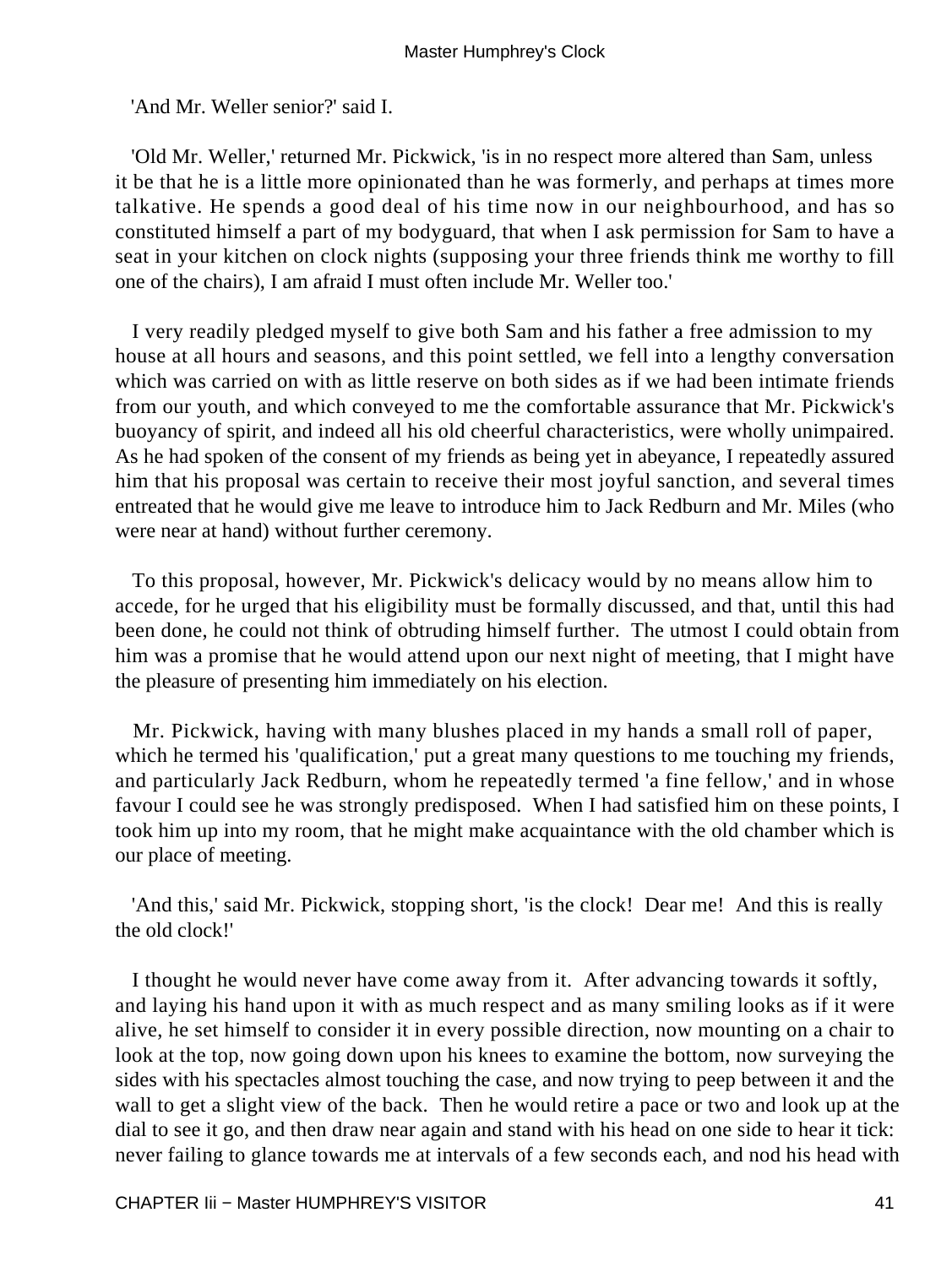'And Mr. Weller senior?' said I.

'Old Mr. Weller,' returned Mr. Pickwick, 'is in no respect more altered than Sam, unless it be that he is a little more opinionated than he was formerly, and perhaps at times more talkative. He spends a good deal of his time now in our neighbourhood, and has so constituted himself a part of my bodyguard, that when I ask permission for Sam to have a seat in your kitchen on clock nights (supposing your three friends think me worthy to fill one of the chairs), I am afraid I must often include Mr. Weller too.'

I very readily pledged myself to give both Sam and his father a free admission to my house at all hours and seasons, and this point settled, we fell into a lengthy conversation which was carried on with as little reserve on both sides as if we had been intimate friends from our youth, and which conveyed to me the comfortable assurance that Mr. Pickwick's buoyancy of spirit, and indeed all his old cheerful characteristics, were wholly unimpaired. As he had spoken of the consent of my friends as being yet in abeyance, I repeatedly assured him that his proposal was certain to receive their most joyful sanction, and several times entreated that he would give me leave to introduce him to Jack Redburn and Mr. Miles (who were near at hand) without further ceremony.

To this proposal, however, Mr. Pickwick's delicacy would by no means allow him to accede, for he urged that his eligibility must be formally discussed, and that, until this had been done, he could not think of obtruding himself further. The utmost I could obtain from him was a promise that he would attend upon our next night of meeting, that I might have the pleasure of presenting him immediately on his election.

Mr. Pickwick, having with many blushes placed in my hands a small roll of paper, which he termed his 'qualification,' put a great many questions to me touching my friends, and particularly Jack Redburn, whom he repeatedly termed 'a fine fellow,' and in whose favour I could see he was strongly predisposed. When I had satisfied him on these points, I took him up into my room, that he might make acquaintance with the old chamber which is our place of meeting.

'And this,' said Mr. Pickwick, stopping short, 'is the clock! Dear me! And this is really the old clock!'

I thought he would never have come away from it. After advancing towards it softly, and laying his hand upon it with as much respect and as many smiling looks as if it were alive, he set himself to consider it in every possible direction, now mounting on a chair to look at the top, now going down upon his knees to examine the bottom, now surveying the sides with his spectacles almost touching the case, and now trying to peep between it and the wall to get a slight view of the back. Then he would retire a pace or two and look up at the dial to see it go, and then draw near again and stand with his head on one side to hear it tick: never failing to glance towards me at intervals of a few seconds each, and nod his head with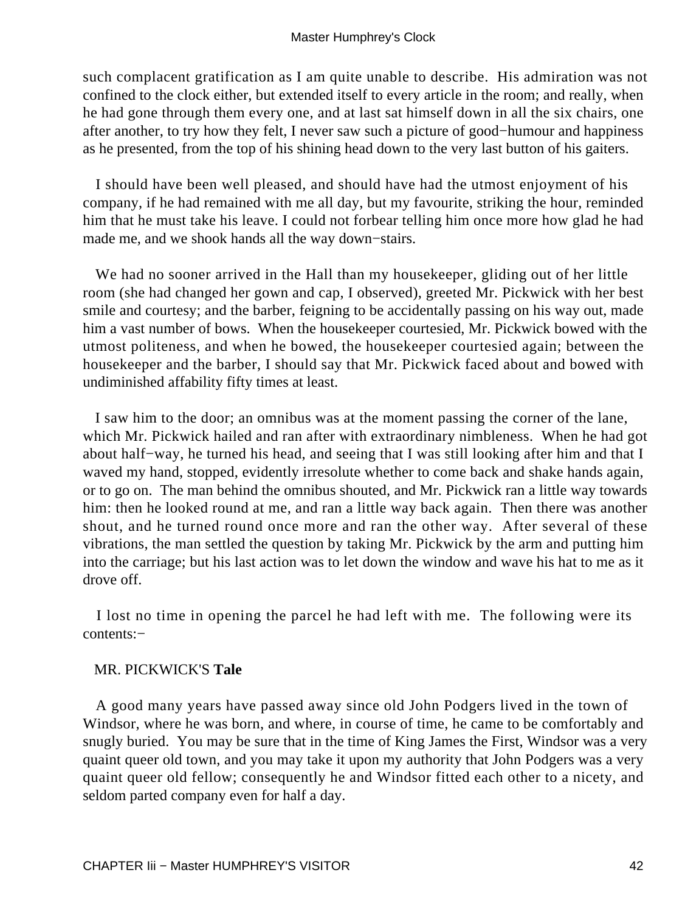such complacent gratification as I am quite unable to describe. His admiration was not confined to the clock either, but extended itself to every article in the room; and really, when he had gone through them every one, and at last sat himself down in all the six chairs, one after another, to try how they felt, I never saw such a picture of good−humour and happiness as he presented, from the top of his shining head down to the very last button of his gaiters.

I should have been well pleased, and should have had the utmost enjoyment of his company, if he had remained with me all day, but my favourite, striking the hour, reminded him that he must take his leave. I could not forbear telling him once more how glad he had made me, and we shook hands all the way down−stairs.

We had no sooner arrived in the Hall than my housekeeper, gliding out of her little room (she had changed her gown and cap, I observed), greeted Mr. Pickwick with her best smile and courtesy; and the barber, feigning to be accidentally passing on his way out, made him a vast number of bows. When the housekeeper courtesied, Mr. Pickwick bowed with the utmost politeness, and when he bowed, the housekeeper courtesied again; between the housekeeper and the barber, I should say that Mr. Pickwick faced about and bowed with undiminished affability fifty times at least.

I saw him to the door; an omnibus was at the moment passing the corner of the lane, which Mr. Pickwick hailed and ran after with extraordinary nimbleness. When he had got about half−way, he turned his head, and seeing that I was still looking after him and that I waved my hand, stopped, evidently irresolute whether to come back and shake hands again, or to go on. The man behind the omnibus shouted, and Mr. Pickwick ran a little way towards him: then he looked round at me, and ran a little way back again. Then there was another shout, and he turned round once more and ran the other way. After several of these vibrations, the man settled the question by taking Mr. Pickwick by the arm and putting him into the carriage; but his last action was to let down the window and wave his hat to me as it drove off.

I lost no time in opening the parcel he had left with me. The following were its contents:−

MR. PICKWICK'S **Tale**

A good many years have passed away since old John Podgers lived in the town of Windsor, where he was born, and where, in course of time, he came to be comfortably and snugly buried. You may be sure that in the time of King James the First, Windsor was a very quaint queer old town, and you may take it upon my authority that John Podgers was a very quaint queer old fellow; consequently he and Windsor fitted each other to a nicety, and seldom parted company even for half a day.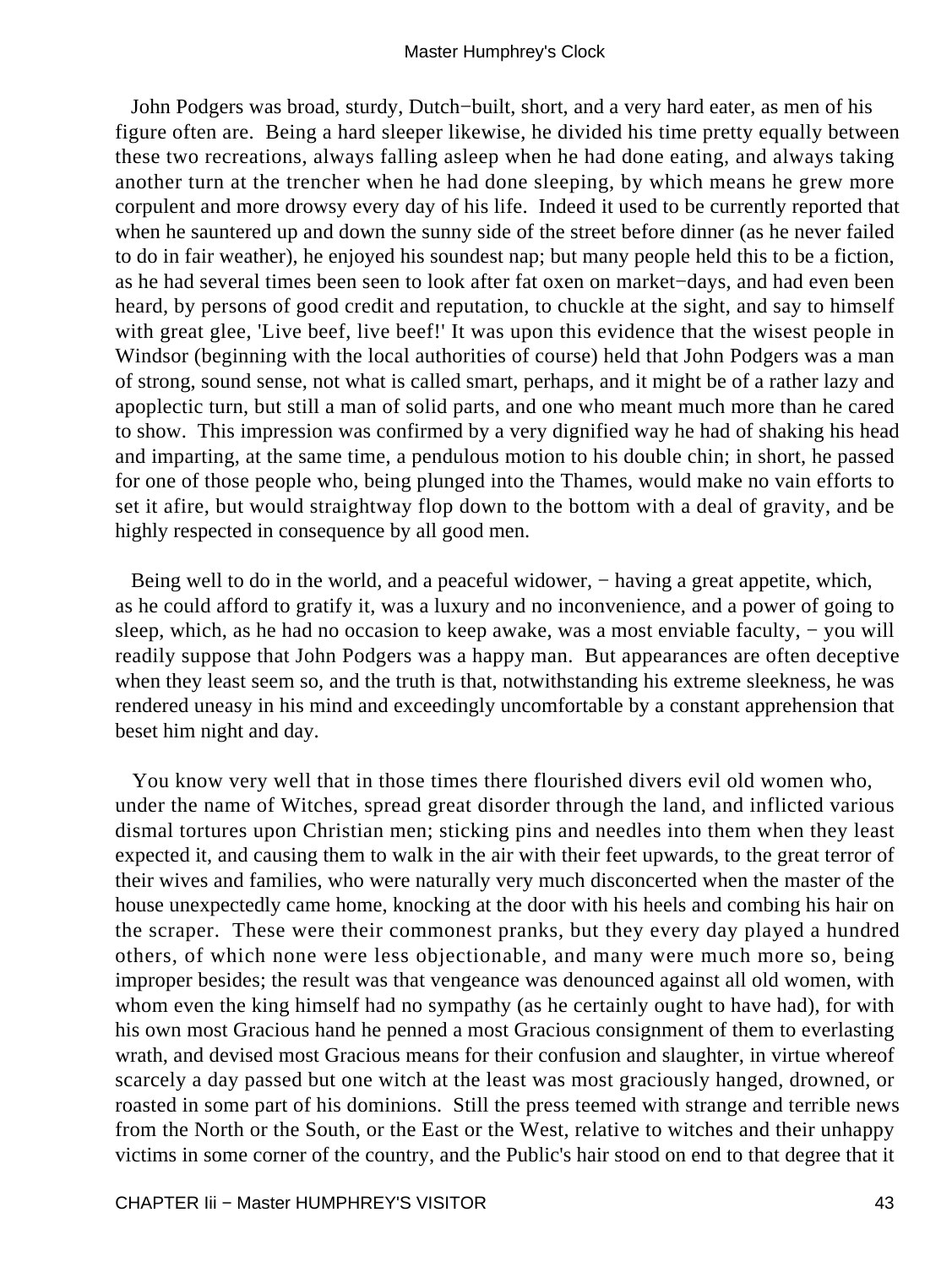John Podgers was broad, sturdy, Dutch−built, short, and a very hard eater, as men of his figure often are. Being a hard sleeper likewise, he divided his time pretty equally between these two recreations, always falling asleep when he had done eating, and always taking another turn at the trencher when he had done sleeping, by which means he grew more corpulent and more drowsy every day of his life. Indeed it used to be currently reported that when he sauntered up and down the sunny side of the street before dinner (as he never failed to do in fair weather), he enjoyed his soundest nap; but many people held this to be a fiction, as he had several times been seen to look after fat oxen on market−days, and had even been heard, by persons of good credit and reputation, to chuckle at the sight, and say to himself with great glee, 'Live beef, live beef!' It was upon this evidence that the wisest people in Windsor (beginning with the local authorities of course) held that John Podgers was a man of strong, sound sense, not what is called smart, perhaps, and it might be of a rather lazy and apoplectic turn, but still a man of solid parts, and one who meant much more than he cared to show. This impression was confirmed by a very dignified way he had of shaking his head and imparting, at the same time, a pendulous motion to his double chin; in short, he passed for one of those people who, being plunged into the Thames, would make no vain efforts to set it afire, but would straightway flop down to the bottom with a deal of gravity, and be highly respected in consequence by all good men.

Being well to do in the world, and a peaceful widower, − having a great appetite, which, as he could afford to gratify it, was a luxury and no inconvenience, and a power of going to sleep, which, as he had no occasion to keep awake, was a most enviable faculty, − you will readily suppose that John Podgers was a happy man. But appearances are often deceptive when they least seem so, and the truth is that, notwithstanding his extreme sleekness, he was rendered uneasy in his mind and exceedingly uncomfortable by a constant apprehension that beset him night and day.

You know very well that in those times there flourished divers evil old women who, under the name of Witches, spread great disorder through the land, and inflicted various dismal tortures upon Christian men; sticking pins and needles into them when they least expected it, and causing them to walk in the air with their feet upwards, to the great terror of their wives and families, who were naturally very much disconcerted when the master of the house unexpectedly came home, knocking at the door with his heels and combing his hair on the scraper. These were their commonest pranks, but they every day played a hundred others, of which none were less objectionable, and many were much more so, being improper besides; the result was that vengeance was denounced against all old women, with whom even the king himself had no sympathy (as he certainly ought to have had), for with his own most Gracious hand he penned a most Gracious consignment of them to everlasting wrath, and devised most Gracious means for their confusion and slaughter, in virtue whereof scarcely a day passed but one witch at the least was most graciously hanged, drowned, or roasted in some part of his dominions. Still the press teemed with strange and terrible news from the North or the South, or the East or the West, relative to witches and their unhappy victims in some corner of the country, and the Public's hair stood on end to that degree that it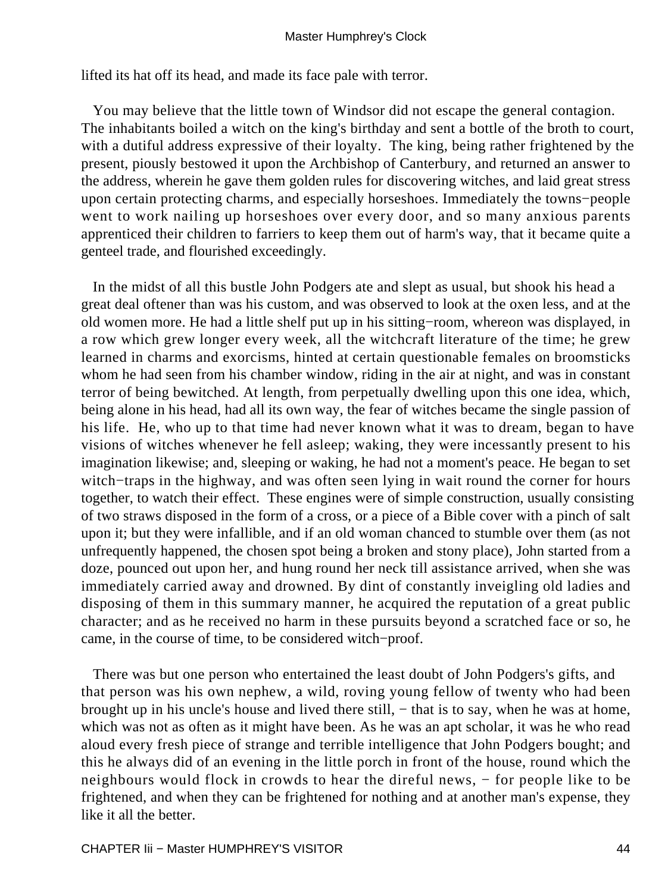lifted its hat off its head, and made its face pale with terror.

You may believe that the little town of Windsor did not escape the general contagion. The inhabitants boiled a witch on the king's birthday and sent a bottle of the broth to court, with a dutiful address expressive of their loyalty. The king, being rather frightened by the present, piously bestowed it upon the Archbishop of Canterbury, and returned an answer to the address, wherein he gave them golden rules for discovering witches, and laid great stress upon certain protecting charms, and especially horseshoes. Immediately the towns−people went to work nailing up horseshoes over every door, and so many anxious parents apprenticed their children to farriers to keep them out of harm's way, that it became quite a genteel trade, and flourished exceedingly.

In the midst of all this bustle John Podgers ate and slept as usual, but shook his head a great deal oftener than was his custom, and was observed to look at the oxen less, and at the old women more. He had a little shelf put up in his sitting−room, whereon was displayed, in a row which grew longer every week, all the witchcraft literature of the time; he grew learned in charms and exorcisms, hinted at certain questionable females on broomsticks whom he had seen from his chamber window, riding in the air at night, and was in constant terror of being bewitched. At length, from perpetually dwelling upon this one idea, which, being alone in his head, had all its own way, the fear of witches became the single passion of his life. He, who up to that time had never known what it was to dream, began to have visions of witches whenever he fell asleep; waking, they were incessantly present to his imagination likewise; and, sleeping or waking, he had not a moment's peace. He began to set witch−traps in the highway, and was often seen lying in wait round the corner for hours together, to watch their effect. These engines were of simple construction, usually consisting of two straws disposed in the form of a cross, or a piece of a Bible cover with a pinch of salt upon it; but they were infallible, and if an old woman chanced to stumble over them (as not unfrequently happened, the chosen spot being a broken and stony place), John started from a doze, pounced out upon her, and hung round her neck till assistance arrived, when she was immediately carried away and drowned. By dint of constantly inveigling old ladies and disposing of them in this summary manner, he acquired the reputation of a great public character; and as he received no harm in these pursuits beyond a scratched face or so, he came, in the course of time, to be considered witch−proof.

There was but one person who entertained the least doubt of John Podgers's gifts, and that person was his own nephew, a wild, roving young fellow of twenty who had been brought up in his uncle's house and lived there still, − that is to say, when he was at home, which was not as often as it might have been. As he was an apt scholar, it was he who read aloud every fresh piece of strange and terrible intelligence that John Podgers bought; and this he always did of an evening in the little porch in front of the house, round which the neighbours would flock in crowds to hear the direful news, − for people like to be frightened, and when they can be frightened for nothing and at another man's expense, they like it all the better.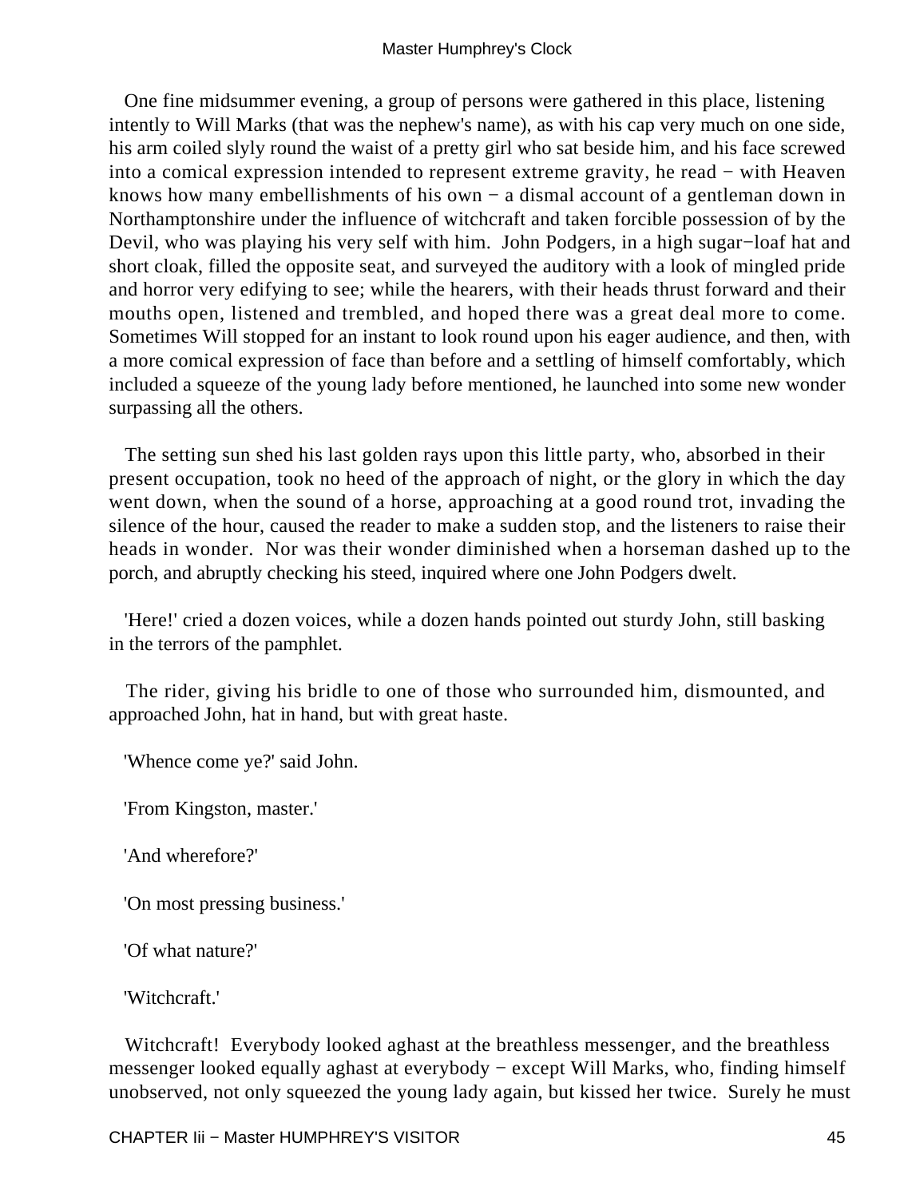One fine midsummer evening, a group of persons were gathered in this place, listening intently to Will Marks (that was the nephew's name), as with his cap very much on one side, his arm coiled slyly round the waist of a pretty girl who sat beside him, and his face screwed into a comical expression intended to represent extreme gravity, he read − with Heaven knows how many embellishments of his own − a dismal account of a gentleman down in Northamptonshire under the influence of witchcraft and taken forcible possession of by the Devil, who was playing his very self with him. John Podgers, in a high sugar−loaf hat and short cloak, filled the opposite seat, and surveyed the auditory with a look of mingled pride and horror very edifying to see; while the hearers, with their heads thrust forward and their mouths open, listened and trembled, and hoped there was a great deal more to come. Sometimes Will stopped for an instant to look round upon his eager audience, and then, with a more comical expression of face than before and a settling of himself comfortably, which included a squeeze of the young lady before mentioned, he launched into some new wonder surpassing all the others.

The setting sun shed his last golden rays upon this little party, who, absorbed in their present occupation, took no heed of the approach of night, or the glory in which the day went down, when the sound of a horse, approaching at a good round trot, invading the silence of the hour, caused the reader to make a sudden stop, and the listeners to raise their heads in wonder. Nor was their wonder diminished when a horseman dashed up to the porch, and abruptly checking his steed, inquired where one John Podgers dwelt.

'Here!' cried a dozen voices, while a dozen hands pointed out sturdy John, still basking in the terrors of the pamphlet.

The rider, giving his bridle to one of those who surrounded him, dismounted, and approached John, hat in hand, but with great haste.

'Whence come ye?' said John.

'From Kingston, master.'

'And wherefore?'

'On most pressing business.'

'Of what nature?'

'Witchcraft.'

Witchcraft! Everybody looked aghast at the breathless messenger, and the breathless messenger looked equally aghast at everybody − except Will Marks, who, finding himself unobserved, not only squeezed the young lady again, but kissed her twice. Surely he must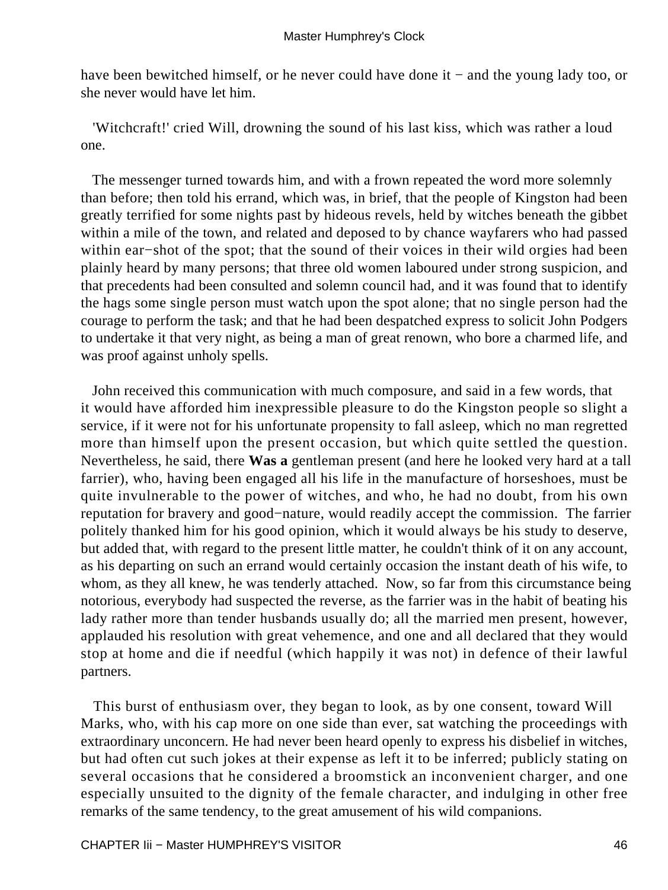have been bewitched himself, or he never could have done it − and the young lady too, or she never would have let him.

'Witchcraft!' cried Will, drowning the sound of his last kiss, which was rather a loud one.

The messenger turned towards him, and with a frown repeated the word more solemnly than before; then told his errand, which was, in brief, that the people of Kingston had been greatly terrified for some nights past by hideous revels, held by witches beneath the gibbet within a mile of the town, and related and deposed to by chance wayfarers who had passed within ear−shot of the spot; that the sound of their voices in their wild orgies had been plainly heard by many persons; that three old women laboured under strong suspicion, and that precedents had been consulted and solemn council had, and it was found that to identify the hags some single person must watch upon the spot alone; that no single person had the courage to perform the task; and that he had been despatched express to solicit John Podgers to undertake it that very night, as being a man of great renown, who bore a charmed life, and was proof against unholy spells.

John received this communication with much composure, and said in a few words, that it would have afforded him inexpressible pleasure to do the Kingston people so slight a service, if it were not for his unfortunate propensity to fall asleep, which no man regretted more than himself upon the present occasion, but which quite settled the question. Nevertheless, he said, there **Was a** gentleman present (and here he looked very hard at a tall farrier), who, having been engaged all his life in the manufacture of horseshoes, must be quite invulnerable to the power of witches, and who, he had no doubt, from his own reputation for bravery and good−nature, would readily accept the commission. The farrier politely thanked him for his good opinion, which it would always be his study to deserve, but added that, with regard to the present little matter, he couldn't think of it on any account, as his departing on such an errand would certainly occasion the instant death of his wife, to whom, as they all knew, he was tenderly attached. Now, so far from this circumstance being notorious, everybody had suspected the reverse, as the farrier was in the habit of beating his lady rather more than tender husbands usually do; all the married men present, however, applauded his resolution with great vehemence, and one and all declared that they would stop at home and die if needful (which happily it was not) in defence of their lawful partners.

This burst of enthusiasm over, they began to look, as by one consent, toward Will Marks, who, with his cap more on one side than ever, sat watching the proceedings with extraordinary unconcern. He had never been heard openly to express his disbelief in witches, but had often cut such jokes at their expense as left it to be inferred; publicly stating on several occasions that he considered a broomstick an inconvenient charger, and one especially unsuited to the dignity of the female character, and indulging in other free remarks of the same tendency, to the great amusement of his wild companions.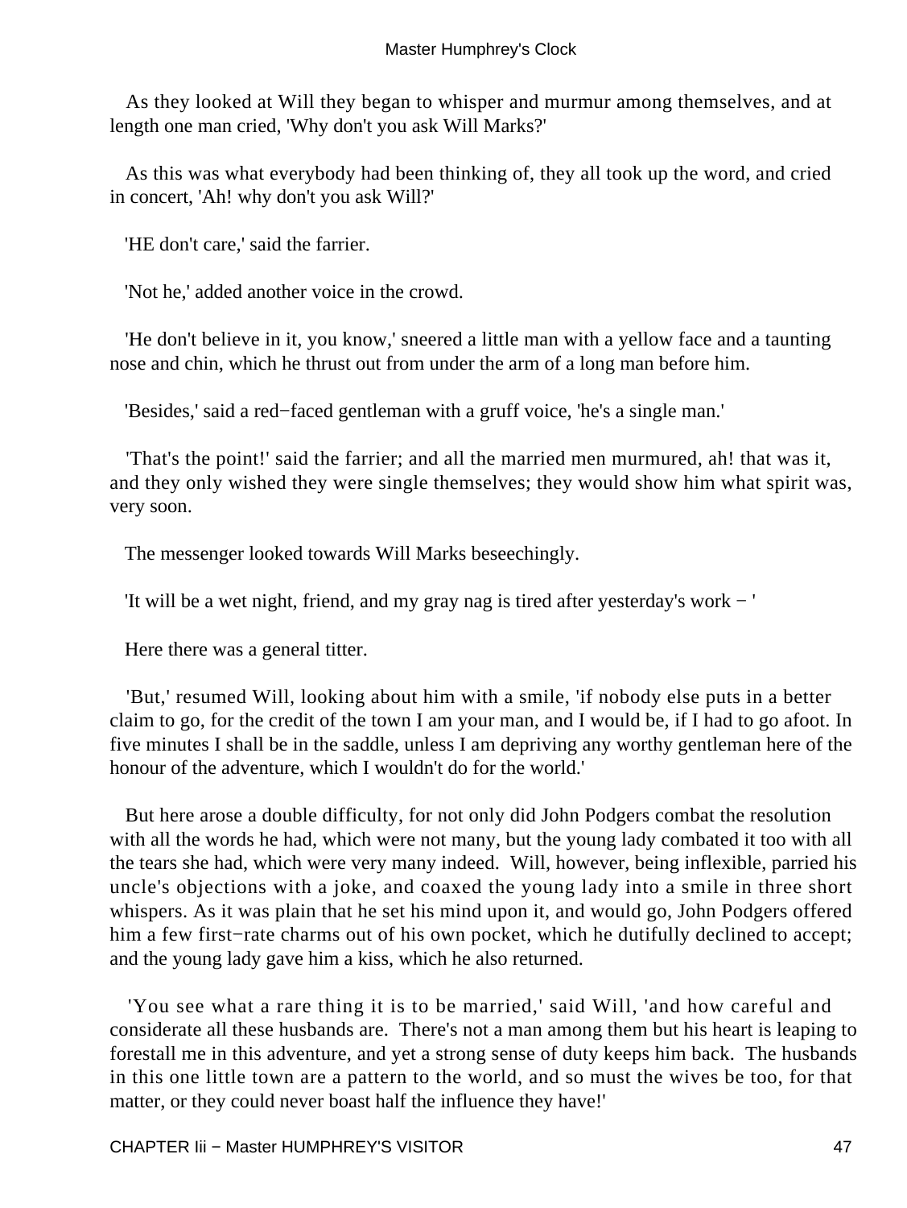As they looked at Will they began to whisper and murmur among themselves, and at length one man cried, 'Why don't you ask Will Marks?'

As this was what everybody had been thinking of, they all took up the word, and cried in concert, 'Ah! why don't you ask Will?'

'HE don't care,' said the farrier.

'Not he,' added another voice in the crowd.

'He don't believe in it, you know,' sneered a little man with a yellow face and a taunting nose and chin, which he thrust out from under the arm of a long man before him.

'Besides,' said a red−faced gentleman with a gruff voice, 'he's a single man.'

'That's the point!' said the farrier; and all the married men murmured, ah! that was it, and they only wished they were single themselves; they would show him what spirit was, very soon.

The messenger looked towards Will Marks beseechingly.

'It will be a wet night, friend, and my gray nag is tired after yesterday's work − '

Here there was a general titter.

'But,' resumed Will, looking about him with a smile, 'if nobody else puts in a better claim to go, for the credit of the town I am your man, and I would be, if I had to go afoot. In five minutes I shall be in the saddle, unless I am depriving any worthy gentleman here of the honour of the adventure, which I wouldn't do for the world.'

But here arose a double difficulty, for not only did John Podgers combat the resolution with all the words he had, which were not many, but the young lady combated it too with all the tears she had, which were very many indeed. Will, however, being inflexible, parried his uncle's objections with a joke, and coaxed the young lady into a smile in three short whispers. As it was plain that he set his mind upon it, and would go, John Podgers offered him a few first−rate charms out of his own pocket, which he dutifully declined to accept; and the young lady gave him a kiss, which he also returned.

'You see what a rare thing it is to be married,' said Will, 'and how careful and considerate all these husbands are. There's not a man among them but his heart is leaping to forestall me in this adventure, and yet a strong sense of duty keeps him back. The husbands in this one little town are a pattern to the world, and so must the wives be too, for that matter, or they could never boast half the influence they have!'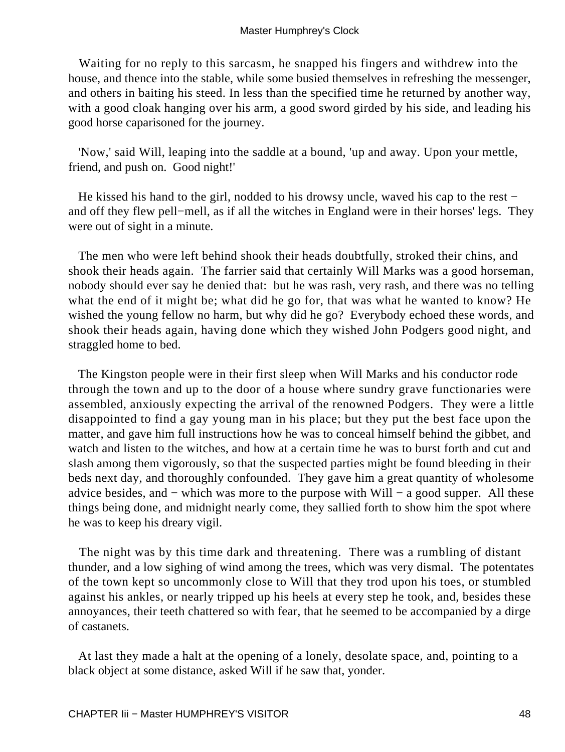Waiting for no reply to this sarcasm, he snapped his fingers and withdrew into the house, and thence into the stable, while some busied themselves in refreshing the messenger, and others in baiting his steed. In less than the specified time he returned by another way, with a good cloak hanging over his arm, a good sword girded by his side, and leading his good horse caparisoned for the journey.

'Now,' said Will, leaping into the saddle at a bound, 'up and away. Upon your mettle, friend, and push on. Good night!'

He kissed his hand to the girl, nodded to his drowsy uncle, waved his cap to the rest − and off they flew pell−mell, as if all the witches in England were in their horses' legs. They were out of sight in a minute.

The men who were left behind shook their heads doubtfully, stroked their chins, and shook their heads again. The farrier said that certainly Will Marks was a good horseman, nobody should ever say he denied that: but he was rash, very rash, and there was no telling what the end of it might be; what did he go for, that was what he wanted to know? He wished the young fellow no harm, but why did he go? Everybody echoed these words, and shook their heads again, having done which they wished John Podgers good night, and straggled home to bed.

The Kingston people were in their first sleep when Will Marks and his conductor rode through the town and up to the door of a house where sundry grave functionaries were assembled, anxiously expecting the arrival of the renowned Podgers. They were a little disappointed to find a gay young man in his place; but they put the best face upon the matter, and gave him full instructions how he was to conceal himself behind the gibbet, and watch and listen to the witches, and how at a certain time he was to burst forth and cut and slash among them vigorously, so that the suspected parties might be found bleeding in their beds next day, and thoroughly confounded. They gave him a great quantity of wholesome advice besides, and − which was more to the purpose with Will − a good supper. All these things being done, and midnight nearly come, they sallied forth to show him the spot where he was to keep his dreary vigil.

The night was by this time dark and threatening. There was a rumbling of distant thunder, and a low sighing of wind among the trees, which was very dismal. The potentates of the town kept so uncommonly close to Will that they trod upon his toes, or stumbled against his ankles, or nearly tripped up his heels at every step he took, and, besides these annoyances, their teeth chattered so with fear, that he seemed to be accompanied by a dirge of castanets.

At last they made a halt at the opening of a lonely, desolate space, and, pointing to a black object at some distance, asked Will if he saw that, yonder.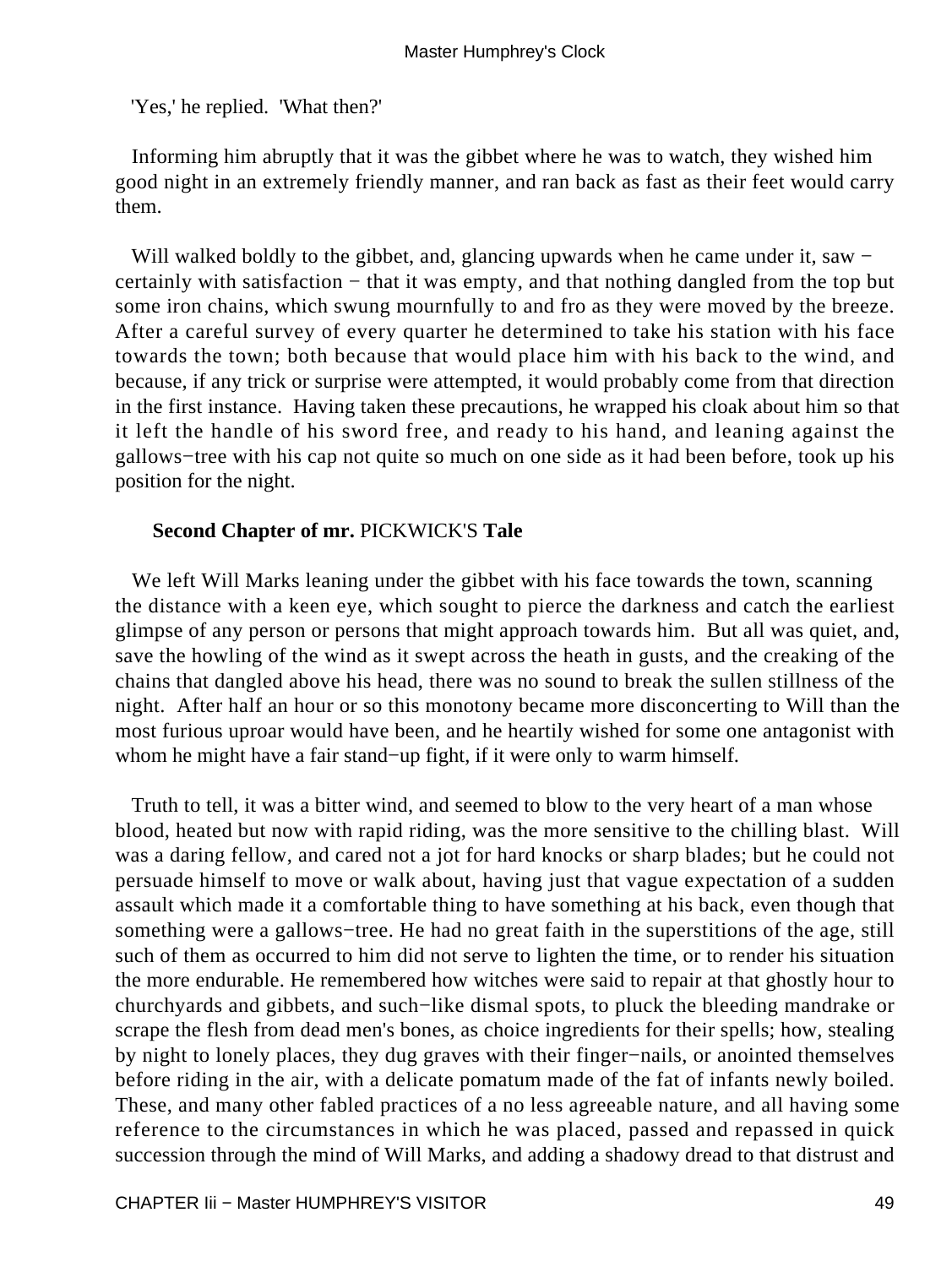'Yes,' he replied. 'What then?'

Informing him abruptly that it was the gibbet where he was to watch, they wished him good night in an extremely friendly manner, and ran back as fast as their feet would carry them.

Will walked boldly to the gibbet, and, glancing upwards when he came under it, saw − certainly with satisfaction − that it was empty, and that nothing dangled from the top but some iron chains, which swung mournfully to and fro as they were moved by the breeze. After a careful survey of every quarter he determined to take his station with his face towards the town; both because that would place him with his back to the wind, and because, if any trick or surprise were attempted, it would probably come from that direction in the first instance. Having taken these precautions, he wrapped his cloak about him so that it left the handle of his sword free, and ready to his hand, and leaning against the gallows−tree with his cap not quite so much on one side as it had been before, took up his position for the night.

### Second Chapter of mr. PICKWICK'S Tale

We left Will Marks leaning under the gibbet with his face towards the town, scanning the distance with a keen eye, which sought to pierce the darkness and catch the earliest glimpse of any person or persons that might approach towards him. But all was quiet, and, save the howling of the wind as it swept across the heath in gusts, and the creaking of the chains that dangled above his head, there was no sound to break the sullen stillness of the night. After half an hour or so this monotony became more disconcerting to Will than the most furious uproar would have been, and he heartily wished for some one antagonist with whom he might have a fair stand−up fight, if it were only to warm himself.

Truth to tell, it was a bitter wind, and seemed to blow to the very heart of a man whose blood, heated but now with rapid riding, was the more sensitive to the chilling blast. Will was a daring fellow, and cared not a jot for hard knocks or sharp blades; but he could not persuade himself to move or walk about, having just that vague expectation of a sudden assault which made it a comfortable thing to have something at his back, even though that something were a gallows−tree. He had no great faith in the superstitions of the age, still such of them as occurred to him did not serve to lighten the time, or to render his situation the more endurable. He remembered how witches were said to repair at that ghostly hour to churchyards and gibbets, and such−like dismal spots, to pluck the bleeding mandrake or scrape the flesh from dead men's bones, as choice ingredients for their spells; how, stealing by night to lonely places, they dug graves with their finger−nails, or anointed themselves before riding in the air, with a delicate pomatum made of the fat of infants newly boiled. These, and many other fabled practices of a no less agreeable nature, and all having some reference to the circumstances in which he was placed, passed and repassed in quick succession through the mind of Will Marks, and adding a shadowy dread to that distrust and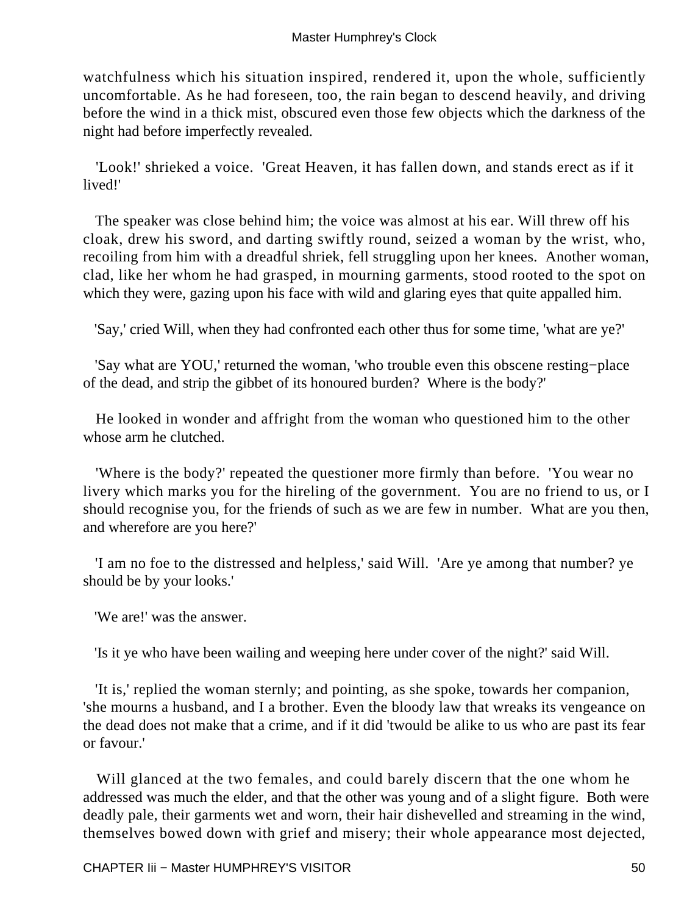watchfulness which his situation inspired, rendered it, upon the whole, sufficiently uncomfortable. As he had foreseen, too, the rain began to descend heavily, and driving before the wind in a thick mist, obscured even those few objects which the darkness of the night had before imperfectly revealed.

'Look!' shrieked a voice. 'Great Heaven, it has fallen down, and stands erect as if it lived!'

The speaker was close behind him; the voice was almost at his ear. Will threw off his cloak, drew his sword, and darting swiftly round, seized a woman by the wrist, who, recoiling from him with a dreadful shriek, fell struggling upon her knees. Another woman, clad, like her whom he had grasped, in mourning garments, stood rooted to the spot on which they were, gazing upon his face with wild and glaring eyes that quite appalled him.

'Say,' cried Will, when they had confronted each other thus for some time, 'what are ye?'

'Say what are YOU,' returned the woman, 'who trouble even this obscene resting−place of the dead, and strip the gibbet of its honoured burden? Where is the body?'

He looked in wonder and affright from the woman who questioned him to the other whose arm he clutched.

'Where is the body?' repeated the questioner more firmly than before. 'You wear no livery which marks you for the hireling of the government. You are no friend to us, or I should recognise you, for the friends of such as we are few in number. What are you then, and wherefore are you here?'

'I am no foe to the distressed and helpless,' said Will. 'Are ye among that number? ye should be by your looks.'

'We are!' was the answer.

'Is it ye who have been wailing and weeping here under cover of the night?' said Will.

'It is,' replied the woman sternly; and pointing, as she spoke, towards her companion, 'she mourns a husband, and I a brother. Even the bloody law that wreaks its vengeance on the dead does not make that a crime, and if it did 'twould be alike to us who are past its fear or favour.'

Will glanced at the two females, and could barely discern that the one whom he addressed was much the elder, and that the other was young and of a slight figure. Both were deadly pale, their garments wet and worn, their hair dishevelled and streaming in the wind, themselves bowed down with grief and misery; their whole appearance most dejected,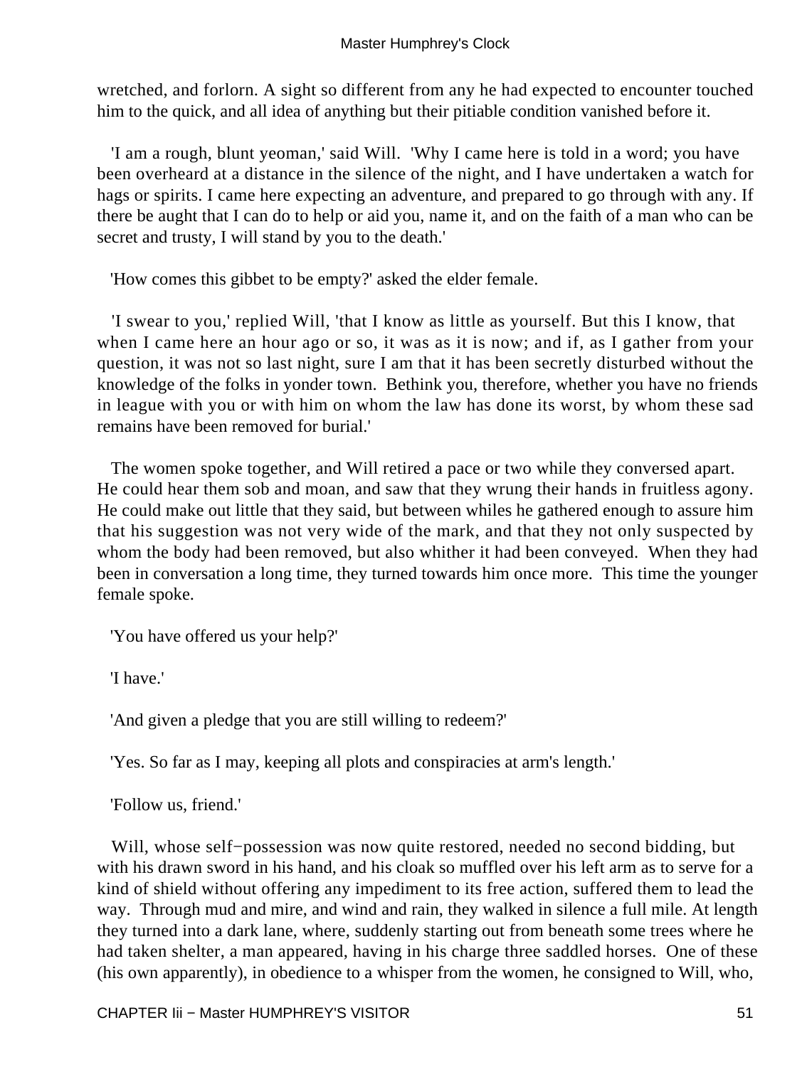wretched, and forlorn. A sight so different from any he had expected to encounter touched him to the quick, and all idea of anything but their pitiable condition vanished before it.

'I am a rough, blunt yeoman,' said Will. 'Why I came here is told in a word; you have been overheard at a distance in the silence of the night, and I have undertaken a watch for hags or spirits. I came here expecting an adventure, and prepared to go through with any. If there be aught that I can do to help or aid you, name it, and on the faith of a man who can be secret and trusty, I will stand by you to the death.'

'How comes this gibbet to be empty?' asked the elder female.

'I swear to you,' replied Will, 'that I know as little as yourself. But this I know, that when I came here an hour ago or so, it was as it is now; and if, as I gather from your question, it was not so last night, sure I am that it has been secretly disturbed without the knowledge of the folks in yonder town. Bethink you, therefore, whether you have no friends in league with you or with him on whom the law has done its worst, by whom these sad remains have been removed for burial.'

The women spoke together, and Will retired a pace or two while they conversed apart. He could hear them sob and moan, and saw that they wrung their hands in fruitless agony. He could make out little that they said, but between whiles he gathered enough to assure him that his suggestion was not very wide of the mark, and that they not only suspected by whom the body had been removed, but also whither it had been conveyed. When they had been in conversation a long time, they turned towards him once more. This time the younger female spoke.

'You have offered us your help?'

'I have.'

'And given a pledge that you are still willing to redeem?'

'Yes. So far as I may, keeping all plots and conspiracies at arm's length.'

'Follow us, friend.'

Will, whose self−possession was now quite restored, needed no second bidding, but with his drawn sword in his hand, and his cloak so muffled over his left arm as to serve for a kind of shield without offering any impediment to its free action, suffered them to lead the way. Through mud and mire, and wind and rain, they walked in silence a full mile. At length they turned into a dark lane, where, suddenly starting out from beneath some trees where he had taken shelter, a man appeared, having in his charge three saddled horses. One of these (his own apparently), in obedience to a whisper from the women, he consigned to Will, who,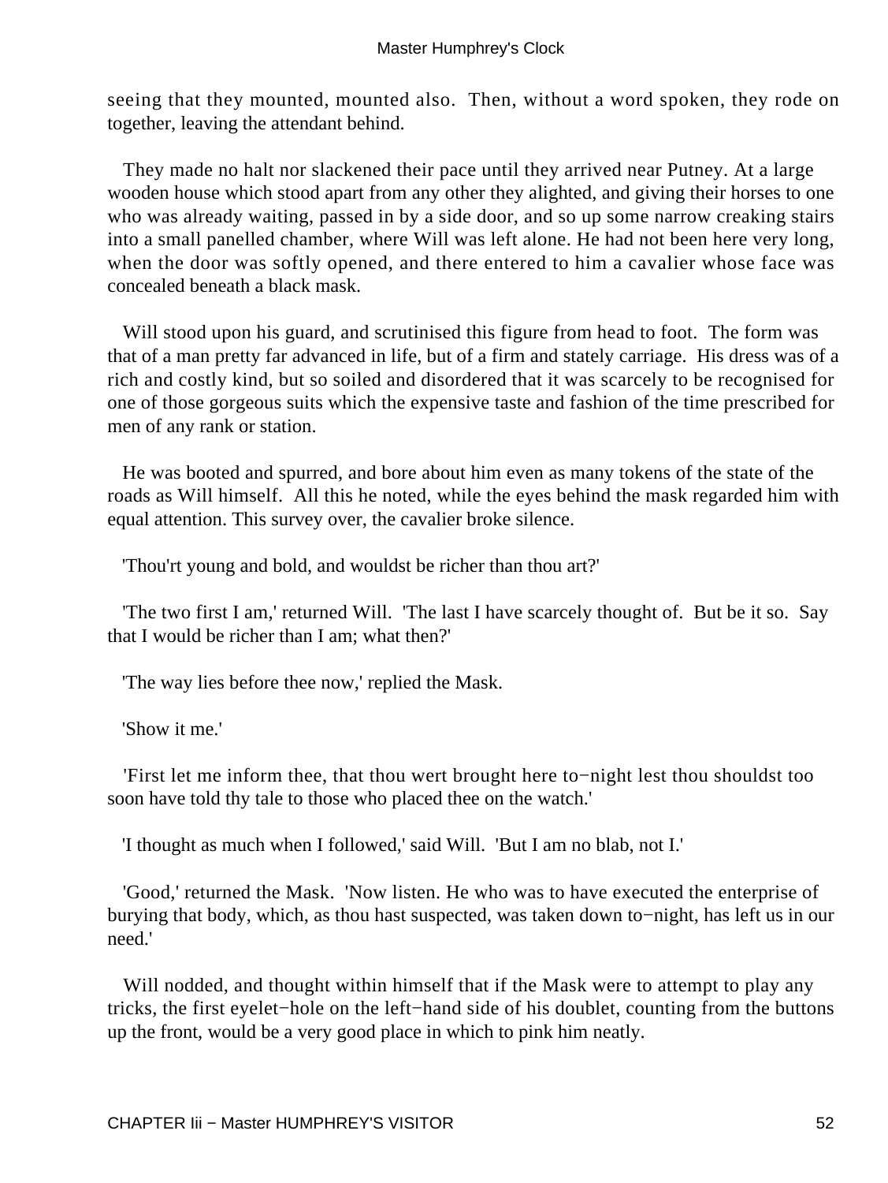seeing that they mounted, mounted also. Then, without a word spoken, they rode on together, leaving the attendant behind.

They made no halt nor slackened their pace until they arrived near Putney. At a large wooden house which stood apart from any other they alighted, and giving their horses to one who was already waiting, passed in by a side door, and so up some narrow creaking stairs into a small panelled chamber, where Will was left alone. He had not been here very long, when the door was softly opened, and there entered to him a cavalier whose face was concealed beneath a black mask.

Will stood upon his guard, and scrutinised this figure from head to foot. The form was that of a man pretty far advanced in life, but of a firm and stately carriage. His dress was of a rich and costly kind, but so soiled and disordered that it was scarcely to be recognised for one of those gorgeous suits which the expensive taste and fashion of the time prescribed for men of any rank or station.

He was booted and spurred, and bore about him even as many tokens of the state of the roads as Will himself. All this he noted, while the eyes behind the mask regarded him with equal attention. This survey over, the cavalier broke silence.

'Thou'rt young and bold, and wouldst be richer than thou art?'

'The two first I am,' returned Will. 'The last I have scarcely thought of. But be it so. Say that I would be richer than I am; what then?'

'The way lies before thee now,' replied the Mask.

'Show it me.'

'First let me inform thee, that thou wert brought here to−night lest thou shouldst too soon have told thy tale to those who placed thee on the watch.'

'I thought as much when I followed,' said Will. 'But I am no blab, not I.'

'Good,' returned the Mask. 'Now listen. He who was to have executed the enterprise of burying that body, which, as thou hast suspected, was taken down to−night, has left us in our need.'

Will nodded, and thought within himself that if the Mask were to attempt to play any tricks, the first eyelet−hole on the left−hand side of his doublet, counting from the buttons up the front, would be a very good place in which to pink him neatly.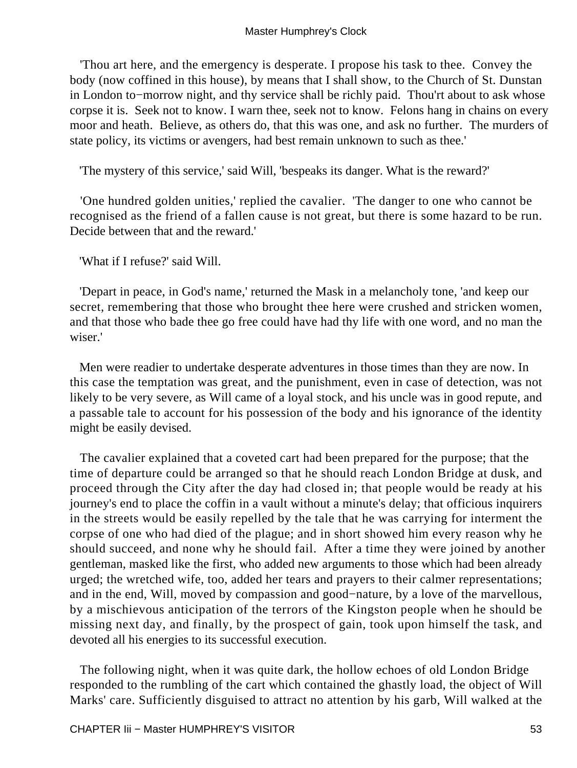'Thou art here, and the emergency is desperate. I propose his task to thee. Convey the body (now coffined in this house), by means that I shall show, to the Church of St. Dunstan in London to−morrow night, and thy service shall be richly paid. Thou'rt about to ask whose corpse it is. Seek not to know. I warn thee, seek not to know. Felons hang in chains on every moor and heath. Believe, as others do, that this was one, and ask no further. The murders of state policy, its victims or avengers, had best remain unknown to such as thee.'

'The mystery of this service,' said Will, 'bespeaks its danger. What is the reward?'

'One hundred golden unities,' replied the cavalier. 'The danger to one who cannot be recognised as the friend of a fallen cause is not great, but there is some hazard to be run. Decide between that and the reward.'

'What if I refuse?' said Will.

'Depart in peace, in God's name,' returned the Mask in a melancholy tone, 'and keep our secret, remembering that those who brought thee here were crushed and stricken women, and that those who bade thee go free could have had thy life with one word, and no man the wiser.'

Men were readier to undertake desperate adventures in those times than they are now. In this case the temptation was great, and the punishment, even in case of detection, was not likely to be very severe, as Will came of a loyal stock, and his uncle was in good repute, and a passable tale to account for his possession of the body and his ignorance of the identity might be easily devised.

The cavalier explained that a coveted cart had been prepared for the purpose; that the time of departure could be arranged so that he should reach London Bridge at dusk, and proceed through the City after the day had closed in; that people would be ready at his journey's end to place the coffin in a vault without a minute's delay; that officious inquirers in the streets would be easily repelled by the tale that he was carrying for interment the corpse of one who had died of the plague; and in short showed him every reason why he should succeed, and none why he should fail. After a time they were joined by another gentleman, masked like the first, who added new arguments to those which had been already urged; the wretched wife, too, added her tears and prayers to their calmer representations; and in the end, Will, moved by compassion and good−nature, by a love of the marvellous, by a mischievous anticipation of the terrors of the Kingston people when he should be missing next day, and finally, by the prospect of gain, took upon himself the task, and devoted all his energies to its successful execution.

The following night, when it was quite dark, the hollow echoes of old London Bridge responded to the rumbling of the cart which contained the ghastly load, the object of Will Marks' care. Sufficiently disguised to attract no attention by his garb, Will walked at the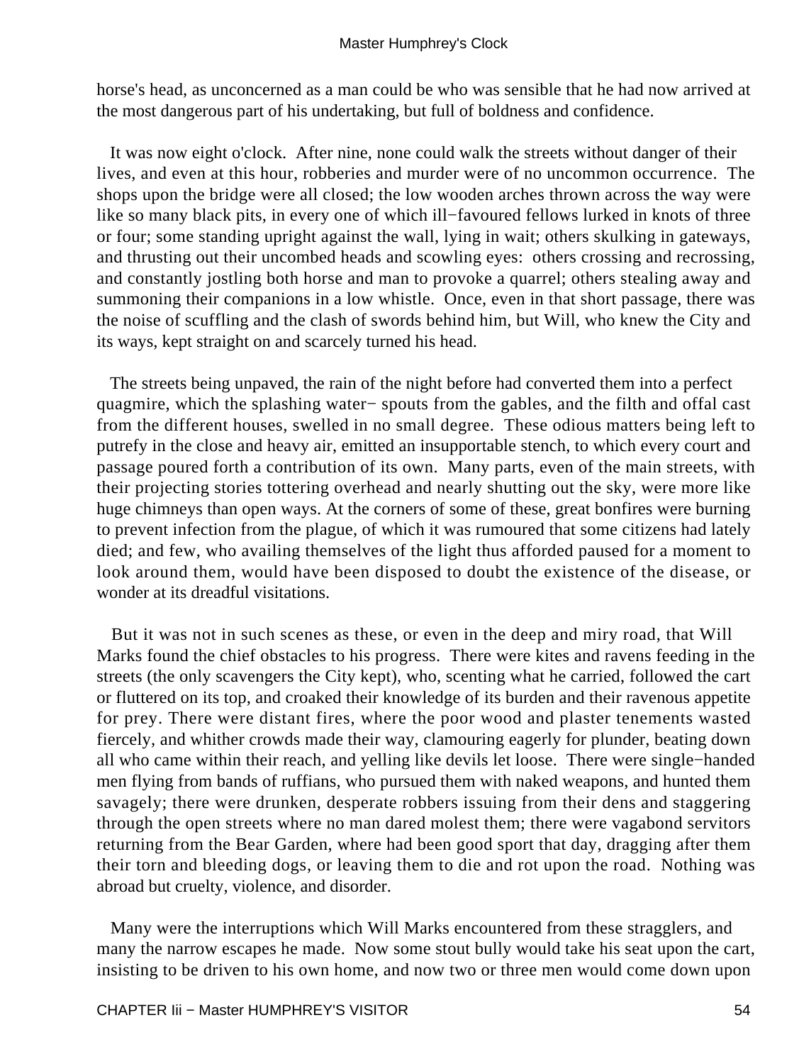horse's head, as unconcerned as a man could be who was sensible that he had now arrived at the most dangerous part of his undertaking, but full of boldness and confidence.

It was now eight o'clock. After nine, none could walk the streets without danger of their lives, and even at this hour, robberies and murder were of no uncommon occurrence. The shops upon the bridge were all closed; the low wooden arches thrown across the way were like so many black pits, in every one of which ill−favoured fellows lurked in knots of three or four; some standing upright against the wall, lying in wait; others skulking in gateways, and thrusting out their uncombed heads and scowling eyes: others crossing and recrossing, and constantly jostling both horse and man to provoke a quarrel; others stealing away and summoning their companions in a low whistle. Once, even in that short passage, there was the noise of scuffling and the clash of swords behind him, but Will, who knew the City and its ways, kept straight on and scarcely turned his head.

The streets being unpaved, the rain of the night before had converted them into a perfect quagmire, which the splashing water− spouts from the gables, and the filth and offal cast from the different houses, swelled in no small degree. These odious matters being left to putrefy in the close and heavy air, emitted an insupportable stench, to which every court and passage poured forth a contribution of its own. Many parts, even of the main streets, with their projecting stories tottering overhead and nearly shutting out the sky, were more like huge chimneys than open ways. At the corners of some of these, great bonfires were burning to prevent infection from the plague, of which it was rumoured that some citizens had lately died; and few, who availing themselves of the light thus afforded paused for a moment to look around them, would have been disposed to doubt the existence of the disease, or wonder at its dreadful visitations.

But it was not in such scenes as these, or even in the deep and miry road, that Will Marks found the chief obstacles to his progress. There were kites and ravens feeding in the streets (the only scavengers the City kept), who, scenting what he carried, followed the cart or fluttered on its top, and croaked their knowledge of its burden and their ravenous appetite for prey. There were distant fires, where the poor wood and plaster tenements wasted fiercely, and whither crowds made their way, clamouring eagerly for plunder, beating down all who came within their reach, and yelling like devils let loose. There were single−handed men flying from bands of ruffians, who pursued them with naked weapons, and hunted them savagely; there were drunken, desperate robbers issuing from their dens and staggering through the open streets where no man dared molest them; there were vagabond servitors returning from the Bear Garden, where had been good sport that day, dragging after them their torn and bleeding dogs, or leaving them to die and rot upon the road. Nothing was abroad but cruelty, violence, and disorder.

Many were the interruptions which Will Marks encountered from these stragglers, and many the narrow escapes he made. Now some stout bully would take his seat upon the cart, insisting to be driven to his own home, and now two or three men would come down upon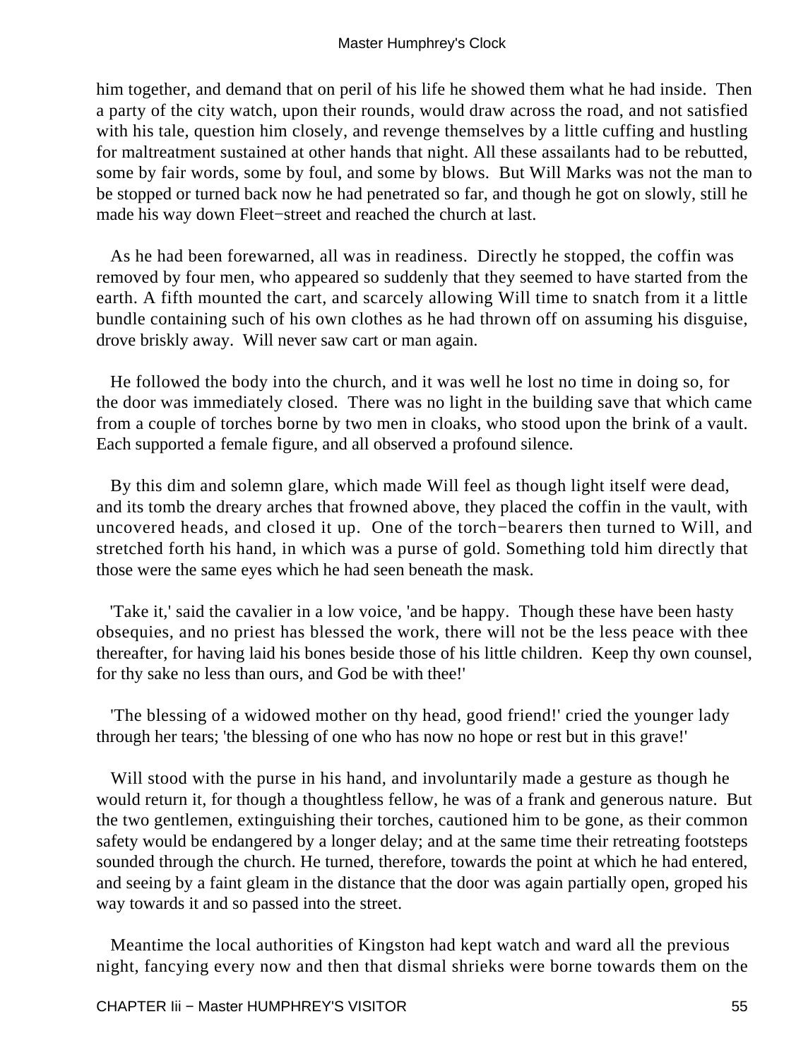him together, and demand that on peril of his life he showed them what he had inside. Then a party of the city watch, upon their rounds, would draw across the road, and not satisfied with his tale, question him closely, and revenge themselves by a little cuffing and hustling for maltreatment sustained at other hands that night. All these assailants had to be rebutted, some by fair words, some by foul, and some by blows. But Will Marks was not the man to be stopped or turned back now he had penetrated so far, and though he got on slowly, still he made his way down Fleet−street and reached the church at last.

As he had been forewarned, all was in readiness. Directly he stopped, the coffin was removed by four men, who appeared so suddenly that they seemed to have started from the earth. A fifth mounted the cart, and scarcely allowing Will time to snatch from it a little bundle containing such of his own clothes as he had thrown off on assuming his disguise, drove briskly away. Will never saw cart or man again.

He followed the body into the church, and it was well he lost no time in doing so, for the door was immediately closed. There was no light in the building save that which came from a couple of torches borne by two men in cloaks, who stood upon the brink of a vault. Each supported a female figure, and all observed a profound silence.

By this dim and solemn glare, which made Will feel as though light itself were dead, and its tomb the dreary arches that frowned above, they placed the coffin in the vault, with uncovered heads, and closed it up. One of the torch−bearers then turned to Will, and stretched forth his hand, in which was a purse of gold. Something told him directly that those were the same eyes which he had seen beneath the mask.

'Take it,' said the cavalier in a low voice, 'and be happy. Though these have been hasty obsequies, and no priest has blessed the work, there will not be the less peace with thee thereafter, for having laid his bones beside those of his little children. Keep thy own counsel, for thy sake no less than ours, and God be with thee!'

'The blessing of a widowed mother on thy head, good friend!' cried the younger lady through her tears; 'the blessing of one who has now no hope or rest but in this grave!'

Will stood with the purse in his hand, and involuntarily made a gesture as though he would return it, for though a thoughtless fellow, he was of a frank and generous nature. But the two gentlemen, extinguishing their torches, cautioned him to be gone, as their common safety would be endangered by a longer delay; and at the same time their retreating footsteps sounded through the church. He turned, therefore, towards the point at which he had entered, and seeing by a faint gleam in the distance that the door was again partially open, groped his way towards it and so passed into the street.

Meantime the local authorities of Kingston had kept watch and ward all the previous night, fancying every now and then that dismal shrieks were borne towards them on the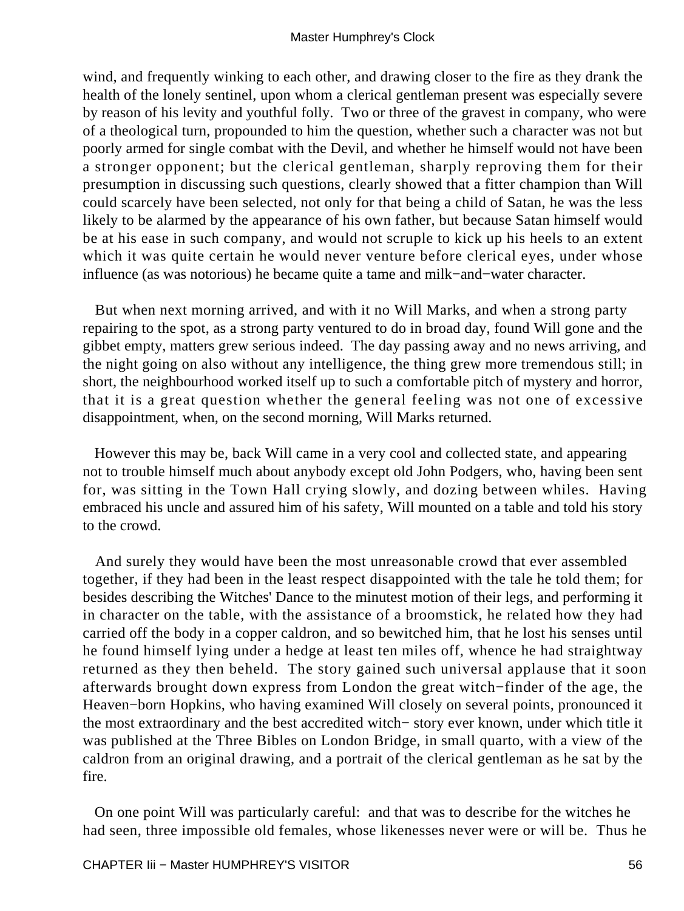wind, and frequently winking to each other, and drawing closer to the fire as they drank the health of the lonely sentinel, upon whom a clerical gentleman present was especially severe by reason of his levity and youthful folly. Two or three of the gravest in company, who were of a theological turn, propounded to him the question, whether such a character was not but poorly armed for single combat with the Devil, and whether he himself would not have been a stronger opponent; but the clerical gentleman, sharply reproving them for their presumption in discussing such questions, clearly showed that a fitter champion than Will could scarcely have been selected, not only for that being a child of Satan, he was the less likely to be alarmed by the appearance of his own father, but because Satan himself would be at his ease in such company, and would not scruple to kick up his heels to an extent which it was quite certain he would never venture before clerical eyes, under whose influence (as was notorious) he became quite a tame and milk−and−water character.

But when next morning arrived, and with it no Will Marks, and when a strong party repairing to the spot, as a strong party ventured to do in broad day, found Will gone and the gibbet empty, matters grew serious indeed. The day passing away and no news arriving, and the night going on also without any intelligence, the thing grew more tremendous still; in short, the neighbourhood worked itself up to such a comfortable pitch of mystery and horror, that it is a great question whether the general feeling was not one of excessive disappointment, when, on the second morning, Will Marks returned.

However this may be, back Will came in a very cool and collected state, and appearing not to trouble himself much about anybody except old John Podgers, who, having been sent for, was sitting in the Town Hall crying slowly, and dozing between whiles. Having embraced his uncle and assured him of his safety, Will mounted on a table and told his story to the crowd.

And surely they would have been the most unreasonable crowd that ever assembled together, if they had been in the least respect disappointed with the tale he told them; for besides describing the Witches' Dance to the minutest motion of their legs, and performing it in character on the table, with the assistance of a broomstick, he related how they had carried off the body in a copper caldron, and so bewitched him, that he lost his senses until he found himself lying under a hedge at least ten miles off, whence he had straightway returned as they then beheld. The story gained such universal applause that it soon afterwards brought down express from London the great witch−finder of the age, the Heaven−born Hopkins, who having examined Will closely on several points, pronounced it the most extraordinary and the best accredited witch− story ever known, under which title it was published at the Three Bibles on London Bridge, in small quarto, with a view of the caldron from an original drawing, and a portrait of the clerical gentleman as he sat by the fire.

On one point Will was particularly careful: and that was to describe for the witches he had seen, three impossible old females, whose likenesses never were or will be. Thus he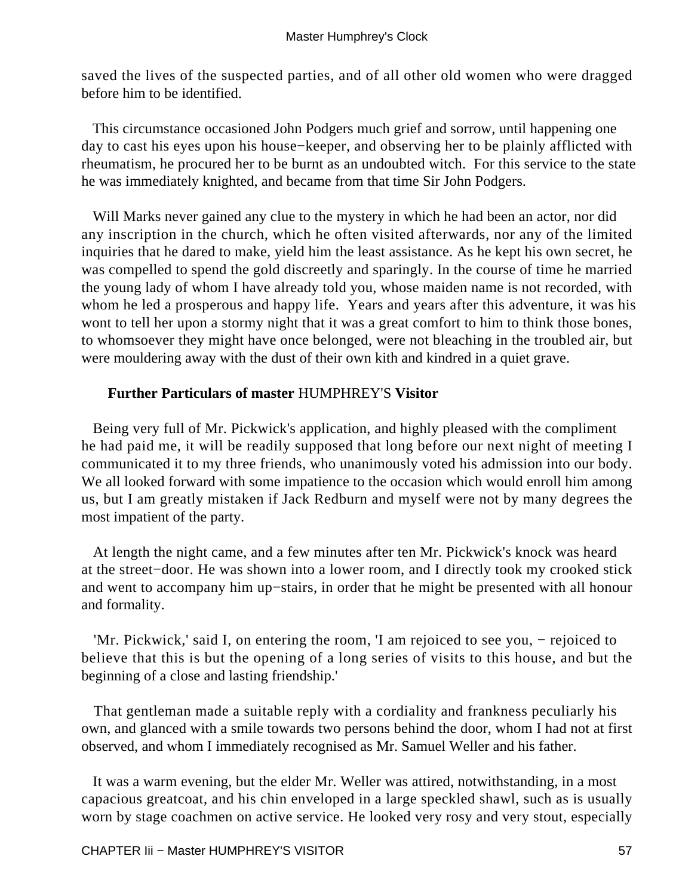saved the lives of the suspected parties, and of all other old women who were dragged before him to be identified.

This circumstance occasioned John Podgers much grief and sorrow, until happening one day to cast his eyes upon his house−keeper, and observing her to be plainly afflicted with rheumatism, he procured her to be burnt as an undoubted witch. For this service to the state he was immediately knighted, and became from that time Sir John Podgers.

Will Marks never gained any clue to the mystery in which he had been an actor, nor did any inscription in the church, which he often visited afterwards, nor any of the limited inquiries that he dared to make, yield him the least assistance. As he kept his own secret, he was compelled to spend the gold discreetly and sparingly. In the course of time he married the young lady of whom I have already told you, whose maiden name is not recorded, with whom he led a prosperous and happy life. Years and years after this adventure, it was his wont to tell her upon a stormy night that it was a great comfort to him to think those bones, to whomsoever they might have once belonged, were not bleaching in the troubled air, but were mouldering away with the dust of their own kith and kindred in a quiet grave.

## Further Particulars of master HUMPHREY'S Visitor

Being very full of Mr. Pickwick's application, and highly pleased with the compliment he had paid me, it will be readily supposed that long before our next night of meeting I communicated it to my three friends, who unanimously voted his admission into our body. We all looked forward with some impatience to the occasion which would enroll him among us, but I am greatly mistaken if Jack Redburn and myself were not by many degrees the most impatient of the party.

At length the night came, and a few minutes after ten Mr. Pickwick's knock was heard at the street−door. He was shown into a lower room, and I directly took my crooked stick and went to accompany him up−stairs, in order that he might be presented with all honour and formality.

'Mr. Pickwick,' said I, on entering the room, 'I am rejoiced to see you, − rejoiced to believe that this is but the opening of a long series of visits to this house, and but the beginning of a close and lasting friendship.'

That gentleman made a suitable reply with a cordiality and frankness peculiarly his own, and glanced with a smile towards two persons behind the door, whom I had not at first observed, and whom I immediately recognised as Mr. Samuel Weller and his father.

It was a warm evening, but the elder Mr. Weller was attired, notwithstanding, in a most capacious greatcoat, and his chin enveloped in a large speckled shawl, such as is usually worn by stage coachmen on active service. He looked very rosy and very stout, especially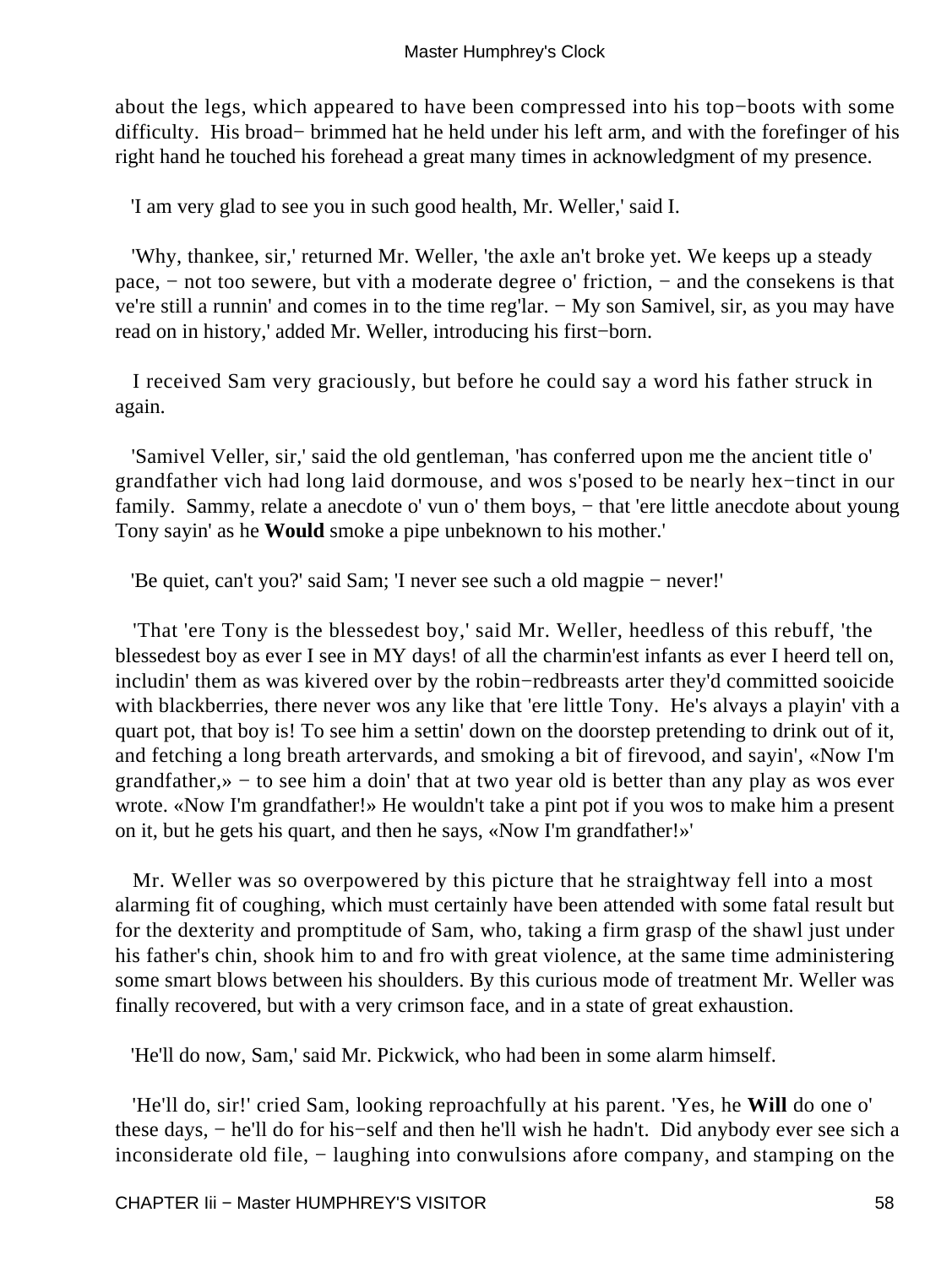about the legs, which appeared to have been compressed into his top−boots with some difficulty. His broad− brimmed hat he held under his left arm, and with the forefinger of his right hand he touched his forehead a great many times in acknowledgment of my presence.

'I am very glad to see you in such good health, Mr. Weller,' said I.

'Why, thankee, sir,' returned Mr. Weller, 'the axle an't broke yet. We keeps up a steady pace, − not too sewere, but vith a moderate degree o' friction, − and the consekens is that ve're still a runnin' and comes in to the time reg'lar. − My son Samivel, sir, as you may have read on in history,' added Mr. Weller, introducing his first−born.

I received Sam very graciously, but before he could say a word his father struck in again.

'Samivel Veller, sir,' said the old gentleman, 'has conferred upon me the ancient title o' grandfather vich had long laid dormouse, and wos s'posed to be nearly hex−tinct in our family. Sammy, relate a anecdote o' vun o' them boys, − that 'ere little anecdote about young Tony sayin' as he **Would** smoke a pipe unbeknown to his mother.'

'Be quiet, can't you?' said Sam; 'I never see such a old magpie − never!'

'That 'ere Tony is the blessedest boy,' said Mr. Weller, heedless of this rebuff, 'the blessedest boy as ever I see in MY days! of all the charmin'est infants as ever I heerd tell on, includin' them as was kivered over by the robin−redbreasts arter they'd committed sooicide with blackberries, there never wos any like that 'ere little Tony. He's alvays a playin' vith a quart pot, that boy is! To see him a settin' down on the doorstep pretending to drink out of it, and fetching a long breath artervards, and smoking a bit of firevood, and sayin', «Now I'm grandfather,» − to see him a doin' that at two year old is better than any play as wos ever wrote. «Now I'm grandfather!» He wouldn't take a pint pot if you wos to make him a present on it, but he gets his quart, and then he says, «Now I'm grandfather!»'

Mr. Weller was so overpowered by this picture that he straightway fell into a most alarming fit of coughing, which must certainly have been attended with some fatal result but for the dexterity and promptitude of Sam, who, taking a firm grasp of the shawl just under his father's chin, shook him to and fro with great violence, at the same time administering some smart blows between his shoulders. By this curious mode of treatment Mr. Weller was finally recovered, but with a very crimson face, and in a state of great exhaustion.

'He'll do now, Sam,' said Mr. Pickwick, who had been in some alarm himself.

'He'll do, sir!' cried Sam, looking reproachfully at his parent. 'Yes, he **Will** do one o' these days, − he'll do for his−self and then he'll wish he hadn't. Did anybody ever see sich a inconsiderate old file, − laughing into conwulsions afore company, and stamping on the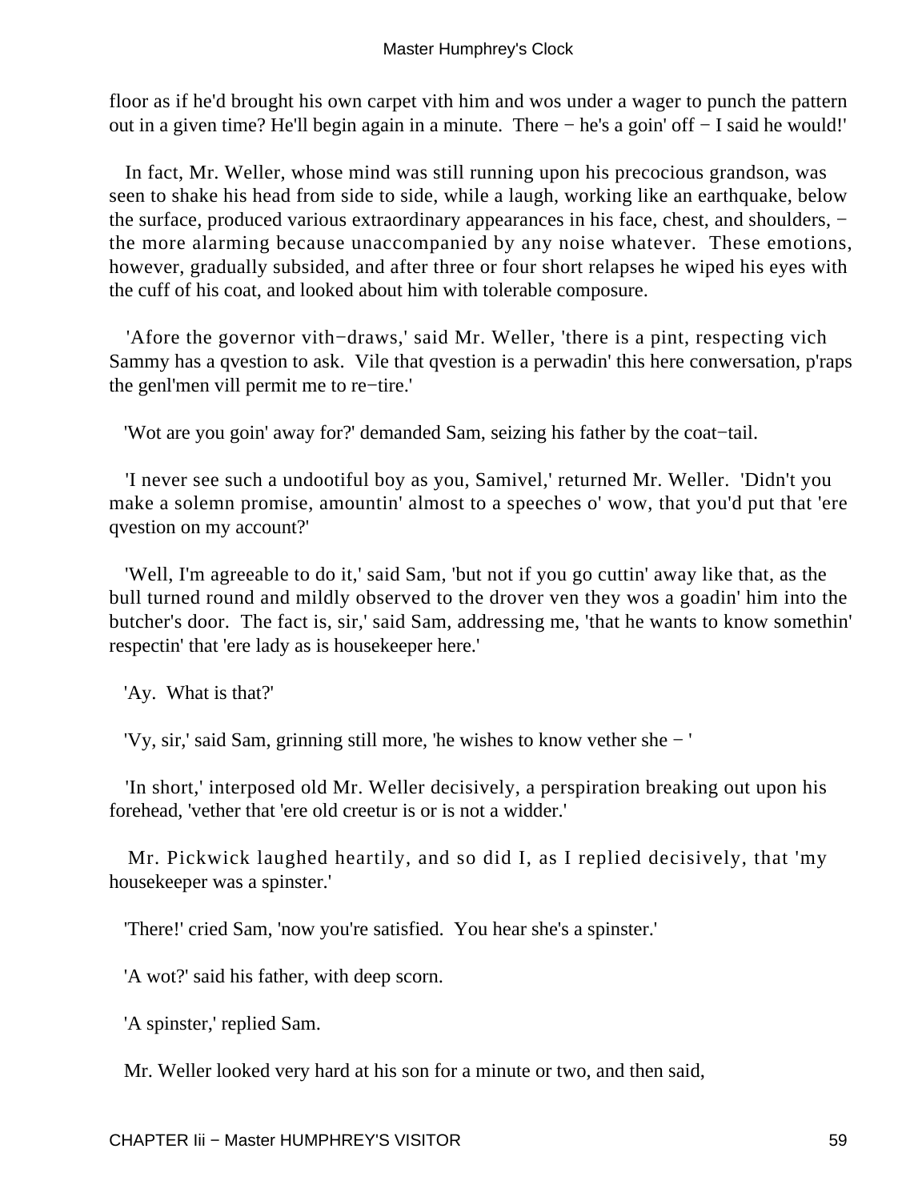floor as if he'd brought his own carpet vith him and wos under a wager to punch the pattern out in a given time? He'll begin again in a minute. There − he's a goin' off − I said he would!'

In fact, Mr. Weller, whose mind was still running upon his precocious grandson, was seen to shake his head from side to side, while a laugh, working like an earthquake, below the surface, produced various extraordinary appearances in his face, chest, and shoulders, − the more alarming because unaccompanied by any noise whatever. These emotions, however, gradually subsided, and after three or four short relapses he wiped his eyes with the cuff of his coat, and looked about him with tolerable composure.

'Afore the governor vith−draws,' said Mr. Weller, 'there is a pint, respecting vich Sammy has a qvestion to ask. Vile that qvestion is a perwadin' this here conwersation, p'raps the genl'men vill permit me to re−tire.'

'Wot are you goin' away for?' demanded Sam, seizing his father by the coat−tail.

'I never see such a undootiful boy as you, Samivel,' returned Mr. Weller. 'Didn't you make a solemn promise, amountin' almost to a speeches o' wow, that you'd put that 'ere qvestion on my account?'

'Well, I'm agreeable to do it,' said Sam, 'but not if you go cuttin' away like that, as the bull turned round and mildly observed to the drover ven they wos a goadin' him into the butcher's door. The fact is, sir,' said Sam, addressing me, 'that he wants to know somethin' respectin' that 'ere lady as is housekeeper here.'

'Ay. What is that?'

'Vy, sir,' said Sam, grinning still more, 'he wishes to know vether she − '

'In short,' interposed old Mr. Weller decisively, a perspiration breaking out upon his forehead, 'vether that 'ere old creetur is or is not a widder.'

Mr. Pickwick laughed heartily, and so did I, as I replied decisively, that 'my housekeeper was a spinster.'

'There!' cried Sam, 'now you're satisfied. You hear she's a spinster.'

'A wot?' said his father, with deep scorn.

'A spinster,' replied Sam.

Mr. Weller looked very hard at his son for a minute or two, and then said,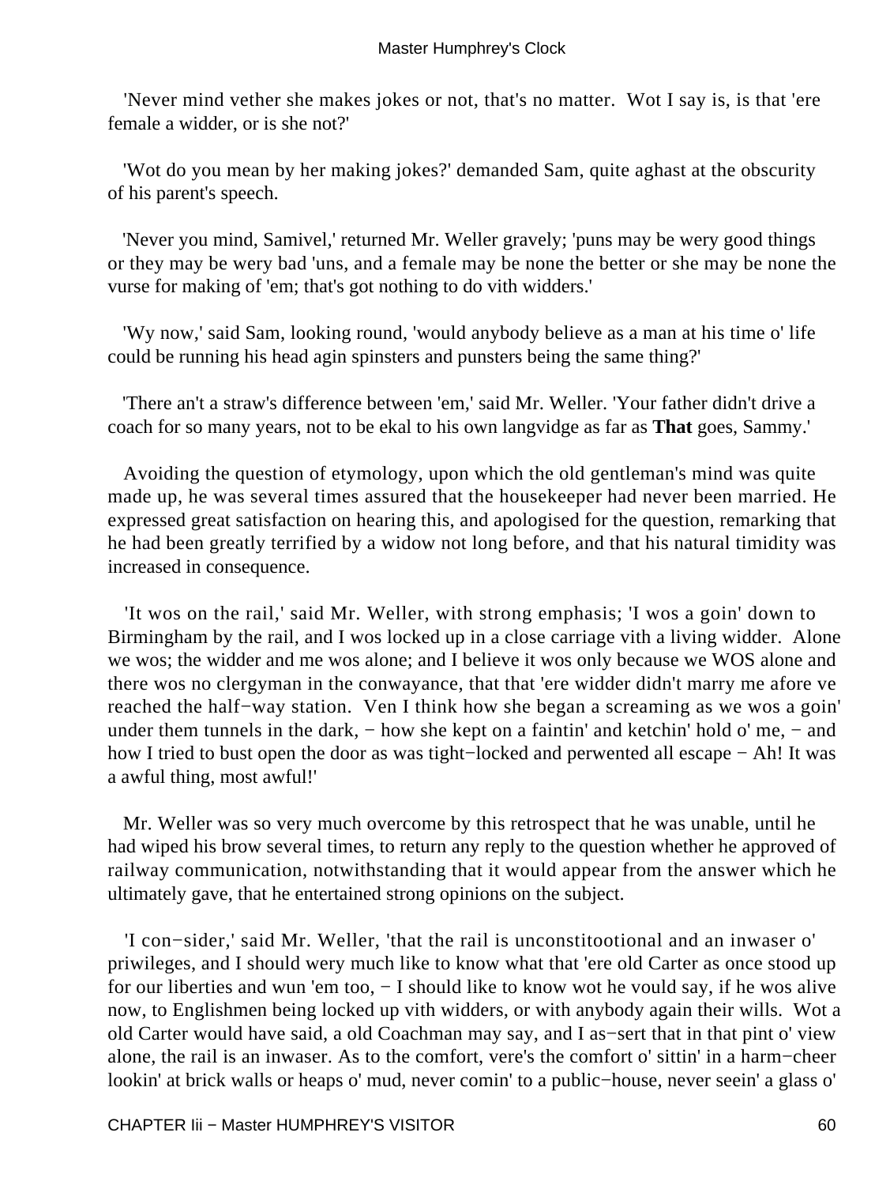'Never mind vether she makes jokes or not, that's no matter. Wot I say is, is that 'ere female a widder, or is she not?'

'Wot do you mean by her making jokes?' demanded Sam, quite aghast at the obscurity of his parent's speech.

'Never you mind, Samivel,' returned Mr. Weller gravely; 'puns may be wery good things or they may be wery bad 'uns, and a female may be none the better or she may be none the vurse for making of 'em; that's got nothing to do vith widders.'

'Wy now,' said Sam, looking round, 'would anybody believe as a man at his time o' life could be running his head agin spinsters and punsters being the same thing?'

'There an't a straw's difference between 'em,' said Mr. Weller. 'Your father didn't drive a coach for so many years, not to be ekal to his own langvidge as far as **That** goes, Sammy.'

Avoiding the question of etymology, upon which the old gentleman's mind was quite made up, he was several times assured that the housekeeper had never been married. He expressed great satisfaction on hearing this, and apologised for the question, remarking that he had been greatly terrified by a widow not long before, and that his natural timidity was increased in consequence.

'It wos on the rail,' said Mr. Weller, with strong emphasis; 'I wos a goin' down to Birmingham by the rail, and I wos locked up in a close carriage vith a living widder. Alone we wos; the widder and me wos alone; and I believe it wos only because we WOS alone and there wos no clergyman in the conwayance, that that 'ere widder didn't marry me afore ve reached the half−way station. Ven I think how she began a screaming as we wos a goin' under them tunnels in the dark, − how she kept on a faintin' and ketchin' hold o' me, − and how I tried to bust open the door as was tight−locked and perwented all escape − Ah! It was a awful thing, most awful!'

Mr. Weller was so very much overcome by this retrospect that he was unable, until he had wiped his brow several times, to return any reply to the question whether he approved of railway communication, notwithstanding that it would appear from the answer which he ultimately gave, that he entertained strong opinions on the subject.

'I con−sider,' said Mr. Weller, 'that the rail is unconstitootional and an inwaser o' priwileges, and I should wery much like to know what that 'ere old Carter as once stood up for our liberties and wun 'em too, − I should like to know wot he vould say, if he wos alive now, to Englishmen being locked up vith widders, or with anybody again their wills. Wot a old Carter would have said, a old Coachman may say, and I as−sert that in that pint o' view alone, the rail is an inwaser. As to the comfort, vere's the comfort o' sittin' in a harm−cheer lookin' at brick walls or heaps o' mud, never comin' to a public−house, never seein' a glass o'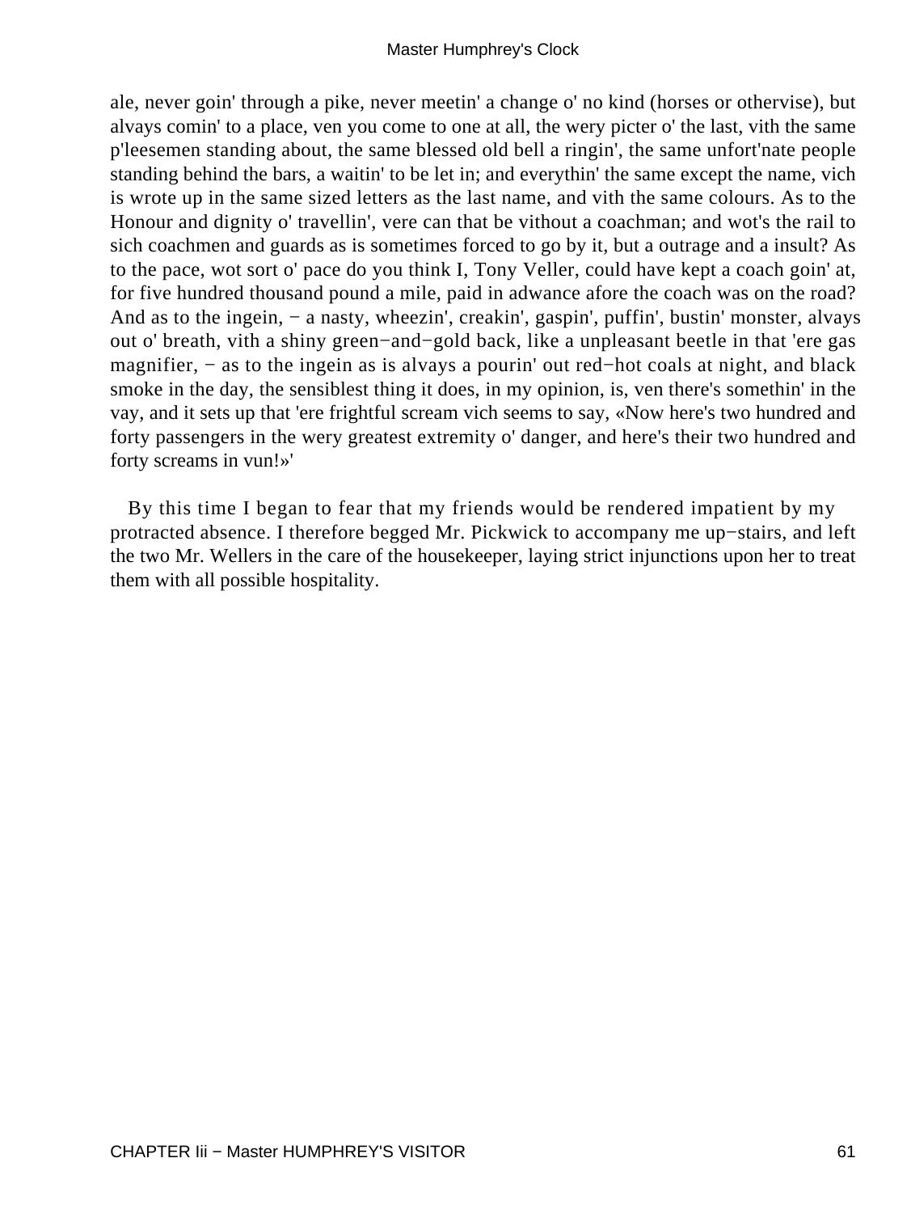ale, never goin' through a pike, never meetin' a change o' no kind (horses or othervise), but alvays comin' to a place, ven you come to one at all, the wery picter o' the last, vith the same p'leesemen standing about, the same blessed old bell a ringin', the same unfort'nate people standing behind the bars, a waitin' to be let in; and everythin' the same except the name, vich is wrote up in the same sized letters as the last name, and vith the same colours. As to the Honour and dignity o' travellin', vere can that be vithout a coachman; and wot's the rail to sich coachmen and guards as is sometimes forced to go by it, but a outrage and a insult? As to the pace, wot sort o' pace do you think I, Tony Veller, could have kept a coach goin' at, for five hundred thousand pound a mile, paid in adwance afore the coach was on the road? And as to the ingein, − a nasty, wheezin', creakin', gaspin', puffin', bustin' monster, alvays out o' breath, vith a shiny green−and−gold back, like a unpleasant beetle in that 'ere gas magnifier, − as to the ingein as is alvays a pourin' out red−hot coals at night, and black smoke in the day, the sensiblest thing it does, in my opinion, is, ven there's somethin' in the vay, and it sets up that 'ere frightful scream vich seems to say, «Now here's two hundred and forty passengers in the wery greatest extremity o' danger, and here's their two hundred and forty screams in vun!»'

By this time I began to fear that my friends would be rendered impatient by my protracted absence. I therefore begged Mr. Pickwick to accompany me up−stairs, and left the two Mr. Wellers in the care of the housekeeper, laying strict injunctions upon her to treat them with all possible hospitality.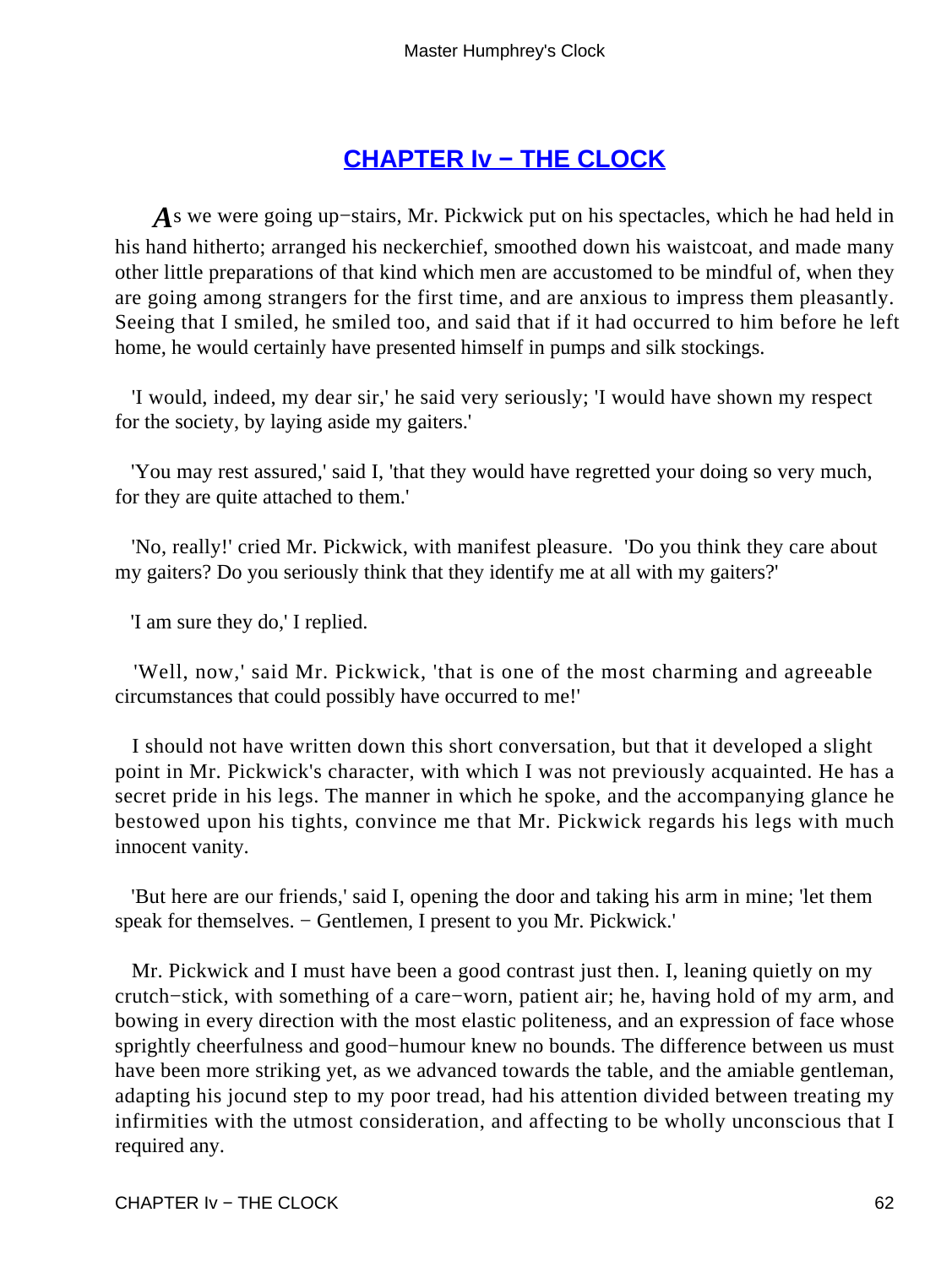## CHAPTER Iv − THE CLOCK

*A*s we were going up−stairs, Mr. Pickwick put on his spectacles, which he had held in his hand hitherto; arranged his neckerchief, smoothed down his waistcoat, and made many other little preparations of that kind which men are accustomed to be mindful of, when they are going among strangers for the first time, and are anxious to impress them pleasantly. Seeing that I smiled, he smiled too, and said that if it had occurred to him before he left home, he would certainly have presented himself in pumps and silk stockings.

'I would, indeed, my dear sir,' he said very seriously; 'I would have shown my respect for the society, by laying aside my gaiters.'

'You may rest assured,' said I, 'that they would have regretted your doing so very much, for they are quite attached to them.'

'No, really!' cried Mr. Pickwick, with manifest pleasure. 'Do you think they care about my gaiters? Do you seriously think that they identify me at all with my gaiters?'

'I am sure they do,' I replied.

'Well, now,' said Mr. Pickwick, 'that is one of the most charming and agreeable circumstances that could possibly have occurred to me!'

I should not have written down this short conversation, but that it developed a slight point in Mr. Pickwick's character, with which I was not previously acquainted. He has a secret pride in his legs. The manner in which he spoke, and the accompanying glance he bestowed upon his tights, convince me that Mr. Pickwick regards his legs with much innocent vanity.

'But here are our friends,' said I, opening the door and taking his arm in mine; 'let them speak for themselves. − Gentlemen, I present to you Mr. Pickwick.'

Mr. Pickwick and I must have been a good contrast just then. I, leaning quietly on my crutch−stick, with something of a care−worn, patient air; he, having hold of my arm, and bowing in every direction with the most elastic politeness, and an expression of face whose sprightly cheerfulness and good−humour knew no bounds. The difference between us must have been more striking yet, as we advanced towards the table, and the amiable gentleman, adapting his jocund step to my poor tread, had his attention divided between treating my infirmities with the utmost consideration, and affecting to be wholly unconscious that I required any.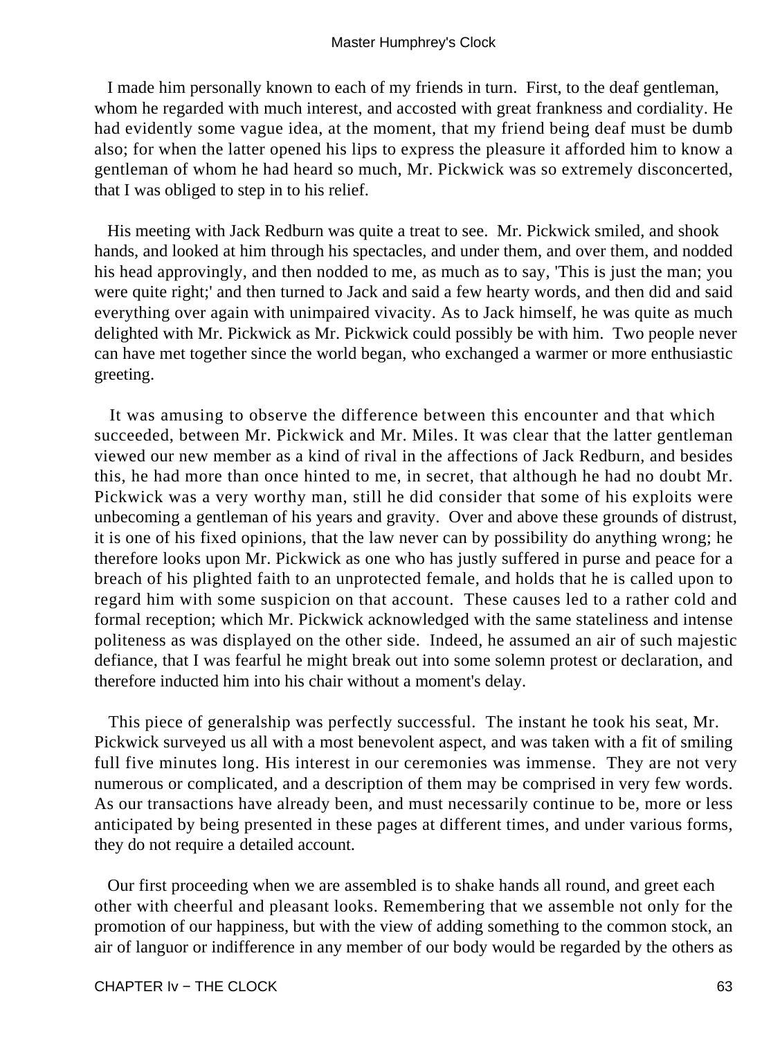I made him personally known to each of my friends in turn. First, to the deaf gentleman, whom he regarded with much interest, and accosted with great frankness and cordiality. He had evidently some vague idea, at the moment, that my friend being deaf must be dumb also; for when the latter opened his lips to express the pleasure it afforded him to know a gentleman of whom he had heard so much, Mr. Pickwick was so extremely disconcerted, that I was obliged to step in to his relief.

His meeting with Jack Redburn was quite a treat to see. Mr. Pickwick smiled, and shook hands, and looked at him through his spectacles, and under them, and over them, and nodded his head approvingly, and then nodded to me, as much as to say, 'This is just the man; you were quite right;' and then turned to Jack and said a few hearty words, and then did and said everything over again with unimpaired vivacity. As to Jack himself, he was quite as much delighted with Mr. Pickwick as Mr. Pickwick could possibly be with him. Two people never can have met together since the world began, who exchanged a warmer or more enthusiastic greeting.

It was amusing to observe the difference between this encounter and that which succeeded, between Mr. Pickwick and Mr. Miles. It was clear that the latter gentleman viewed our new member as a kind of rival in the affections of Jack Redburn, and besides this, he had more than once hinted to me, in secret, that although he had no doubt Mr. Pickwick was a very worthy man, still he did consider that some of his exploits were unbecoming a gentleman of his years and gravity. Over and above these grounds of distrust, it is one of his fixed opinions, that the law never can by possibility do anything wrong; he therefore looks upon Mr. Pickwick as one who has justly suffered in purse and peace for a breach of his plighted faith to an unprotected female, and holds that he is called upon to regard him with some suspicion on that account. These causes led to a rather cold and formal reception; which Mr. Pickwick acknowledged with the same stateliness and intense politeness as was displayed on the other side. Indeed, he assumed an air of such majestic defiance, that I was fearful he might break out into some solemn protest or declaration, and therefore inducted him into his chair without a moment's delay.

This piece of generalship was perfectly successful. The instant he took his seat, Mr. Pickwick surveyed us all with a most benevolent aspect, and was taken with a fit of smiling full five minutes long. His interest in our ceremonies was immense. They are not very numerous or complicated, and a description of them may be comprised in very few words. As our transactions have already been, and must necessarily continue to be, more or less anticipated by being presented in these pages at different times, and under various forms, they do not require a detailed account.

Our first proceeding when we are assembled is to shake hands all round, and greet each other with cheerful and pleasant looks. Remembering that we assemble not only for the promotion of our happiness, but with the view of adding something to the common stock, an air of languor or indifference in any member of our body would be regarded by the others as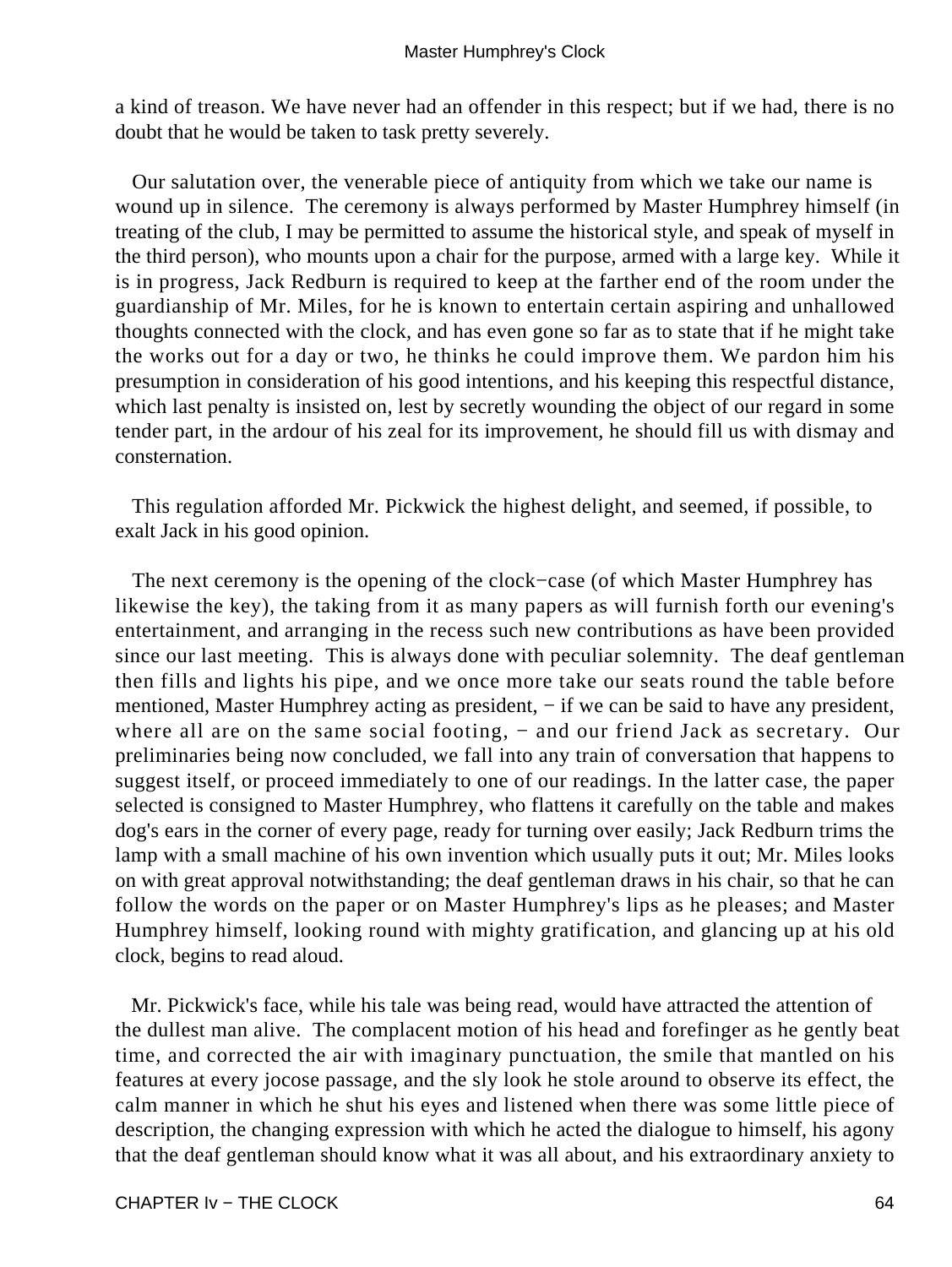a kind of treason. We have never had an offender in this respect; but if we had, there is no doubt that he would be taken to task pretty severely.

Our salutation over, the venerable piece of antiquity from which we take our name is wound up in silence. The ceremony is always performed by Master Humphrey himself (in treating of the club, I may be permitted to assume the historical style, and speak of myself in the third person), who mounts upon a chair for the purpose, armed with a large key. While it is in progress, Jack Redburn is required to keep at the farther end of the room under the guardianship of Mr. Miles, for he is known to entertain certain aspiring and unhallowed thoughts connected with the clock, and has even gone so far as to state that if he might take the works out for a day or two, he thinks he could improve them. We pardon him his presumption in consideration of his good intentions, and his keeping this respectful distance, which last penalty is insisted on, lest by secretly wounding the object of our regard in some tender part, in the ardour of his zeal for its improvement, he should fill us with dismay and consternation.

This regulation afforded Mr. Pickwick the highest delight, and seemed, if possible, to exalt Jack in his good opinion.

The next ceremony is the opening of the clock−case (of which Master Humphrey has likewise the key), the taking from it as many papers as will furnish forth our evening's entertainment, and arranging in the recess such new contributions as have been provided since our last meeting. This is always done with peculiar solemnity. The deaf gentleman then fills and lights his pipe, and we once more take our seats round the table before mentioned, Master Humphrey acting as president, − if we can be said to have any president, where all are on the same social footing, − and our friend Jack as secretary. Our preliminaries being now concluded, we fall into any train of conversation that happens to suggest itself, or proceed immediately to one of our readings. In the latter case, the paper selected is consigned to Master Humphrey, who flattens it carefully on the table and makes dog's ears in the corner of every page, ready for turning over easily; Jack Redburn trims the lamp with a small machine of his own invention which usually puts it out; Mr. Miles looks on with great approval notwithstanding; the deaf gentleman draws in his chair, so that he can follow the words on the paper or on Master Humphrey's lips as he pleases; and Master Humphrey himself, looking round with mighty gratification, and glancing up at his old clock, begins to read aloud.

Mr. Pickwick's face, while his tale was being read, would have attracted the attention of the dullest man alive. The complacent motion of his head and forefinger as he gently beat time, and corrected the air with imaginary punctuation, the smile that mantled on his features at every jocose passage, and the sly look he stole around to observe its effect, the calm manner in which he shut his eyes and listened when there was some little piece of description, the changing expression with which he acted the dialogue to himself, his agony that the deaf gentleman should know what it was all about, and his extraordinary anxiety to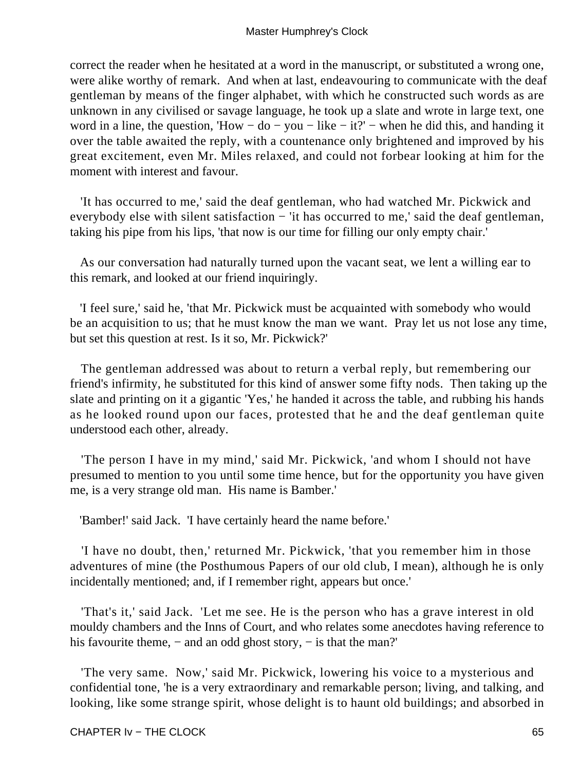correct the reader when he hesitated at a word in the manuscript, or substituted a wrong one, were alike worthy of remark. And when at last, endeavouring to communicate with the deaf gentleman by means of the finger alphabet, with which he constructed such words as are unknown in any civilised or savage language, he took up a slate and wrote in large text, one word in a line, the question, 'How − do − you − like − it?' − when he did this, and handing it over the table awaited the reply, with a countenance only brightened and improved by his great excitement, even Mr. Miles relaxed, and could not forbear looking at him for the moment with interest and favour.

'It has occurred to me,' said the deaf gentleman, who had watched Mr. Pickwick and everybody else with silent satisfaction − 'it has occurred to me,' said the deaf gentleman, taking his pipe from his lips, 'that now is our time for filling our only empty chair.'

As our conversation had naturally turned upon the vacant seat, we lent a willing ear to this remark, and looked at our friend inquiringly.

'I feel sure,' said he, 'that Mr. Pickwick must be acquainted with somebody who would be an acquisition to us; that he must know the man we want. Pray let us not lose any time, but set this question at rest. Is it so, Mr. Pickwick?'

The gentleman addressed was about to return a verbal reply, but remembering our friend's infirmity, he substituted for this kind of answer some fifty nods. Then taking up the slate and printing on it a gigantic 'Yes,' he handed it across the table, and rubbing his hands as he looked round upon our faces, protested that he and the deaf gentleman quite understood each other, already.

'The person I have in my mind,' said Mr. Pickwick, 'and whom I should not have presumed to mention to you until some time hence, but for the opportunity you have given me, is a very strange old man. His name is Bamber.'

'Bamber!' said Jack. 'I have certainly heard the name before.'

'I have no doubt, then,' returned Mr. Pickwick, 'that you remember him in those adventures of mine (the Posthumous Papers of our old club, I mean), although he is only incidentally mentioned; and, if I remember right, appears but once.'

'That's it,' said Jack. 'Let me see. He is the person who has a grave interest in old mouldy chambers and the Inns of Court, and who relates some anecdotes having reference to his favourite theme, − and an odd ghost story, − is that the man?'

'The very same. Now,' said Mr. Pickwick, lowering his voice to a mysterious and confidential tone, 'he is a very extraordinary and remarkable person; living, and talking, and looking, like some strange spirit, whose delight is to haunt old buildings; and absorbed in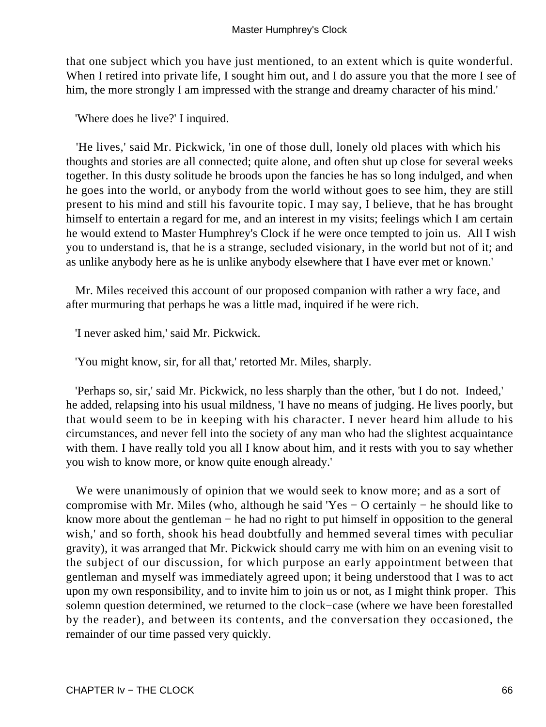that one subject which you have just mentioned, to an extent which is quite wonderful. When I retired into private life, I sought him out, and I do assure you that the more I see of him, the more strongly I am impressed with the strange and dreamy character of his mind.'

'Where does he live?' I inquired.

'He lives,' said Mr. Pickwick, 'in one of those dull, lonely old places with which his thoughts and stories are all connected; quite alone, and often shut up close for several weeks together. In this dusty solitude he broods upon the fancies he has so long indulged, and when he goes into the world, or anybody from the world without goes to see him, they are still present to his mind and still his favourite topic. I may say, I believe, that he has brought himself to entertain a regard for me, and an interest in my visits; feelings which I am certain he would extend to Master Humphrey's Clock if he were once tempted to join us. All I wish you to understand is, that he is a strange, secluded visionary, in the world but not of it; and as unlike anybody here as he is unlike anybody elsewhere that I have ever met or known.'

Mr. Miles received this account of our proposed companion with rather a wry face, and after murmuring that perhaps he was a little mad, inquired if he were rich.

'I never asked him,' said Mr. Pickwick.

'You might know, sir, for all that,' retorted Mr. Miles, sharply.

'Perhaps so, sir,' said Mr. Pickwick, no less sharply than the other, 'but I do not. Indeed,' he added, relapsing into his usual mildness, 'I have no means of judging. He lives poorly, but that would seem to be in keeping with his character. I never heard him allude to his circumstances, and never fell into the society of any man who had the slightest acquaintance with them. I have really told you all I know about him, and it rests with you to say whether you wish to know more, or know quite enough already.'

We were unanimously of opinion that we would seek to know more; and as a sort of compromise with Mr. Miles (who, although he said 'Yes − O certainly − he should like to know more about the gentleman − he had no right to put himself in opposition to the general wish,' and so forth, shook his head doubtfully and hemmed several times with peculiar gravity), it was arranged that Mr. Pickwick should carry me with him on an evening visit to the subject of our discussion, for which purpose an early appointment between that gentleman and myself was immediately agreed upon; it being understood that I was to act upon my own responsibility, and to invite him to join us or not, as I might think proper. This solemn question determined, we returned to the clock−case (where we have been forestalled by the reader), and between its contents, and the conversation they occasioned, the remainder of our time passed very quickly.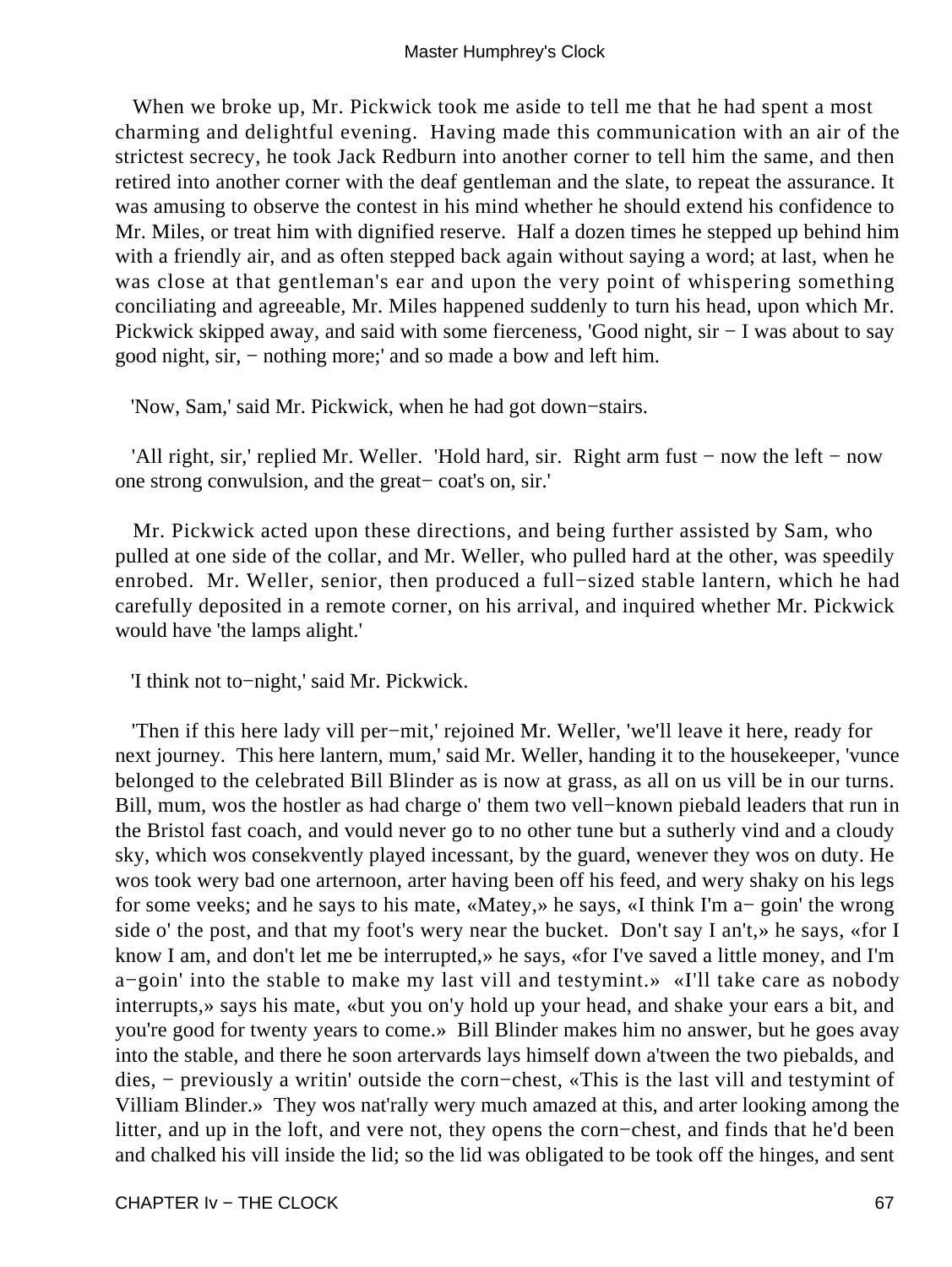When we broke up, Mr. Pickwick took me aside to tell me that he had spent a most charming and delightful evening. Having made this communication with an air of the strictest secrecy, he took Jack Redburn into another corner to tell him the same, and then retired into another corner with the deaf gentleman and the slate, to repeat the assurance. It was amusing to observe the contest in his mind whether he should extend his confidence to Mr. Miles, or treat him with dignified reserve. Half a dozen times he stepped up behind him with a friendly air, and as often stepped back again without saying a word; at last, when he was close at that gentleman's ear and upon the very point of whispering something conciliating and agreeable, Mr. Miles happened suddenly to turn his head, upon which Mr. Pickwick skipped away, and said with some fierceness, 'Good night, sir − I was about to say good night, sir, − nothing more;' and so made a bow and left him.

'Now, Sam,' said Mr. Pickwick, when he had got down−stairs.

'All right, sir,' replied Mr. Weller. 'Hold hard, sir. Right arm fust − now the left − now one strong conwulsion, and the great− coat's on, sir.'

Mr. Pickwick acted upon these directions, and being further assisted by Sam, who pulled at one side of the collar, and Mr. Weller, who pulled hard at the other, was speedily enrobed. Mr. Weller, senior, then produced a full−sized stable lantern, which he had carefully deposited in a remote corner, on his arrival, and inquired whether Mr. Pickwick would have 'the lamps alight.'

'I think not to−night,' said Mr. Pickwick.

'Then if this here lady vill per−mit,' rejoined Mr. Weller, 'we'll leave it here, ready for next journey. This here lantern, mum,' said Mr. Weller, handing it to the housekeeper, 'vunce belonged to the celebrated Bill Blinder as is now at grass, as all on us vill be in our turns. Bill, mum, wos the hostler as had charge o' them two vell−known piebald leaders that run in the Bristol fast coach, and vould never go to no other tune but a sutherly vind and a cloudy sky, which wos consekvently played incessant, by the guard, wenever they wos on duty. He wos took wery bad one arternoon, arter having been off his feed, and wery shaky on his legs for some veeks; and he says to his mate, «Matey,» he says, «I think I'm a− goin' the wrong side o' the post, and that my foot's wery near the bucket. Don't say I an't,» he says, «for I know I am, and don't let me be interrupted,» he says, «for I've saved a little money, and I'm a−goin' into the stable to make my last vill and testymint.» «I'll take care as nobody interrupts,» says his mate, «but you on'y hold up your head, and shake your ears a bit, and you're good for twenty years to come.» Bill Blinder makes him no answer, but he goes avay into the stable, and there he soon artervards lays himself down a'tween the two piebalds, and dies, − previously a writin' outside the corn−chest, «This is the last vill and testymint of Villiam Blinder.» They wos nat'rally wery much amazed at this, and arter looking among the litter, and up in the loft, and vere not, they opens the corn−chest, and finds that he'd been and chalked his vill inside the lid; so the lid was obligated to be took off the hinges, and sent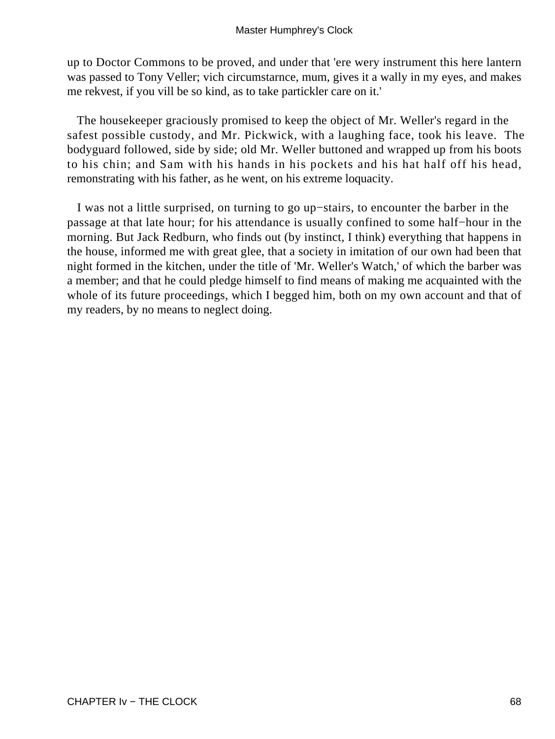up to Doctor Commons to be proved, and under that 'ere wery instrument this here lantern was passed to Tony Veller; vich circumstarnce, mum, gives it a wally in my eyes, and makes me rekvest, if you vill be so kind, as to take partickler care on it.'

The housekeeper graciously promised to keep the object of Mr. Weller's regard in the safest possible custody, and Mr. Pickwick, with a laughing face, took his leave. The bodyguard followed, side by side; old Mr. Weller buttoned and wrapped up from his boots to his chin; and Sam with his hands in his pockets and his hat half off his head, remonstrating with his father, as he went, on his extreme loquacity.

I was not a little surprised, on turning to go up−stairs, to encounter the barber in the passage at that late hour; for his attendance is usually confined to some half−hour in the morning. But Jack Redburn, who finds out (by instinct, I think) everything that happens in the house, informed me with great glee, that a society in imitation of our own had been that night formed in the kitchen, under the title of 'Mr. Weller's Watch,' of which the barber was a member; and that he could pledge himself to find means of making me acquainted with the whole of its future proceedings, which I begged him, both on my own account and that of my readers, by no means to neglect doing.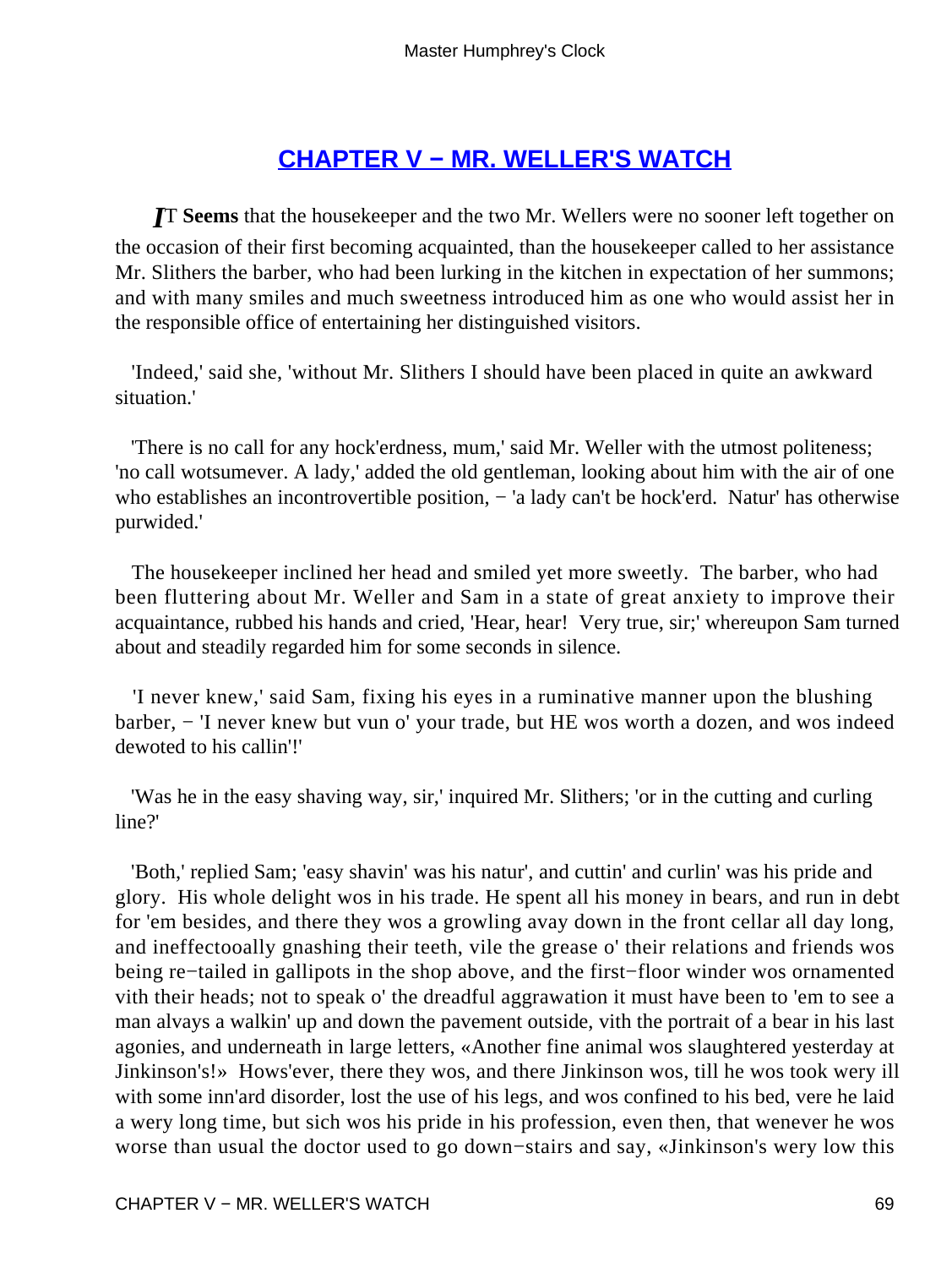## CHAPTER V − MR. WELLER'S WATCH

*I*T **Seems** that the housekeeper and the two Mr. Wellers were no sooner left together on the occasion of their first becoming acquainted, than the housekeeper called to her assistance Mr. Slithers the barber, who had been lurking in the kitchen in expectation of her summons; and with many smiles and much sweetness introduced him as one who would assist her in the responsible office of entertaining her distinguished visitors.

'Indeed,' said she, 'without Mr. Slithers I should have been placed in quite an awkward situation.'

'There is no call for any hock'erdness, mum,' said Mr. Weller with the utmost politeness; 'no call wotsumever. A lady,' added the old gentleman, looking about him with the air of one who establishes an incontrovertible position, − 'a lady can't be hock'erd. Natur' has otherwise purwided.'

The housekeeper inclined her head and smiled yet more sweetly. The barber, who had been fluttering about Mr. Weller and Sam in a state of great anxiety to improve their acquaintance, rubbed his hands and cried, 'Hear, hear! Very true, sir;' whereupon Sam turned about and steadily regarded him for some seconds in silence.

'I never knew,' said Sam, fixing his eyes in a ruminative manner upon the blushing barber, − 'I never knew but vun o' your trade, but HE wos worth a dozen, and wos indeed dewoted to his callin'!'

'Was he in the easy shaving way, sir,' inquired Mr. Slithers; 'or in the cutting and curling line?'

'Both,' replied Sam; 'easy shavin' was his natur', and cuttin' and curlin' was his pride and glory. His whole delight wos in his trade. He spent all his money in bears, and run in debt for 'em besides, and there they wos a growling avay down in the front cellar all day long, and ineffectooally gnashing their teeth, vile the grease o' their relations and friends wos being re−tailed in gallipots in the shop above, and the first−floor winder wos ornamented vith their heads; not to speak o' the dreadful aggrawation it must have been to 'em to see a man alvays a walkin' up and down the pavement outside, vith the portrait of a bear in his last agonies, and underneath in large letters, «Another fine animal wos slaughtered yesterday at Jinkinson's!» Hows'ever, there they wos, and there Jinkinson wos, till he wos took wery ill with some inn'ard disorder, lost the use of his legs, and wos confined to his bed, vere he laid a wery long time, but sich wos his pride in his profession, even then, that wenever he wos worse than usual the doctor used to go down−stairs and say, «Jinkinson's wery low this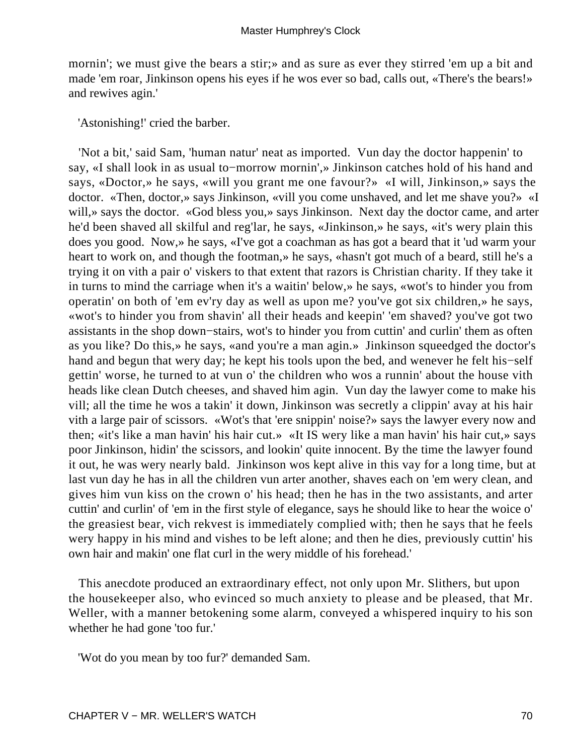mornin'; we must give the bears a stir;» and as sure as ever they stirred 'em up a bit and made 'em roar, Jinkinson opens his eyes if he wos ever so bad, calls out, «There's the bears!» and rewives agin.'

'Astonishing!' cried the barber.

'Not a bit,' said Sam, 'human natur' neat as imported. Vun day the doctor happenin' to say, «I shall look in as usual to−morrow mornin',» Jinkinson catches hold of his hand and says, «Doctor,» he says, «will you grant me one favour?» «I will, Jinkinson,» says the doctor. «Then, doctor,» says Jinkinson, «vill you come unshaved, and let me shave you?» «I will,» says the doctor. «God bless you,» says Jinkinson. Next day the doctor came, and arter he'd been shaved all skilful and reg'lar, he says, «Jinkinson,» he says, «it's wery plain this does you good. Now,» he says, «I've got a coachman as has got a beard that it 'ud warm your heart to work on, and though the footman,» he says, «hasn't got much of a beard, still he's a trying it on vith a pair o' viskers to that extent that razors is Christian charity. If they take it in turns to mind the carriage when it's a waitin' below,» he says, «wot's to hinder you from operatin' on both of 'em ev'ry day as well as upon me? you've got six children,» he says, «wot's to hinder you from shavin' all their heads and keepin' 'em shaved? you've got two assistants in the shop down−stairs, wot's to hinder you from cuttin' and curlin' them as often as you like? Do this,» he says, «and you're a man agin.» Jinkinson squeedged the doctor's hand and begun that wery day; he kept his tools upon the bed, and wenever he felt his−self gettin' worse, he turned to at vun o' the children who wos a runnin' about the house vith heads like clean Dutch cheeses, and shaved him agin. Vun day the lawyer come to make his vill; all the time he wos a takin' it down, Jinkinson was secretly a clippin' avay at his hair vith a large pair of scissors. «Wot's that 'ere snippin' noise?» says the lawyer every now and then; «it's like a man havin' his hair cut.» «It IS wery like a man havin' his hair cut,» says poor Jinkinson, hidin' the scissors, and lookin' quite innocent. By the time the lawyer found it out, he was wery nearly bald. Jinkinson wos kept alive in this vay for a long time, but at last vun day he has in all the children vun arter another, shaves each on 'em wery clean, and gives him vun kiss on the crown o' his head; then he has in the two assistants, and arter cuttin' and curlin' of 'em in the first style of elegance, says he should like to hear the woice o' the greasiest bear, vich rekvest is immediately complied with; then he says that he feels wery happy in his mind and vishes to be left alone; and then he dies, previously cuttin' his own hair and makin' one flat curl in the wery middle of his forehead.'

This anecdote produced an extraordinary effect, not only upon Mr. Slithers, but upon the housekeeper also, who evinced so much anxiety to please and be pleased, that Mr. Weller, with a manner betokening some alarm, conveyed a whispered inquiry to his son whether he had gone 'too fur.'

'Wot do you mean by too fur?' demanded Sam.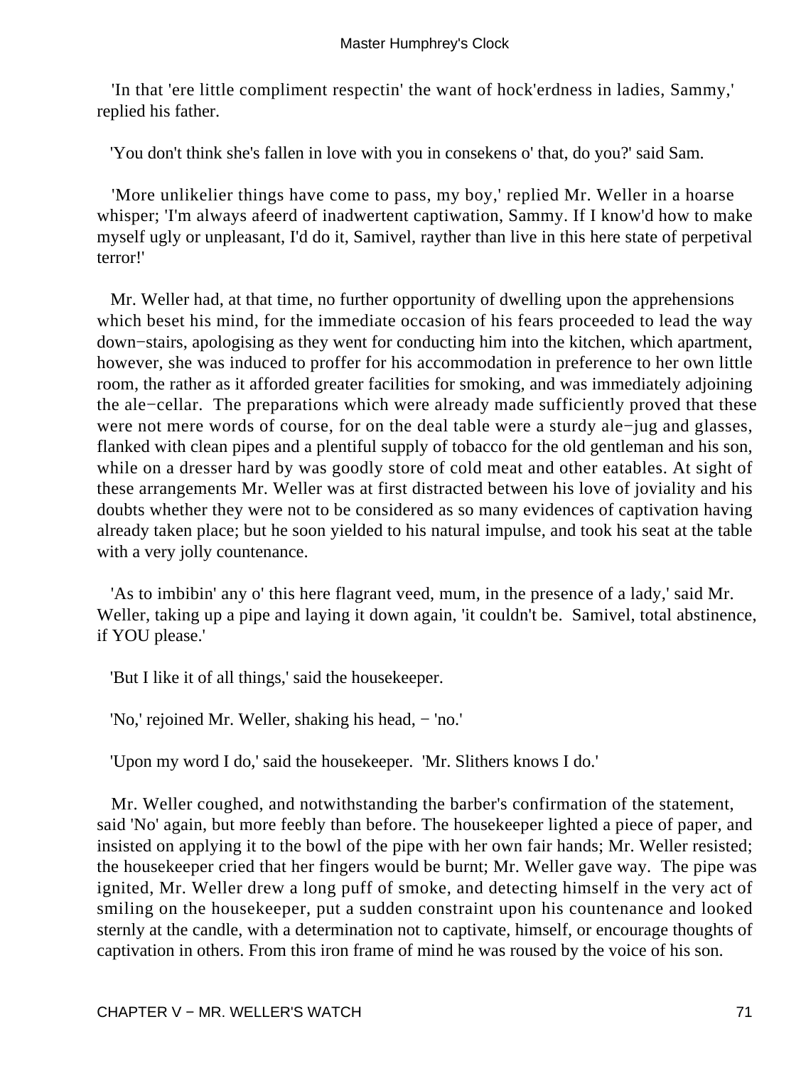'In that 'ere little compliment respectin' the want of hock'erdness in ladies, Sammy,' replied his father.

'You don't think she's fallen in love with you in consekens o' that, do you?' said Sam.

'More unlikelier things have come to pass, my boy,' replied Mr. Weller in a hoarse whisper; 'I'm always afeerd of inadwertent captiwation, Sammy. If I know'd how to make myself ugly or unpleasant, I'd do it, Samivel, raything than live in this here state of perpetival terror!'

Mr. Weller had, at that time, no further opportunity of dwelling upon the apprehensions which beset his mind, for the immediate occasion of his fears proceeded to lead the way down−stairs, apologising as they went for conducting him into the kitchen, which apartment, however, she was induced to proffer for his accommodation in preference to her own little room, the rather as it afforded greater facilities for smoking, and was immediately adjoining the ale−cellar. The preparations which were already made sufficiently proved that these were not mere words of course, for on the deal table were a sturdy ale−jug and glasses, flanked with clean pipes and a plentiful supply of tobacco for the old gentleman and his son, while on a dresser hard by was goodly store of cold meat and other eatables. At sight of these arrangements Mr. Weller was at first distracted between his love of joviality and his doubts whether they were not to be considered as so many evidences of captivation having already taken place; but he soon yielded to his natural impulse, and took his seat at the table with a very jolly countenance.

'As to imbibin' any o' this here flagrant veed, mum, in the presence of a lady,' said Mr. Weller, taking up a pipe and laying it down again, 'it couldn't be. Samivel, total abstinence, if YOU please.'

'But I like it of all things,' said the housekeeper.

'No,' rejoined Mr. Weller, shaking his head, − 'no.'

'Upon my word I do,' said the housekeeper. 'Mr. Slithers knows I do.'

Mr. Weller coughed, and notwithstanding the barber's confirmation of the statement, said 'No' again, but more feebly than before. The housekeeper lighted a piece of paper, and insisted on applying it to the bowl of the pipe with her own fair hands; Mr. Weller resisted; the housekeeper cried that her fingers would be burnt; Mr. Weller gave way. The pipe was ignited, Mr. Weller drew a long puff of smoke, and detecting himself in the very act of smiling on the housekeeper, put a sudden constraint upon his countenance and looked sternly at the candle, with a determination not to captivate, himself, or encourage thoughts of captivation in others. From this iron frame of mind he was roused by the voice of his son.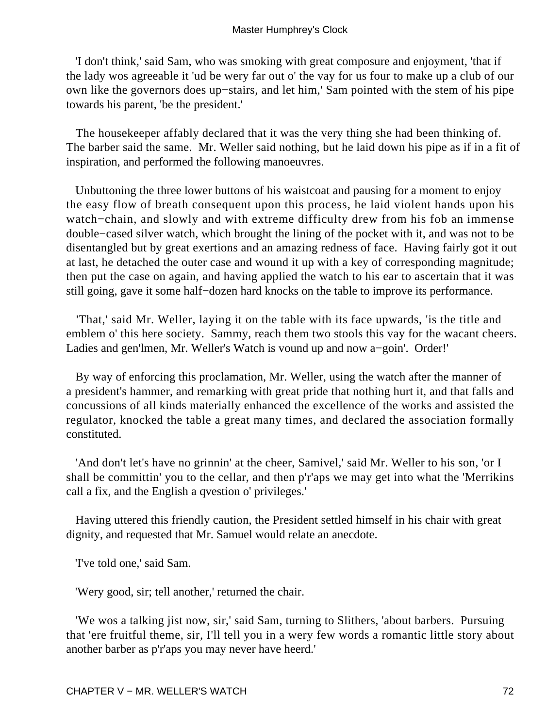'I don't think,' said Sam, who was smoking with great composure and enjoyment, 'that if the lady wos agreeable it 'ud be wery far out o' the vay for us four to make up a club of our own like the governors does up−stairs, and let him,' Sam pointed with the stem of his pipe towards his parent, 'be the president.'

The housekeeper affably declared that it was the very thing she had been thinking of. The barber said the same. Mr. Weller said nothing, but he laid down his pipe as if in a fit of inspiration, and performed the following manoeuvres.

Unbuttoning the three lower buttons of his waistcoat and pausing for a moment to enjoy the easy flow of breath consequent upon this process, he laid violent hands upon his watch−chain, and slowly and with extreme difficulty drew from his fob an immense double−cased silver watch, which brought the lining of the pocket with it, and was not to be disentangled but by great exertions and an amazing redness of face. Having fairly got it out at last, he detached the outer case and wound it up with a key of corresponding magnitude; then put the case on again, and having applied the watch to his ear to ascertain that it was still going, gave it some half−dozen hard knocks on the table to improve its performance.

'That,' said Mr. Weller, laying it on the table with its face upwards, 'is the title and emblem o' this here society. Sammy, reach them two stools this vay for the wacant cheers. Ladies and gen'lmen, Mr. Weller's Watch is vound up and now a−goin'. Order!'

By way of enforcing this proclamation, Mr. Weller, using the watch after the manner of a president's hammer, and remarking with great pride that nothing hurt it, and that falls and concussions of all kinds materially enhanced the excellence of the works and assisted the regulator, knocked the table a great many times, and declared the association formally constituted.

'And don't let's have no grinnin' at the cheer, Samivel,' said Mr. Weller to his son, 'or I shall be committin' you to the cellar, and then p'r'aps we may get into what the 'Merrikins call a fix, and the English a qvestion o' privileges.'

Having uttered this friendly caution, the President settled himself in his chair with great dignity, and requested that Mr. Samuel would relate an anecdote.

'I've told one,' said Sam.

'Wery good, sir; tell another,' returned the chair.

'We wos a talking jist now, sir,' said Sam, turning to Slithers, 'about barbers. Pursuing that 'ere fruitful theme, sir, I'll tell you in a wery few words a romantic little story about another barber as p'r'aps you may never have heerd.'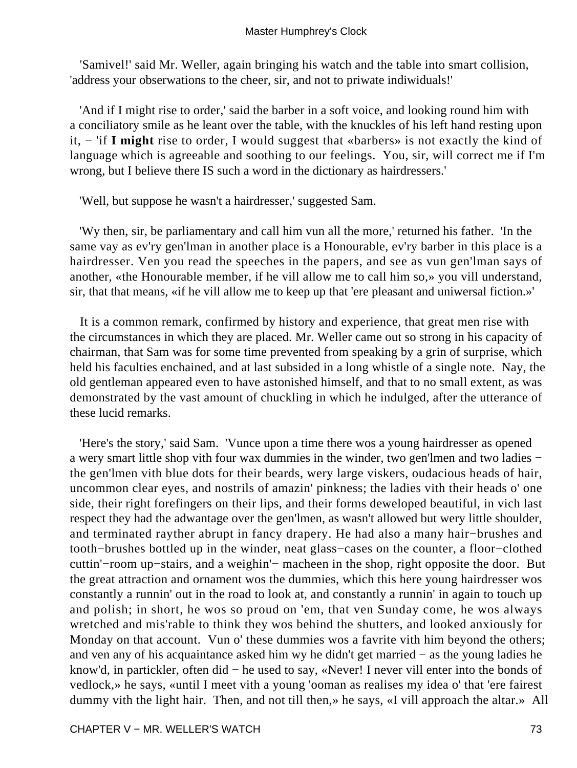'Samivel!' said Mr. Weller, again bringing his watch and the table into smart collision, 'address your observations to the cheer, sir, and not to priwate indiwiduals!'

'And if I might rise to order,' said the barber in a soft voice, and looking round him with a conciliatory smile as he leant over the table, with the knuckles of his left hand resting upon it, − 'if **I might** rise to order, I would suggest that «barbers» is not exactly the kind of language which is agreeable and soothing to our feelings. You, sir, will correct me if I'm wrong, but I believe there IS such a word in the dictionary as hairdressers.'

'Well, but suppose he wasn't a hairdresser,' suggested Sam.

'Wy then, sir, be parliamentary and call him vun all the more,' returned his father. 'In the same vay as ev'ry gen'lman in another place is a Honourable, ev'ry barber in this place is a hairdresser. Ven you read the speeches in the papers, and see as vun gen'lman says of another, «the Honourable member, if he vill allow me to call him so,» you vill understand, sir, that that means, «if he vill allow me to keep up that 'ere pleasant and uniwersal fiction.»'

It is a common remark, confirmed by history and experience, that great men rise with the circumstances in which they are placed. Mr. Weller came out so strong in his capacity of chairman, that Sam was for some time prevented from speaking by a grin of surprise, which held his faculties enchained, and at last subsided in a long whistle of a single note. Nay, the old gentleman appeared even to have astonished himself, and that to no small extent, as was demonstrated by the vast amount of chuckling in which he indulged, after the utterance of these lucid remarks.

'Here's the story,' said Sam. 'Vunce upon a time there wos a young hairdresser as opened a wery smart little shop vith four wax dummies in the winder, two gen'lmen and two ladies − the gen'lmen vith blue dots for their beards, wery large viskers, oudacious heads of hair, uncommon clear eyes, and nostrils of amazin' pinkness; the ladies vith their heads o' one side, their right forefingers on their lips, and their forms deweloped beautiful, in vich last respect they had the adwantage over the gen'lmen, as wasn't allowed but wery little shoulder, and terminated rayther abrupt in fancy drapery. He had also a many hair−brushes and tooth−brushes bottled up in the winder, neat glass−cases on the counter, a floor−clothed cuttin'−room up−stairs, and a weighin'− macheen in the shop, right opposite the door. But the great attraction and ornament wos the dummies, which this here young hairdresser wos constantly a runnin' out in the road to look at, and constantly a runnin' in again to touch up and polish; in short, he wos so proud on 'em, that ven Sunday come, he wos always wretched and mis'rable to think they wos behind the shutters, and looked anxiously for Monday on that account. Vun o' these dummies wos a favrite vith him beyond the others; and ven any of his acquaintance asked him wy he didn't get married − as the young ladies he know'd, in partickler, often did − he used to say, «Never! I never vill enter into the bonds of vedlock,» he says, «until I meet vith a young 'ooman as realises my idea o' that 'ere fairest dummy vith the light hair. Then, and not till then,» he says, «I vill approach the altar.» All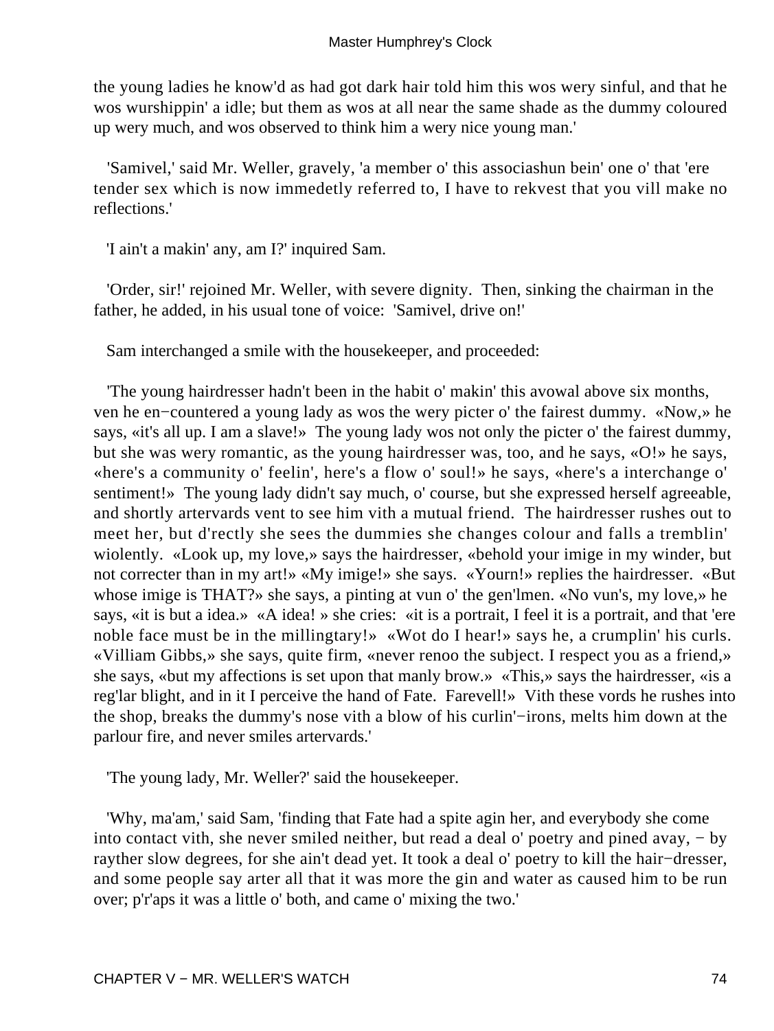the young ladies he know'd as had got dark hair told him this wos wery sinful, and that he wos wurshippin' a idle; but them as wos at all near the same shade as the dummy coloured up wery much, and wos observed to think him a wery nice young man.'

'Samivel,' said Mr. Weller, gravely, 'a member o' this associashun bein' one o' that 'ere tender sex which is now immedetly referred to, I have to rekvest that you vill make no reflections.'

'I ain't a makin' any, am I?' inquired Sam.

'Order, sir!' rejoined Mr. Weller, with severe dignity. Then, sinking the chairman in the father, he added, in his usual tone of voice: 'Samivel, drive on!'

Sam interchanged a smile with the housekeeper, and proceeded:

'The young hairdresser hadn't been in the habit o' makin' this avowal above six months, ven he en−countered a young lady as wos the wery picter o' the fairest dummy. «Now,» he says, «it's all up. I am a slave!» The young lady wos not only the picter o' the fairest dummy, but she was wery romantic, as the young hairdresser was, too, and he says, «O!» he says, «here's a community o' feelin', here's a flow o' soul!» he says, «here's a interchange o' sentiment!» The young lady didn't say much, o' course, but she expressed herself agreeable, and shortly artervards vent to see him vith a mutual friend. The hairdresser rushes out to meet her, but d'rectly she sees the dummies she changes colour and falls a tremblin' wiolently. «Look up, my love,» says the hairdresser, «behold your imige in my winder, but not correcter than in my art!» «My imige!» she says. «Yourn!» replies the hairdresser. «But whose imige is THAT?» she says, a pinting at vun o' the gen'lmen. «No vun's, my love,» he says, «it is but a idea.» «A idea! » she cries: «it is a portrait, I feel it is a portrait, and that 'ere noble face must be in the millingtary!» «Wot do I hear!» says he, a crumplin' his curls. «Villiam Gibbs,» she says, quite firm, «never renoo the subject. I respect you as a friend,» she says, «but my affections is set upon that manly brow.» «This,» says the hairdresser, «is a reg'lar blight, and in it I perceive the hand of Fate. Farevell!» Vith these vords he rushes into the shop, breaks the dummy's nose vith a blow of his curlin'−irons, melts him down at the parlour fire, and never smiles artervards.'

'The young lady, Mr. Weller?' said the housekeeper.

'Why, ma'am,' said Sam, 'finding that Fate had a spite agin her, and everybody she come into contact vith, she never smiled neither, but read a deal o' poetry and pined avay, − by rayther slow degrees, for she ain't dead yet. It took a deal o' poetry to kill the hair−dresser, and some people say arter all that it was more the gin and water as caused him to be run over; p'r'aps it was a little o' both, and came o' mixing the two.'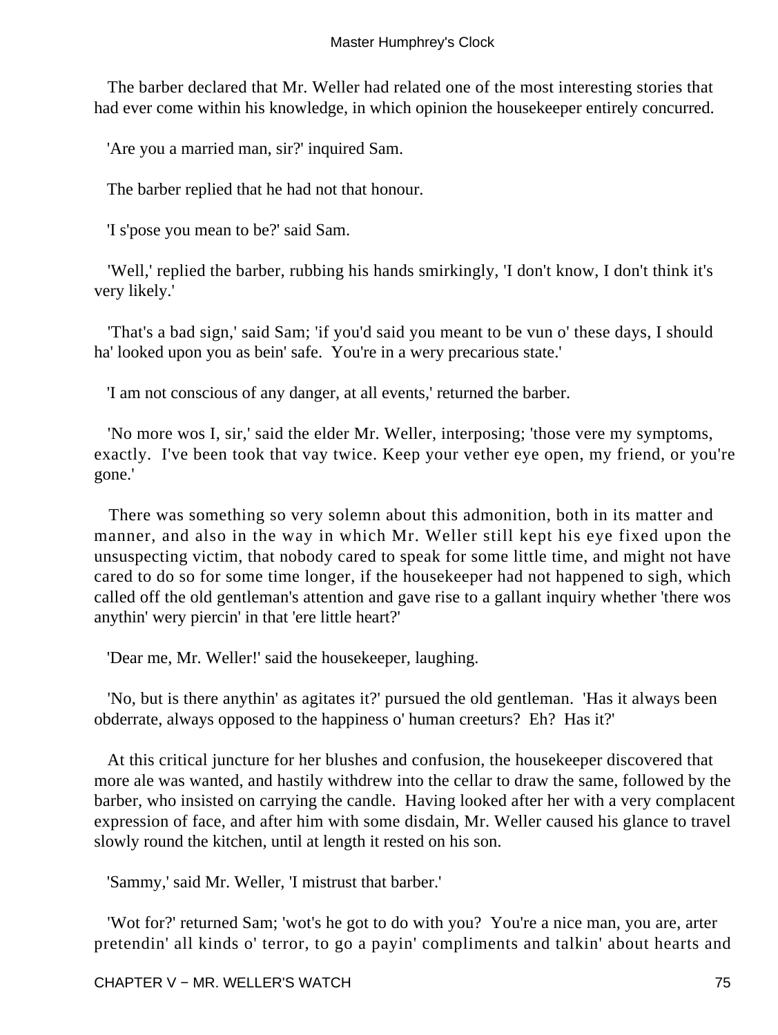The barber declared that Mr. Weller had related one of the most interesting stories that had ever come within his knowledge, in which opinion the housekeeper entirely concurred.

'Are you a married man, sir?' inquired Sam.

The barber replied that he had not that honour.

'I s'pose you mean to be?' said Sam.

'Well,' replied the barber, rubbing his hands smirkingly, 'I don't know, I don't think it's very likely.'

'That's a bad sign,' said Sam; 'if you'd said you meant to be vun o' these days, I should ha' looked upon you as bein' safe. You're in a wery precarious state.'

'I am not conscious of any danger, at all events,' returned the barber.

'No more wos I, sir,' said the elder Mr. Weller, interposing; 'those vere my symptoms, exactly. I've been took that vay twice. Keep your vether eye open, my friend, or you're gone.'

There was something so very solemn about this admonition, both in its matter and manner, and also in the way in which Mr. Weller still kept his eye fixed upon the unsuspecting victim, that nobody cared to speak for some little time, and might not have cared to do so for some time longer, if the housekeeper had not happened to sigh, which called off the old gentleman's attention and gave rise to a gallant inquiry whether 'there wos anythin' wery piercin' in that 'ere little heart?'

'Dear me, Mr. Weller!' said the housekeeper, laughing.

'No, but is there anythin' as agitates it?' pursued the old gentleman. 'Has it always been obderrate, always opposed to the happiness o' human creeturs? Eh? Has it?'

At this critical juncture for her blushes and confusion, the housekeeper discovered that more ale was wanted, and hastily withdrew into the cellar to draw the same, followed by the barber, who insisted on carrying the candle. Having looked after her with a very complacent expression of face, and after him with some disdain, Mr. Weller caused his glance to travel slowly round the kitchen, until at length it rested on his son.

'Sammy,' said Mr. Weller, 'I mistrust that barber.'

'Wot for?' returned Sam; 'wot's he got to do with you? You're a nice man, you are, arter pretendin' all kinds o' terror, to go a payin' compliments and talkin' about hearts and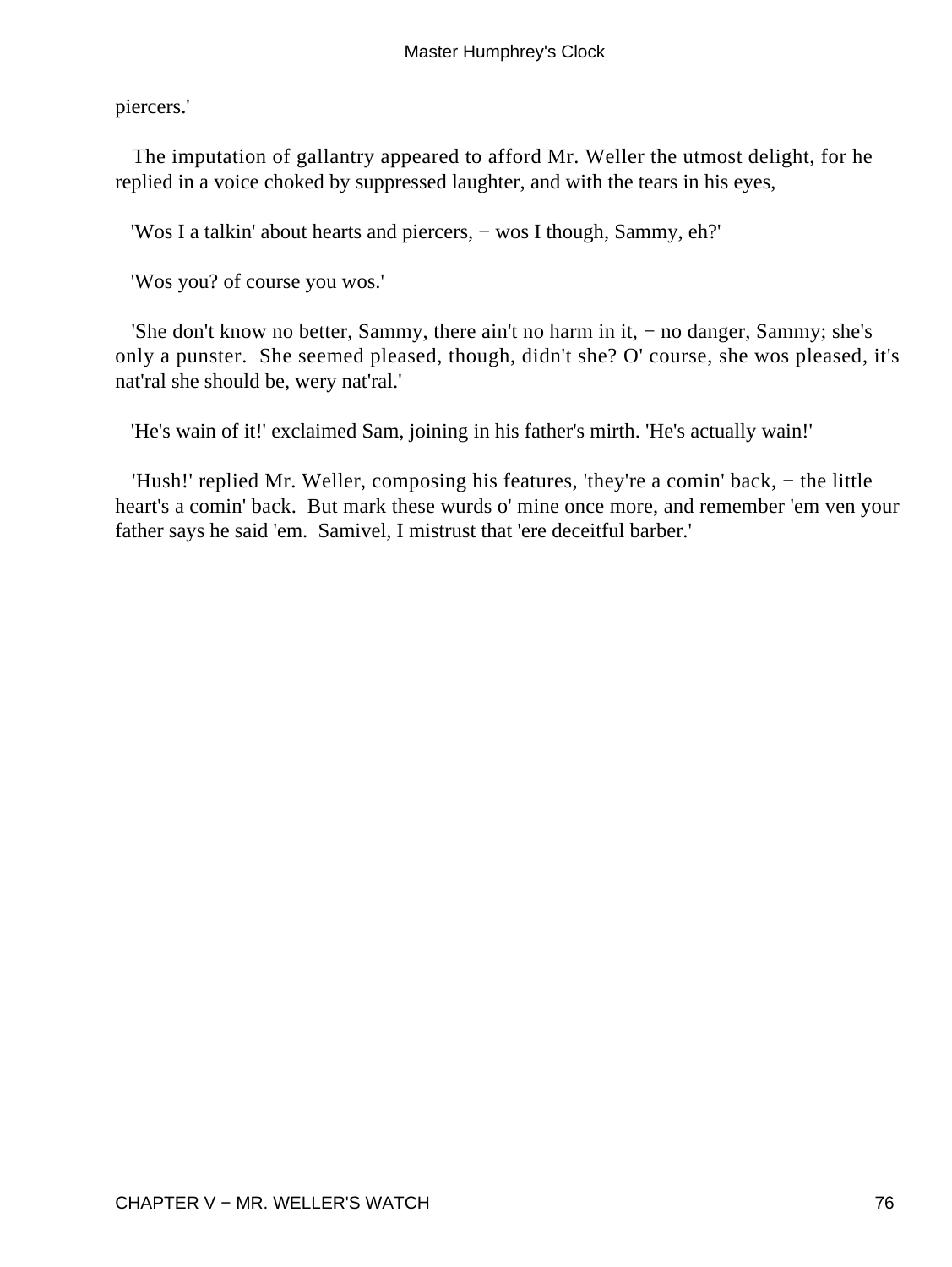piercers.'

The imputation of gallantry appeared to afford Mr. Weller the utmost delight, for he replied in a voice choked by suppressed laughter, and with the tears in his eyes,

'Wos I a talkin' about hearts and piercers, − wos I though, Sammy, eh?'

'Wos you? of course you wos.'

'She don't know no better, Sammy, there ain't no harm in it, − no danger, Sammy; she's only a punster. She seemed pleased, though, didn't she? O' course, she wos pleased, it's nat'ral she should be, wery nat'ral.'

'He's wain of it!' exclaimed Sam, joining in his father's mirth. 'He's actually wain!'

'Hush!' replied Mr. Weller, composing his features, 'they're a comin' back, − the little heart's a comin' back. But mark these wurds o' mine once more, and remember 'em ven your father says he said 'em. Samivel, I mistrust that 'ere deceitful barber.'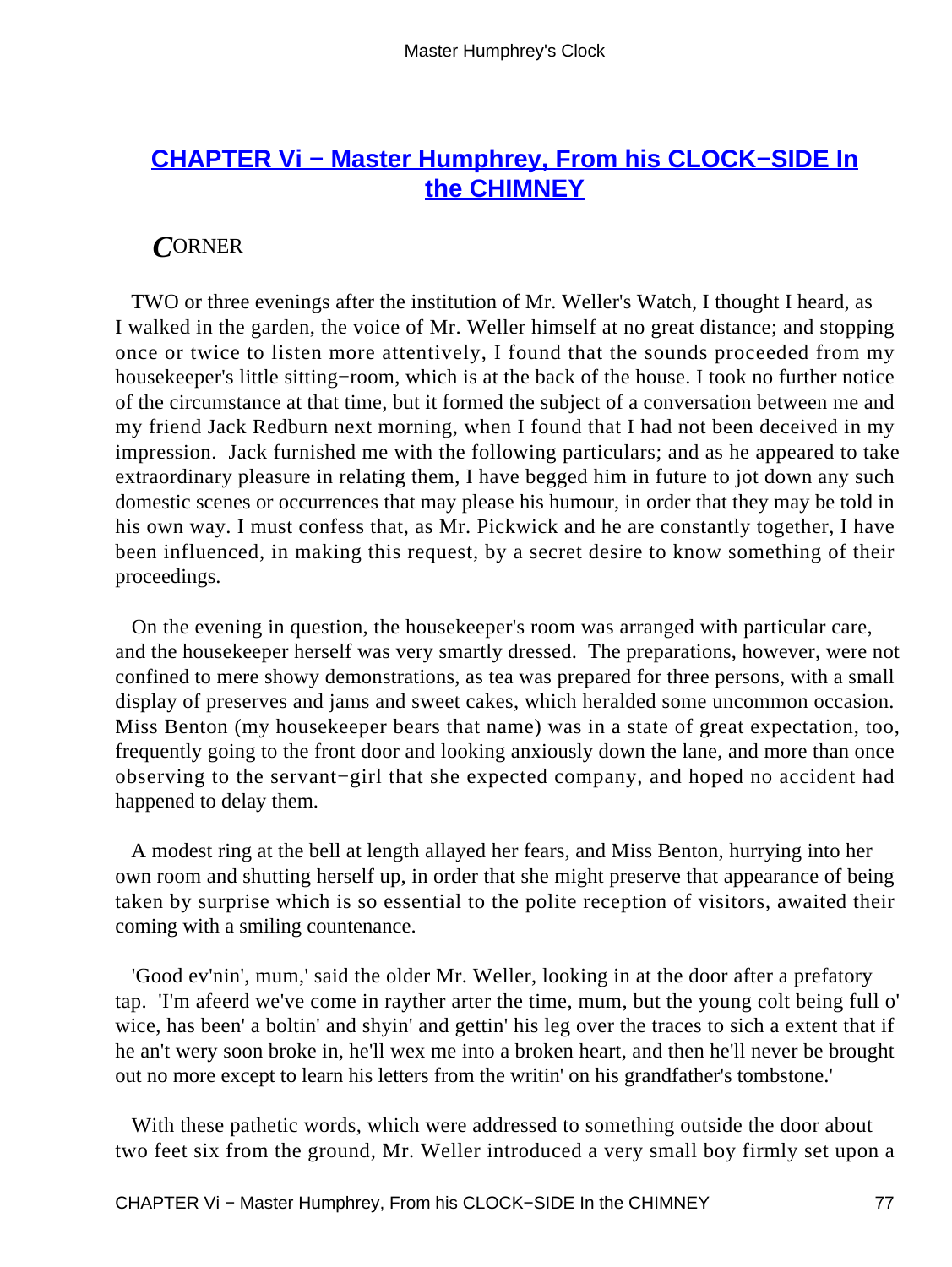## [CHAPTER Vi − Master Humphrey, From his CLOCK−SIDE In the CHIMNEY](#)

*C*ORNER

TWO or three evenings after the institution of Mr. Weller's Watch, I thought I heard, as I walked in the garden, the voice of Mr. Weller himself at no great distance; and stopping once or twice to listen more attentively, I found that the sounds proceeded from my housekeeper's little sitting−room, which is at the back of the house. I took no further notice of the circumstance at that time, but it formed the subject of a conversation between me and my friend Jack Redburn next morning, when I found that I had not been deceived in my impression. Jack furnished me with the following particulars; and as he appeared to take extraordinary pleasure in relating them, I have begged him in future to jot down any such domestic scenes or occurrences that may please his humour, in order that they may be told in his own way. I must confess that, as Mr. Pickwick and he are constantly together, I have been influenced, in making this request, by a secret desire to know something of their proceedings.

On the evening in question, the housekeeper's room was arranged with particular care, and the housekeeper herself was very smartly dressed. The preparations, however, were not confined to mere showy demonstrations, as tea was prepared for three persons, with a small display of preserves and jams and sweet cakes, which heralded some uncommon occasion. Miss Benton (my housekeeper bears that name) was in a state of great expectation, too, frequently going to the front door and looking anxiously down the lane, and more than once observing to the servant−girl that she expected company, and hoped no accident had happened to delay them.

A modest ring at the bell at length allayed her fears, and Miss Benton, hurrying into her own room and shutting herself up, in order that she might preserve that appearance of being taken by surprise which is so essential to the polite reception of visitors, awaited their coming with a smiling countenance.

'Good ev'nin', mum,' said the older Mr. Weller, looking in at the door after a prefatory tap. 'I'm afeerd we've come in rayther arter the time, mum, but the young colt being full o' wice, has been' a boltin' and shyin' and gettin' his leg over the traces to sich a extent that if he an't wery soon broke in, he'll wex me into a broken heart, and then he'll never be brought out no more except to learn his letters from the writin' on his grandfather's tombstone.'

With these pathetic words, which were addressed to something outside the door about two feet six from the ground, Mr. Weller introduced a very small boy firmly set upon a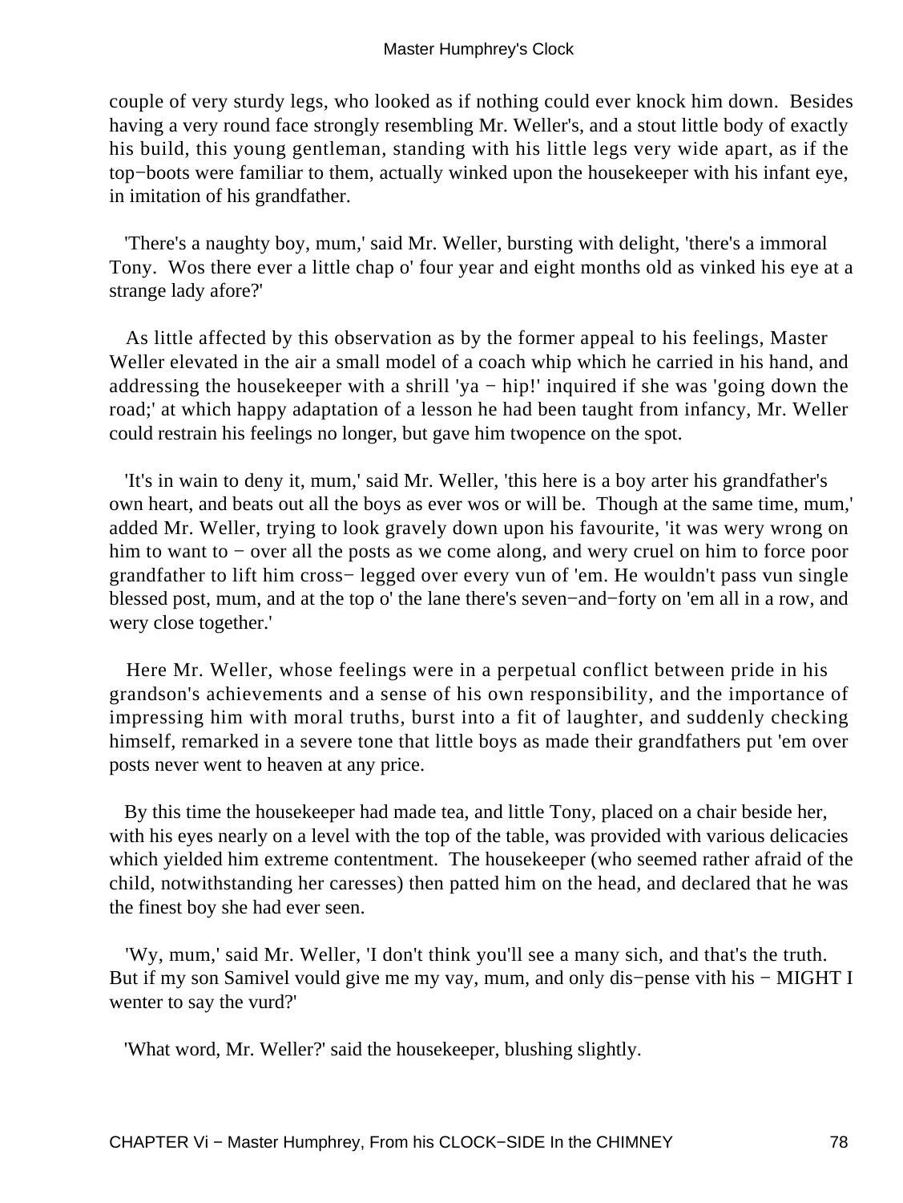couple of very sturdy legs, who looked as if nothing could ever knock him down. Besides having a very round face strongly resembling Mr. Weller's, and a stout little body of exactly his build, this young gentleman, standing with his little legs very wide apart, as if the top−boots were familiar to them, actually winked upon the housekeeper with his infant eye, in imitation of his grandfather.

'There's a naughty boy, mum,' said Mr. Weller, bursting with delight, 'there's a immoral Tony. Wos there ever a little chap o' four year and eight months old as vinked his eye at a strange lady afore?'

As little affected by this observation as by the former appeal to his feelings, Master Weller elevated in the air a small model of a coach whip which he carried in his hand, and addressing the housekeeper with a shrill 'ya − hip!' inquired if she was 'going down the road;' at which happy adaptation of a lesson he had been taught from infancy, Mr. Weller could restrain his feelings no longer, but gave him twopence on the spot.

'It's in wain to deny it, mum,' said Mr. Weller, 'this here is a boy arter his grandfather's own heart, and beats out all the boys as ever wos or will be. Though at the same time, mum,' added Mr. Weller, trying to look gravely down upon his favourite, 'it was wery wrong on him to want to − over all the posts as we come along, and wery cruel on him to force poor grandfather to lift him cross− legged over every vun of 'em. He wouldn't pass vun single blessed post, mum, and at the top o' the lane there's seven−and−forty on 'em all in a row, and wery close together.'

Here Mr. Weller, whose feelings were in a perpetual conflict between pride in his grandson's achievements and a sense of his own responsibility, and the importance of impressing him with moral truths, burst into a fit of laughter, and suddenly checking himself, remarked in a severe tone that little boys as made their grandfathers put 'em over posts never went to heaven at any price.

By this time the housekeeper had made tea, and little Tony, placed on a chair beside her, with his eyes nearly on a level with the top of the table, was provided with various delicacies which yielded him extreme contentment. The housekeeper (who seemed rather afraid of the child, notwithstanding her caresses) then patted him on the head, and declared that he was the finest boy she had ever seen.

'Wy, mum,' said Mr. Weller, 'I don't think you'll see a many sich, and that's the truth. But if my son Samivel vould give me my vay, mum, and only dis−pense vith his − MIGHT I wenter to say the vurd?'

'What word, Mr. Weller?' said the housekeeper, blushing slightly.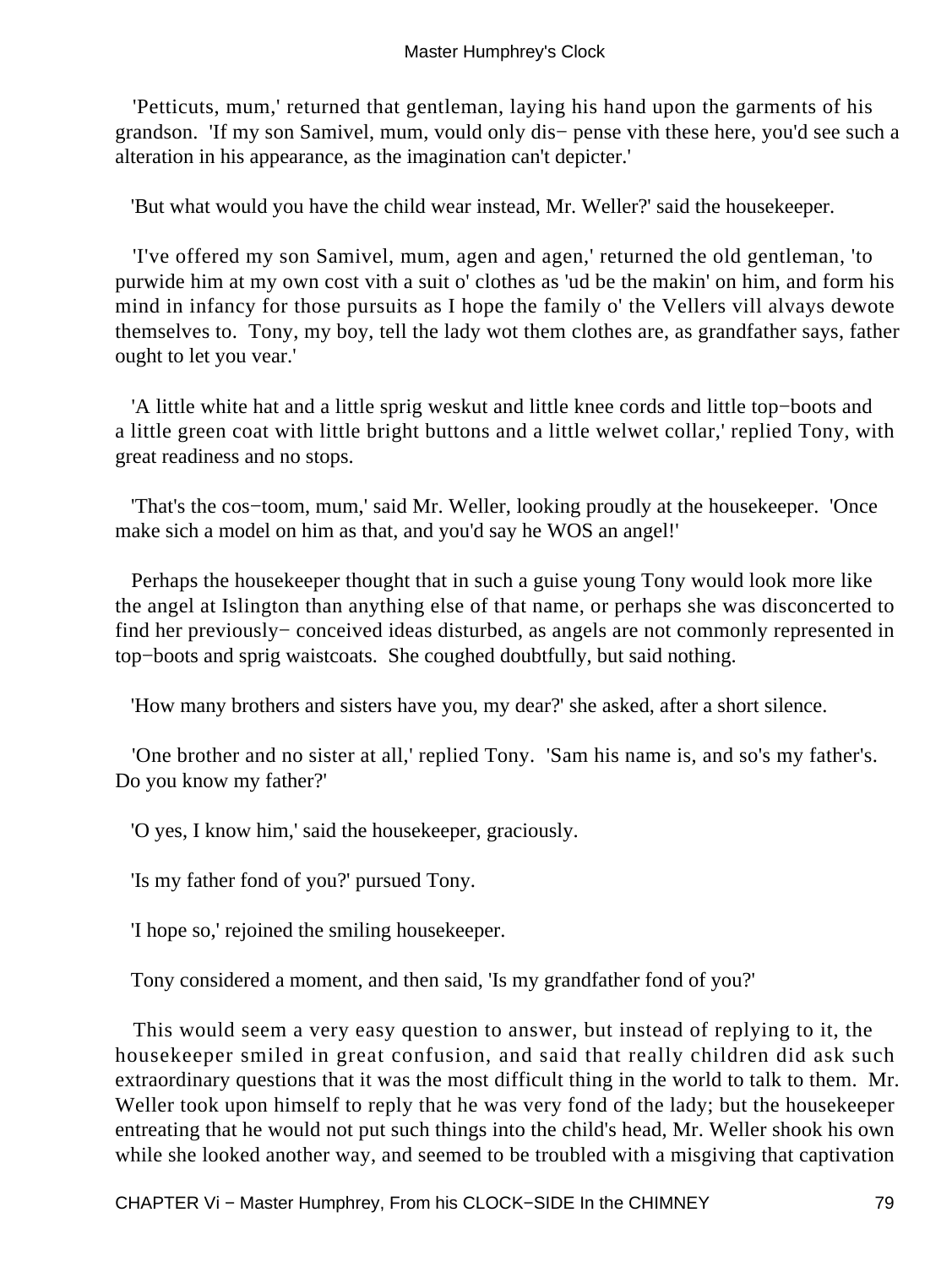'Petticuts, mum,' returned that gentleman, laying his hand upon the garments of his grandson. 'If my son Samivel, mum, vould only dis− pense vith these here, you'd see such a alteration in his appearance, as the imagination can't depicter.'

'But what would you have the child wear instead, Mr. Weller?' said the housekeeper.

'I've offered my son Samivel, mum, agen and agen,' returned the old gentleman, 'to purwide him at my own cost vith a suit o' clothes as 'ud be the makin' on him, and form his mind in infancy for those pursuits as I hope the family o' the Vellers vill alvays dewote themselves to. Tony, my boy, tell the lady wot them clothes are, as grandfather says, father ought to let you vear.'

'A little white hat and a little sprig weskut and little knee cords and little top−boots and a little green coat with little bright buttons and a little welwet collar,' replied Tony, with great readiness and no stops.

'That's the cos−toom, mum,' said Mr. Weller, looking proudly at the housekeeper. 'Once make sich a model on him as that, and you'd say he WOS an angel!'

Perhaps the housekeeper thought that in such a guise young Tony would look more like the angel at Islington than anything else of that name, or perhaps she was disconcerted to find her previously− conceived ideas disturbed, as angels are not commonly represented in top−boots and sprig waistcoats. She coughed doubtfully, but said nothing.

'How many brothers and sisters have you, my dear?' she asked, after a short silence.

'One brother and no sister at all,' replied Tony. 'Sam his name is, and so's my father's. Do you know my father?'

'O yes, I know him,' said the housekeeper, graciously.

'Is my father fond of you?' pursued Tony.

'I hope so,' rejoined the smiling housekeeper.

Tony considered a moment, and then said, 'Is my grandfather fond of you?'

This would seem a very easy question to answer, but instead of replying to it, the housekeeper smiled in great confusion, and said that really children did ask such extraordinary questions that it was the most difficult thing in the world to talk to them. Mr. Weller took upon himself to reply that he was very fond of the lady; but the housekeeper entreating that he would not put such things into the child's head, Mr. Weller shook his own while she looked another way, and seemed to be troubled with a misgiving that captivation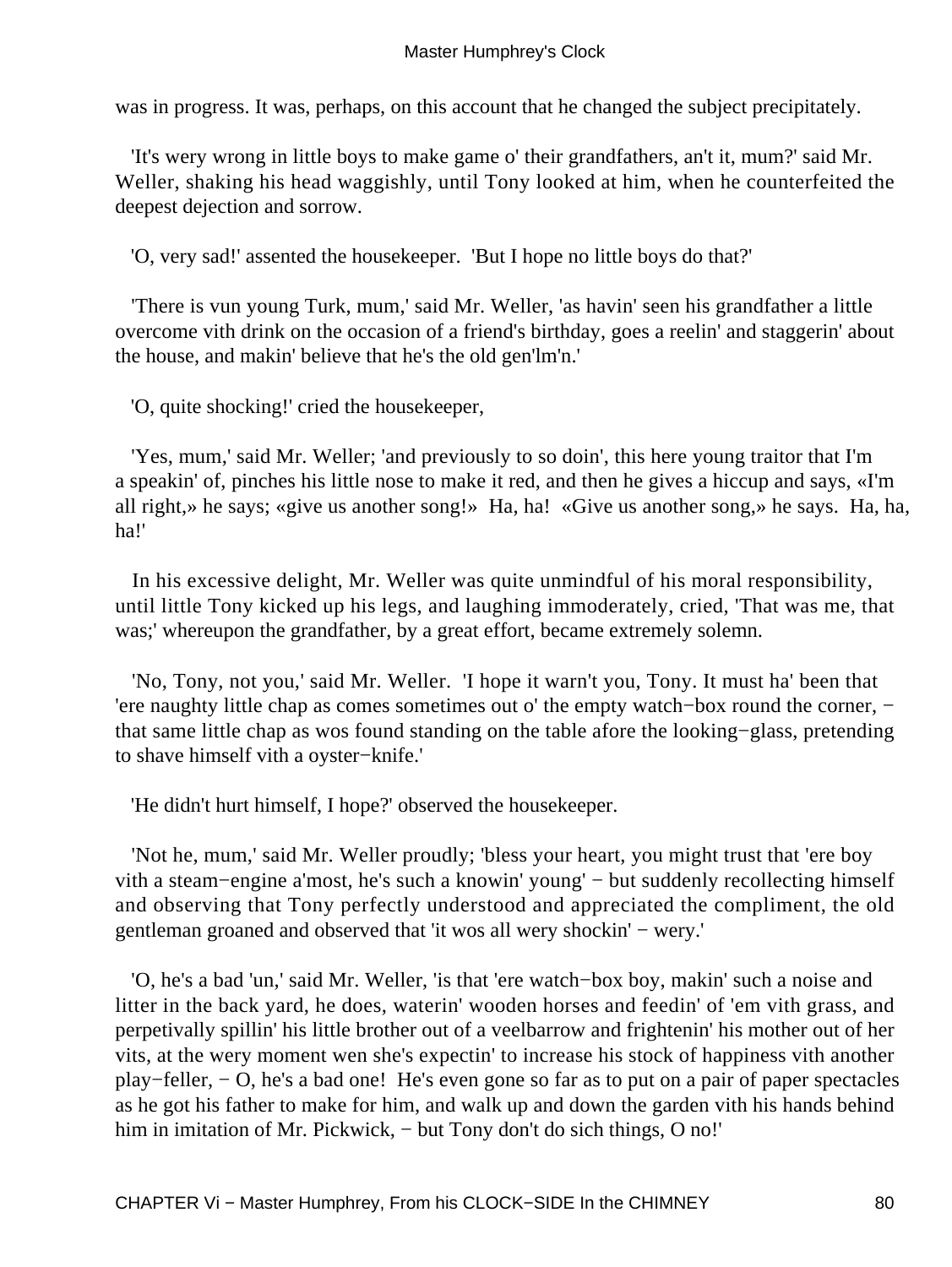was in progress. It was, perhaps, on this account that he changed the subject precipitately.

'It's wery wrong in little boys to make game o' their grandfathers, an't it, mum?' said Mr. Weller, shaking his head waggishly, until Tony looked at him, when he counterfeited the deepest dejection and sorrow.

'O, very sad!' assented the housekeeper. 'But I hope no little boys do that?'

'There is vun young Turk, mum,' said Mr. Weller, 'as havin' seen his grandfather a little overcome vith drink on the occasion of a friend's birthday, goes a reelin' and staggerin' about the house, and makin' believe that he's the old gen'lm'n.'

'O, quite shocking!' cried the housekeeper,

'Yes, mum,' said Mr. Weller; 'and previously to so doin', this here young traitor that I'm a speakin' of, pinches his little nose to make it red, and then he gives a hiccup and says, «I'm all right,» he says; «give us another song!» Ha, ha! «Give us another song,» he says. Ha, ha, ha!'

In his excessive delight, Mr. Weller was quite unmindful of his moral responsibility, until little Tony kicked up his legs, and laughing immoderately, cried, 'That was me, that was;' whereupon the grandfather, by a great effort, became extremely solemn.

'No, Tony, not you,' said Mr. Weller. 'I hope it warn't you, Tony. It must ha' been that 'ere naughty little chap as comes sometimes out o' the empty watch−box round the corner, − that same little chap as wos found standing on the table afore the looking−glass, pretending to shave himself vith a oyster−knife.'

'He didn't hurt himself, I hope?' observed the housekeeper.

'Not he, mum,' said Mr. Weller proudly; 'bless your heart, you might trust that 'ere boy vith a steam−engine a'most, he's such a knowin' young' − but suddenly recollecting himself and observing that Tony perfectly understood and appreciated the compliment, the old gentleman groaned and observed that 'it wos all wery shockin' − wery.'

'O, he's a bad 'un,' said Mr. Weller, 'is that 'ere watch−box boy, makin' such a noise and litter in the back yard, he does, waterin' wooden horses and feedin' of 'em vith grass, and perpetivally spillin' his little brother out of a veelbarrow and frightenin' his mother out of her vits, at the wery moment wen she's expectin' to increase his stock of happiness vith another play−feller, − O, he's a bad one! He's even gone so far as to put on a pair of paper spectacles as he got his father to make for him, and walk up and down the garden vith his hands behind him in imitation of Mr. Pickwick, − but Tony don't do sich things, O no!'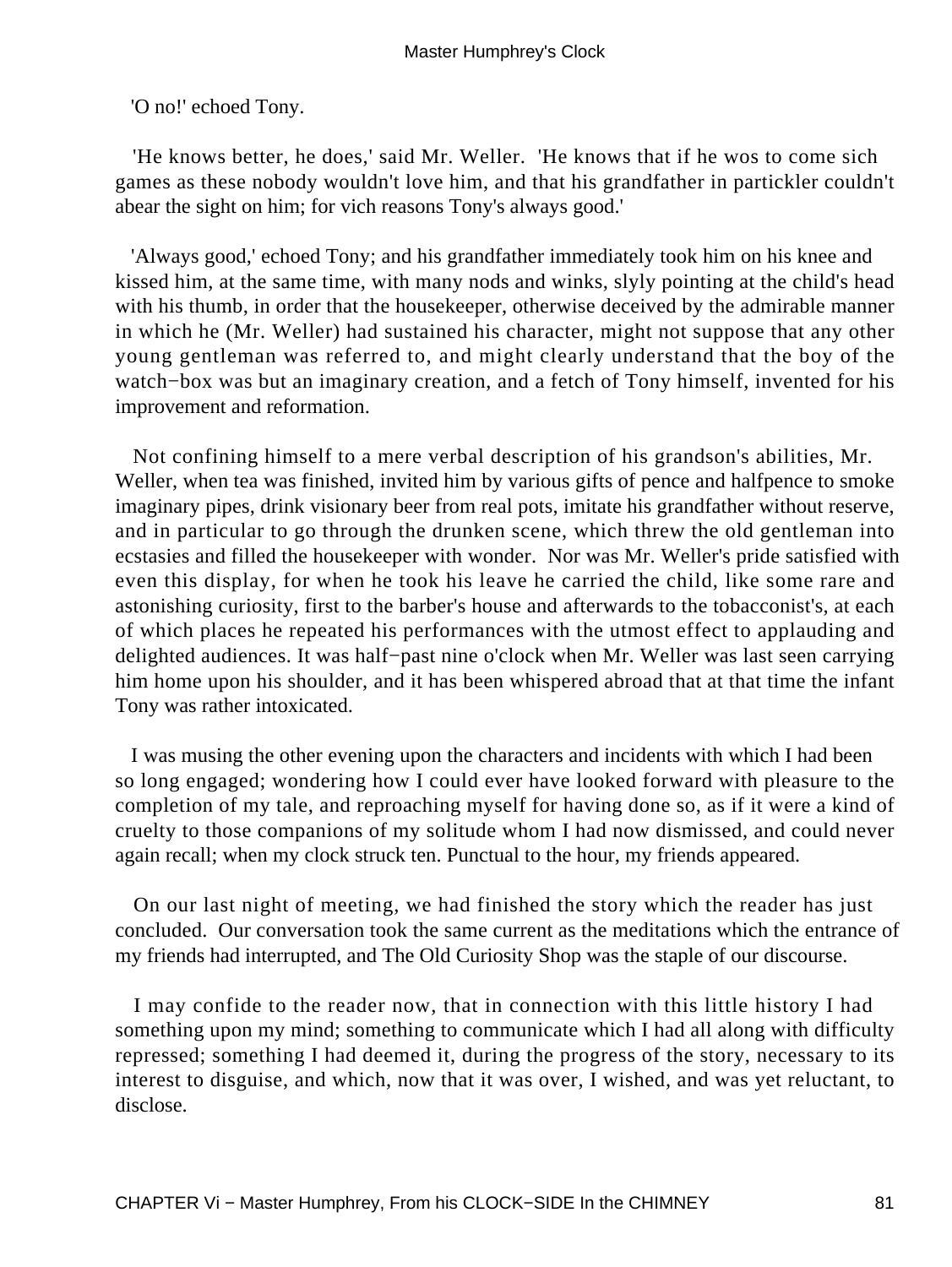'O no!' echoed Tony.

'He knows better, he does,' said Mr. Weller. 'He knows that if he wos to come sich games as these nobody wouldn't love him, and that his grandfather in partickler couldn't abear the sight on him; for vich reasons Tony's always good.'

'Always good,' echoed Tony; and his grandfather immediately took him on his knee and kissed him, at the same time, with many nods and winks, slyly pointing at the child's head with his thumb, in order that the housekeeper, otherwise deceived by the admirable manner in which he (Mr. Weller) had sustained his character, might not suppose that any other young gentleman was referred to, and might clearly understand that the boy of the watch−box was but an imaginary creation, and a fetch of Tony himself, invented for his improvement and reformation.

Not confining himself to a mere verbal description of his grandson's abilities, Mr. Weller, when tea was finished, invited him by various gifts of pence and halfpence to smoke imaginary pipes, drink visionary beer from real pots, imitate his grandfather without reserve, and in particular to go through the drunken scene, which threw the old gentleman into ecstasies and filled the housekeeper with wonder. Nor was Mr. Weller's pride satisfied with even this display, for when he took his leave he carried the child, like some rare and astonishing curiosity, first to the barber's house and afterwards to the tobacconist's, at each of which places he repeated his performances with the utmost effect to applauding and delighted audiences. It was half−past nine o'clock when Mr. Weller was last seen carrying him home upon his shoulder, and it has been whispered abroad that at that time the infant Tony was rather intoxicated.

I was musing the other evening upon the characters and incidents with which I had been so long engaged; wondering how I could ever have looked forward with pleasure to the completion of my tale, and reproaching myself for having done so, as if it were a kind of cruelty to those companions of my solitude whom I had now dismissed, and could never again recall; when my clock struck ten. Punctual to the hour, my friends appeared.

On our last night of meeting, we had finished the story which the reader has just concluded. Our conversation took the same current as the meditations which the entrance of my friends had interrupted, and The Old Curiosity Shop was the staple of our discourse.

I may confide to the reader now, that in connection with this little history I had something upon my mind; something to communicate which I had all along with difficulty repressed; something I had deemed it, during the progress of the story, necessary to its interest to disguise, and which, now that it was over, I wished, and was yet reluctant, to disclose.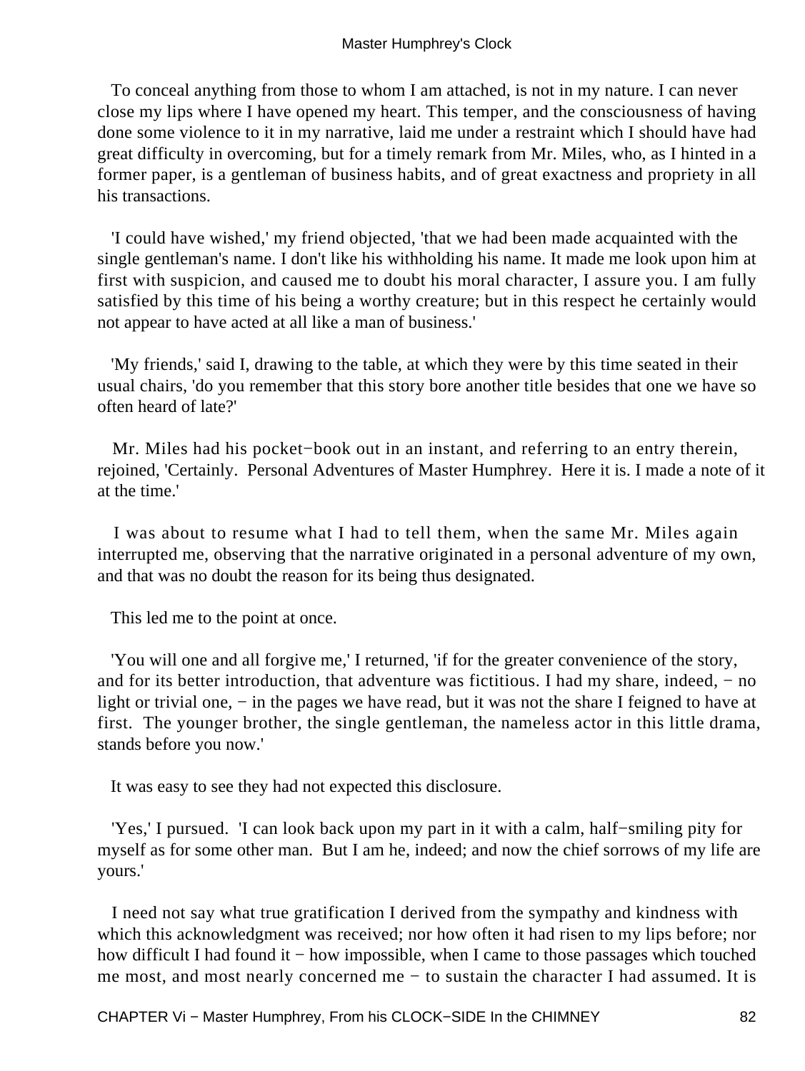To conceal anything from those to whom I am attached, is not in my nature. I can never close my lips where I have opened my heart. This temper, and the consciousness of having done some violence to it in my narrative, laid me under a restraint which I should have had great difficulty in overcoming, but for a timely remark from Mr. Miles, who, as I hinted in a former paper, is a gentleman of business habits, and of great exactness and propriety in all his transactions.

'I could have wished,' my friend objected, 'that we had been made acquainted with the single gentleman's name. I don't like his withholding his name. It made me look upon him at first with suspicion, and caused me to doubt his moral character, I assure you. I am fully satisfied by this time of his being a worthy creature; but in this respect he certainly would not appear to have acted at all like a man of business.'

'My friends,' said I, drawing to the table, at which they were by this time seated in their usual chairs, 'do you remember that this story bore another title besides that one we have so often heard of late?'

Mr. Miles had his pocket−book out in an instant, and referring to an entry therein, rejoined, 'Certainly. Personal Adventures of Master Humphrey. Here it is. I made a note of it at the time.'

I was about to resume what I had to tell them, when the same Mr. Miles again interrupted me, observing that the narrative originated in a personal adventure of my own, and that was no doubt the reason for its being thus designated.

This led me to the point at once.

'You will one and all forgive me,' I returned, 'if for the greater convenience of the story, and for its better introduction, that adventure was fictitious. I had my share, indeed, − no light or trivial one, − in the pages we have read, but it was not the share I feigned to have at first. The younger brother, the single gentleman, the nameless actor in this little drama, stands before you now.'

It was easy to see they had not expected this disclosure.

'Yes,' I pursued. 'I can look back upon my part in it with a calm, half−smiling pity for myself as for some other man. But I am he, indeed; and now the chief sorrows of my life are yours.'

I need not say what true gratification I derived from the sympathy and kindness with which this acknowledgment was received; nor how often it had risen to my lips before; nor how difficult I had found it − how impossible, when I came to those passages which touched me most, and most nearly concerned me − to sustain the character I had assumed. It is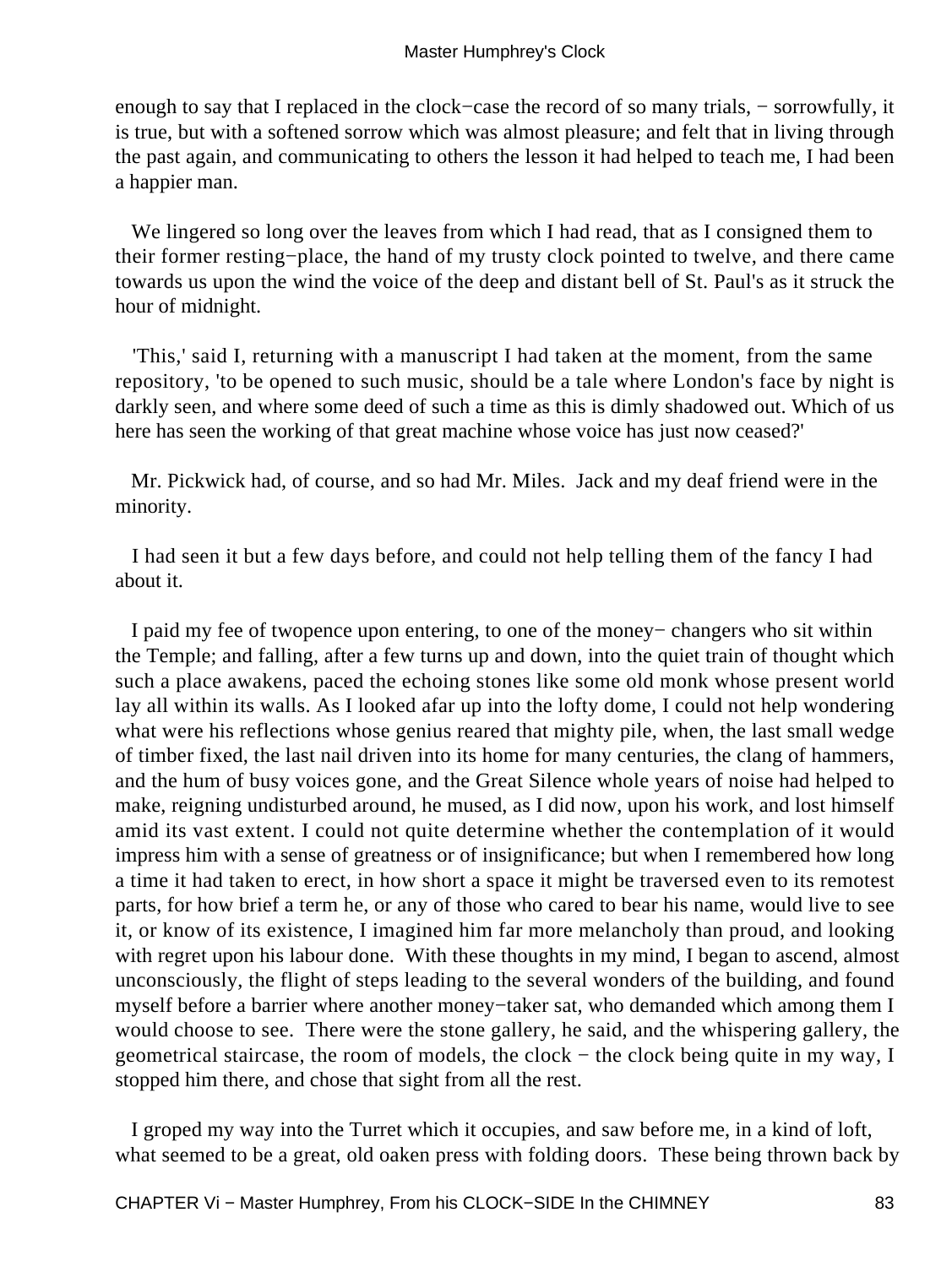enough to say that I replaced in the clock−case the record of so many trials, − sorrowfully, it is true, but with a softened sorrow which was almost pleasure; and felt that in living through the past again, and communicating to others the lesson it had helped to teach me, I had been a happier man.

We lingered so long over the leaves from which I had read, that as I consigned them to their former resting−place, the hand of my trusty clock pointed to twelve, and there came towards us upon the wind the voice of the deep and distant bell of St. Paul's as it struck the hour of midnight.

'This,' said I, returning with a manuscript I had taken at the moment, from the same repository, 'to be opened to such music, should be a tale where London's face by night is darkly seen, and where some deed of such a time as this is dimly shadowed out. Which of us here has seen the working of that great machine whose voice has just now ceased?'

Mr. Pickwick had, of course, and so had Mr. Miles. Jack and my deaf friend were in the minority.

I had seen it but a few days before, and could not help telling them of the fancy I had about it.

I paid my fee of twopence upon entering, to one of the money− changers who sit within the Temple; and falling, after a few turns up and down, into the quiet train of thought which such a place awakens, paced the echoing stones like some old monk whose present world lay all within its walls. As I looked afar up into the lofty dome, I could not help wondering what were his reflections whose genius reared that mighty pile, when, the last small wedge of timber fixed, the last nail driven into its home for many centuries, the clang of hammers, and the hum of busy voices gone, and the Great Silence whole years of noise had helped to make, reigning undisturbed around, he mused, as I did now, upon his work, and lost himself amid its vast extent. I could not quite determine whether the contemplation of it would impress him with a sense of greatness or of insignificance; but when I remembered how long a time it had taken to erect, in how short a space it might be traversed even to its remotest parts, for how brief a term he, or any of those who cared to bear his name, would live to see it, or know of its existence, I imagined him far more melancholy than proud, and looking with regret upon his labour done. With these thoughts in my mind, I began to ascend, almost unconsciously, the flight of steps leading to the several wonders of the building, and found myself before a barrier where another money−taker sat, who demanded which among them I would choose to see. There were the stone gallery, he said, and the whispering gallery, the geometrical staircase, the room of models, the clock − the clock being quite in my way, I stopped him there, and chose that sight from all the rest.

I groped my way into the Turret which it occupies, and saw before me, in a kind of loft, what seemed to be a great, old oaken press with folding doors. These being thrown back by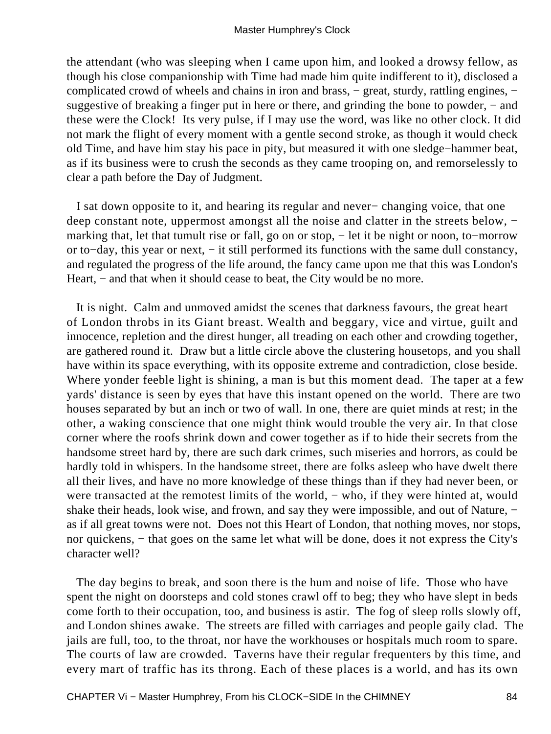the attendant (who was sleeping when I came upon him, and looked a drowsy fellow, as though his close companionship with Time had made him quite indifferent to it), disclosed a complicated crowd of wheels and chains in iron and brass, − great, sturdy, rattling engines, − suggestive of breaking a finger put in here or there, and grinding the bone to powder, − and these were the Clock! Its very pulse, if I may use the word, was like no other clock. It did not mark the flight of every moment with a gentle second stroke, as though it would check old Time, and have him stay his pace in pity, but measured it with one sledge−hammer beat, as if its business were to crush the seconds as they came trooping on, and remorselessly to clear a path before the Day of Judgment.

I sat down opposite to it, and hearing its regular and never− changing voice, that one deep constant note, uppermost amongst all the noise and clatter in the streets below, − marking that, let that tumult rise or fall, go on or stop, − let it be night or noon, to−morrow or to−day, this year or next, − it still performed its functions with the same dull constancy, and regulated the progress of the life around, the fancy came upon me that this was London's Heart, − and that when it should cease to beat, the City would be no more.

It is night. Calm and unmoved amidst the scenes that darkness favours, the great heart of London throbs in its Giant breast. Wealth and beggary, vice and virtue, guilt and innocence, repletion and the direst hunger, all treading on each other and crowding together, are gathered round it. Draw but a little circle above the clustering housetops, and you shall have within its space everything, with its opposite extreme and contradiction, close beside. Where yonder feeble light is shining, a man is but this moment dead. The taper at a few yards' distance is seen by eyes that have this instant opened on the world. There are two houses separated by but an inch or two of wall. In one, there are quiet minds at rest; in the other, a waking conscience that one might think would trouble the very air. In that close corner where the roofs shrink down and cower together as if to hide their secrets from the handsome street hard by, there are such dark crimes, such miseries and horrors, as could be hardly told in whispers. In the handsome street, there are folks asleep who have dwelt there all their lives, and have no more knowledge of these things than if they had never been, or were transacted at the remotest limits of the world, − who, if they were hinted at, would shake their heads, look wise, and frown, and say they were impossible, and out of Nature, − as if all great towns were not. Does not this Heart of London, that nothing moves, nor stops, nor quickens, − that goes on the same let what will be done, does it not express the City's character well?

The day begins to break, and soon there is the hum and noise of life. Those who have spent the night on doorsteps and cold stones crawl off to beg; they who have slept in beds come forth to their occupation, too, and business is astir. The fog of sleep rolls slowly off, and London shines awake. The streets are filled with carriages and people gaily clad. The jails are full, too, to the throat, nor have the workhouses or hospitals much room to spare. The courts of law are crowded. Taverns have their regular frequenters by this time, and every mart of traffic has its throng. Each of these places is a world, and has its own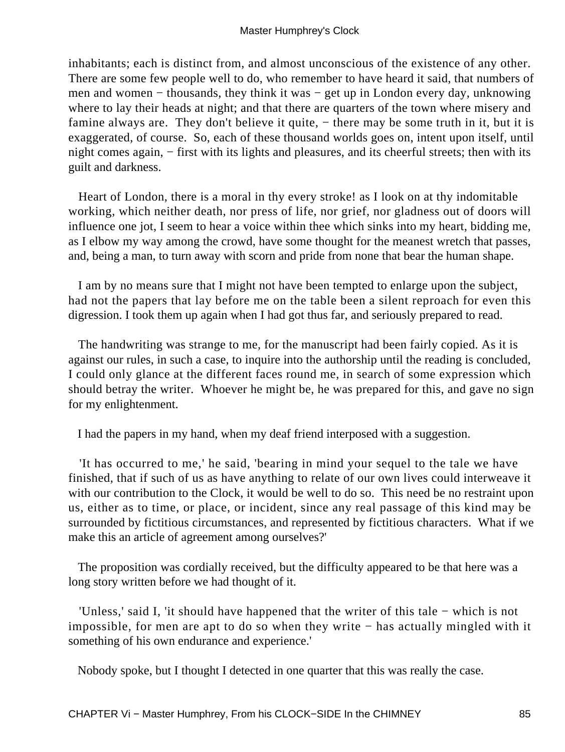inhabitants; each is distinct from, and almost unconscious of the existence of any other. There are some few people well to do, who remember to have heard it said, that numbers of men and women − thousands, they think it was − get up in London every day, unknowing where to lay their heads at night; and that there are quarters of the town where misery and famine always are. They don't believe it quite, − there may be some truth in it, but it is exaggerated, of course. So, each of these thousand worlds goes on, intent upon itself, until night comes again, − first with its lights and pleasures, and its cheerful streets; then with its guilt and darkness.

Heart of London, there is a moral in thy every stroke! as I look on at thy indomitable working, which neither death, nor press of life, nor grief, nor gladness out of doors will influence one jot, I seem to hear a voice within thee which sinks into my heart, bidding me, as I elbow my way among the crowd, have some thought for the meanest wretch that passes, and, being a man, to turn away with scorn and pride from none that bear the human shape.

I am by no means sure that I might not have been tempted to enlarge upon the subject, had not the papers that lay before me on the table been a silent reproach for even this digression. I took them up again when I had got thus far, and seriously prepared to read.

The handwriting was strange to me, for the manuscript had been fairly copied. As it is against our rules, in such a case, to inquire into the authorship until the reading is concluded, I could only glance at the different faces round me, in search of some expression which should betray the writer. Whoever he might be, he was prepared for this, and gave no sign for my enlightenment.

I had the papers in my hand, when my deaf friend interposed with a suggestion.

'It has occurred to me,' he said, 'bearing in mind your sequel to the tale we have finished, that if such of us as have anything to relate of our own lives could interweave it with our contribution to the Clock, it would be well to do so. This need be no restraint upon us, either as to time, or place, or incident, since any real passage of this kind may be surrounded by fictitious circumstances, and represented by fictitious characters. What if we make this an article of agreement among ourselves?'

The proposition was cordially received, but the difficulty appeared to be that here was a long story written before we had thought of it.

'Unless,' said I, 'it should have happened that the writer of this tale − which is not impossible, for men are apt to do so when they write − has actually mingled with it something of his own endurance and experience.'

Nobody spoke, but I thought I detected in one quarter that this was really the case.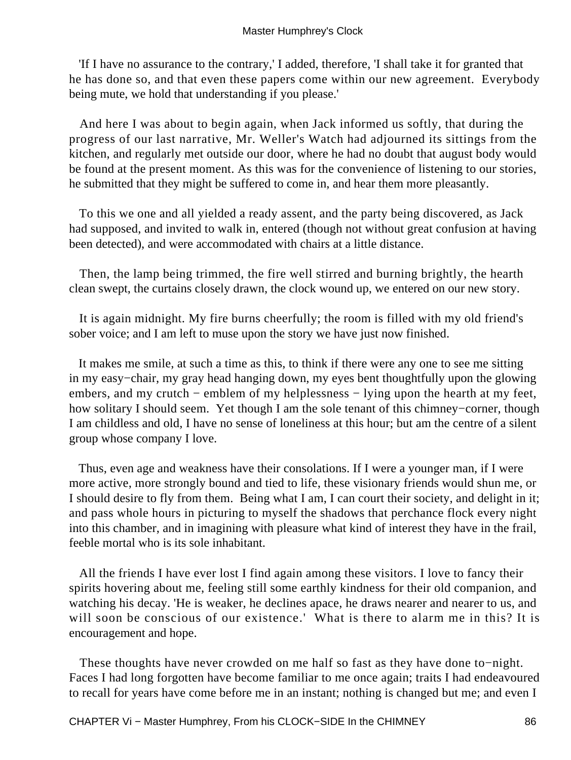'If I have no assurance to the contrary,' I added, therefore, 'I shall take it for granted that he has done so, and that even these papers come within our new agreement. Everybody being mute, we hold that understanding if you please.'

And here I was about to begin again, when Jack informed us softly, that during the progress of our last narrative, Mr. Weller's Watch had adjourned its sittings from the kitchen, and regularly met outside our door, where he had no doubt that august body would be found at the present moment. As this was for the convenience of listening to our stories, he submitted that they might be suffered to come in, and hear them more pleasantly.

To this we one and all yielded a ready assent, and the party being discovered, as Jack had supposed, and invited to walk in, entered (though not without great confusion at having been detected), and were accommodated with chairs at a little distance.

Then, the lamp being trimmed, the fire well stirred and burning brightly, the hearth clean swept, the curtains closely drawn, the clock wound up, we entered on our new story.

It is again midnight. My fire burns cheerfully; the room is filled with my old friend's sober voice; and I am left to muse upon the story we have just now finished.

It makes me smile, at such a time as this, to think if there were any one to see me sitting in my easy−chair, my gray head hanging down, my eyes bent thoughtfully upon the glowing embers, and my crutch − emblem of my helplessness − lying upon the hearth at my feet, how solitary I should seem. Yet though I am the sole tenant of this chimney−corner, though I am childless and old, I have no sense of loneliness at this hour; but am the centre of a silent group whose company I love.

Thus, even age and weakness have their consolations. If I were a younger man, if I were more active, more strongly bound and tied to life, these visionary friends would shun me, or I should desire to fly from them. Being what I am, I can court their society, and delight in it; and pass whole hours in picturing to myself the shadows that perchance flock every night into this chamber, and in imagining with pleasure what kind of interest they have in the frail, feeble mortal who is its sole inhabitant.

All the friends I have ever lost I find again among these visitors. I love to fancy their spirits hovering about me, feeling still some earthly kindness for their old companion, and watching his decay. 'He is weaker, he declines apace, he draws nearer and nearer to us, and will soon be conscious of our existence.' What is there to alarm me in this? It is encouragement and hope.

These thoughts have never crowded on me half so fast as they have done to−night. Faces I had long forgotten have become familiar to me once again; traits I had endeavoured to recall for years have come before me in an instant; nothing is changed but me; and even I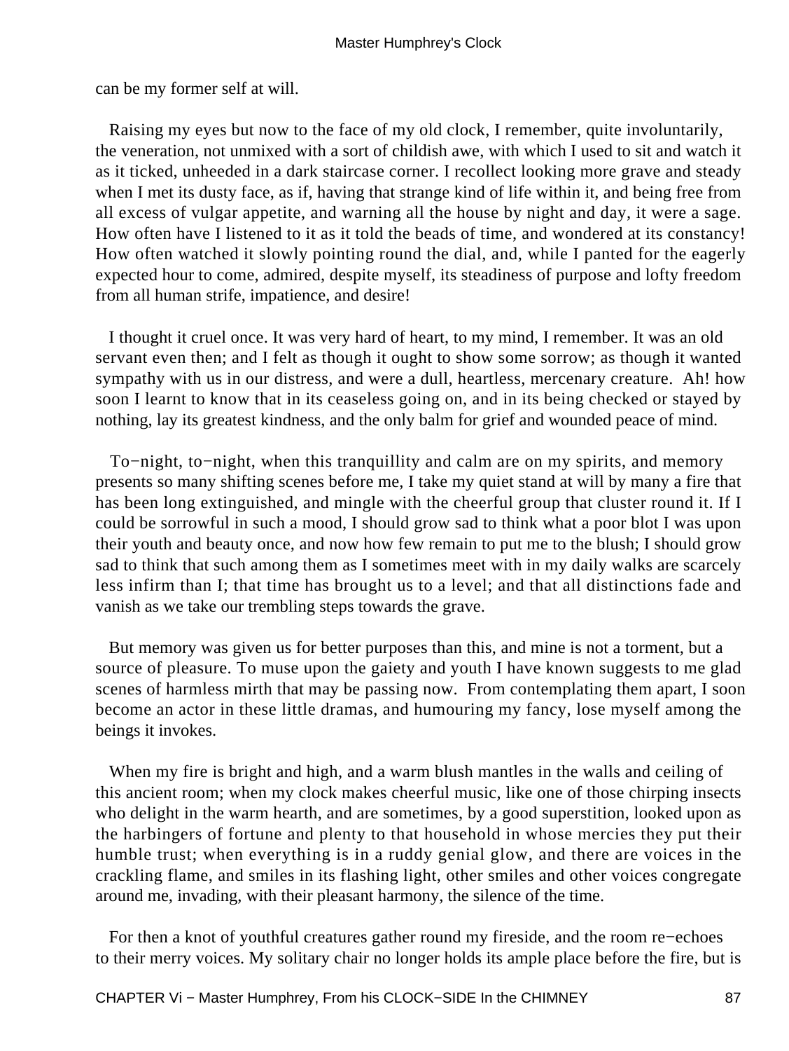can be my former self at will.

Raising my eyes but now to the face of my old clock, I remember, quite involuntarily, the veneration, not unmixed with a sort of childish awe, with which I used to sit and watch it as it ticked, unheeded in a dark staircase corner. I recollect looking more grave and steady when I met its dusty face, as if, having that strange kind of life within it, and being free from all excess of vulgar appetite, and warning all the house by night and day, it were a sage. How often have I listened to it as it told the beads of time, and wondered at its constancy! How often watched it slowly pointing round the dial, and, while I panted for the eagerly expected hour to come, admired, despite myself, its steadiness of purpose and lofty freedom from all human strife, impatience, and desire!

I thought it cruel once. It was very hard of heart, to my mind, I remember. It was an old servant even then; and I felt as though it ought to show some sorrow; as though it wanted sympathy with us in our distress, and were a dull, heartless, mercenary creature. Ah! how soon I learnt to know that in its ceaseless going on, and in its being checked or stayed by nothing, lay its greatest kindness, and the only balm for grief and wounded peace of mind.

To−night, to−night, when this tranquillity and calm are on my spirits, and memory presents so many shifting scenes before me, I take my quiet stand at will by many a fire that has been long extinguished, and mingle with the cheerful group that cluster round it. If I could be sorrowful in such a mood, I should grow sad to think what a poor blot I was upon their youth and beauty once, and now how few remain to put me to the blush; I should grow sad to think that such among them as I sometimes meet with in my daily walks are scarcely less infirm than I; that time has brought us to a level; and that all distinctions fade and vanish as we take our trembling steps towards the grave.

But memory was given us for better purposes than this, and mine is not a torment, but a source of pleasure. To muse upon the gaiety and youth I have known suggests to me glad scenes of harmless mirth that may be passing now. From contemplating them apart, I soon become an actor in these little dramas, and humouring my fancy, lose myself among the beings it invokes.

When my fire is bright and high, and a warm blush mantles in the walls and ceiling of this ancient room; when my clock makes cheerful music, like one of those chirping insects who delight in the warm hearth, and are sometimes, by a good superstition, looked upon as the harbingers of fortune and plenty to that household in whose mercies they put their humble trust; when everything is in a ruddy genial glow, and there are voices in the crackling flame, and smiles in its flashing light, other smiles and other voices congregate around me, invading, with their pleasant harmony, the silence of the time.

For then a knot of youthful creatures gather round my fireside, and the room re−echoes to their merry voices. My solitary chair no longer holds its ample place before the fire, but is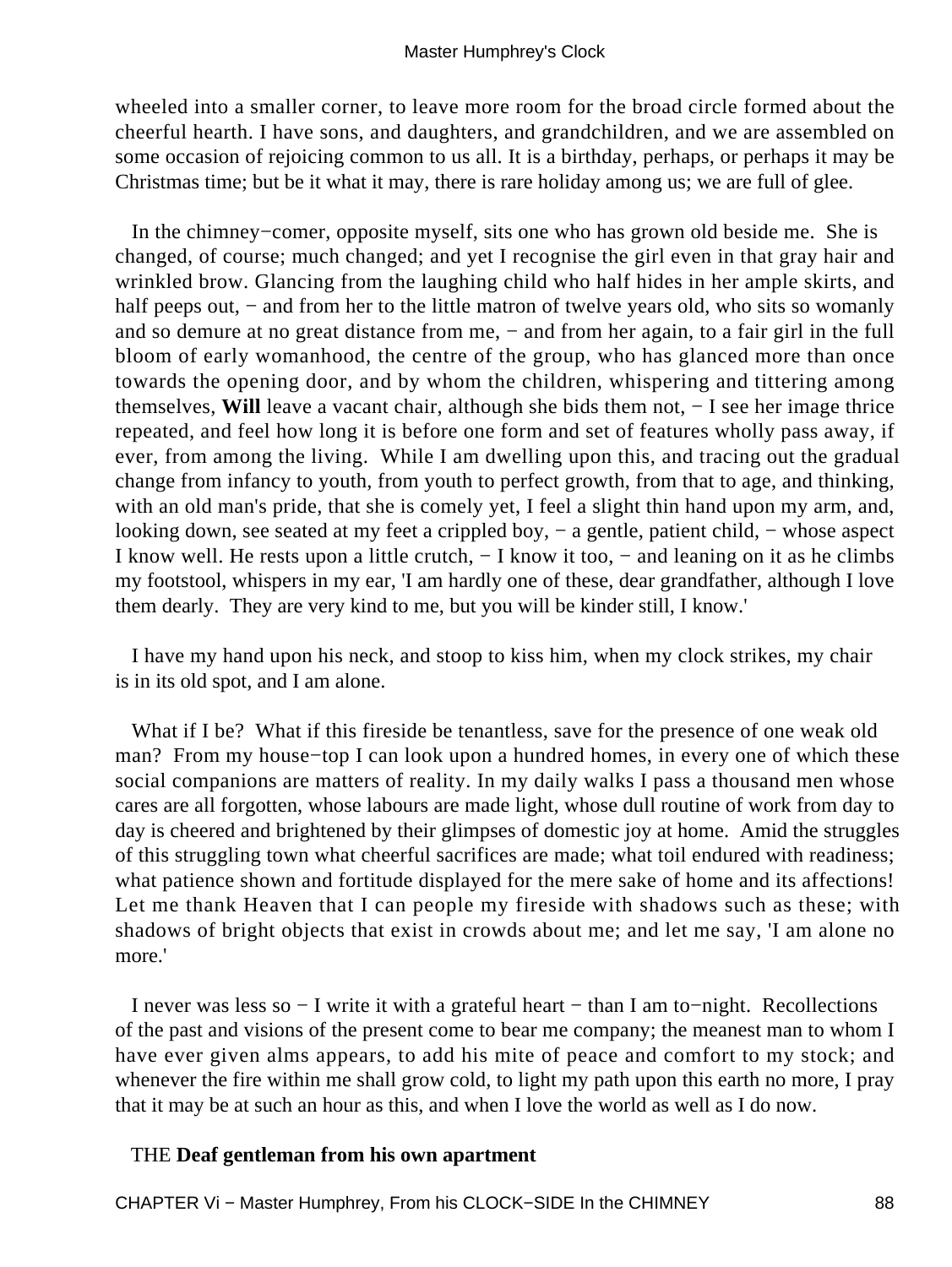wheeled into a smaller corner, to leave more room for the broad circle formed about the cheerful hearth. I have sons, and daughters, and grandchildren, and we are assembled on some occasion of rejoicing common to us all. It is a birthday, perhaps, or perhaps it may be Christmas time; but be it what it may, there is rare holiday among us; we are full of glee.

In the chimney−comer, opposite myself, sits one who has grown old beside me. She is changed, of course; much changed; and yet I recognise the girl even in that gray hair and wrinkled brow. Glancing from the laughing child who half hides in her ample skirts, and half peeps out, − and from her to the little matron of twelve years old, who sits so womanly and so demure at no great distance from me, − and from her again, to a fair girl in the full bloom of early womanhood, the centre of the group, who has glanced more than once towards the opening door, and by whom the children, whispering and tittering among themselves, **Will** leave a vacant chair, although she bids them not, − I see her image thrice repeated, and feel how long it is before one form and set of features wholly pass away, if ever, from among the living. While I am dwelling upon this, and tracing out the gradual change from infancy to youth, from youth to perfect growth, from that to age, and thinking, with an old man's pride, that she is comely yet, I feel a slight thin hand upon my arm, and, looking down, see seated at my feet a crippled boy, − a gentle, patient child, − whose aspect I know well. He rests upon a little crutch, − I know it too, − and leaning on it as he climbs my footstool, whispers in my ear, 'I am hardly one of these, dear grandfather, although I love them dearly. They are very kind to me, but you will be kinder still, I know.'

I have my hand upon his neck, and stoop to kiss him, when my clock strikes, my chair is in its old spot, and I am alone.

What if I be? What if this fireside be tenantless, save for the presence of one weak old man? From my house−top I can look upon a hundred homes, in every one of which these social companions are matters of reality. In my daily walks I pass a thousand men whose cares are all forgotten, whose labours are made light, whose dull routine of work from day to day is cheered and brightened by their glimpses of domestic joy at home. Amid the struggles of this struggling town what cheerful sacrifices are made; what toil endured with readiness; what patience shown and fortitude displayed for the mere sake of home and its affections! Let me thank Heaven that I can people my fireside with shadows such as these; with shadows of bright objects that exist in crowds about me; and let me say, 'I am alone no more.'

I never was less so − I write it with a grateful heart − than I am to−night. Recollections of the past and visions of the present come to bear me company; the meanest man to whom I have ever given alms appears, to add his mite of peace and comfort to my stock; and whenever the fire within me shall grow cold, to light my path upon this earth no more, I pray that it may be at such an hour as this, and when I love the world as well as I do now.

THE **Deaf gentleman from his own apartment**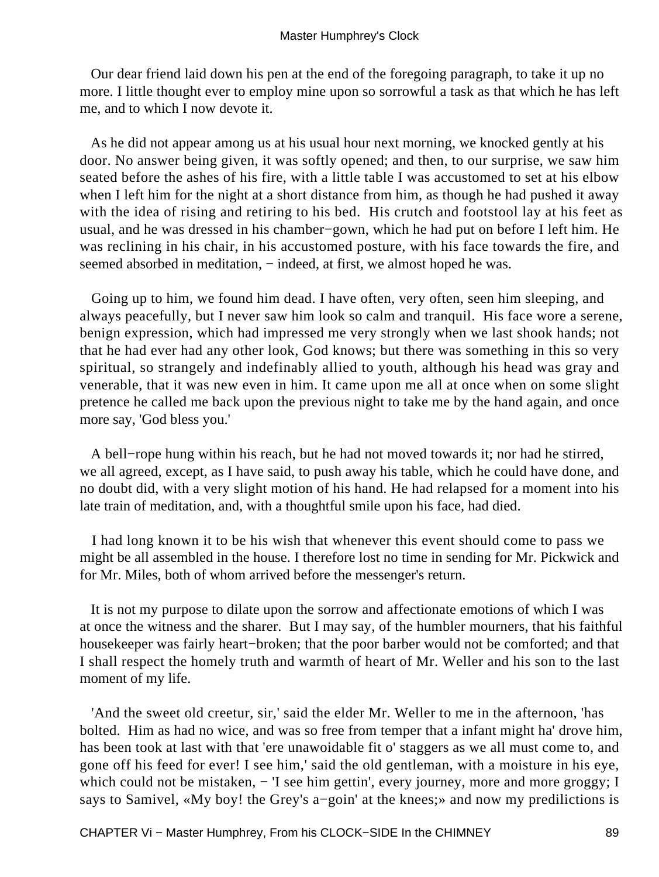Our dear friend laid down his pen at the end of the foregoing paragraph, to take it up no more. I little thought ever to employ mine upon so sorrowful a task as that which he has left me, and to which I now devote it.

As he did not appear among us at his usual hour next morning, we knocked gently at his door. No answer being given, it was softly opened; and then, to our surprise, we saw him seated before the ashes of his fire, with a little table I was accustomed to set at his elbow when I left him for the night at a short distance from him, as though he had pushed it away with the idea of rising and retiring to his bed. His crutch and footstool lay at his feet as usual, and he was dressed in his chamber−gown, which he had put on before I left him. He was reclining in his chair, in his accustomed posture, with his face towards the fire, and seemed absorbed in meditation, − indeed, at first, we almost hoped he was.

Going up to him, we found him dead. I have often, very often, seen him sleeping, and always peacefully, but I never saw him look so calm and tranquil. His face wore a serene, benign expression, which had impressed me very strongly when we last shook hands; not that he had ever had any other look, God knows; but there was something in this so very spiritual, so strangely and indefinably allied to youth, although his head was gray and venerable, that it was new even in him. It came upon me all at once when on some slight pretence he called me back upon the previous night to take me by the hand again, and once more say, 'God bless you.'

A bell−rope hung within his reach, but he had not moved towards it; nor had he stirred, we all agreed, except, as I have said, to push away his table, which he could have done, and no doubt did, with a very slight motion of his hand. He had relapsed for a moment into his late train of meditation, and, with a thoughtful smile upon his face, had died.

I had long known it to be his wish that whenever this event should come to pass we might be all assembled in the house. I therefore lost no time in sending for Mr. Pickwick and for Mr. Miles, both of whom arrived before the messenger's return.

It is not my purpose to dilate upon the sorrow and affectionate emotions of which I was at once the witness and the sharer. But I may say, of the humbler mourners, that his faithful housekeeper was fairly heart−broken; that the poor barber would not be comforted; and that I shall respect the homely truth and warmth of heart of Mr. Weller and his son to the last moment of my life.

'And the sweet old creetur, sir,' said the elder Mr. Weller to me in the afternoon, 'has bolted. Him as had no wice, and was so free from temper that a infant might ha' drove him, has been took at last with that 'ere unawoidable fit o' staggers as we all must come to, and gone off his feed for ever! I see him,' said the old gentleman, with a moisture in his eye, which could not be mistaken, − 'I see him gettin', every journey, more and more groggy; I says to Samivel, «My boy! the Grey's a−goin' at the knees;» and now my predilictions is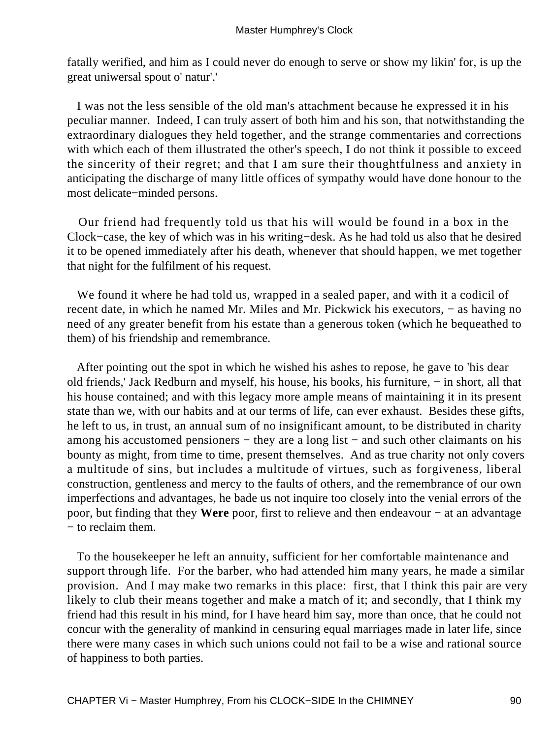fatally werified, and him as I could never do enough to serve or show my likin' for, is up the great uniwersal spout o' natur'.'

I was not the less sensible of the old man's attachment because he expressed it in his peculiar manner. Indeed, I can truly assert of both him and his son, that notwithstanding the extraordinary dialogues they held together, and the strange commentaries and corrections with which each of them illustrated the other's speech, I do not think it possible to exceed the sincerity of their regret; and that I am sure their thoughtfulness and anxiety in anticipating the discharge of many little offices of sympathy would have done honour to the most delicate−minded persons.

Our friend had frequently told us that his will would be found in a box in the Clock−case, the key of which was in his writing−desk. As he had told us also that he desired it to be opened immediately after his death, whenever that should happen, we met together that night for the fulfilment of his request.

We found it where he had told us, wrapped in a sealed paper, and with it a codicil of recent date, in which he named Mr. Miles and Mr. Pickwick his executors, − as having no need of any greater benefit from his estate than a generous token (which he bequeathed to them) of his friendship and remembrance.

After pointing out the spot in which he wished his ashes to repose, he gave to 'his dear old friends,' Jack Redburn and myself, his house, his books, his furniture, − in short, all that his house contained; and with this legacy more ample means of maintaining it in its present state than we, with our habits and at our terms of life, can ever exhaust. Besides these gifts, he left to us, in trust, an annual sum of no insignificant amount, to be distributed in charity among his accustomed pensioners − they are a long list − and such other claimants on his bounty as might, from time to time, present themselves. And as true charity not only covers a multitude of sins, but includes a multitude of virtues, such as forgiveness, liberal construction, gentleness and mercy to the faults of others, and the remembrance of our own imperfections and advantages, he bade us not inquire too closely into the venial errors of the poor, but finding that they **Were** poor, first to relieve and then endeavour − at an advantage − to reclaim them.

To the housekeeper he left an annuity, sufficient for her comfortable maintenance and support through life. For the barber, who had attended him many years, he made a similar provision. And I may make two remarks in this place: first, that I think this pair are very likely to club their means together and make a match of it; and secondly, that I think my friend had this result in his mind, for I have heard him say, more than once, that he could not concur with the generality of mankind in censuring equal marriages made in later life, since there were many cases in which such unions could not fail to be a wise and rational source of happiness to both parties.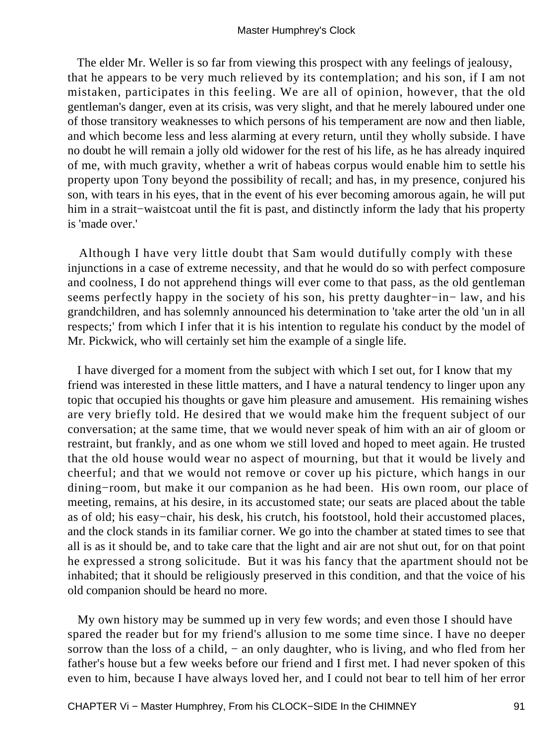The elder Mr. Weller is so far from viewing this prospect with any feelings of jealousy, that he appears to be very much relieved by its contemplation; and his son, if I am not mistaken, participates in this feeling. We are all of opinion, however, that the old gentleman's danger, even at its crisis, was very slight, and that he merely laboured under one of those transitory weaknesses to which persons of his temperament are now and then liable, and which become less and less alarming at every return, until they wholly subside. I have no doubt he will remain a jolly old widower for the rest of his life, as he has already inquired of me, with much gravity, whether a writ of habeas corpus would enable him to settle his property upon Tony beyond the possibility of recall; and has, in my presence, conjured his son, with tears in his eyes, that in the event of his ever becoming amorous again, he will put him in a strait−waistcoat until the fit is past, and distinctly inform the lady that his property is 'made over.'

Although I have very little doubt that Sam would dutifully comply with these injunctions in a case of extreme necessity, and that he would do so with perfect composure and coolness, I do not apprehend things will ever come to that pass, as the old gentleman seems perfectly happy in the society of his son, his pretty daughter−in− law, and his grandchildren, and has solemnly announced his determination to 'take arter the old 'un in all respects;' from which I infer that it is his intention to regulate his conduct by the model of Mr. Pickwick, who will certainly set him the example of a single life.

I have diverged for a moment from the subject with which I set out, for I know that my friend was interested in these little matters, and I have a natural tendency to linger upon any topic that occupied his thoughts or gave him pleasure and amusement. His remaining wishes are very briefly told. He desired that we would make him the frequent subject of our conversation; at the same time, that we would never speak of him with an air of gloom or restraint, but frankly, and as one whom we still loved and hoped to meet again. He trusted that the old house would wear no aspect of mourning, but that it would be lively and cheerful; and that we would not remove or cover up his picture, which hangs in our dining−room, but make it our companion as he had been. His own room, our place of meeting, remains, at his desire, in its accustomed state; our seats are placed about the table as of old; his easy−chair, his desk, his crutch, his footstool, hold their accustomed places, and the clock stands in its familiar corner. We go into the chamber at stated times to see that all is as it should be, and to take care that the light and air are not shut out, for on that point he expressed a strong solicitude. But it was his fancy that the apartment should not be inhabited; that it should be religiously preserved in this condition, and that the voice of his old companion should be heard no more.

My own history may be summed up in very few words; and even those I should have spared the reader but for my friend's allusion to me some time since. I have no deeper sorrow than the loss of a child, − an only daughter, who is living, and who fled from her father's house but a few weeks before our friend and I first met. I had never spoken of this even to him, because I have always loved her, and I could not bear to tell him of her error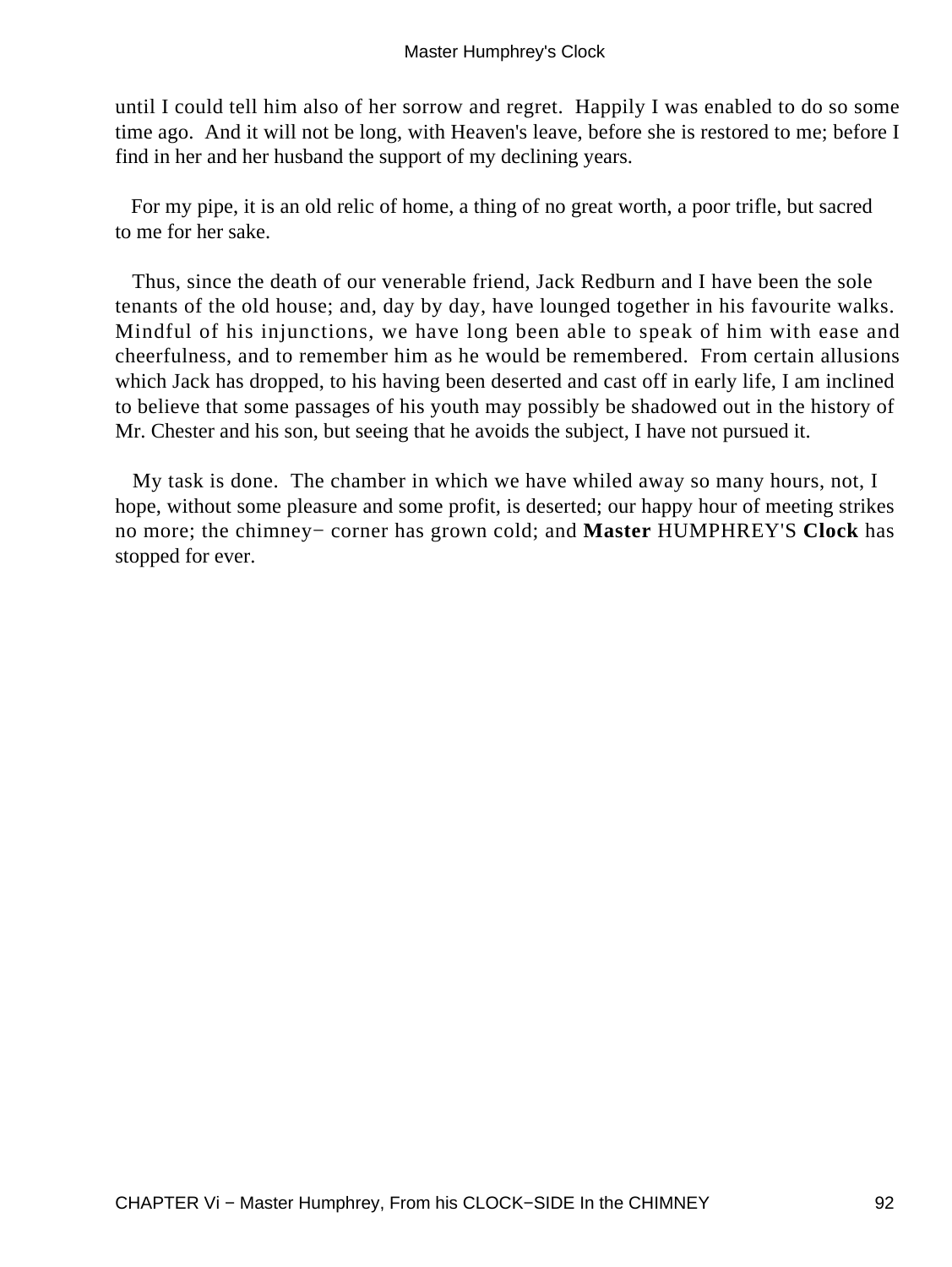until I could tell him also of her sorrow and regret. Happily I was enabled to do so some time ago. And it will not be long, with Heaven's leave, before she is restored to me; before I find in her and her husband the support of my declining years.

For my pipe, it is an old relic of home, a thing of no great worth, a poor trifle, but sacred to me for her sake.

Thus, since the death of our venerable friend, Jack Redburn and I have been the sole tenants of the old house; and, day by day, have lounged together in his favourite walks. Mindful of his injunctions, we have long been able to speak of him with ease and cheerfulness, and to remember him as he would be remembered. From certain allusions which Jack has dropped, to his having been deserted and cast off in early life, I am inclined to believe that some passages of his youth may possibly be shadowed out in the history of Mr. Chester and his son, but seeing that he avoids the subject, I have not pursued it.

My task is done. The chamber in which we have whiled away so many hours, not, I hope, without some pleasure and some profit, is deserted; our happy hour of meeting strikes no more; the chimney− corner has grown cold; and **Master** HUMPHREY'S **Clock** has stopped for ever.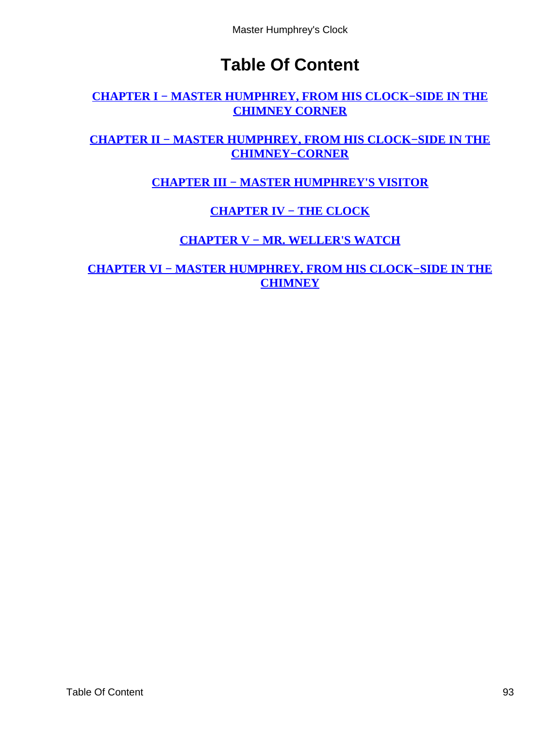# Table Of Content

CHAPTER I − MASTER HUMPHREY, FROM HIS CLOCK−SIDE IN THE CHIMNEY CORNER

CHAPTER II − MASTER HUMPHREY, FROM HIS CLOCK−SIDE IN THE CHIMNEY−CORNER

CHAPTER III − MASTER HUMPHREY'S VISITOR

CHAPTER IV − THE CLOCK

CHAPTER V − MR. WELLER'S WATCH

CHAPTER VI − MASTER HUMPHREY, FROM HIS CLOCK−SIDE IN THE CHIMNEY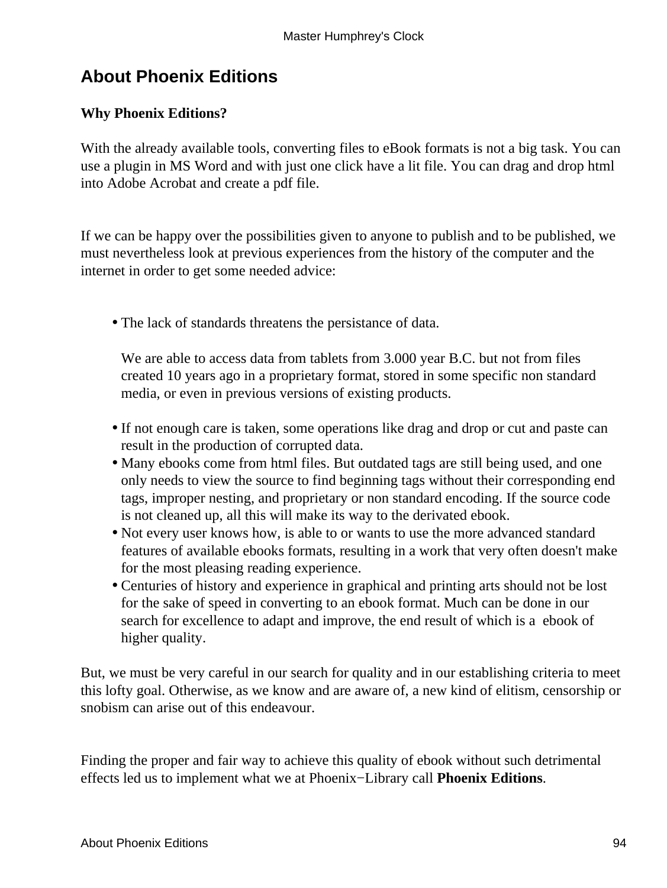## About Phoenix Editions

### Why Phoenix Editions?

With the already available tools, converting files to eBook formats is not a big task. You can use a plugin in MS Word and with just one click have a lit file. You can drag and drop html into Adobe Acrobat and create a pdf file.

If we can be happy over the possibilities given to anyone to publish and to be published, we must nevertheless look at previous experiences from the history of the computer and the internet in order to get some needed advice:

- The lack of standards threatens the persistance of data.

  We are able to access data from tablets from 3.000 year B.C. but not from files created 10 years ago in a proprietary format, stored in some specific non standard media, or even in previous versions of existing products.

- If not enough care is taken, some operations like drag and drop or cut and paste can result in the production of corrupted data.
- Many ebooks come from html files. But outdated tags are still being used, and one only needs to view the source to find beginning tags without their corresponding end tags, improper nesting, and proprietary or non standard encoding. If the source code is not cleaned up, all this will make its way to the derivated ebook.
- Not every user knows how, is able to or wants to use the more advanced standard features of available ebooks formats, resulting in a work that very often doesn't make for the most pleasing reading experience.
- Centuries of history and experience in graphical and printing arts should not be lost for the sake of speed in converting to an ebook format. Much can be done in our search for excellence to adapt and improve, the end result of which is a ebook of higher quality.

But, we must be very careful in our search for quality and in our establishing criteria to meet this lofty goal. Otherwise, as we know and are aware of, a new kind of elitism, censorship or snobism can arise out of this endeavour.

Finding the proper and fair way to achieve this quality of ebook without such detrimental effects led us to implement what we at Phoenix−Library call **Phoenix Editions**.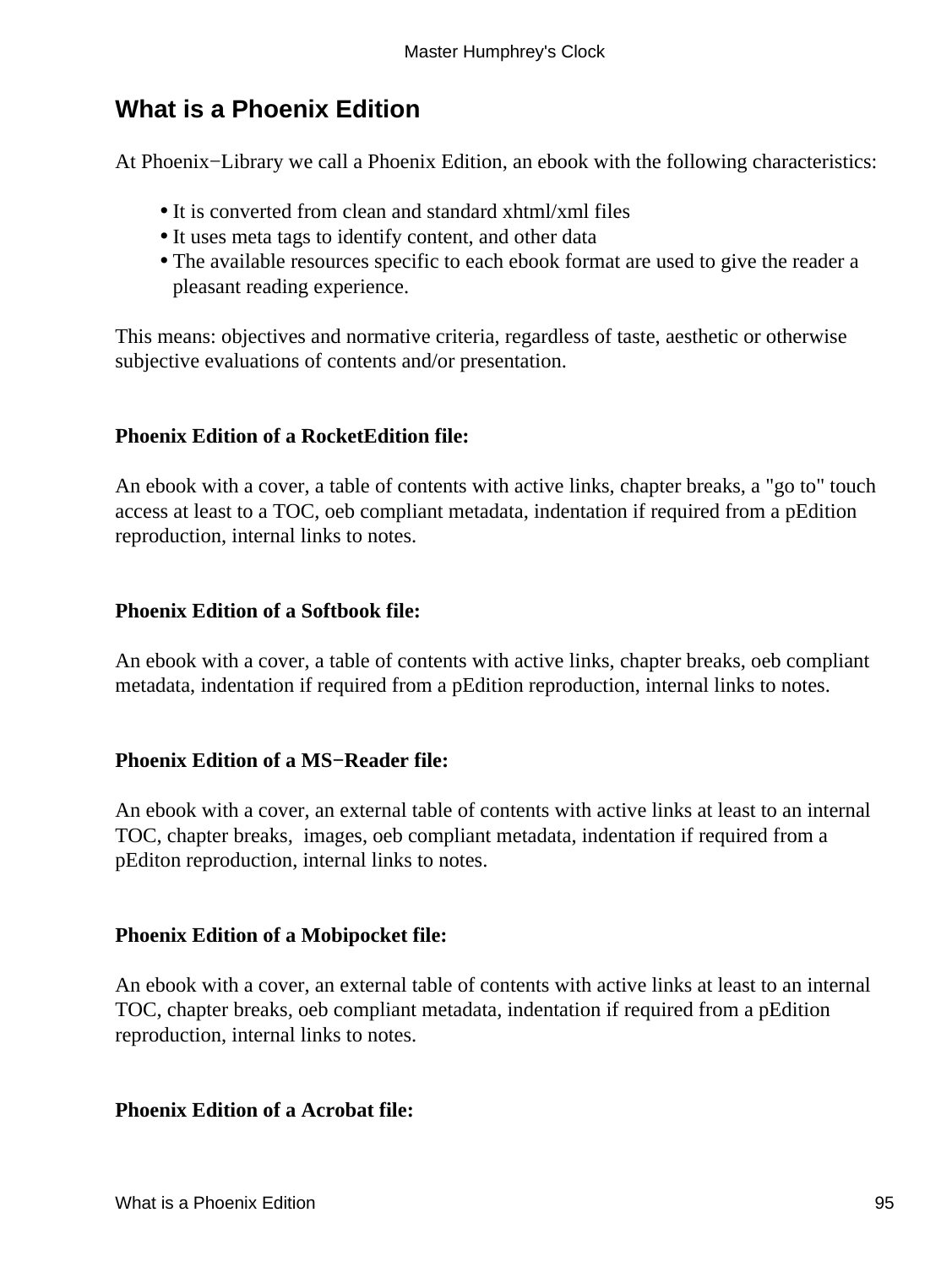# What is a Phoenix Edition

At Phoenix−Library we call a Phoenix Edition, an ebook with the following characteristics:

- It is converted from clean and standard xhtml/xml files
- It uses meta tags to identify content, and other data
- The available resources specific to each ebook format are used to give the reader a pleasant reading experience.

This means: objectives and normative criteria, regardless of taste, aesthetic or otherwise subjective evaluations of contents and/or presentation.

**Phoenix Edition of a RocketEdition file:**

An ebook with a cover, a table of contents with active links, chapter breaks, a "go to" touch access at least to a TOC, oeb compliant metadata, indentation if required from a pEdition reproduction, internal links to notes.

**Phoenix Edition of a Softbook file:**

An ebook with a cover, a table of contents with active links, chapter breaks, oeb compliant metadata, indentation if required from a pEdition reproduction, internal links to notes.

**Phoenix Edition of a MS−Reader file:**

An ebook with a cover, an external table of contents with active links at least to an internal TOC, chapter breaks, images, oeb compliant metadata, indentation if required from a pEditon reproduction, internal links to notes.

**Phoenix Edition of a Mobipocket file:**

An ebook with a cover, an external table of contents with active links at least to an internal TOC, chapter breaks, oeb compliant metadata, indentation if required from a pEdition reproduction, internal links to notes.

**Phoenix Edition of a Acrobat file:**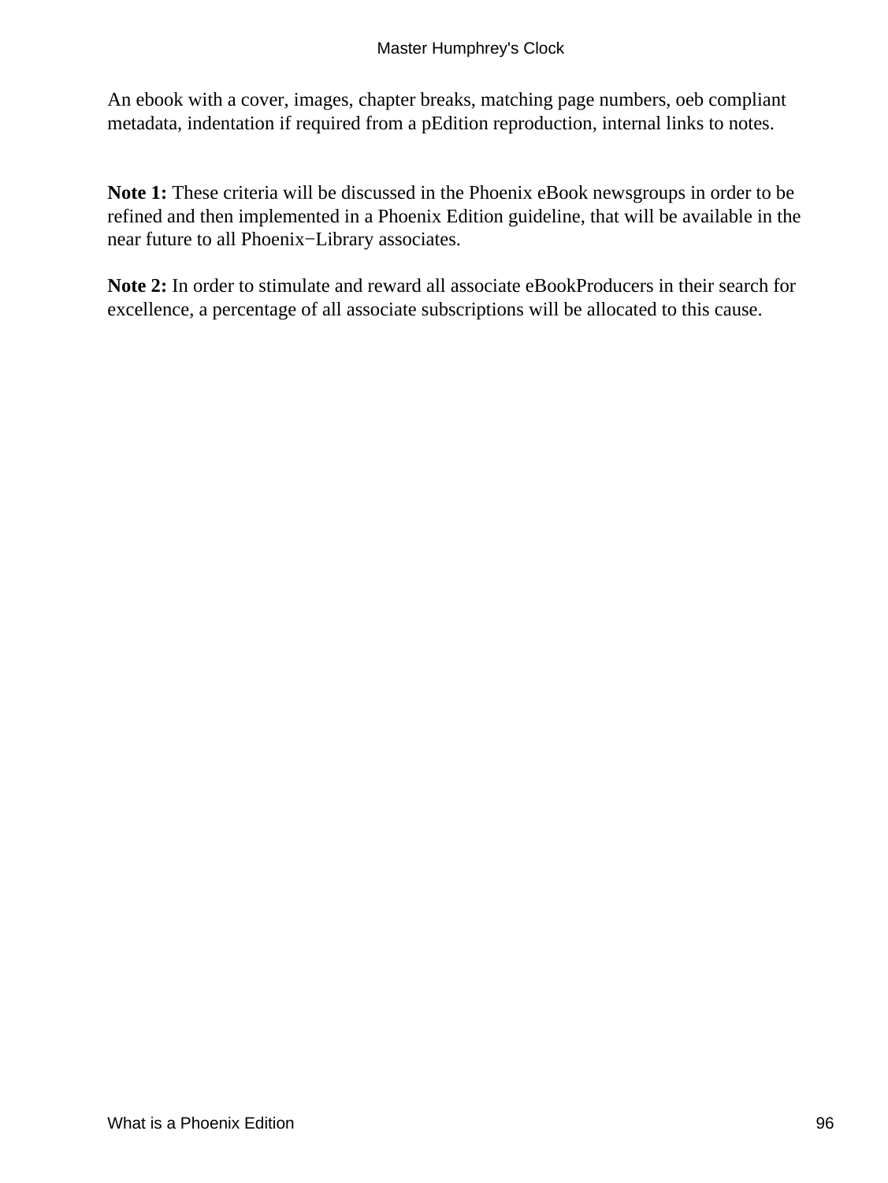An ebook with a cover, images, chapter breaks, matching page numbers, oeb compliant metadata, indentation if required from a pEdition reproduction, internal links to notes.

**Note 1:** These criteria will be discussed in the Phoenix eBook newsgroups in order to be refined and then implemented in a Phoenix Edition guideline, that will be available in the near future to all Phoenix−Library associates.

**Note 2:** In order to stimulate and reward all associate eBookProducers in their search for excellence, a percentage of all associate subscriptions will be allocated to this cause.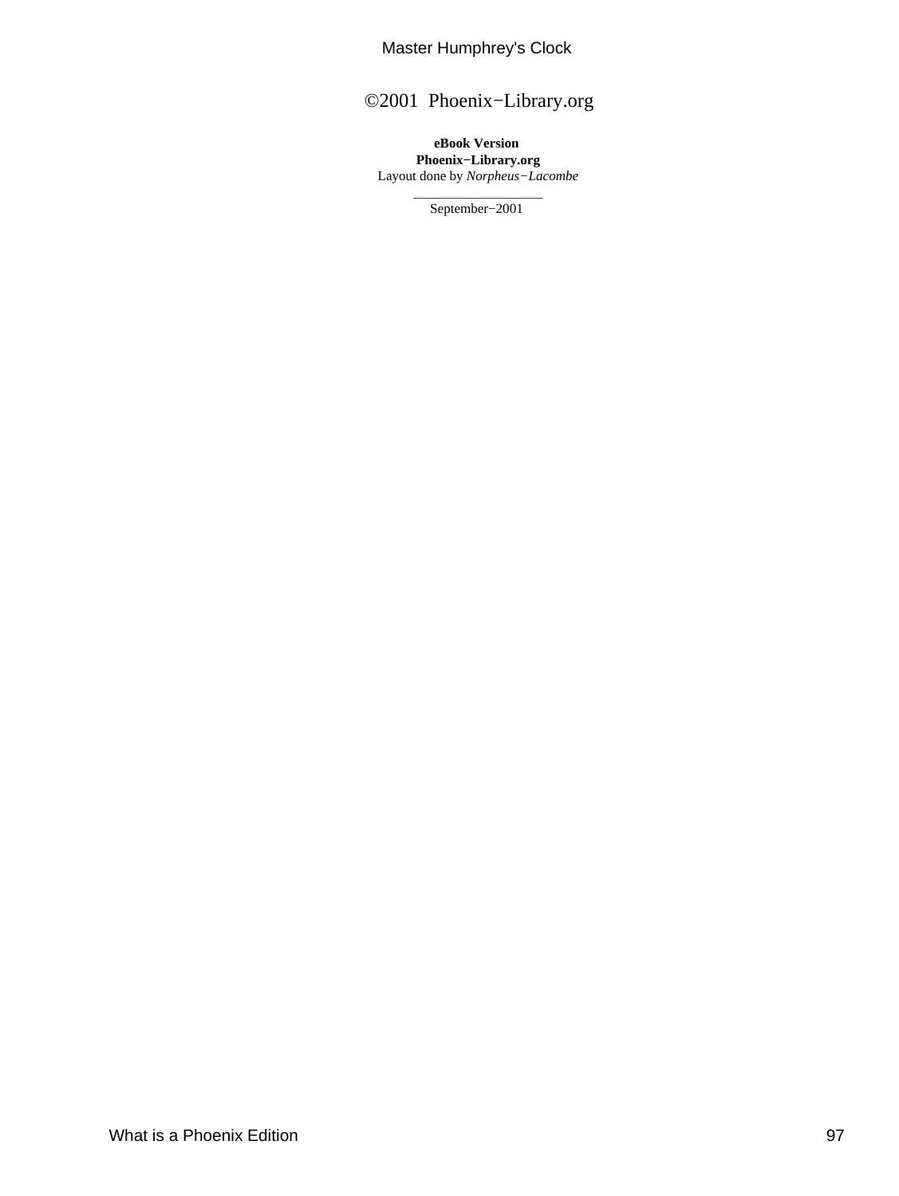©2001 Phoenix−Library.org

**eBook Version**
**Phoenix−Library.org**
Layout done by *Norpheus−Lacombe*

___________________

September−2001